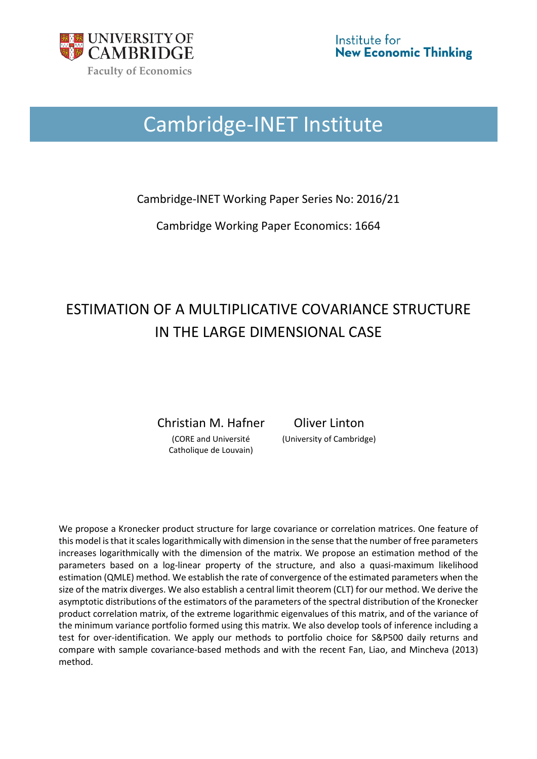UNIVERSITY OF CAMBRIDGE

Faculty of Economics

Institute for **New Economic Thinking**

# Cambridge-INET Institute

Cambridge-INET Working Paper Series No: 2016/21

Cambridge Working Paper Economics: 1664

## ESTIMATION OF A MULTIPLICATIVE COVARIANCE STRUCTURE IN THE LARGE DIMENSIONAL CASE

Christian M. Hafner (CORE and Université Catholique de Louvain)

Oliver Linton (University of Cambridge)

We propose a Kronecker product structure for large covariance or correlation matrices. One feature of this model is that it scales logarithmically with dimension in the sense that the number of free parameters increases logarithmically with the dimension of the matrix. We propose an estimation method of the parameters based on a log-linear property of the structure, and also a quasi-maximum likelihood estimation (QMLE) method. We establish the rate of convergence of the estimated parameters when the size of the matrix diverges. We also establish a central limit theorem (CLT) for our method. We derive the asymptotic distributions of the estimators of the parameters of the spectral distribution of the Kronecker product correlation matrix, of the extreme logarithmic eigenvalues of this matrix, and of the variance of the minimum variance portfolio formed using this matrix. We also develop tools of inference including a test for over-identification. We apply our methods to portfolio choice for S&P500 daily returns and compare with sample covariance-based methods and with the recent Fan, Liao, and Mincheva (2013) method.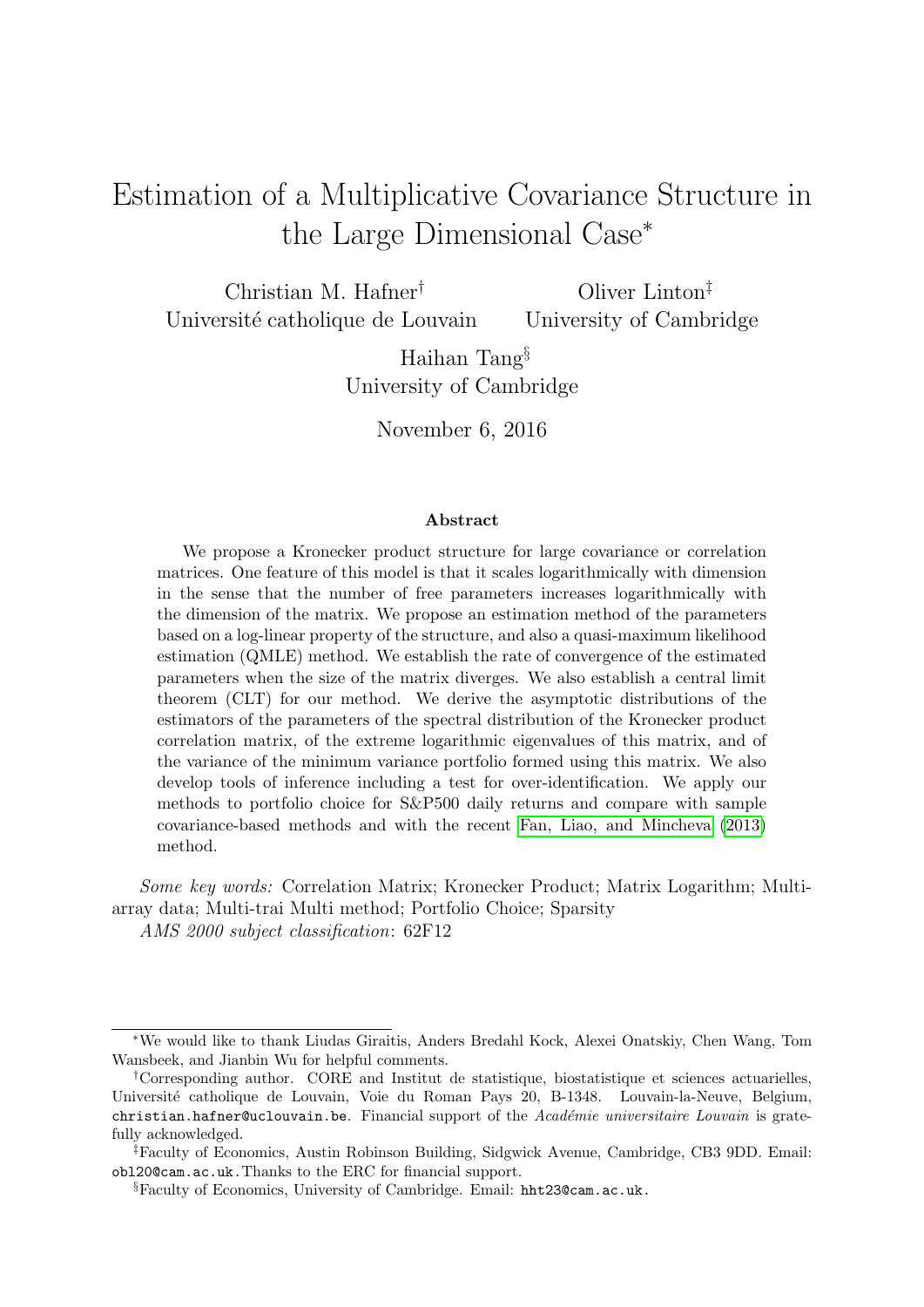# Estimation of a Multiplicative Covariance Structure in the Large Dimensional Case*

Christian M. Hafner†
Université catholique de Louvain

Oliver Linton‡
University of Cambridge

Haihan Tang§
University of Cambridge

November 6, 2016

### Abstract

We propose a Kronecker product structure for large covariance or correlation matrices. One feature of this model is that it scales logarithmically with dimension in the sense that the number of free parameters increases logarithmically with the dimension of the matrix. We propose an estimation method of the parameters based on a log-linear property of the structure, and also a quasi-maximum likelihood estimation (QMLE) method. We establish the rate of convergence of the estimated parameters when the size of the matrix diverges. We also establish a central limit theorem (CLT) for our method. We derive the asymptotic distributions of the estimators of the parameters of the spectral distribution of the Kronecker product correlation matrix, of the extreme logarithmic eigenvalues of this matrix, and of the variance of the minimum variance portfolio formed using this matrix. We also develop tools of inference including a test for over-identification. We apply our methods to portfolio choice for S&P500 daily returns and compare with sample covariance-based methods and with the recent Fan, Liao, and Mincheva (2013) method.

*Some key words:* Correlation Matrix; Kronecker Product; Matrix Logarithm; Multi-array data; Multi-trai Multi method; Portfolio Choice; Sparsity

*AMS 2000 subject classification*: 62F12

---

*We would like to thank Liudas Giraitis, Anders Bredahl Kock, Alexei Onatskiy, Chen Wang, Tom Wansbeek, and Jianbin Wu for helpful comments.

†Corresponding author. CORE and Institut de statistique, biostatistique et sciences actuarielles, Université catholique de Louvain, Voie du Roman Pays 20, B-1348. Louvain-la-Neuve, Belgium, christian.hafner@uclouvain.be. Financial support of the *Académie universitaire Louvain* is gratefully acknowledged.

‡Faculty of Economics, Austin Robinson Building, Sidgwick Avenue, Cambridge, CB3 9DD. Email: obl20@cam.ac.uk. Thanks to the ERC for financial support.

§Faculty of Economics, University of Cambridge. Email: hht23@cam.ac.uk.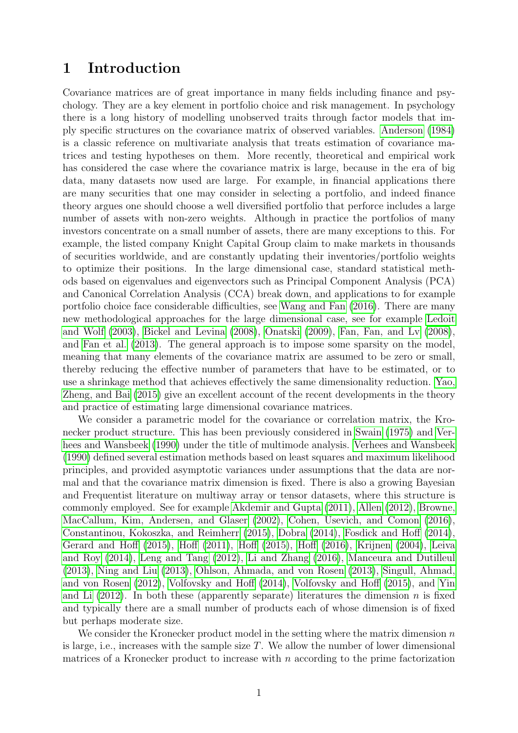# 1 Introduction

Covariance matrices are of great importance in many fields including finance and psychology. They are a key element in portfolio choice and risk management. In psychology there is a long history of modelling unobserved traits through factor models that imply specific structures on the covariance matrix of observed variables. Anderson (1984) is a classic reference on multivariate analysis that treats estimation of covariance matrices and testing hypotheses on them. More recently, theoretical and empirical work has considered the case where the covariance matrix is large, because in the era of big data, many datasets now used are large. For example, in financial applications there are many securities that one may consider in selecting a portfolio, and indeed finance theory argues one should choose a well diversified portfolio that perforce includes a large number of assets with non-zero weights. Although in practice the portfolios of many investors concentrate on a small number of assets, there are many exceptions to this. For example, the listed company Knight Capital Group claim to make markets in thousands of securities worldwide, and are constantly updating their inventories/portfolio weights to optimize their positions. In the large dimensional case, standard statistical methods based on eigenvalues and eigenvectors such as Principal Component Analysis (PCA) and Canonical Correlation Analysis (CCA) break down, and applications to for example portfolio choice face considerable difficulties, see Wang and Fan (2016). There are many new methodological approaches for the large dimensional case, see for example Ledoit and Wolf (2003), Bickel and Levina (2008), Onatski (2009), Fan, Fan, and Lv (2008), and Fan et al. (2013). The general approach is to impose some sparsity on the model, meaning that many elements of the covariance matrix are assumed to be zero or small, thereby reducing the effective number of parameters that have to be estimated, or to use a shrinkage method that achieves effectively the same dimensionality reduction. Yao, Zheng, and Bai (2015) give an excellent account of the recent developments in the theory and practice of estimating large dimensional covariance matrices.

We consider a parametric model for the covariance or correlation matrix, the Kronecker product structure. This has been previously considered in Swain (1975) and Verhees and Wansbeek (1990) under the title of multimode analysis. Verhees and Wansbeek (1990) defined several estimation methods based on least squares and maximum likelihood principles, and provided asymptotic variances under assumptions that the data are normal and that the covariance matrix dimension is fixed. There is also a growing Bayesian and Frequentist literature on multiway array or tensor datasets, where this structure is commonly employed. See for example Akdemir and Gupta (2011), Allen (2012), Browne, MacCallum, Kim, Andersen, and Glaser (2002), Cohen, Usevich, and Comon (2016), Constantinou, Kokoszka, and Reimherr (2015), Dobra (2014), Fosdick and Hoff (2014), Gerard and Hoff (2015), Hoff (2011), Hoff (2015), Hoff (2016), Krijnen (2004), Leiva and Roy (2014), Leng and Tang (2012), Li and Zhang (2016), Manceura and Dutilleul (2013), Ning and Liu (2013), Ohlson, Ahmada, and von Rosen (2013), Singull, Ahmad, and von Rosen (2012), Volfovsky and Hoff (2014), Volfovsky and Hoff (2015), and Yin and Li (2012). In both these (apparently separate) literatures the dimension $n$ is fixed and typically there are a small number of products each of whose dimension is of fixed but perhaps moderate size.

We consider the Kronecker product model in the setting where the matrix dimension $n$ is large, i.e., increases with the sample size $T$. We allow the number of lower dimensional matrices of a Kronecker product to increase with $n$ according to the prime factorization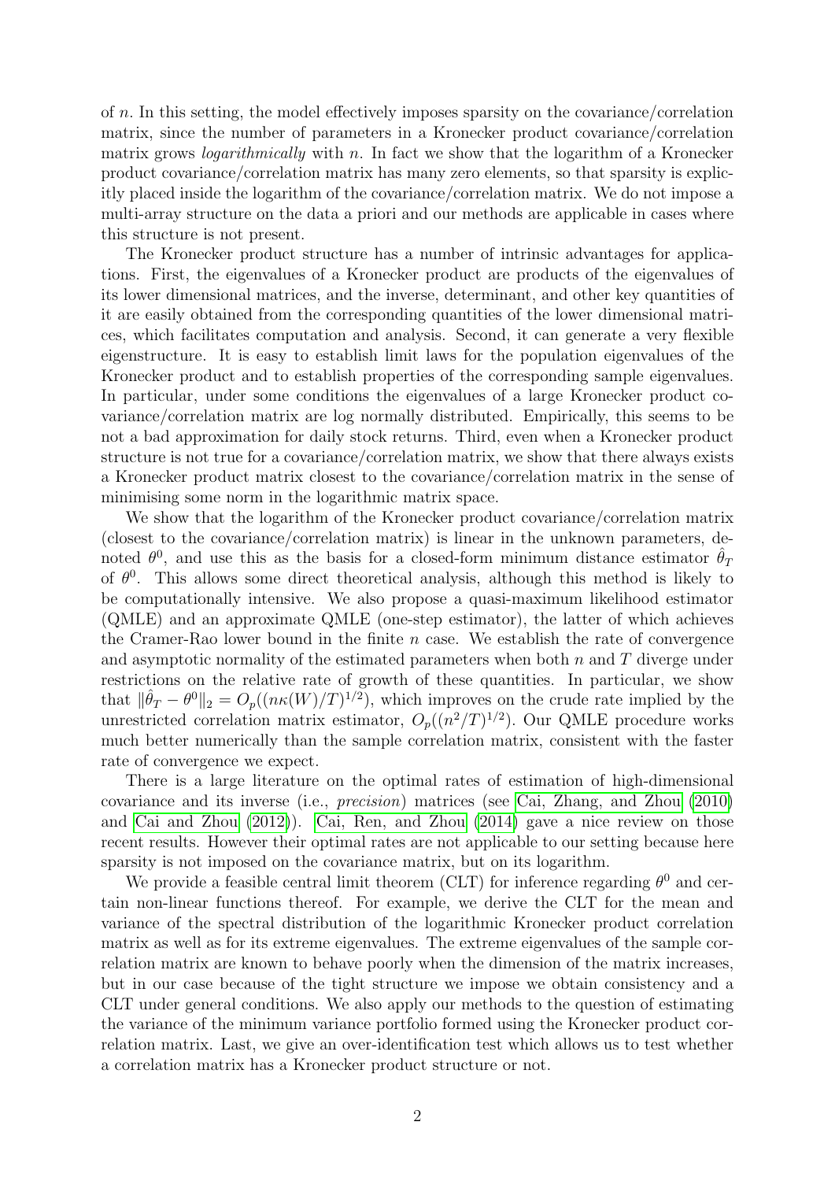of $n$. In this setting, the model effectively imposes sparsity on the covariance/correlation matrix, since the number of parameters in a Kronecker product covariance/correlation matrix grows *logarithmically* with $n$. In fact we show that the logarithm of a Kronecker product covariance/correlation matrix has many zero elements, so that sparsity is explicitly placed inside the logarithm of the covariance/correlation matrix. We do not impose a multi-array structure on the data a priori and our methods are applicable in cases where this structure is not present.

The Kronecker product structure has a number of intrinsic advantages for applications. First, the eigenvalues of a Kronecker product are products of the eigenvalues of its lower dimensional matrices, and the inverse, determinant, and other key quantities of it are easily obtained from the corresponding quantities of the lower dimensional matrices, which facilitates computation and analysis. Second, it can generate a very flexible eigenstructure. It is easy to establish limit laws for the population eigenvalues of the Kronecker product and to establish properties of the corresponding sample eigenvalues. In particular, under some conditions the eigenvalues of a large Kronecker product covariance/correlation matrix are log normally distributed. Empirically, this seems to be not a bad approximation for daily stock returns. Third, even when a Kronecker product structure is not true for a covariance/correlation matrix, we show that there always exists a Kronecker product matrix closest to the covariance/correlation matrix in the sense of minimising some norm in the logarithmic matrix space.

We show that the logarithm of the Kronecker product covariance/correlation matrix (closest to the covariance/correlation matrix) is linear in the unknown parameters, denoted $\theta^0$, and use this as the basis for a closed-form minimum distance estimator $\hat{\theta}_T$ of $\theta^0$. This allows some direct theoretical analysis, although this method is likely to be computationally intensive. We also propose a quasi-maximum likelihood estimator (QMLE) and an approximate QMLE (one-step estimator), the latter of which achieves the Cramer-Rao lower bound in the finite $n$ case. We establish the rate of convergence and asymptotic normality of the estimated parameters when both $n$ and $T$ diverge under restrictions on the relative rate of growth of these quantities. In particular, we show that $\|\hat{\theta}_T - \theta^0\|_2 = O_p((n\kappa(W)/T)^{1/2})$, which improves on the crude rate implied by the unrestricted correlation matrix estimator, $O_p((n^2/T)^{1/2})$. Our QMLE procedure works much better numerically than the sample correlation matrix, consistent with the faster rate of convergence we expect.

There is a large literature on the optimal rates of estimation of high-dimensional covariance and its inverse (i.e., *precision*) matrices (see Cai, Zhang, and Zhou (2010) and Cai and Zhou (2012)). Cai, Ren, and Zhou (2014) gave a nice review on those recent results. However their optimal rates are not applicable to our setting because here sparsity is not imposed on the covariance matrix, but on its logarithm.

We provide a feasible central limit theorem (CLT) for inference regarding $\theta^0$ and certain non-linear functions thereof. For example, we derive the CLT for the mean and variance of the spectral distribution of the logarithmic Kronecker product correlation matrix as well as for its extreme eigenvalues. The extreme eigenvalues of the sample correlation matrix are known to behave poorly when the dimension of the matrix increases, but in our case because of the tight structure we impose we obtain consistency and a CLT under general conditions. We also apply our methods to the question of estimating the variance of the minimum variance portfolio formed using the Kronecker product correlation matrix. Last, we give an over-identification test which allows us to test whether a correlation matrix has a Kronecker product structure or not.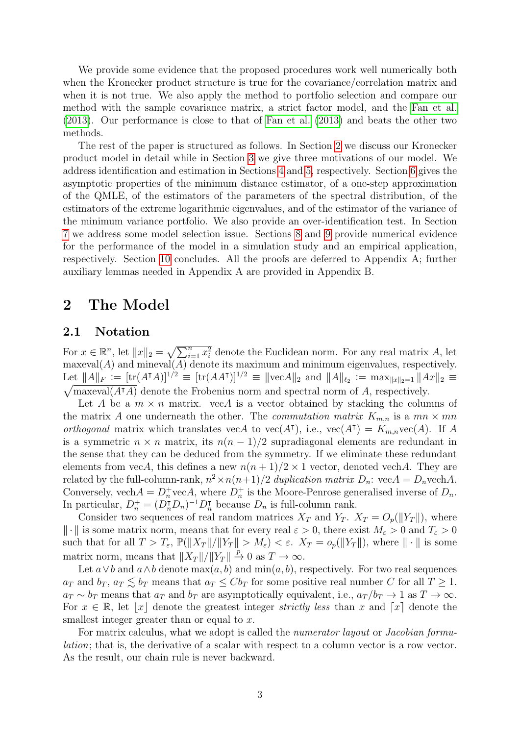We provide some evidence that the proposed procedures work well numerically both when the Kronecker product structure is true for the covariance/correlation matrix and when it is not true. We also apply the method to portfolio selection and compare our method with the sample covariance matrix, a strict factor model, and the Fan et al. (2013). Our performance is close to that of Fan et al. (2013) and beats the other two methods.

The rest of the paper is structured as follows. In Section 2 we discuss our Kronecker product model in detail while in Section 3 we give three motivations of our model. We address identification and estimation in Sections 4 and 5, respectively. Section 6 gives the asymptotic properties of the minimum distance estimator, of a one-step approximation of the QMLE, of the estimators of the parameters of the spectral distribution, of the estimators of the extreme logarithmic eigenvalues, and of the estimator of the variance of the minimum variance portfolio. We also provide an over-identification test. In Section 7 we address some model selection issue. Sections 8 and 9 provide numerical evidence for the performance of the model in a simulation study and an empirical application, respectively. Section 10 concludes. All the proofs are deferred to Appendix A; further auxiliary lemmas needed in Appendix A are provided in Appendix B.

# 2 The Model

## 2.1 Notation

For $x \in \mathbb{R}^n$, let $\|x\|_2 = \sqrt{\sum_{i=1}^n x_i^2}$ denote the Euclidean norm. For any real matrix $A$, let $\text{maxeval}(A)$ and $\text{mineval}(A)$ denote its maximum and minimum eigenvalues, respectively. Let $\|A\|_F := [\text{tr}(A^\intercal A)]^{1/2} \equiv [\text{tr}(AA^\intercal)]^{1/2} \equiv \|\text{vec}A\|_2$ and $\|A\|_{\ell_2} := \max_{\|x\|_2=1} \|Ax\|_2 \equiv \sqrt{\text{maxeval}(A^\intercal A)}$ denote the Frobenius norm and spectral norm of $A$, respectively.

Let $A$ be a $m \times n$ matrix. $\text{vec}A$ is a vector obtained by stacking the columns of the matrix $A$ one underneath the other. The *commutation matrix* $K_{m,n}$ is a $mn \times mn$ *orthogonal* matrix which translates $\text{vec}A$ to $\text{vec}(A^\intercal)$, i.e., $\text{vec}(A^\intercal) = K_{m,n}\text{vec}(A)$. If $A$ is a symmetric $n \times n$ matrix, its $n(n-1)/2$ supradiagonal elements are redundant in the sense that they can be deduced from the symmetry. If we eliminate these redundant elements from $\text{vec}A$, this defines a new $n(n+1)/2 \times 1$ vector, denoted $\text{vech}A$. They are related by the full-column-rank, $n^2 \times n(n+1)/2$ *duplication matrix* $D_n$: $\text{vec}A = D_n \text{vech}A$. Conversely, $\text{vech}A = D_n^+ \text{vec}A$, where $D_n^+$ is the Moore-Penrose generalised inverse of $D_n$. In particular, $D_n^+ = (D_n^\intercal D_n)^{-1} D_n^\intercal$ because $D_n$ is full-column rank.

Consider two sequences of real random matrices $X_T$ and $Y_T$. $X_T = O_p(\|Y_T\|)$, where $\|\cdot\|$ is some matrix norm, means that for every real $\varepsilon > 0$, there exist $M_\varepsilon > 0$ and $T_\varepsilon > 0$ such that for all $T > T_\varepsilon$, $\mathbb{P}(\|X_T\|/\|Y_T\| > M_\varepsilon) < \varepsilon$. $X_T = o_p(\|Y_T\|)$, where $\|\cdot\|$ is some matrix norm, means that $\|X_T\|/\|Y_T\| \xrightarrow{p} 0$ as $T \to \infty$.

Let $a \vee b$ and $a \wedge b$ denote $\max(a, b)$ and $\min(a, b)$, respectively. For two real sequences $a_T$ and $b_T$, $a_T \lesssim b_T$ means that $a_T \leq C b_T$ for some positive real number $C$ for all $T \geq 1$. $a_T \sim b_T$ means that $a_T$ and $b_T$ are asymptotically equivalent, i.e., $a_T/b_T \to 1$ as $T \to \infty$. For $x \in \mathbb{R}$, let $\lfloor x \rfloor$ denote the greatest integer *strictly less* than $x$ and $\lceil x \rceil$ denote the smallest integer greater than or equal to $x$.

For matrix calculus, what we adopt is called the *numerator layout* or *Jacobian formulation*; that is, the derivative of a scalar with respect to a column vector is a row vector. As the result, our chain rule is never backward.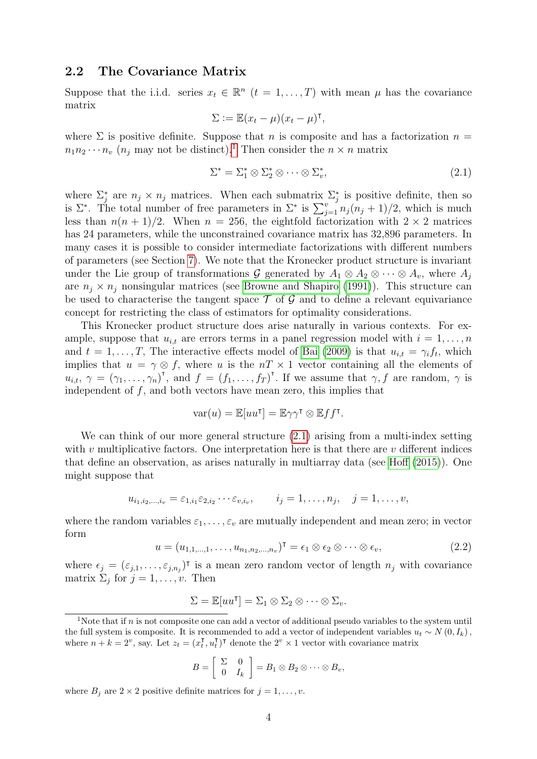## 2.2 The Covariance Matrix

Suppose that the i.i.d. series $x_t \in \mathbb{R}^n$ $(t = 1, \ldots, T)$ with mean $\mu$ has the covariance matrix

$$\Sigma := \mathbb{E}(x_t - \mu)(x_t - \mu)^\intercal,$$

where $\Sigma$ is positive definite. Suppose that $n$ is composite and has a factorization $n = n_1 n_2 \cdots n_v$ ($n_j$ may not be distinct).[1] Then consider the $n \times n$ matrix

$$\Sigma^* = \Sigma_1^* \otimes \Sigma_2^* \otimes \cdots \otimes \Sigma_v^*, \tag{2.1}$$

where $\Sigma_j^*$ are $n_j \times n_j$ matrices. When each submatrix $\Sigma_j^*$ is positive definite, then so is $\Sigma^*$. The total number of free parameters in $\Sigma^*$ is $\sum_{j=1}^{v} n_j(n_j + 1)/2$, which is much less than $n(n + 1)/2$. When $n = 256$, the eightfold factorization with $2 \times 2$ matrices has 24 parameters, while the unconstrained covariance matrix has 32,896 parameters. In many cases it is possible to consider intermediate factorizations with different numbers of parameters (see Section 7). We note that the Kronecker product structure is invariant under the Lie group of transformations $\mathcal{G}$ generated by $A_1 \otimes A_2 \otimes \cdots \otimes A_v$, where $A_j$ are $n_j \times n_j$ nonsingular matrices (see Browne and Shapiro (1991)). This structure can be used to characterise the tangent space $\mathcal{T}$ of $\mathcal{G}$ and to define a relevant equivariance concept for restricting the class of estimators for optimality considerations.

This Kronecker product structure does arise naturally in various contexts. For example, suppose that $u_{i,t}$ are errors terms in a panel regression model with $i = 1, \ldots, n$ and $t = 1, \ldots, T$, The interactive effects model of Bai (2009) is that $u_{i,t} = \gamma_i f_t$, which implies that $u = \gamma \otimes f$, where $u$ is the $nT \times 1$ vector containing all the elements of $u_{i,t}$, $\gamma = (\gamma_1, \ldots, \gamma_n)^\intercal$, and $f = (f_1, \ldots, f_T)^\intercal$. If we assume that $\gamma, f$ are random, $\gamma$ is independent of $f$, and both vectors have mean zero, this implies that

$$\text{var}(u) = \mathbb{E}[uu^\intercal] = \mathbb{E}\gamma\gamma^\intercal \otimes \mathbb{E}ff^\intercal.$$

We can think of our more general structure (2.1) arising from a multi-index setting with $v$ multiplicative factors. One interpretation here is that there are $v$ different indices that define an observation, as arises naturally in multiarray data (see Hoff (2015)). One might suppose that

$$u_{i_1, i_2, \ldots, i_v} = \varepsilon_{1,i_1} \varepsilon_{2,i_2} \cdots \varepsilon_{v,i_v}, \qquad i_j = 1, \ldots, n_j, \quad j = 1, \ldots, v,$$

where the random variables $\varepsilon_1, \ldots, \varepsilon_v$ are mutually independent and mean zero; in vector form

$$u = (u_{1,1,\ldots,1}, \ldots, u_{n_1,n_2,\ldots,n_v})^\intercal = \epsilon_1 \otimes \epsilon_2 \otimes \cdots \epsilon_v, \tag{2.2}$$

where $\epsilon_j = (\varepsilon_{j,1}, \ldots, \varepsilon_{j,n_j})^\intercal$ is a mean zero random vector of length $n_j$ with covariance matrix $\Sigma_j$ for $j = 1, \ldots, v$. Then

$$\Sigma = \mathbb{E}[uu^\intercal] = \Sigma_1 \otimes \Sigma_2 \otimes \cdots \otimes \Sigma_v.$$

[1] Note that if $n$ is not composite one can add a vector of additional pseudo variables to the system until the full system is composite. It is recommended to add a vector of independent variables $u_t \sim N(0, I_k)$, where $n + k = 2^v$, say. Let $z_t = (x_t^\intercal, u_t^\intercal)^\intercal$ denote the $2^v \times 1$ vector with covariance matrix

$$B = \begin{bmatrix} \Sigma & 0 \\ 0 & I_k \end{bmatrix} = B_1 \otimes B_2 \otimes \cdots \otimes B_v,$$

where $B_j$ are $2 \times 2$ positive definite matrices for $j = 1, \ldots, v$.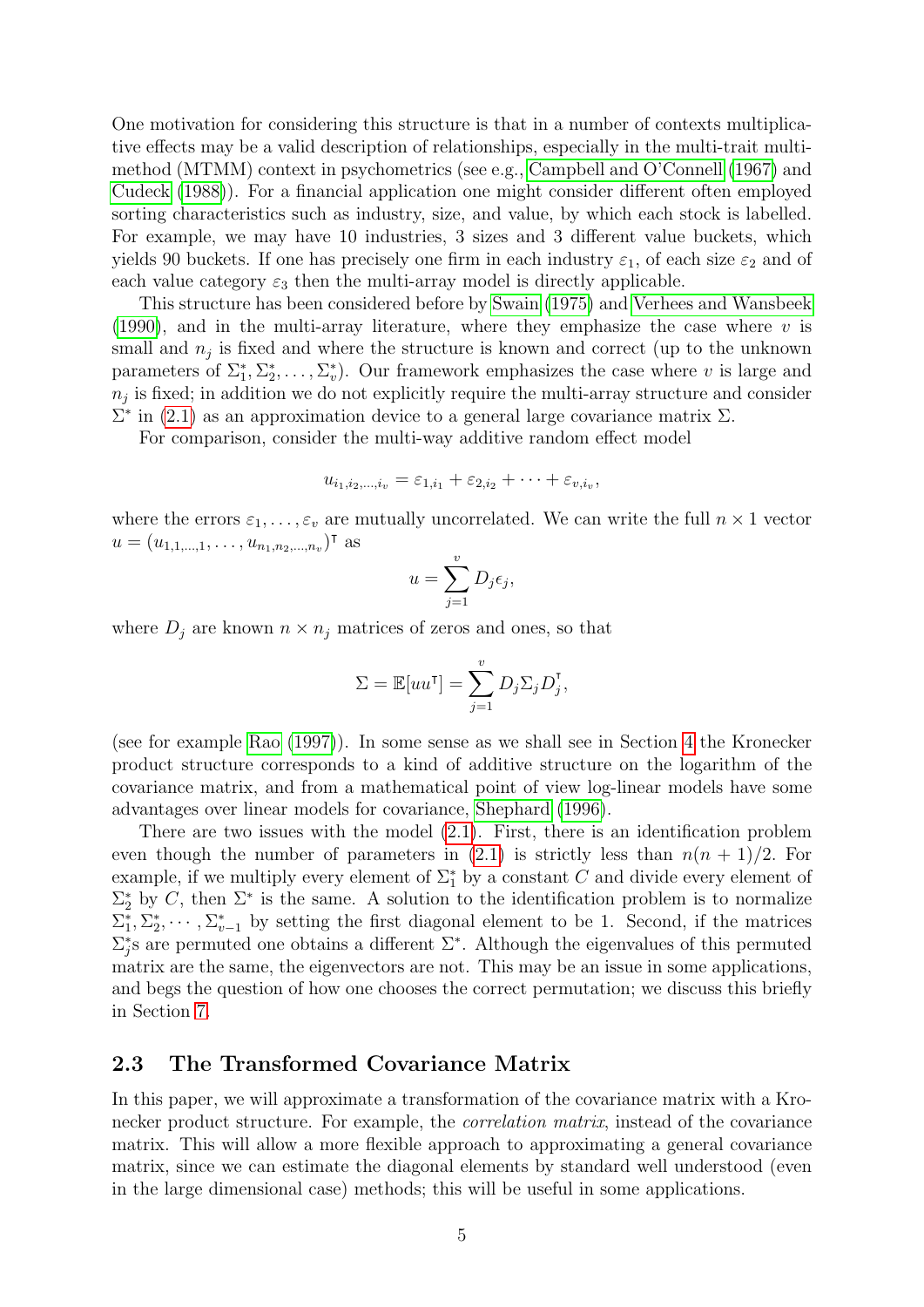One motivation for considering this structure is that in a number of contexts multiplicative effects may be a valid description of relationships, especially in the multi-trait multi-method (MTMM) context in psychometrics (see e.g., Campbell and O'Connell (1967) and Cudeck (1988)). For a financial application one might consider different often employed sorting characteristics such as industry, size, and value, by which each stock is labelled. For example, we may have 10 industries, 3 sizes and 3 different value buckets, which yields 90 buckets. If one has precisely one firm in each industry $\varepsilon_1$, of each size $\varepsilon_2$ and of each value category $\varepsilon_3$ then the multi-array model is directly applicable.

This structure has been considered before by Swain (1975) and Verhees and Wansbeek (1990), and in the multi-array literature, where they emphasize the case where $v$ is small and $n_j$ is fixed and where the structure is known and correct (up to the unknown parameters of $\Sigma_1^*, \Sigma_2^*, \ldots, \Sigma_v^*$). Our framework emphasizes the case where $v$ is large and $n_j$ is fixed; in addition we do not explicitly require the multi-array structure and consider $\Sigma^*$ in (2.1) as an approximation device to a general large covariance matrix $\Sigma$.

For comparison, consider the multi-way additive random effect model

$$u_{i_1,i_2,\ldots,i_v} = \varepsilon_{1,i_1} + \varepsilon_{2,i_2} + \cdots + \varepsilon_{v,i_v},$$

where the errors $\varepsilon_1, \ldots, \varepsilon_v$ are mutually uncorrelated. We can write the full $n \times 1$ vector $u = (u_{1,1,\ldots,1}, \ldots, u_{n_1,n_2,\ldots,n_v})^\intercal$ as

$$u = \sum_{j=1}^{v} D_j \epsilon_j,$$

where $D_j$ are known $n \times n_j$ matrices of zeros and ones, so that

$$\Sigma = \mathbb{E}[uu^\intercal] = \sum_{j=1}^{v} D_j \Sigma_j D_j^\intercal,$$

(see for example Rao (1997)). In some sense as we shall see in Section 4 the Kronecker product structure corresponds to a kind of additive structure on the logarithm of the covariance matrix, and from a mathematical point of view log-linear models have some advantages over linear models for covariance, Shephard (1996).

There are two issues with the model (2.1). First, there is an identification problem even though the number of parameters in (2.1) is strictly less than $n(n+1)/2$. For example, if we multiply every element of $\Sigma_1^*$ by a constant $C$ and divide every element of $\Sigma_2^*$ by $C$, then $\Sigma^*$ is the same. A solution to the identification problem is to normalize $\Sigma_1^*, \Sigma_2^*, \cdots, \Sigma_{v-1}^*$ by setting the first diagonal element to be 1. Second, if the matrices $\Sigma_j^*$s are permuted one obtains a different $\Sigma^*$. Although the eigenvalues of this permuted matrix are the same, the eigenvectors are not. This may be an issue in some applications, and begs the question of how one chooses the correct permutation; we discuss this briefly in Section 7.

### 2.3 The Transformed Covariance Matrix

In this paper, we will approximate a transformation of the covariance matrix with a Kronecker product structure. For example, the *correlation matrix*, instead of the covariance matrix. This will allow a more flexible approach to approximating a general covariance matrix, since we can estimate the diagonal elements by standard well understood (even in the large dimensional case) methods; this will be useful in some applications.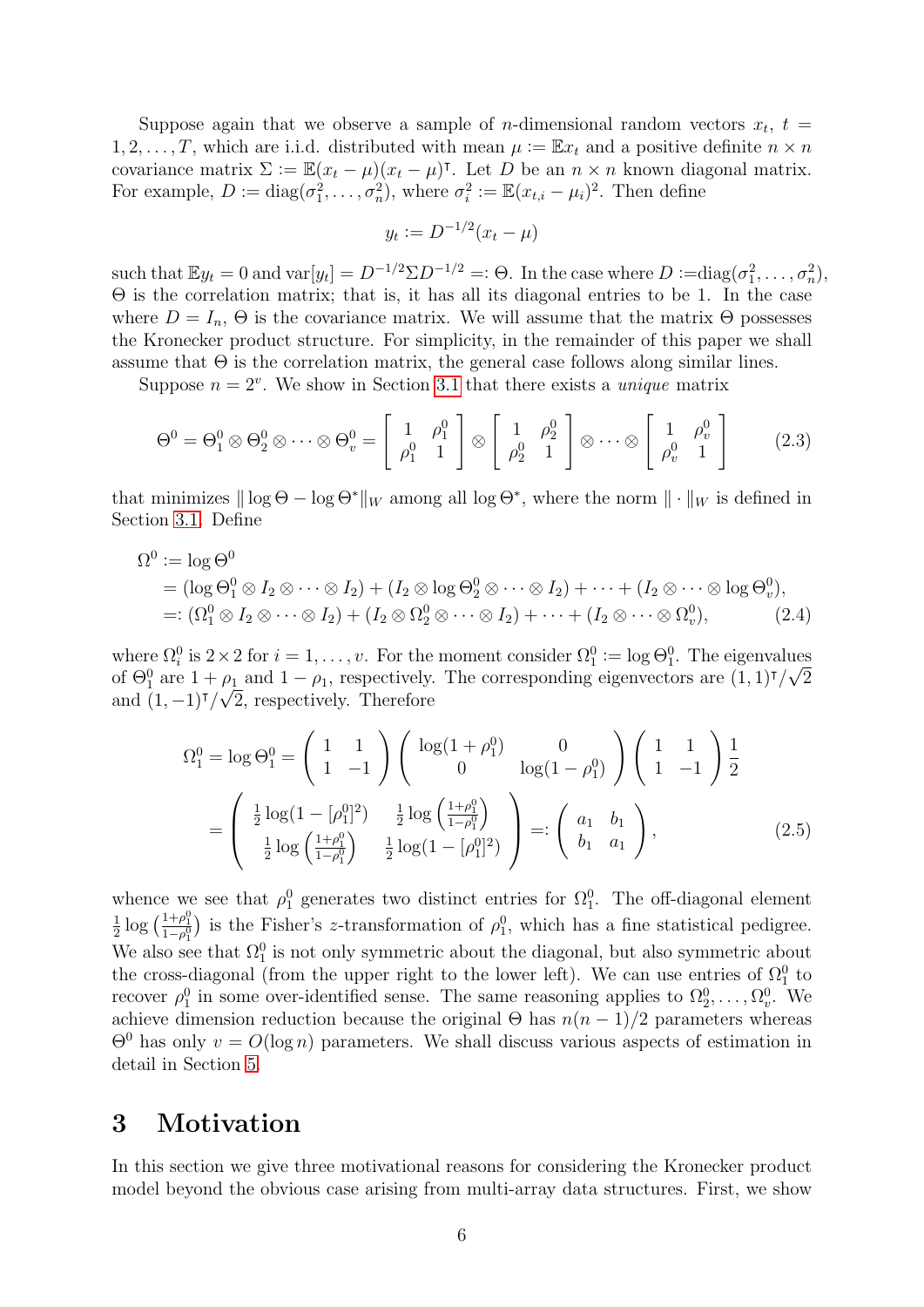Suppose again that we observe a sample of $n$-dimensional random vectors $x_t$, $t = 1, 2, \ldots, T$, which are i.i.d. distributed with mean $\mu := \mathbb{E}x_t$ and a positive definite $n \times n$ covariance matrix $\Sigma := \mathbb{E}(x_t - \mu)(x_t - \mu)^\intercal$. Let $D$ be an $n \times n$ known diagonal matrix. For example, $D := \text{diag}(\sigma_1^2, \ldots, \sigma_n^2)$, where $\sigma_i^2 := \mathbb{E}(x_{t,i} - \mu_i)^2$. Then define

$$y_t := D^{-1/2}(x_t - \mu)$$

such that $\mathbb{E}y_t = 0$ and $\text{var}[y_t] = D^{-1/2}\Sigma D^{-1/2} =: \Theta$. In the case where $D :=\text{diag}(\sigma_1^2, \ldots, \sigma_n^2)$, $\Theta$ is the correlation matrix; that is, it has all its diagonal entries to be 1. In the case where $D = I_n$, $\Theta$ is the covariance matrix. We will assume that the matrix $\Theta$ possesses the Kronecker product structure. For simplicity, in the remainder of this paper we shall assume that $\Theta$ is the correlation matrix, the general case follows along similar lines.

Suppose $n = 2^v$. We show in Section 3.1 that there exists a *unique* matrix

$$\Theta^0 = \Theta_1^0 \otimes \Theta_2^0 \otimes \cdots \otimes \Theta_v^0 = \begin{bmatrix} 1 & \rho_1^0 \\ \rho_1^0 & 1 \end{bmatrix} \otimes \begin{bmatrix} 1 & \rho_2^0 \\ \rho_2^0 & 1 \end{bmatrix} \otimes \cdots \otimes \begin{bmatrix} 1 & \rho_v^0 \\ \rho_v^0 & 1 \end{bmatrix} \tag{2.3}$$

that minimizes $\|\log \Theta - \log \Theta^*\|_W$ among all $\log \Theta^*$, where the norm $\|\cdot\|_W$ is defined in Section 3.1. Define

$$\begin{aligned}
\Omega^0 &:= \log \Theta^0 \\
&= (\log \Theta_1^0 \otimes I_2 \otimes \cdots \otimes I_2) + (I_2 \otimes \log \Theta_2^0 \otimes \cdots \otimes I_2) + \cdots + (I_2 \otimes \cdots \otimes \log \Theta_v^0), \\
&=: (\Omega_1^0 \otimes I_2 \otimes \cdots \otimes I_2) + (I_2 \otimes \Omega_2^0 \otimes \cdots \otimes I_2) + \cdots + (I_2 \otimes \cdots \otimes \Omega_v^0),
\end{aligned} \tag{2.4}$$

where $\Omega_i^0$ is $2 \times 2$ for $i = 1, \ldots, v$. For the moment consider $\Omega_1^0 := \log \Theta_1^0$. The eigenvalues of $\Theta_1^0$ are $1 + \rho_1$ and $1 - \rho_1$, respectively. The corresponding eigenvectors are $(1, 1)^\intercal/\sqrt{2}$ and $(1, -1)^\intercal/\sqrt{2}$, respectively. Therefore

$$\begin{aligned}
\Omega_1^0 = \log \Theta_1^0 &= \begin{pmatrix} 1 & 1 \\ 1 & -1 \end{pmatrix} \begin{pmatrix} \log(1 + \rho_1^0) & 0 \\ 0 & \log(1 - \rho_1^0) \end{pmatrix} \begin{pmatrix} 1 & 1 \\ 1 & -1 \end{pmatrix} \frac{1}{2} \\
&= \begin{pmatrix} \frac{1}{2}\log(1 - [\rho_1^0]^2) & \frac{1}{2}\log\left(\frac{1+\rho_1^0}{1-\rho_1^0}\right) \\ \frac{1}{2}\log\left(\frac{1+\rho_1^0}{1-\rho_1^0}\right) & \frac{1}{2}\log(1 - [\rho_1^0]^2) \end{pmatrix} =: \begin{pmatrix} a_1 & b_1 \\ b_1 & a_1 \end{pmatrix},
\end{aligned} \tag{2.5}$$

whence we see that $\rho_1^0$ generates two distinct entries for $\Omega_1^0$. The off-diagonal element $\frac{1}{2}\log\left(\frac{1+\rho_1^0}{1-\rho_1^0}\right)$ is the Fisher's $z$-transformation of $\rho_1^0$, which has a fine statistical pedigree. We also see that $\Omega_1^0$ is not only symmetric about the diagonal, but also symmetric about the cross-diagonal (from the upper right to the lower left). We can use entries of $\Omega_1^0$ to recover $\rho_1^0$ in some over-identified sense. The same reasoning applies to $\Omega_2^0, \ldots, \Omega_v^0$. We achieve dimension reduction because the original $\Theta$ has $n(n-1)/2$ parameters whereas $\Theta^0$ has only $v = O(\log n)$ parameters. We shall discuss various aspects of estimation in detail in Section 5.

# 3 Motivation

In this section we give three motivational reasons for considering the Kronecker product model beyond the obvious case arising from multi-array data structures. First, we show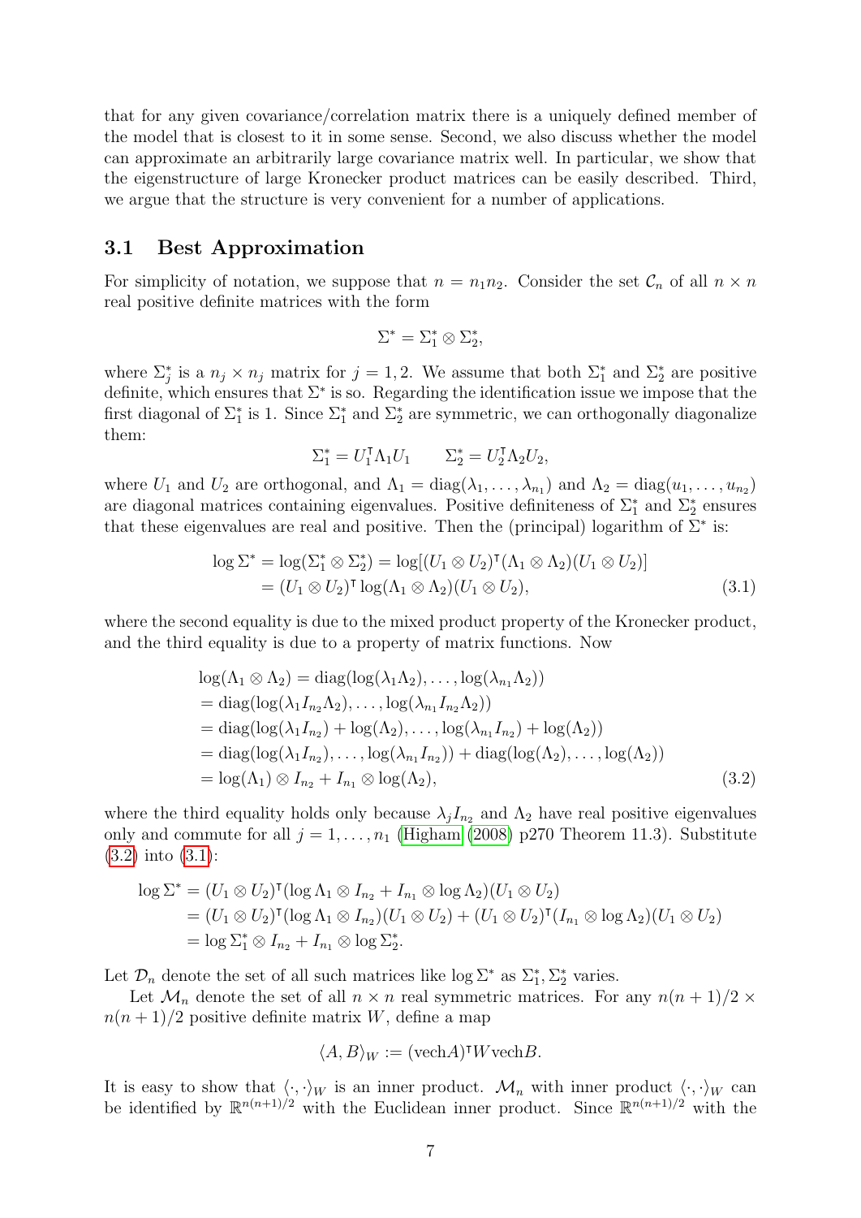that for any given covariance/correlation matrix there is a uniquely defined member of the model that is closest to it in some sense. Second, we also discuss whether the model can approximate an arbitrarily large covariance matrix well. In particular, we show that the eigenstructure of large Kronecker product matrices can be easily described. Third, we argue that the structure is very convenient for a number of applications.

## 3.1 Best Approximation

For simplicity of notation, we suppose that $n = n_1 n_2$. Consider the set $\mathcal{C}_n$ of all $n \times n$ real positive definite matrices with the form

$$\Sigma^* = \Sigma_1^* \otimes \Sigma_2^*,$$

where $\Sigma_j^*$ is a $n_j \times n_j$ matrix for $j = 1, 2$. We assume that both $\Sigma_1^*$ and $\Sigma_2^*$ are positive definite, which ensures that $\Sigma^*$ is so. Regarding the identification issue we impose that the first diagonal of $\Sigma_1^*$ is 1. Since $\Sigma_1^*$ and $\Sigma_2^*$ are symmetric, we can orthogonally diagonalize them:

$$\Sigma_1^* = U_1^\intercal \Lambda_1 U_1 \qquad \Sigma_2^* = U_2^\intercal \Lambda_2 U_2,$$

where $U_1$ and $U_2$ are orthogonal, and $\Lambda_1 = \text{diag}(\lambda_1, \ldots, \lambda_{n_1})$ and $\Lambda_2 = \text{diag}(u_1, \ldots, u_{n_2})$ are diagonal matrices containing eigenvalues. Positive definiteness of $\Sigma_1^*$ and $\Sigma_2^*$ ensures that these eigenvalues are real and positive. Then the (principal) logarithm of $\Sigma^*$ is:

$$\begin{aligned}
\log \Sigma^* &= \log(\Sigma_1^* \otimes \Sigma_2^*) = \log[(U_1 \otimes U_2)^\intercal (\Lambda_1 \otimes \Lambda_2)(U_1 \otimes U_2)] \\
&= (U_1 \otimes U_2)^\intercal \log(\Lambda_1 \otimes \Lambda_2)(U_1 \otimes U_2),
\end{aligned} \tag{3.1}$$

where the second equality is due to the mixed product property of the Kronecker product, and the third equality is due to a property of matrix functions. Now

$$\begin{aligned}
&\log(\Lambda_1 \otimes \Lambda_2) = \text{diag}(\log(\lambda_1 \Lambda_2), \ldots, \log(\lambda_{n_1} \Lambda_2)) \\
&= \text{diag}(\log(\lambda_1 I_{n_2} \Lambda_2), \ldots, \log(\lambda_{n_1} I_{n_2} \Lambda_2)) \\
&= \text{diag}(\log(\lambda_1 I_{n_2}) + \log(\Lambda_2), \ldots, \log(\lambda_{n_1} I_{n_2}) + \log(\Lambda_2)) \\
&= \text{diag}(\log(\lambda_1 I_{n_2}), \ldots, \log(\lambda_{n_1} I_{n_2})) + \text{diag}(\log(\Lambda_2), \ldots, \log(\Lambda_2)) \\
&= \log(\Lambda_1) \otimes I_{n_2} + I_{n_1} \otimes \log(\Lambda_2),
\end{aligned} \tag{3.2}$$

where the third equality holds only because $\lambda_j I_{n_2}$ and $\Lambda_2$ have real positive eigenvalues only and commute for all $j = 1, \ldots, n_1$ (Higham (2008) p270 Theorem 11.3). Substitute (3.2) into (3.1):

$$\begin{aligned}
\log \Sigma^* &= (U_1 \otimes U_2)^\intercal (\log \Lambda_1 \otimes I_{n_2} + I_{n_1} \otimes \log \Lambda_2)(U_1 \otimes U_2) \\
&= (U_1 \otimes U_2)^\intercal (\log \Lambda_1 \otimes I_{n_2})(U_1 \otimes U_2) + (U_1 \otimes U_2)^\intercal (I_{n_1} \otimes \log \Lambda_2)(U_1 \otimes U_2) \\
&= \log \Sigma_1^* \otimes I_{n_2} + I_{n_1} \otimes \log \Sigma_2^*.
\end{aligned}$$

Let $\mathcal{D}_n$ denote the set of all such matrices like $\log \Sigma^*$ as $\Sigma_1^*, \Sigma_2^*$ varies.

Let $\mathcal{M}_n$ denote the set of all $n \times n$ real symmetric matrices. For any $n(n+1)/2 \times n(n+1)/2$ positive definite matrix $W$, define a map

$$\langle A, B \rangle_W := (\text{vech} A)^\intercal W \text{vech} B.$$

It is easy to show that $\langle \cdot, \cdot \rangle_W$ is an inner product. $\mathcal{M}_n$ with inner product $\langle \cdot, \cdot \rangle_W$ can be identified by $\mathbb{R}^{n(n+1)/2}$ with the Euclidean inner product. Since $\mathbb{R}^{n(n+1)/2}$ with the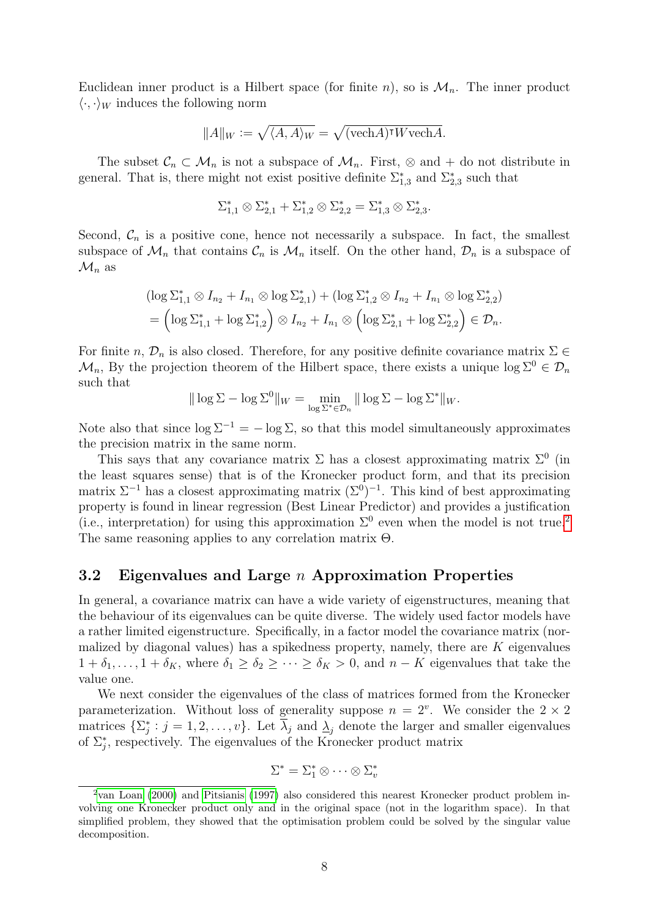Euclidean inner product is a Hilbert space (for finite $n$), so is $\mathcal{M}_n$. The inner product $\langle \cdot, \cdot \rangle_W$ induces the following norm

$$\|A\|_W := \sqrt{\langle A, A \rangle_W} = \sqrt{(\text{vech}A)^\intercal W \text{vech}A}.$$

The subset $\mathcal{C}_n \subset \mathcal{M}_n$ is not a subspace of $\mathcal{M}_n$. First, $\otimes$ and $+$ do not distribute in general. That is, there might not exist positive definite $\Sigma^*_{1,3}$ and $\Sigma^*_{2,3}$ such that

$$\Sigma^*_{1,1} \otimes \Sigma^*_{2,1} + \Sigma^*_{1,2} \otimes \Sigma^*_{2,2} = \Sigma^*_{1,3} \otimes \Sigma^*_{2,3}.$$

Second, $\mathcal{C}_n$ is a positive cone, hence not necessarily a subspace. In fact, the smallest subspace of $\mathcal{M}_n$ that contains $\mathcal{C}_n$ is $\mathcal{M}_n$ itself. On the other hand, $\mathcal{D}_n$ is a subspace of $\mathcal{M}_n$ as

$$(\log \Sigma^*_{1,1} \otimes I_{n_2} + I_{n_1} \otimes \log \Sigma^*_{2,1}) + (\log \Sigma^*_{1,2} \otimes I_{n_2} + I_{n_1} \otimes \log \Sigma^*_{2,2})$$
$$= \left(\log \Sigma^*_{1,1} + \log \Sigma^*_{1,2}\right) \otimes I_{n_2} + I_{n_1} \otimes \left(\log \Sigma^*_{2,1} + \log \Sigma^*_{2,2}\right) \in \mathcal{D}_n.$$

For finite $n$, $\mathcal{D}_n$ is also closed. Therefore, for any positive definite covariance matrix $\Sigma \in \mathcal{M}_n$, By the projection theorem of the Hilbert space, there exists a unique $\log \Sigma^0 \in \mathcal{D}_n$ such that

$$\|\log \Sigma - \log \Sigma^0\|_W = \min_{\log \Sigma^* \in \mathcal{D}_n} \|\log \Sigma - \log \Sigma^*\|_W.$$

Note also that since $\log \Sigma^{-1} = -\log \Sigma$, so that this model simultaneously approximates the precision matrix in the same norm.

This says that any covariance matrix $\Sigma$ has a closest approximating matrix $\Sigma^0$ (in the least squares sense) that is of the Kronecker product form, and that its precision matrix $\Sigma^{-1}$ has a closest approximating matrix $(\Sigma^0)^{-1}$. This kind of best approximating property is found in linear regression (Best Linear Predictor) and provides a justification (i.e., interpretation) for using this approximation $\Sigma^0$ even when the model is not true.[2] The same reasoning applies to any correlation matrix $\Theta$.

## 3.2 Eigenvalues and Large $n$ Approximation Properties

In general, a covariance matrix can have a wide variety of eigenstructures, meaning that the behaviour of its eigenvalues can be quite diverse. The widely used factor models have a rather limited eigenstructure. Specifically, in a factor model the covariance matrix (normalized by diagonal values) has a spikedness property, namely, there are $K$ eigenvalues $1 + \delta_1, \ldots, 1 + \delta_K$, where $\delta_1 \geq \delta_2 \geq \cdots \geq \delta_K > 0$, and $n - K$ eigenvalues that take the value one.

We next consider the eigenvalues of the class of matrices formed from the Kronecker parameterization. Without loss of generality suppose $n = 2^v$. We consider the $2 \times 2$ matrices $\{\Sigma^*_j : j = 1, 2, \ldots, v\}$. Let $\overline{\lambda}_j$ and $\underline{\lambda}_j$ denote the larger and smaller eigenvalues of $\Sigma^*_j$, respectively. The eigenvalues of the Kronecker product matrix

$$\Sigma^* = \Sigma^*_1 \otimes \cdots \otimes \Sigma^*_v$$

[2] van Loan (2000) and Pitsianis (1997) also considered this nearest Kronecker product problem involving one Kronecker product only and in the original space (not in the logarithm space). In that simplified problem, they showed that the optimisation problem could be solved by the singular value decomposition.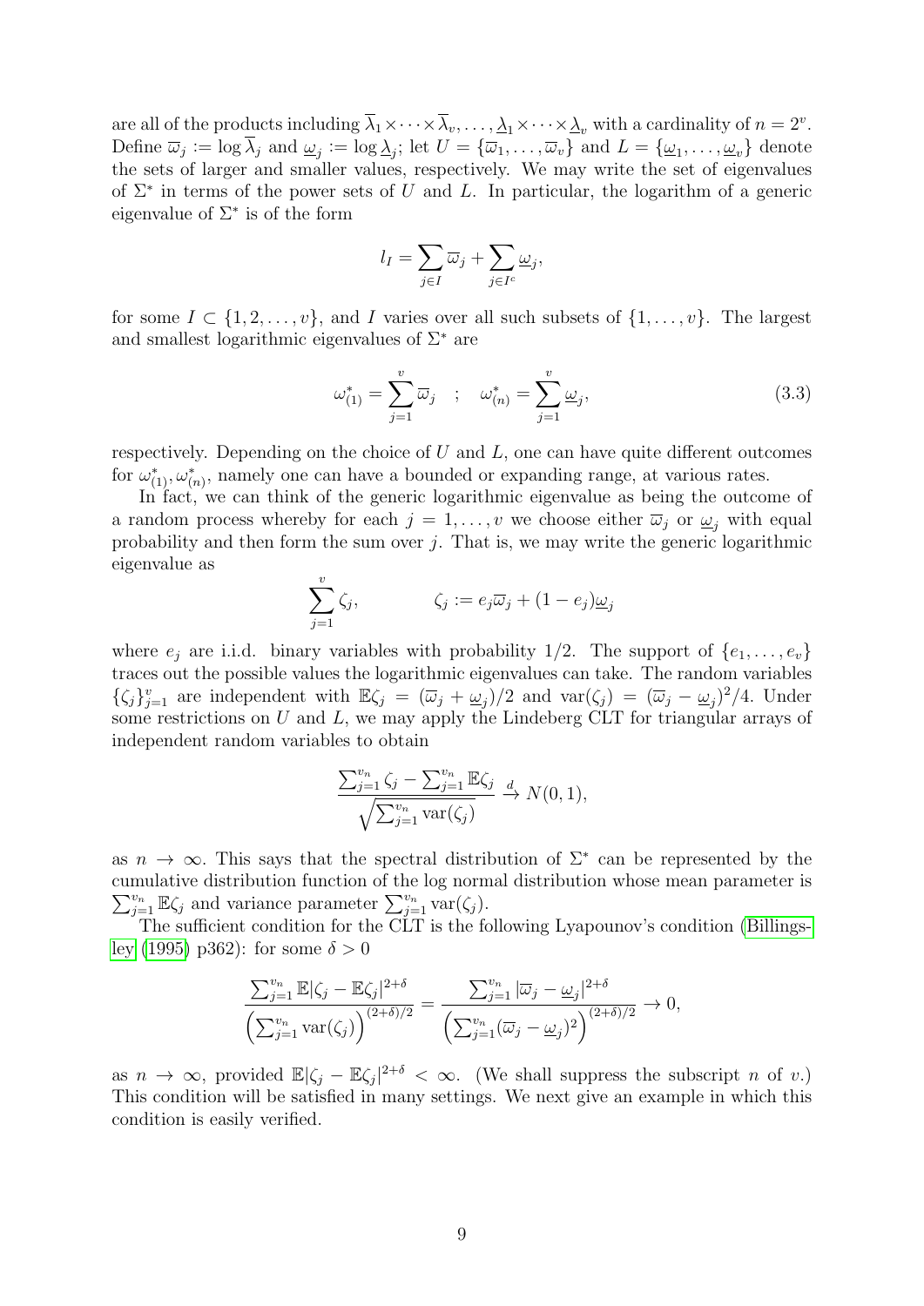are all of the products including $\overline{\lambda}_1 \times \cdots \times \overline{\lambda}_v, \ldots, \underline{\lambda}_1 \times \cdots \times \underline{\lambda}_v$ with a cardinality of $n = 2^v$. Define $\overline{\omega}_j := \log \overline{\lambda}_j$ and $\underline{\omega}_j := \log \underline{\lambda}_j$; let $U = \{\overline{\omega}_1, \ldots, \overline{\omega}_v\}$ and $L = \{\underline{\omega}_1, \ldots, \underline{\omega}_v\}$ denote the sets of larger and smaller values, respectively. We may write the set of eigenvalues of $\Sigma^*$ in terms of the power sets of $U$ and $L$. In particular, the logarithm of a generic eigenvalue of $\Sigma^*$ is of the form

$$l_I = \sum_{j \in I} \overline{\omega}_j + \sum_{j \in I^c} \underline{\omega}_j,$$

for some $I \subset \{1, 2, \ldots, v\}$, and $I$ varies over all such subsets of $\{1, \ldots, v\}$. The largest and smallest logarithmic eigenvalues of $\Sigma^*$ are

$$\omega^*_{(1)} = \sum_{j=1}^{v} \overline{\omega}_j \quad ; \quad \omega^*_{(n)} = \sum_{j=1}^{v} \underline{\omega}_j, \tag{3.3}$$

respectively. Depending on the choice of $U$ and $L$, one can have quite different outcomes for $\omega^*_{(1)}, \omega^*_{(n)}$, namely one can have a bounded or expanding range, at various rates.

In fact, we can think of the generic logarithmic eigenvalue as being the outcome of a random process whereby for each $j = 1, \ldots, v$ we choose either $\overline{\omega}_j$ or $\underline{\omega}_j$ with equal probability and then form the sum over $j$. That is, we may write the generic logarithmic eigenvalue as

$$\sum_{j=1}^{v} \zeta_j, \qquad \zeta_j := e_j \overline{\omega}_j + (1 - e_j)\underline{\omega}_j$$

where $e_j$ are i.i.d. binary variables with probability 1/2. The support of $\{e_1, \ldots, e_v\}$ traces out the possible values the logarithmic eigenvalues can take. The random variables $\{\zeta_j\}_{j=1}^{v}$ are independent with $\mathbb{E}\zeta_j = (\overline{\omega}_j + \underline{\omega}_j)/2$ and $\text{var}(\zeta_j) = (\overline{\omega}_j - \underline{\omega}_j)^2/4$. Under some restrictions on $U$ and $L$, we may apply the Lindeberg CLT for triangular arrays of independent random variables to obtain

$$\frac{\sum_{j=1}^{v_n} \zeta_j - \sum_{j=1}^{v_n} \mathbb{E}\zeta_j}{\sqrt{\sum_{j=1}^{v_n} \text{var}(\zeta_j)}} \xrightarrow{d} N(0, 1),$$

as $n \to \infty$. This says that the spectral distribution of $\Sigma^*$ can be represented by the cumulative distribution function of the log normal distribution whose mean parameter is $\sum_{j=1}^{v_n} \mathbb{E}\zeta_j$ and variance parameter $\sum_{j=1}^{v_n} \text{var}(\zeta_j)$.

The sufficient condition for the CLT is the following Lyapounov's condition (Billingsley (1995) p362): for some $\delta > 0$

$$\frac{\sum_{j=1}^{v_n} \mathbb{E}|\zeta_j - \mathbb{E}\zeta_j|^{2+\delta}}{\left(\sum_{j=1}^{v_n} \text{var}(\zeta_j)\right)^{(2+\delta)/2}} = \frac{\sum_{j=1}^{v_n} |\overline{\omega}_j - \underline{\omega}_j|^{2+\delta}}{\left(\sum_{j=1}^{v_n} (\overline{\omega}_j - \underline{\omega}_j)^2\right)^{(2+\delta)/2}} \to 0,$$

as $n \to \infty$, provided $\mathbb{E}|\zeta_j - \mathbb{E}\zeta_j|^{2+\delta} < \infty$. (We shall suppress the subscript $n$ of $v$.) This condition will be satisfied in many settings. We next give an example in which this condition is easily verified.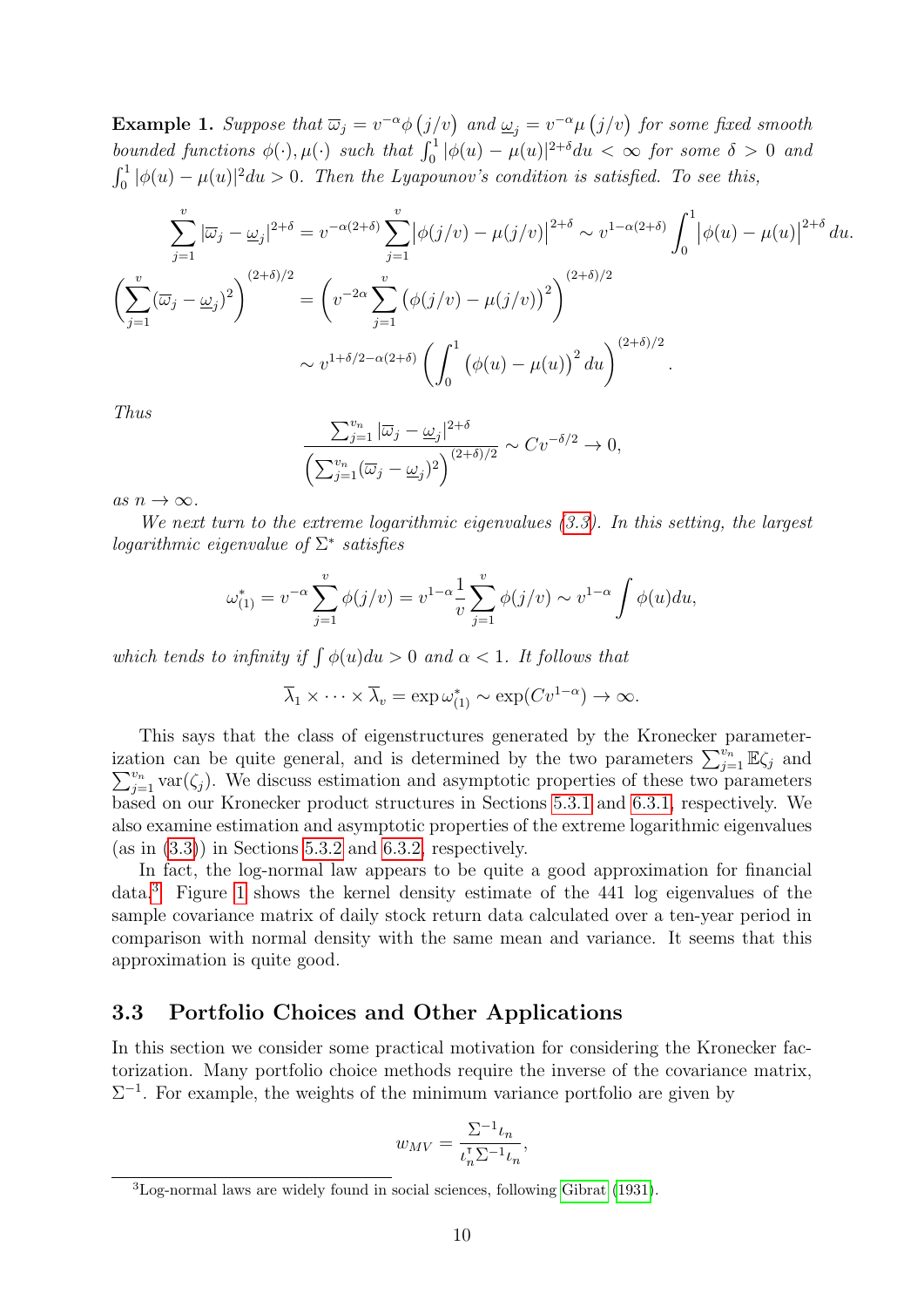**Example 1.** *Suppose that $\overline{\omega}_j = v^{-\alpha}\phi\left(j/v\right)$ and $\underline{\omega}_j = v^{-\alpha}\mu\left(j/v\right)$ for some fixed smooth bounded functions $\phi(\cdot), \mu(\cdot)$ such that $\int_0^1 |\phi(u) - \mu(u)|^{2+\delta} du < \infty$ for some $\delta > 0$ and $\int_0^1 |\phi(u) - \mu(u)|^2 du > 0$. Then the Lyapounov's condition is satisfied. To see this,*

$$\sum_{j=1}^{v} |\overline{\omega}_j - \underline{\omega}_j|^{2+\delta} = v^{-\alpha(2+\delta)} \sum_{j=1}^{v} \left|\phi(j/v) - \mu(j/v)\right|^{2+\delta} \sim v^{1-\alpha(2+\delta)} \int_0^1 \left|\phi(u) - \mu(u)\right|^{2+\delta} du.$$

$$\begin{aligned}\left(\sum_{j=1}^{v} (\overline{\omega}_j - \underline{\omega}_j)^2\right)^{(2+\delta)/2} &= \left(v^{-2\alpha} \sum_{j=1}^{v} \left(\phi(j/v) - \mu(j/v)\right)^2\right)^{(2+\delta)/2} \\ &\sim v^{1+\delta/2-\alpha(2+\delta)} \left(\int_0^1 \left(\phi(u) - \mu(u)\right)^2 du\right)^{(2+\delta)/2}.\end{aligned}$$

*Thus*

$$\frac{\sum_{j=1}^{v_n} |\overline{\omega}_j - \underline{\omega}_j|^{2+\delta}}{\left(\sum_{j=1}^{v_n} (\overline{\omega}_j - \underline{\omega}_j)^2\right)^{(2+\delta)/2}} \sim C v^{-\delta/2} \to 0,$$

*as $n \to \infty$.*

*We next turn to the extreme logarithmic eigenvalues (3.3). In this setting, the largest logarithmic eigenvalue of $\Sigma^*$ satisfies*

$$\omega_{(1)}^* = v^{-\alpha} \sum_{j=1}^{v} \phi(j/v) = v^{1-\alpha} \frac{1}{v} \sum_{j=1}^{v} \phi(j/v) \sim v^{1-\alpha} \int \phi(u) du,$$

*which tends to infinity if $\int \phi(u) du > 0$ and $\alpha < 1$. It follows that*

$$\overline{\lambda}_1 \times \cdots \times \overline{\lambda}_v = \exp \omega_{(1)}^* \sim \exp(C v^{1-\alpha}) \to \infty.$$

This says that the class of eigenstructures generated by the Kronecker parameterization can be quite general, and is determined by the two parameters $\sum_{j=1}^{v_n} \mathbb{E}\zeta_j$ and $\sum_{j=1}^{v_n} \text{var}(\zeta_j)$. We discuss estimation and asymptotic properties of these two parameters based on our Kronecker product structures in Sections 5.3.1 and 6.3.1, respectively. We also examine estimation and asymptotic properties of the extreme logarithmic eigenvalues (as in (3.3)) in Sections 5.3.2 and 6.3.2, respectively.

In fact, the log-normal law appears to be quite a good approximation for financial data.[3] Figure 1 shows the kernel density estimate of the 441 log eigenvalues of the sample covariance matrix of daily stock return data calculated over a ten-year period in comparison with normal density with the same mean and variance. It seems that this approximation is quite good.

## 3.3 Portfolio Choices and Other Applications

In this section we consider some practical motivation for considering the Kronecker factorization. Many portfolio choice methods require the inverse of the covariance matrix, $\Sigma^{-1}$. For example, the weights of the minimum variance portfolio are given by

$$w_{MV} = \frac{\Sigma^{-1}\iota_n}{\iota_n^\intercal \Sigma^{-1}\iota_n},$$

[3] Log-normal laws are widely found in social sciences, following Gibrat (1931).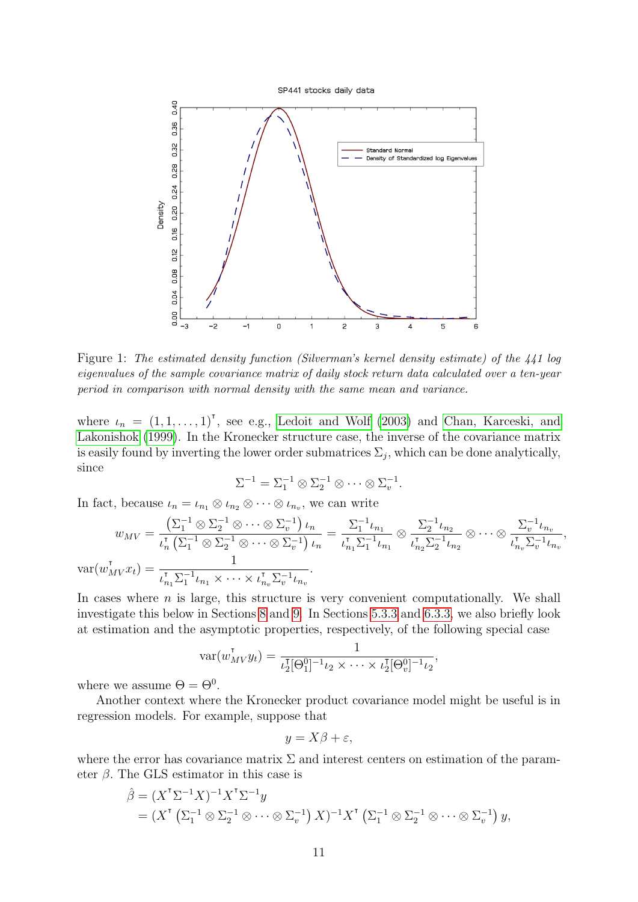SP441 stocks daily data

Density

0.00 0.04 0.08 0.12 0.16 0.20 0.24 0.28 0.32 0.36 0.40

−3 −2 −1 0 1 2 3 4 5 6

Standard Normal

Density of Standardized log Eigenvalues

Figure 1: *The estimated density function (Silverman's kernel density estimate) of the 441 log eigenvalues of the sample covariance matrix of daily stock return data calculated over a ten-year period in comparison with normal density with the same mean and variance.*

where $\iota_n = (1, 1, \ldots, 1)^\intercal$, see e.g., Ledoit and Wolf (2003) and Chan, Karceski, and Lakonishok (1999). In the Kronecker structure case, the inverse of the covariance matrix is easily found by inverting the lower order submatrices $\Sigma_j$, which can be done analytically, since

$$\Sigma^{-1} = \Sigma_1^{-1} \otimes \Sigma_2^{-1} \otimes \cdots \otimes \Sigma_v^{-1}.$$

In fact, because $\iota_n = \iota_{n_1} \otimes \iota_{n_2} \otimes \cdots \otimes \iota_{n_v}$, we can write

$$w_{MV} = \frac{\left(\Sigma_1^{-1} \otimes \Sigma_2^{-1} \otimes \cdots \otimes \Sigma_v^{-1}\right) \iota_n}{\iota_n^\intercal \left(\Sigma_1^{-1} \otimes \Sigma_2^{-1} \otimes \cdots \otimes \Sigma_v^{-1}\right) \iota_n} = \frac{\Sigma_1^{-1} \iota_{n_1}}{\iota_{n_1}^\intercal \Sigma_1^{-1} \iota_{n_1}} \otimes \frac{\Sigma_2^{-1} \iota_{n_2}}{\iota_{n_2}^\intercal \Sigma_2^{-1} \iota_{n_2}} \otimes \cdots \otimes \frac{\Sigma_v^{-1} \iota_{n_v}}{\iota_{n_v}^\intercal \Sigma_v^{-1} \iota_{n_v}},$$

$$\text{var}(w_{MV}^\intercal x_t) = \frac{1}{\iota_{n_1}^\intercal \Sigma_1^{-1} \iota_{n_1} \times \cdots \times \iota_{n_v}^\intercal \Sigma_v^{-1} \iota_{n_v}}.$$

In cases where $n$ is large, this structure is very convenient computationally. We shall investigate this below in Sections 8 and 9. In Sections 5.3.3 and 6.3.3, we also briefly look at estimation and the asymptotic properties, respectively, of the following special case

$$\text{var}(w_{MV}^\intercal y_t) = \frac{1}{\iota_2^\intercal [\Theta_1^0]^{-1} \iota_2 \times \cdots \times \iota_2^\intercal [\Theta_v^0]^{-1} \iota_2},$$

where we assume $\Theta = \Theta^0$.

Another context where the Kronecker product covariance model might be useful is in regression models. For example, suppose that

$$y = X\beta + \varepsilon,$$

where the error has covariance matrix $\Sigma$ and interest centers on estimation of the parameter $\beta$. The GLS estimator in this case is

$$\begin{aligned}
\hat{\beta} &= (X^\intercal \Sigma^{-1} X)^{-1} X^\intercal \Sigma^{-1} y \\
&= (X^\intercal \left(\Sigma_1^{-1} \otimes \Sigma_2^{-1} \otimes \cdots \otimes \Sigma_v^{-1}\right) X)^{-1} X^\intercal \left(\Sigma_1^{-1} \otimes \Sigma_2^{-1} \otimes \cdots \otimes \Sigma_v^{-1}\right) y,
\end{aligned}$$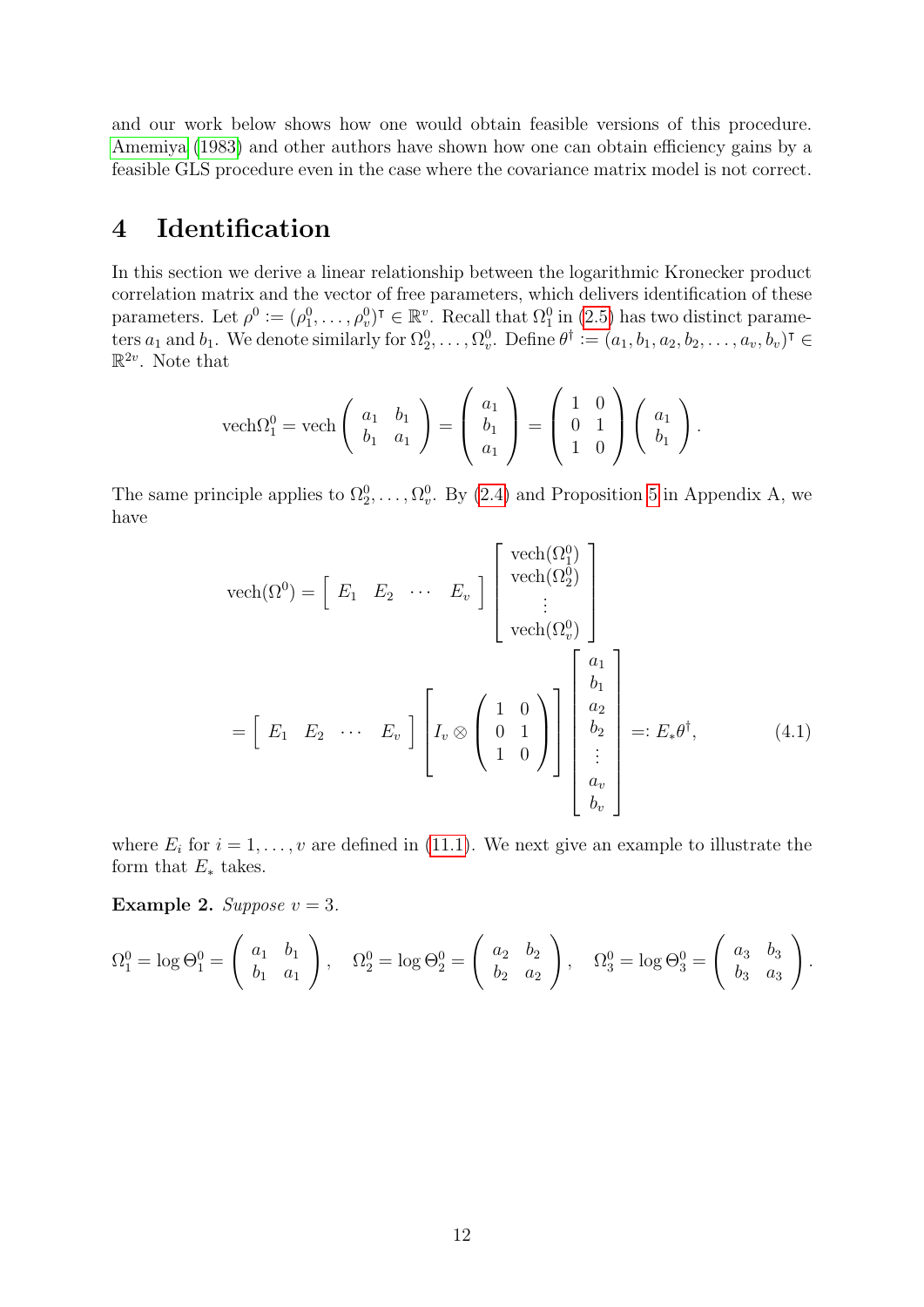and our work below shows how one would obtain feasible versions of this procedure. Amemiya (1983) and other authors have shown how one can obtain efficiency gains by a feasible GLS procedure even in the case where the covariance matrix model is not correct.

# 4 Identification

In this section we derive a linear relationship between the logarithmic Kronecker product correlation matrix and the vector of free parameters, which delivers identification of these parameters. Let $\rho^0 := (\rho_1^0, \ldots, \rho_v^0)^\intercal \in \mathbb{R}^v$. Recall that $\Omega_1^0$ in (2.5) has two distinct parameters $a_1$ and $b_1$. We denote similarly for $\Omega_2^0, \ldots, \Omega_v^0$. Define $\theta^\dagger := (a_1, b_1, a_2, b_2, \ldots, a_v, b_v)^\intercal \in \mathbb{R}^{2v}$. Note that

$$
\text{vech}\Omega_1^0 = \text{vech}\begin{pmatrix} a_1 & b_1 \\ b_1 & a_1 \end{pmatrix} = \begin{pmatrix} a_1 \\ b_1 \\ a_1 \end{pmatrix} = \begin{pmatrix} 1 & 0 \\ 0 & 1 \\ 1 & 0 \end{pmatrix} \begin{pmatrix} a_1 \\ b_1 \end{pmatrix}.
$$

The same principle applies to $\Omega_2^0, \ldots, \Omega_v^0$. By (2.4) and Proposition 5 in Appendix A, we have

$$
\begin{aligned}
\text{vech}(\Omega^0) &= \begin{bmatrix} E_1 & E_2 & \cdots & E_v \end{bmatrix} \begin{bmatrix} \text{vech}(\Omega_1^0) \\ \text{vech}(\Omega_2^0) \\ \vdots \\ \text{vech}(\Omega_v^0) \end{bmatrix} \\
&= \begin{bmatrix} E_1 & E_2 & \cdots & E_v \end{bmatrix} \left[ I_v \otimes \begin{pmatrix} 1 & 0 \\ 0 & 1 \\ 1 & 0 \end{pmatrix} \right] \begin{bmatrix} a_1 \\ b_1 \\ a_2 \\ b_2 \\ \vdots \\ a_v \\ b_v \end{bmatrix} =: E_* \theta^\dagger, \qquad (4.1)
\end{aligned}
$$

where $E_i$ for $i = 1, \ldots, v$ are defined in (11.1). We next give an example to illustrate the form that $E_*$ takes.

**Example 2.** *Suppose* $v = 3$.

$$
\Omega_1^0 = \log \Theta_1^0 = \begin{pmatrix} a_1 & b_1 \\ b_1 & a_1 \end{pmatrix}, \quad \Omega_2^0 = \log \Theta_2^0 = \begin{pmatrix} a_2 & b_2 \\ b_2 & a_2 \end{pmatrix}, \quad \Omega_3^0 = \log \Theta_3^0 = \begin{pmatrix} a_3 & b_3 \\ b_3 & a_3 \end{pmatrix}.
$$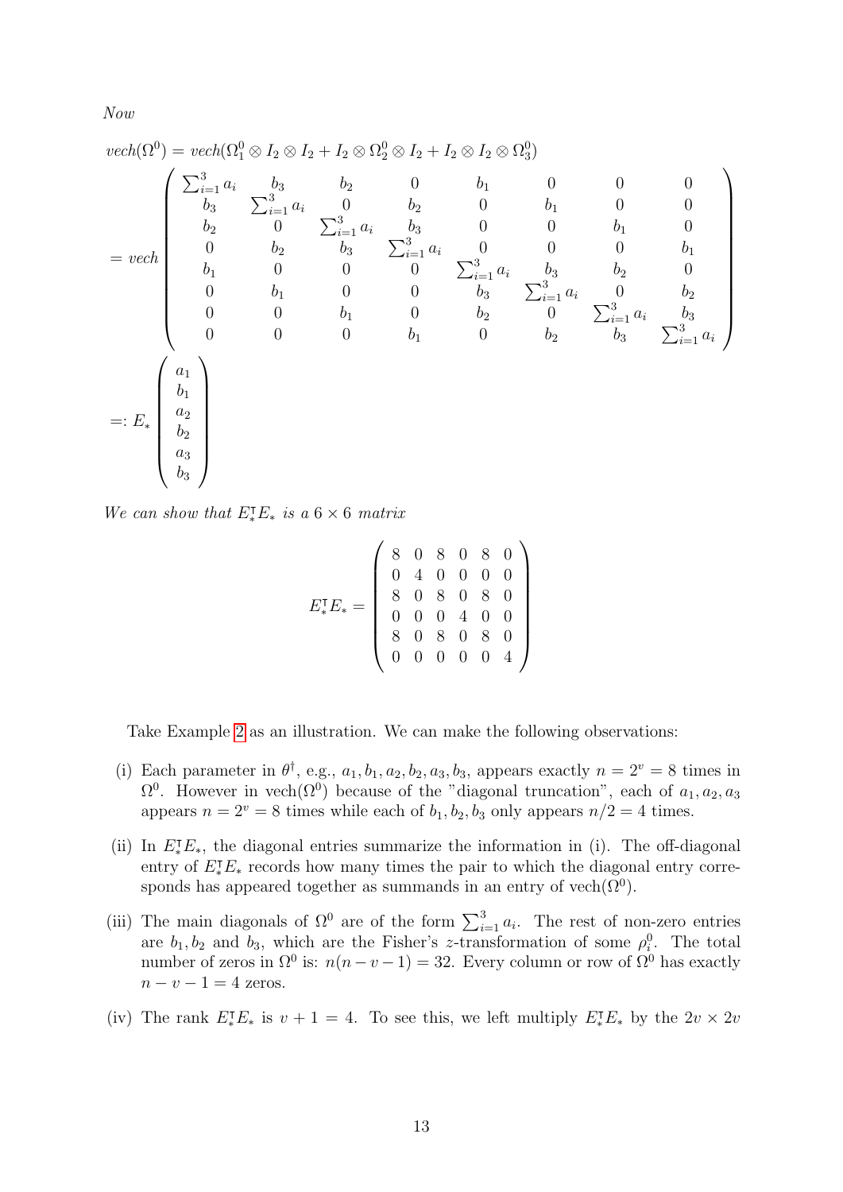*Now*

$$
\begin{aligned}
vech(\Omega^0) &= vech(\Omega_1^0 \otimes I_2 \otimes I_2 + I_2 \otimes \Omega_2^0 \otimes I_2 + I_2 \otimes I_2 \otimes \Omega_3^0) \\
&= vech\begin{pmatrix}
\sum_{i=1}^3 a_i & b_3 & b_2 & 0 & b_1 & 0 & 0 & 0 \\
b_3 & \sum_{i=1}^3 a_i & 0 & b_2 & 0 & b_1 & 0 & 0 \\
b_2 & 0 & \sum_{i=1}^3 a_i & b_3 & 0 & 0 & b_1 & 0 \\
0 & b_2 & b_3 & \sum_{i=1}^3 a_i & 0 & 0 & 0 & b_1 \\
b_1 & 0 & 0 & 0 & \sum_{i=1}^3 a_i & b_3 & b_2 & 0 \\
0 & b_1 & 0 & 0 & b_3 & \sum_{i=1}^3 a_i & 0 & b_2 \\
0 & 0 & b_1 & 0 & b_2 & 0 & \sum_{i=1}^3 a_i & b_3 \\
0 & 0 & 0 & b_1 & 0 & b_2 & b_3 & \sum_{i=1}^3 a_i
\end{pmatrix} \\
&=: E_* \begin{pmatrix} a_1 \\ b_1 \\ a_2 \\ b_2 \\ a_3 \\ b_3 \end{pmatrix}
\end{aligned}
$$

*We can show that $E_*^\intercal E_*$ is a $6 \times 6$ matrix*

$$
E_*^\intercal E_* = \begin{pmatrix}
8 & 0 & 8 & 0 & 8 & 0 \\
0 & 4 & 0 & 0 & 0 & 0 \\
8 & 0 & 8 & 0 & 8 & 0 \\
0 & 0 & 0 & 4 & 0 & 0 \\
8 & 0 & 8 & 0 & 8 & 0 \\
0 & 0 & 0 & 0 & 0 & 4
\end{pmatrix}
$$

Take Example 2 as an illustration. We can make the following observations:

(i) Each parameter in $\theta^\dagger$, e.g., $a_1, b_1, a_2, b_2, a_3, b_3$, appears exactly $n = 2^v = 8$ times in $\Omega^0$. However in vech$(\Omega^0)$ because of the "diagonal truncation", each of $a_1, a_2, a_3$ appears $n = 2^v = 8$ times while each of $b_1, b_2, b_3$ only appears $n/2 = 4$ times.

(ii) In $E_*^\intercal E_*$, the diagonal entries summarize the information in (i). The off-diagonal entry of $E_*^\intercal E_*$ records how many times the pair to which the diagonal entry corresponds has appeared together as summands in an entry of vech$(\Omega^0)$.

(iii) The main diagonals of $\Omega^0$ are of the form $\sum_{i=1}^3 a_i$. The rest of non-zero entries are $b_1, b_2$ and $b_3$, which are the Fisher's $z$-transformation of some $\rho_i^0$. The total number of zeros in $\Omega^0$ is: $n(n - v - 1) = 32$. Every column or row of $\Omega^0$ has exactly $n - v - 1 = 4$ zeros.

(iv) The rank $E_*^\intercal E_*$ is $v + 1 = 4$. To see this, we left multiply $E_*^\intercal E_*$ by the $2v \times 2v$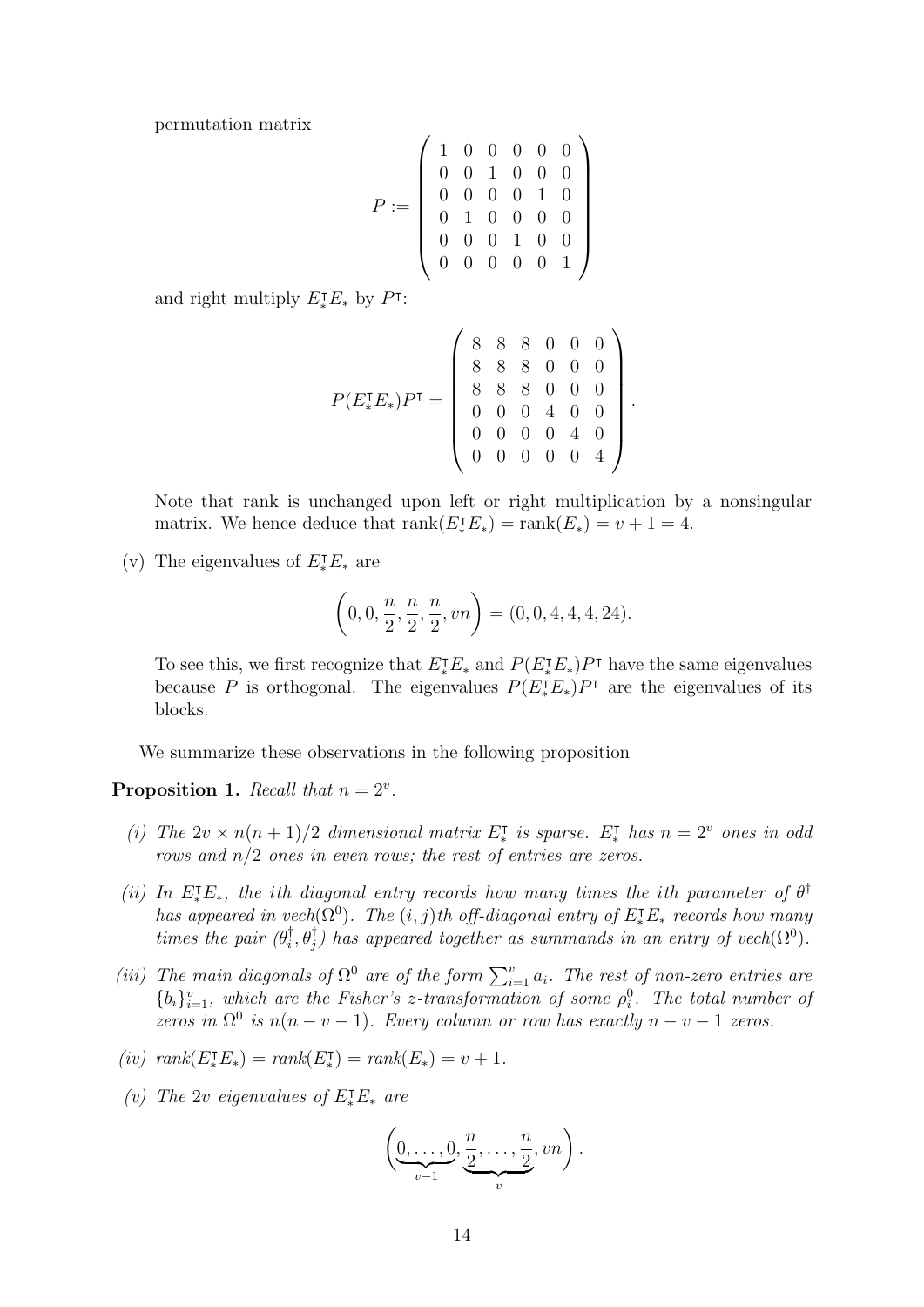permutation matrix

$$P := \begin{pmatrix} 1 & 0 & 0 & 0 & 0 & 0 \\ 0 & 0 & 1 & 0 & 0 & 0 \\ 0 & 0 & 0 & 0 & 1 & 0 \\ 0 & 1 & 0 & 0 & 0 & 0 \\ 0 & 0 & 0 & 1 & 0 & 0 \\ 0 & 0 & 0 & 0 & 0 & 1 \end{pmatrix}$$

and right multiply $E_*^\intercal E_*$ by $P^\intercal$:

$$P(E_*^\intercal E_*)P^\intercal = \begin{pmatrix} 8 & 8 & 8 & 0 & 0 & 0 \\ 8 & 8 & 8 & 0 & 0 & 0 \\ 8 & 8 & 8 & 0 & 0 & 0 \\ 0 & 0 & 0 & 4 & 0 & 0 \\ 0 & 0 & 0 & 0 & 4 & 0 \\ 0 & 0 & 0 & 0 & 0 & 4 \end{pmatrix}.$$

Note that rank is unchanged upon left or right multiplication by a nonsingular matrix. We hence deduce that $\text{rank}(E_*^\intercal E_*) = \text{rank}(E_*) = v + 1 = 4$.

(v) The eigenvalues of $E_*^\intercal E_*$ are

$$\left(0, 0, \frac{n}{2}, \frac{n}{2}, \frac{n}{2}, vn\right) = (0, 0, 4, 4, 4, 24).$$

To see this, we first recognize that $E_*^\intercal E_*$ and $P(E_*^\intercal E_*)P^\intercal$ have the same eigenvalues because $P$ is orthogonal. The eigenvalues $P(E_*^\intercal E_*)P^\intercal$ are the eigenvalues of its blocks.

We summarize these observations in the following proposition

**Proposition 1.** *Recall that $n = 2^v$.*

*(i) The $2v \times n(n+1)/2$ dimensional matrix $E_*^\intercal$ is sparse. $E_*^\intercal$ has $n = 2^v$ ones in odd rows and $n/2$ ones in even rows; the rest of entries are zeros.*

*(ii) In $E_*^\intercal E_*$, the $i$th diagonal entry records how many times the $i$th parameter of $\theta^\dagger$ has appeared in vech$(\Omega^0)$. The $(i,j)$th off-diagonal entry of $E_*^\intercal E_*$ records how many times the pair $(\theta_i^\dagger, \theta_j^\dagger)$ has appeared together as summands in an entry of vech$(\Omega^0)$.*

*(iii) The main diagonals of $\Omega^0$ are of the form $\sum_{i=1}^v a_i$. The rest of non-zero entries are $\{b_i\}_{i=1}^v$, which are the Fisher's z-transformation of some $\rho_i^0$. The total number of zeros in $\Omega^0$ is $n(n-v-1)$. Every column or row has exactly $n-v-1$ zeros.*

*(iv) $\text{rank}(E_*^\intercal E_*) = \text{rank}(E_*^\intercal) = \text{rank}(E_*) = v + 1$.*

*(v) The $2v$ eigenvalues of $E_*^\intercal E_*$ are*

$$\left(\underbrace{0, \ldots, 0}_{v-1}, \underbrace{\frac{n}{2}, \ldots, \frac{n}{2}}_{v}, vn\right).$$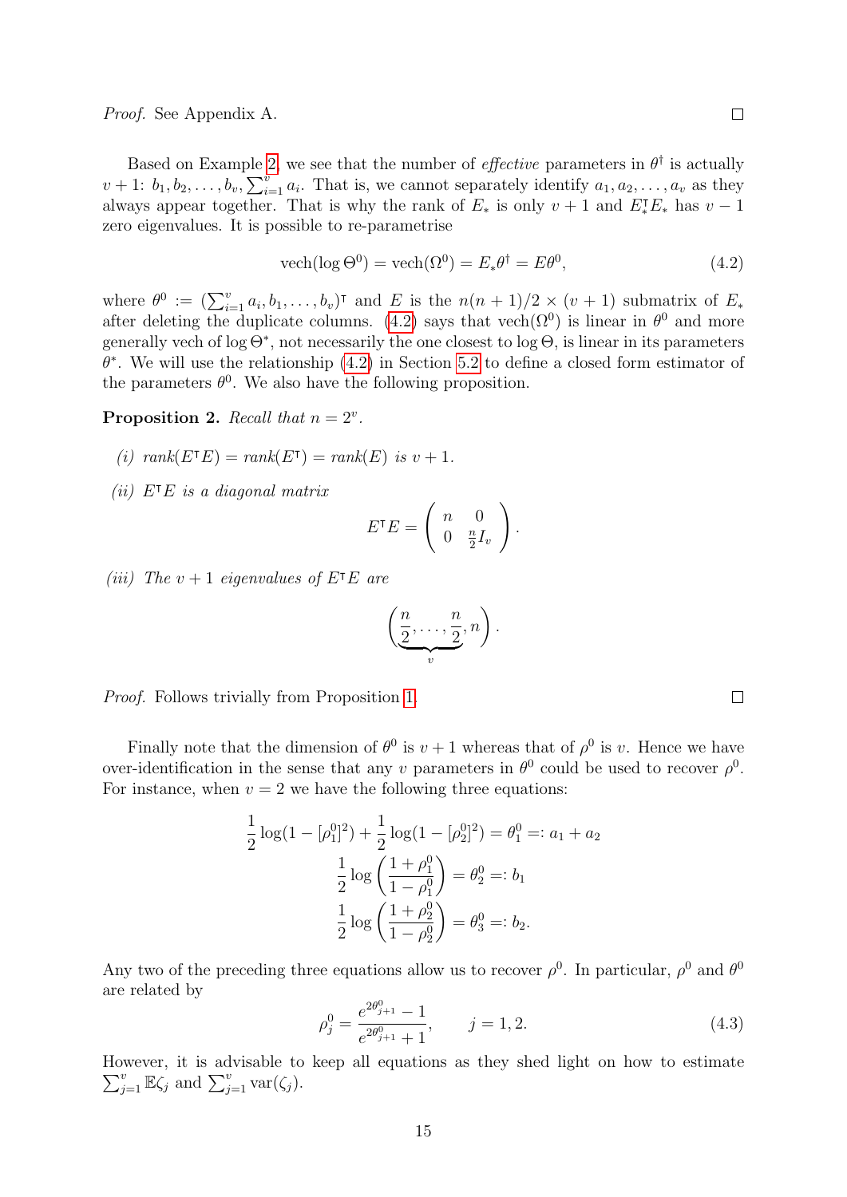*Proof.* See Appendix A. ∎

Based on Example 2, we see that the number of *effective* parameters in $\theta^\dagger$ is actually $v+1$: $b_1, b_2, \ldots, b_v, \sum_{i=1}^{v} a_i$. That is, we cannot separately identify $a_1, a_2, \ldots, a_v$ as they always appear together. That is why the rank of $E_*$ is only $v+1$ and $E_*^\intercal E_*$ has $v-1$ zero eigenvalues. It is possible to re-parametrise

$$\text{vech}(\log \Theta^0) = \text{vech}(\Omega^0) = E_* \theta^\dagger = E\theta^0, \tag{4.2}$$

where $\theta^0 := (\sum_{i=1}^{v} a_i, b_1, \ldots, b_v)^\intercal$ and $E$ is the $n(n+1)/2 \times (v+1)$ submatrix of $E_*$ after deleting the duplicate columns. (4.2) says that $\text{vech}(\Omega^0)$ is linear in $\theta^0$ and more generally vech of $\log \Theta^*$, not necessarily the one closest to $\log \Theta$, is linear in its parameters $\theta^*$. We will use the relationship (4.2) in Section 5.2 to define a closed form estimator of the parameters $\theta^0$. We also have the following proposition.

**Proposition 2.** *Recall that $n = 2^v$.*

*(i) $\text{rank}(E^\intercal E) = \text{rank}(E^\intercal) = \text{rank}(E)$ is $v+1$.*

*(ii) $E^\intercal E$ is a diagonal matrix*

$$E^\intercal E = \begin{pmatrix} n & 0 \\ 0 & \frac{n}{2} I_v \end{pmatrix}.$$

*(iii) The $v+1$ eigenvalues of $E^\intercal E$ are*

$$\Big(\underbrace{\frac{n}{2}, \ldots, \frac{n}{2}}_{v}, n\Big).$$

*Proof.* Follows trivially from Proposition 1. ∎

Finally note that the dimension of $\theta^0$ is $v+1$ whereas that of $\rho^0$ is $v$. Hence we have over-identification in the sense that any $v$ parameters in $\theta^0$ could be used to recover $\rho^0$. For instance, when $v = 2$ we have the following three equations:

$$\frac{1}{2}\log(1 - [\rho_1^0]^2) + \frac{1}{2}\log(1 - [\rho_2^0]^2) = \theta_1^0 =: a_1 + a_2$$

$$\frac{1}{2}\log\left(\frac{1+\rho_1^0}{1-\rho_1^0}\right) = \theta_2^0 =: b_1$$

$$\frac{1}{2}\log\left(\frac{1+\rho_2^0}{1-\rho_2^0}\right) = \theta_3^0 =: b_2.$$

Any two of the preceding three equations allow us to recover $\rho^0$. In particular, $\rho^0$ and $\theta^0$ are related by

$$\rho_j^0 = \frac{e^{2\theta_{j+1}^0} - 1}{e^{2\theta_{j+1}^0} + 1}, \qquad j = 1, 2. \tag{4.3}$$

However, it is advisable to keep all equations as they shed light on how to estimate $\sum_{j=1}^{v} \mathbb{E}\zeta_j$ and $\sum_{j=1}^{v} \text{var}(\zeta_j)$.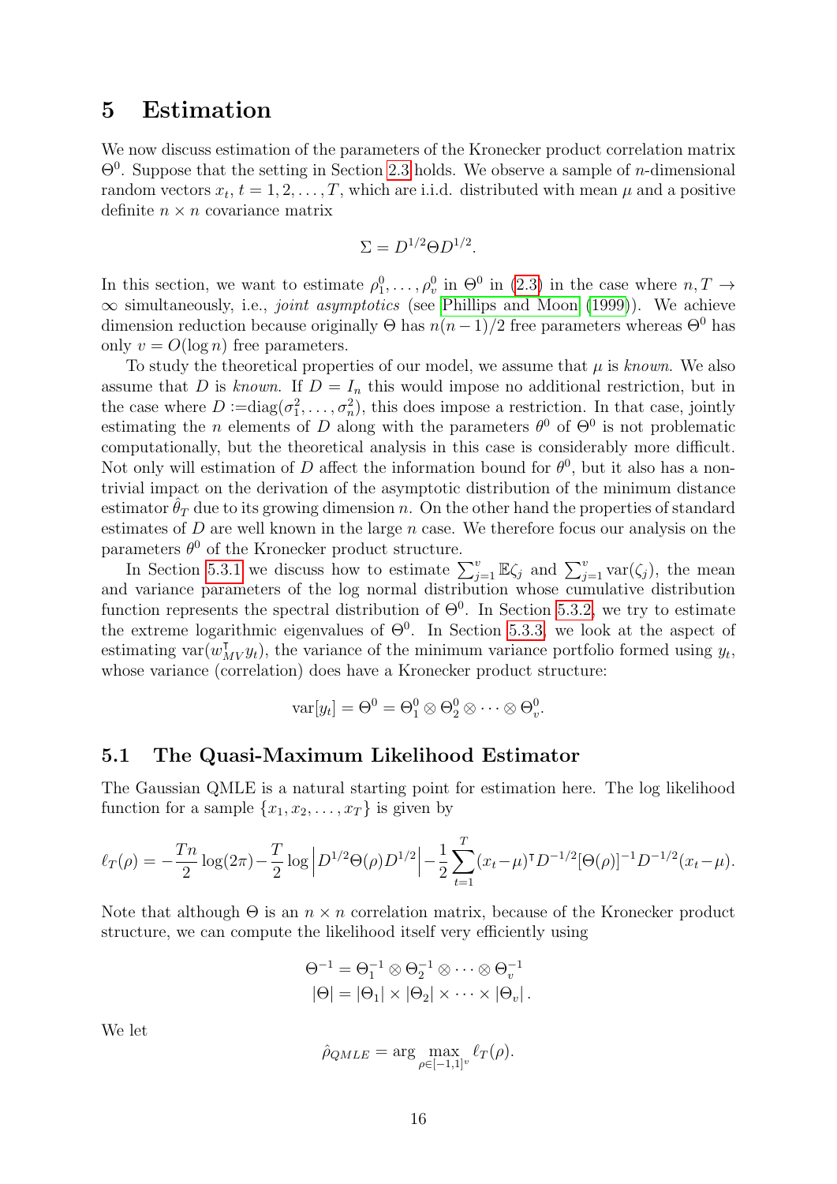# 5 Estimation

We now discuss estimation of the parameters of the Kronecker product correlation matrix $\Theta^0$. Suppose that the setting in Section 2.3 holds. We observe a sample of $n$-dimensional random vectors $x_t$, $t = 1, 2, \ldots, T$, which are i.i.d. distributed with mean $\mu$ and a positive definite $n \times n$ covariance matrix

$$\Sigma = D^{1/2}\Theta D^{1/2}.$$

In this section, we want to estimate $\rho_1^0, \ldots, \rho_v^0$ in $\Theta^0$ in (2.3) in the case where $n, T \to \infty$ simultaneously, i.e., *joint asymptotics* (see Phillips and Moon (1999)). We achieve dimension reduction because originally $\Theta$ has $n(n-1)/2$ free parameters whereas $\Theta^0$ has only $v = O(\log n)$ free parameters.

To study the theoretical properties of our model, we assume that $\mu$ is *known*. We also assume that $D$ is *known*. If $D = I_n$ this would impose no additional restriction, but in the case where $D :=\text{diag}(\sigma_1^2, \ldots, \sigma_n^2)$, this does impose a restriction. In that case, jointly estimating the $n$ elements of $D$ along with the parameters $\theta^0$ of $\Theta^0$ is not problematic computationally, but the theoretical analysis in this case is considerably more difficult. Not only will estimation of $D$ affect the information bound for $\theta^0$, but it also has a non-trivial impact on the derivation of the asymptotic distribution of the minimum distance estimator $\hat{\theta}_T$ due to its growing dimension $n$. On the other hand the properties of standard estimates of $D$ are well known in the large $n$ case. We therefore focus our analysis on the parameters $\theta^0$ of the Kronecker product structure.

In Section 5.3.1 we discuss how to estimate $\sum_{j=1}^{v} \mathbb{E}\zeta_j$ and $\sum_{j=1}^{v} \text{var}(\zeta_j)$, the mean and variance parameters of the log normal distribution whose cumulative distribution function represents the spectral distribution of $\Theta^0$. In Section 5.3.2, we try to estimate the extreme logarithmic eigenvalues of $\Theta^0$. In Section 5.3.3, we look at the aspect of estimating $\text{var}(w_{MV}^{\intercal} y_t)$, the variance of the minimum variance portfolio formed using $y_t$, whose variance (correlation) does have a Kronecker product structure:

$$\text{var}[y_t] = \Theta^0 = \Theta_1^0 \otimes \Theta_2^0 \otimes \cdots \otimes \Theta_v^0.$$

## 5.1 The Quasi-Maximum Likelihood Estimator

The Gaussian QMLE is a natural starting point for estimation here. The log likelihood function for a sample $\{x_1, x_2, \ldots, x_T\}$ is given by

$$\ell_T(\rho) = -\frac{Tn}{2}\log(2\pi) - \frac{T}{2}\log\left|D^{1/2}\Theta(\rho)D^{1/2}\right| - \frac{1}{2}\sum_{t=1}^{T}(x_t - \mu)^{\intercal} D^{-1/2}[\Theta(\rho)]^{-1}D^{-1/2}(x_t - \mu).$$

Note that although $\Theta$ is an $n \times n$ correlation matrix, because of the Kronecker product structure, we can compute the likelihood itself very efficiently using

$$\Theta^{-1} = \Theta_1^{-1} \otimes \Theta_2^{-1} \otimes \cdots \otimes \Theta_v^{-1}$$
$$|\Theta| = |\Theta_1| \times |\Theta_2| \times \cdots \times |\Theta_v|.$$

We let

$$\hat{\rho}_{QMLE} = \arg \max_{\rho \in [-1,1]^v} \ell_T(\rho).$$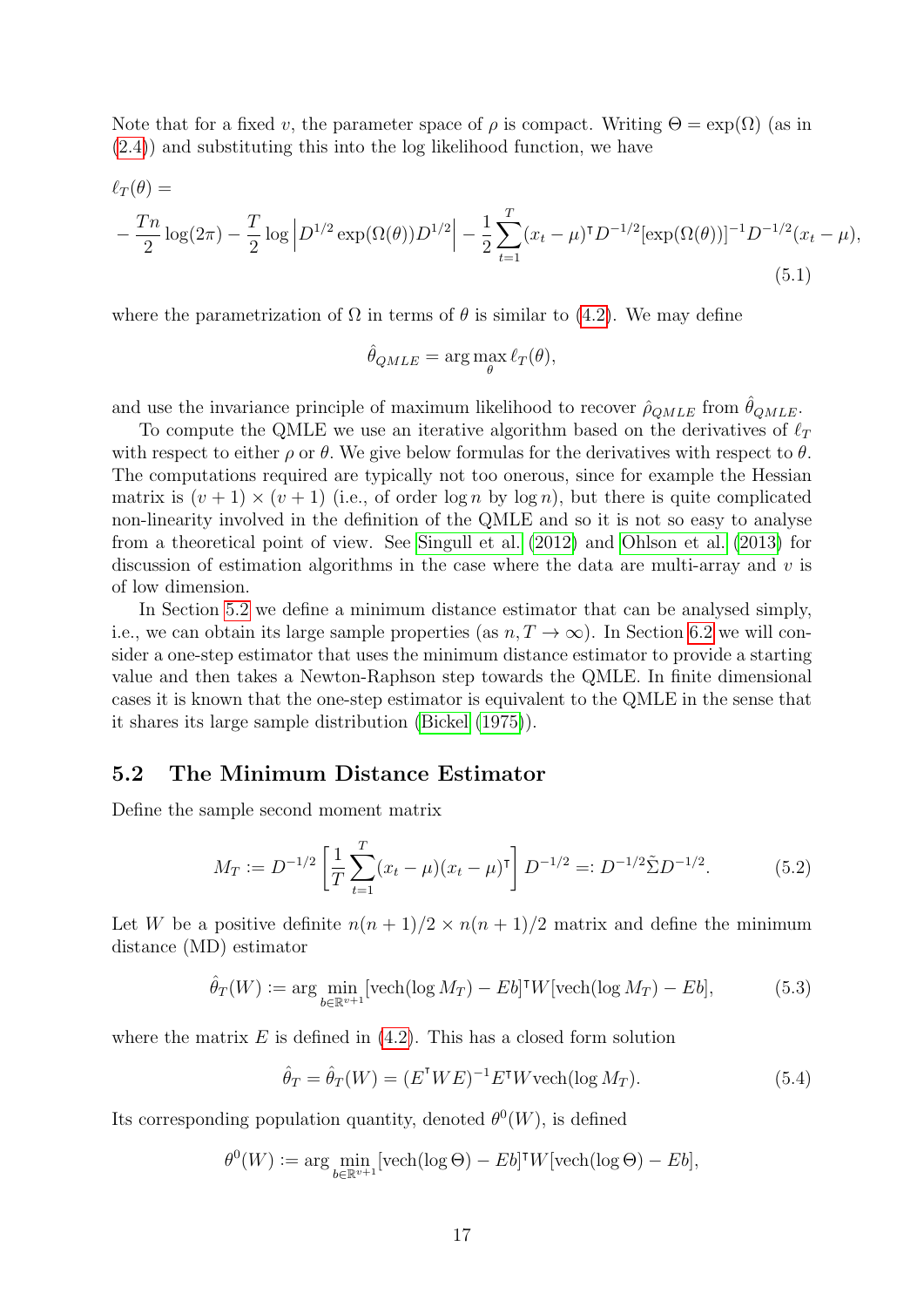Note that for a fixed $v$, the parameter space of $\rho$ is compact. Writing $\Theta = \exp(\Omega)$ (as in (2.4)) and substituting this into the log likelihood function, we have

$$
\ell_T(\theta) =
$$

$$
-\frac{Tn}{2}\log(2\pi) - \frac{T}{2}\log\left|D^{1/2}\exp(\Omega(\theta))D^{1/2}\right| - \frac{1}{2}\sum_{t=1}^{T}(x_t-\mu)^\intercal D^{-1/2}[\exp(\Omega(\theta))]^{-1}D^{-1/2}(x_t-\mu), \tag{5.1}
$$

where the parametrization of $\Omega$ in terms of $\theta$ is similar to (4.2). We may define

$$
\hat{\theta}_{QMLE} = \arg\max_{\theta} \ell_T(\theta),
$$

and use the invariance principle of maximum likelihood to recover $\hat{\rho}_{QMLE}$ from $\hat{\theta}_{QMLE}$.

To compute the QMLE we use an iterative algorithm based on the derivatives of $\ell_T$ with respect to either $\rho$ or $\theta$. We give below formulas for the derivatives with respect to $\theta$. The computations required are typically not too onerous, since for example the Hessian matrix is $(v+1)\times(v+1)$ (i.e., of order $\log n$ by $\log n$), but there is quite complicated non-linearity involved in the definition of the QMLE and so it is not so easy to analyse from a theoretical point of view. See Singull et al. (2012) and Ohlson et al. (2013) for discussion of estimation algorithms in the case where the data are multi-array and $v$ is of low dimension.

In Section 5.2 we define a minimum distance estimator that can be analysed simply, i.e., we can obtain its large sample properties (as $n, T \to \infty$). In Section 6.2 we will consider a one-step estimator that uses the minimum distance estimator to provide a starting value and then takes a Newton-Raphson step towards the QMLE. In finite dimensional cases it is known that the one-step estimator is equivalent to the QMLE in the sense that it shares its large sample distribution (Bickel (1975)).

## 5.2 The Minimum Distance Estimator

Define the sample second moment matrix

$$
M_T := D^{-1/2}\left[\frac{1}{T}\sum_{t=1}^{T}(x_t-\mu)(x_t-\mu)^\intercal\right]D^{-1/2} =: D^{-1/2}\tilde{\Sigma}D^{-1/2}. \tag{5.2}
$$

Let $W$ be a positive definite $n(n+1)/2 \times n(n+1)/2$ matrix and define the minimum distance (MD) estimator

$$
\hat{\theta}_T(W) := \arg\min_{b\in\mathbb{R}^{v+1}}[\text{vech}(\log M_T) - Eb]^\intercal W[\text{vech}(\log M_T) - Eb], \tag{5.3}
$$

where the matrix $E$ is defined in (4.2). This has a closed form solution

$$
\hat{\theta}_T = \hat{\theta}_T(W) = (E^\intercal W E)^{-1}E^\intercal W \text{vech}(\log M_T). \tag{5.4}
$$

Its corresponding population quantity, denoted $\theta^0(W)$, is defined

$$
\theta^0(W) := \arg\min_{b\in\mathbb{R}^{v+1}}[\text{vech}(\log\Theta) - Eb]^\intercal W[\text{vech}(\log\Theta) - Eb],
$$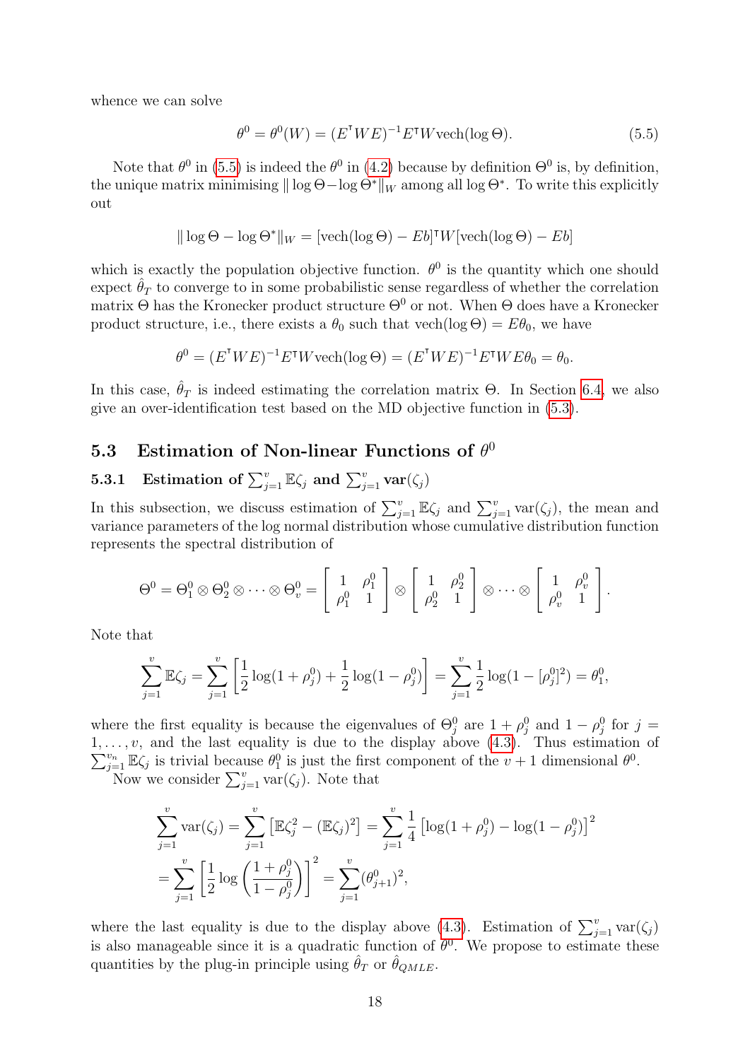whence we can solve

$$\theta^0 = \theta^0(W) = (E^\intercal W E)^{-1} E^\intercal W \text{vech}(\log \Theta). \tag{5.5}$$

Note that $\theta^0$ in (5.5) is indeed the $\theta^0$ in (4.2) because by definition $\Theta^0$ is, by definition, the unique matrix minimising $\|\log\Theta - \log\Theta^*\|_W$ among all $\log\Theta^*$. To write this explicitly out

$$\|\log\Theta - \log\Theta^*\|_W = [\text{vech}(\log\Theta) - Eb]^\intercal W[\text{vech}(\log\Theta) - Eb]$$

which is exactly the population objective function. $\theta^0$ is the quantity which one should expect $\hat{\theta}_T$ to converge to in some probabilistic sense regardless of whether the correlation matrix $\Theta$ has the Kronecker product structure $\Theta^0$ or not. When $\Theta$ does have a Kronecker product structure, i.e., there exists a $\theta_0$ such that $\text{vech}(\log\Theta) = E\theta_0$, we have

$$\theta^0 = (E^\intercal W E)^{-1} E^\intercal W \text{vech}(\log\Theta) = (E^\intercal W E)^{-1} E^\intercal W E \theta_0 = \theta_0.$$

In this case, $\hat{\theta}_T$ is indeed estimating the correlation matrix $\Theta$. In Section 6.4, we also give an over-identification test based on the MD objective function in (5.3).

## 5.3 Estimation of Non-linear Functions of $\theta^0$

### 5.3.1 Estimation of $\sum_{j=1}^{v} \mathbb{E}\zeta_j$ and $\sum_{j=1}^{v} \text{var}(\zeta_j)$

In this subsection, we discuss estimation of $\sum_{j=1}^{v} \mathbb{E}\zeta_j$ and $\sum_{j=1}^{v} \text{var}(\zeta_j)$, the mean and variance parameters of the log normal distribution whose cumulative distribution function represents the spectral distribution of

$$\Theta^0 = \Theta_1^0 \otimes \Theta_2^0 \otimes \cdots \otimes \Theta_v^0 = \begin{bmatrix} 1 & \rho_1^0 \\ \rho_1^0 & 1 \end{bmatrix} \otimes \begin{bmatrix} 1 & \rho_2^0 \\ \rho_2^0 & 1 \end{bmatrix} \otimes \cdots \otimes \begin{bmatrix} 1 & \rho_v^0 \\ \rho_v^0 & 1 \end{bmatrix}.$$

Note that

$$\sum_{j=1}^{v} \mathbb{E}\zeta_j = \sum_{j=1}^{v} \left[\frac{1}{2}\log(1+\rho_j^0) + \frac{1}{2}\log(1-\rho_j^0)\right] = \sum_{j=1}^{v} \frac{1}{2}\log(1-[\rho_j^0]^2) = \theta_1^0,$$

where the first equality is because the eigenvalues of $\Theta_j^0$ are $1+\rho_j^0$ and $1-\rho_j^0$ for $j = 1, \ldots, v$, and the last equality is due to the display above (4.3). Thus estimation of $\sum_{j=1}^{v_n} \mathbb{E}\zeta_j$ is trivial because $\theta_1^0$ is just the first component of the $v+1$ dimensional $\theta^0$.

Now we consider $\sum_{j=1}^{v} \text{var}(\zeta_j)$. Note that

$$\begin{aligned}
\sum_{j=1}^{v} \text{var}(\zeta_j) &= \sum_{j=1}^{v} \left[\mathbb{E}\zeta_j^2 - (\mathbb{E}\zeta_j)^2\right] = \sum_{j=1}^{v} \frac{1}{4}\left[\log(1+\rho_j^0) - \log(1-\rho_j^0)\right]^2 \\
&= \sum_{j=1}^{v} \left[\frac{1}{2}\log\left(\frac{1+\rho_j^0}{1-\rho_j^0}\right)\right]^2 = \sum_{j=1}^{v} (\theta_{j+1}^0)^2,
\end{aligned}$$

where the last equality is due to the display above (4.3). Estimation of $\sum_{j=1}^{v} \text{var}(\zeta_j)$ is also manageable since it is a quadratic function of $\theta^0$. We propose to estimate these quantities by the plug-in principle using $\hat{\theta}_T$ or $\hat{\theta}_{QMLE}$.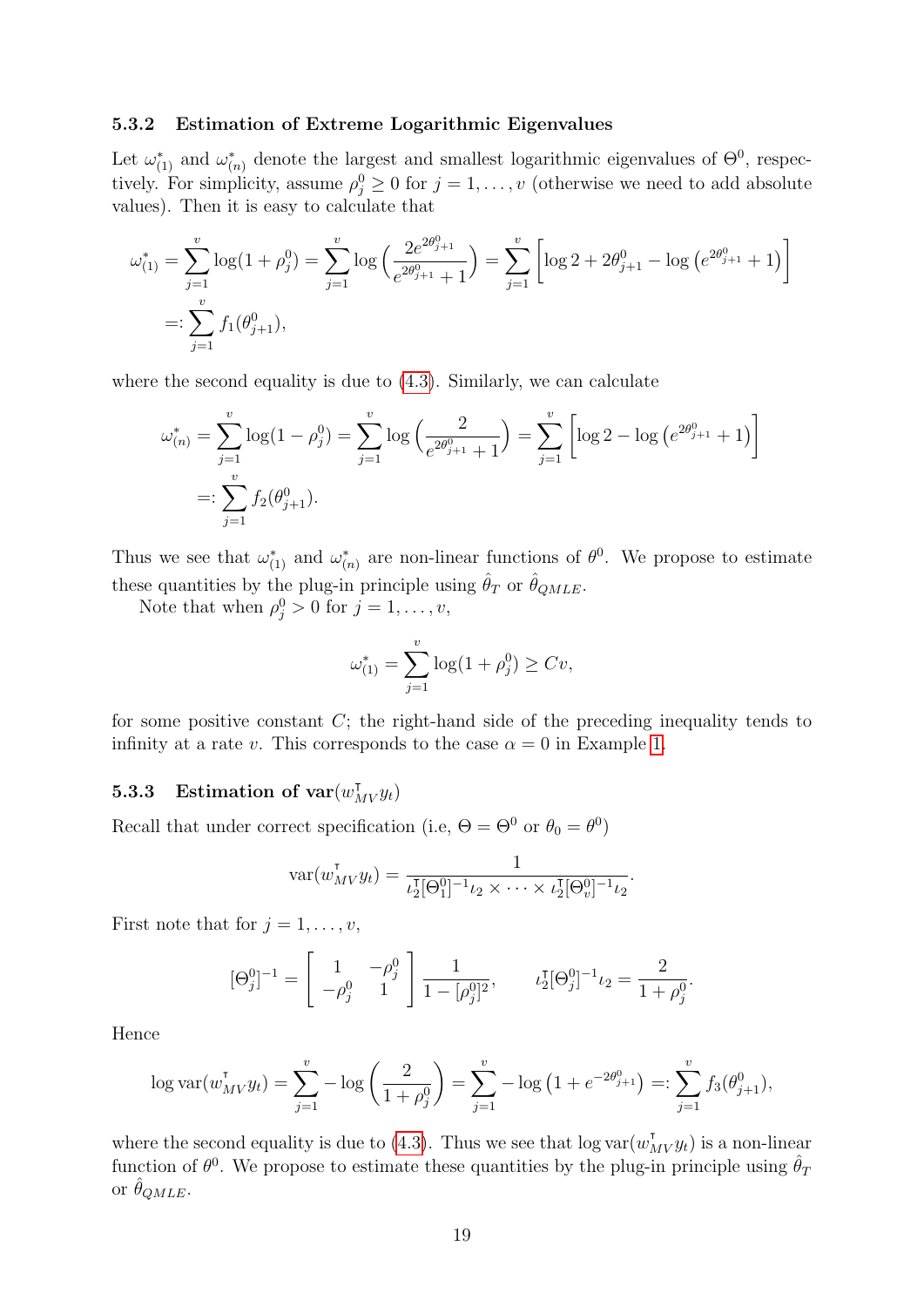### 5.3.2 Estimation of Extreme Logarithmic Eigenvalues

Let $\omega^*_{(1)}$ and $\omega^*_{(n)}$ denote the largest and smallest logarithmic eigenvalues of $\Theta^0$, respectively. For simplicity, assume $\rho^0_j \geq 0$ for $j = 1, \ldots, v$ (otherwise we need to add absolute values). Then it is easy to calculate that

$$
\begin{aligned}
\omega^*_{(1)} &= \sum_{j=1}^{v} \log(1+\rho^0_j) = \sum_{j=1}^{v} \log\Big(\frac{2e^{2\theta^0_{j+1}}}{e^{2\theta^0_{j+1}}+1}\Big) = \sum_{j=1}^{v} \left[\log 2 + 2\theta^0_{j+1} - \log\left(e^{2\theta^0_{j+1}}+1\right)\right] \\
&=: \sum_{j=1}^{v} f_1(\theta^0_{j+1}),
\end{aligned}
$$

where the second equality is due to (4.3). Similarly, we can calculate

$$
\begin{aligned}
\omega^*_{(n)} &= \sum_{j=1}^{v} \log(1-\rho^0_j) = \sum_{j=1}^{v} \log\Big(\frac{2}{e^{2\theta^0_{j+1}}+1}\Big) = \sum_{j=1}^{v} \left[\log 2 - \log\left(e^{2\theta^0_{j+1}}+1\right)\right] \\
&=: \sum_{j=1}^{v} f_2(\theta^0_{j+1}).
\end{aligned}
$$

Thus we see that $\omega^*_{(1)}$ and $\omega^*_{(n)}$ are non-linear functions of $\theta^0$. We propose to estimate these quantities by the plug-in principle using $\hat{\theta}_T$ or $\hat{\theta}_{QMLE}$.

Note that when $\rho^0_j > 0$ for $j = 1, \ldots, v$,

$$
\omega^*_{(1)} = \sum_{j=1}^{v} \log(1+\rho^0_j) \geq Cv,
$$

for some positive constant $C$; the right-hand side of the preceding inequality tends to infinity at a rate $v$. This corresponds to the case $\alpha = 0$ in Example 1.

### 5.3.3 Estimation of var$(w^{\intercal}_{MV} y_t)$

Recall that under correct specification (i.e, $\Theta = \Theta^0$ or $\theta_0 = \theta^0$)

$$
\operatorname{var}(w^{\intercal}_{MV} y_t) = \frac{1}{\iota^{\intercal}_2 [\Theta^0_1]^{-1} \iota_2 \times \cdots \times \iota^{\intercal}_2 [\Theta^0_v]^{-1} \iota_2}.
$$

First note that for $j = 1, \ldots, v$,

$$
[\Theta^0_j]^{-1} = \begin{bmatrix} 1 & -\rho^0_j \\ -\rho^0_j & 1 \end{bmatrix} \frac{1}{1-[\rho^0_j]^2}, \qquad \iota^{\intercal}_2 [\Theta^0_j]^{-1} \iota_2 = \frac{2}{1+\rho^0_j}.
$$

Hence

$$
\log \operatorname{var}(w^{\intercal}_{MV} y_t) = \sum_{j=1}^{v} -\log\left(\frac{2}{1+\rho^0_j}\right) = \sum_{j=1}^{v} -\log\left(1+e^{-2\theta^0_{j+1}}\right) =: \sum_{j=1}^{v} f_3(\theta^0_{j+1}),
$$

where the second equality is due to (4.3). Thus we see that $\log \operatorname{var}(w^{\intercal}_{MV} y_t)$ is a non-linear function of $\theta^0$. We propose to estimate these quantities by the plug-in principle using $\hat{\theta}_T$ or $\hat{\theta}_{QMLE}$.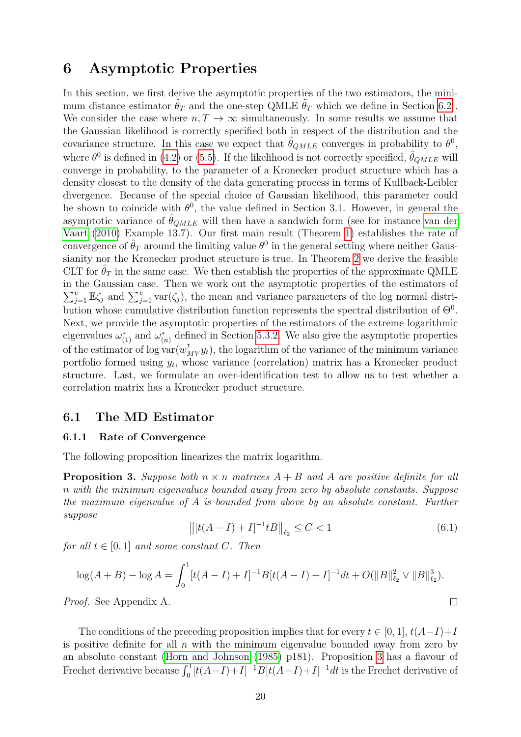# 6 Asymptotic Properties

In this section, we first derive the asymptotic properties of the two estimators, the minimum distance estimator $\hat{\theta}_T$ and the one-step QMLE $\tilde{\theta}_T$ which we define in Section 6.2 . We consider the case where $n, T \to \infty$ simultaneously. In some results we assume that the Gaussian likelihood is correctly specified both in respect of the distribution and the covariance structure. In this case we expect that $\hat{\theta}_{QMLE}$ converges in probability to $\theta^0$, where $\theta^0$ is defined in (4.2) or (5.5). If the likelihood is not correctly specified, $\hat{\theta}_{QMLE}$ will converge in probability, to the parameter of a Kronecker product structure which has a density closest to the density of the data generating process in terms of Kullback-Leibler divergence. Because of the special choice of Gaussian likelihood, this parameter could be shown to coincide with $\theta^0$, the value defined in Section 3.1. However, in general the asymptotic variance of $\hat{\theta}_{QMLE}$ will then have a sandwich form (see for instance van der Vaart (2010) Example 13.7). Our first main result (Theorem 1) establishes the rate of convergence of $\hat{\theta}_T$ around the limiting value $\theta^0$ in the general setting where neither Gaussianity nor the Kronecker product structure is true. In Theorem 2 we derive the feasible CLT for $\hat{\theta}_T$ in the same case. We then establish the properties of the approximate QMLE in the Gaussian case. Then we work out the asymptotic properties of the estimators of $\sum_{j=1}^{v} \mathbb{E}\zeta_j$ and $\sum_{j=1}^{v} \operatorname{var}(\zeta_j)$, the mean and variance parameters of the log normal distribution whose cumulative distribution function represents the spectral distribution of $\Theta^0$. Next, we provide the asymptotic properties of the estimators of the extreme logarithmic eigenvalues $\omega^*_{(1)}$ and $\omega^*_{(n)}$ defined in Section 5.3.2. We also give the asymptotic properties of the estimator of $\log \operatorname{var}(w_{MV}^{\intercal} y_t)$, the logarithm of the variance of the minimum variance portfolio formed using $y_t$, whose variance (correlation) matrix has a Kronecker product structure. Last, we formulate an over-identification test to allow us to test whether a correlation matrix has a Kronecker product structure.

## 6.1 The MD Estimator

### 6.1.1 Rate of Convergence

The following proposition linearizes the matrix logarithm.

**Proposition 3.** *Suppose both $n \times n$ matrices $A + B$ and $A$ are positive definite for all $n$ with the minimum eigenvalues bounded away from zero by absolute constants. Suppose the maximum eigenvalue of $A$ is bounded from above by an absolute constant. Further suppose*

$$\left\| [t(A - I) + I]^{-1} tB \right\|_{\ell_2} \leq C < 1 \tag{6.1}$$

*for all $t \in [0, 1]$ and some constant $C$. Then*

$$\log(A + B) - \log A = \int_0^1 [t(A - I) + I]^{-1} B [t(A - I) + I]^{-1} dt + O(\|B\|_{\ell_2}^2 \vee \|B\|_{\ell_2}^3).$$

*Proof.* See Appendix A. $\square$

The conditions of the preceding proposition implies that for every $t \in [0, 1]$, $t(A-I)+I$ is positive definite for all $n$ with the minimum eigenvalue bounded away from zero by an absolute constant (Horn and Johnson (1985) p181). Proposition 3 has a flavour of Frechet derivative because $\int_0^1 [t(A-I)+I]^{-1} B [t(A-I)+I]^{-1} dt$ is the Frechet derivative of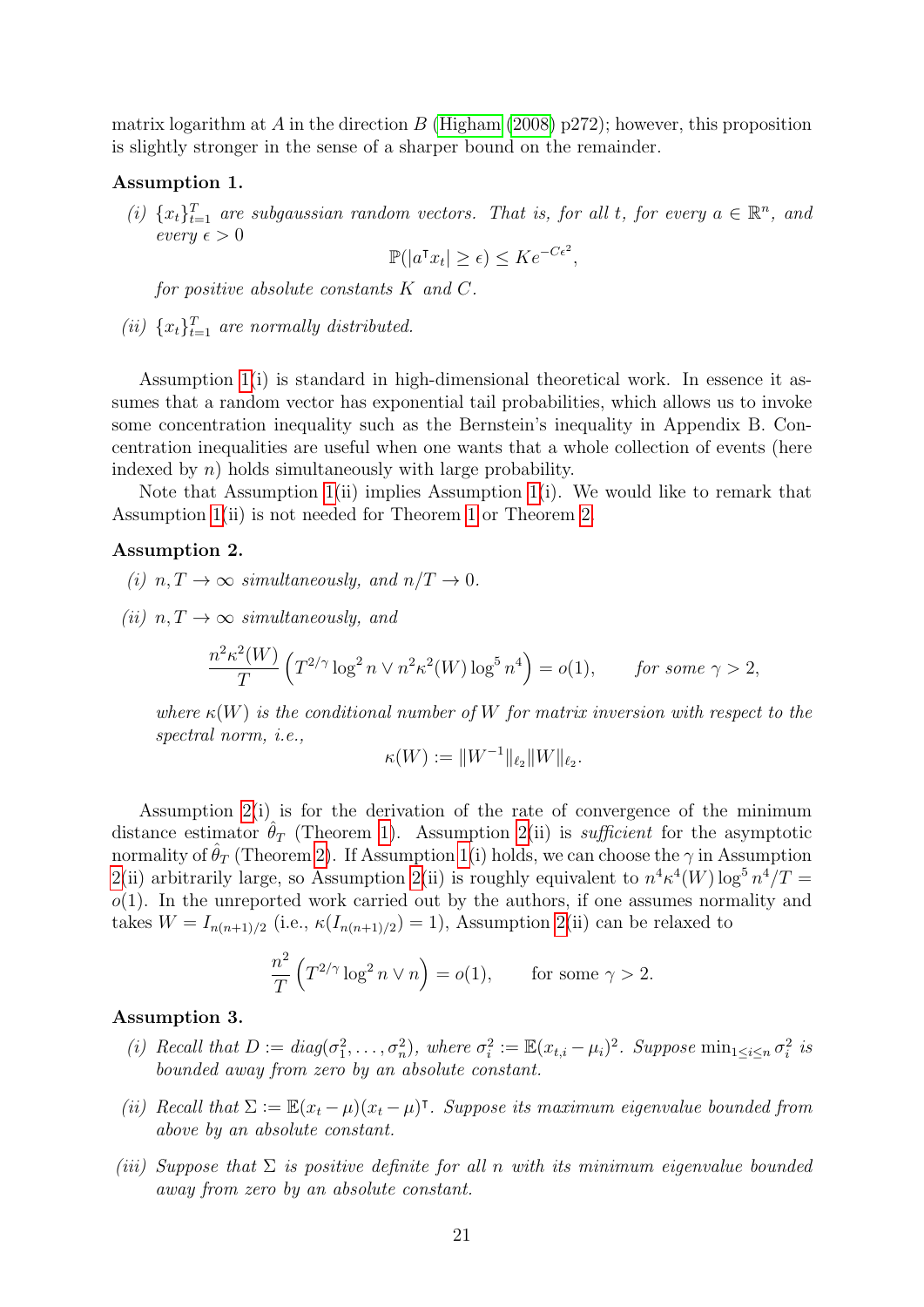matrix logarithm at $A$ in the direction $B$ (Higham (2008) p272); however, this proposition is slightly stronger in the sense of a sharper bound on the remainder.

**Assumption 1.**

*(i) $\{x_t\}_{t=1}^T$ are subgaussian random vectors. That is, for all $t$, for every $a \in \mathbb{R}^n$, and every $\epsilon > 0$*

$$\mathbb{P}(|a^\intercal x_t| \geq \epsilon) \leq Ke^{-C\epsilon^2},$$

*for positive absolute constants $K$ and $C$.*

*(ii) $\{x_t\}_{t=1}^T$ are normally distributed.*

Assumption 1(i) is standard in high-dimensional theoretical work. In essence it assumes that a random vector has exponential tail probabilities, which allows us to invoke some concentration inequality such as the Bernstein's inequality in Appendix B. Concentration inequalities are useful when one wants that a whole collection of events (here indexed by $n$) holds simultaneously with large probability.

Note that Assumption 1(ii) implies Assumption 1(i). We would like to remark that Assumption 1(ii) is not needed for Theorem 1 or Theorem 2.

**Assumption 2.**

*(i) $n, T \to \infty$ simultaneously, and $n/T \to 0$.*

*(ii) $n, T \to \infty$ simultaneously, and*

$$\frac{n^2\kappa^2(W)}{T}\left(T^{2/\gamma}\log^2 n \vee n^2\kappa^2(W)\log^5 n^4\right) = o(1), \qquad \text{for some } \gamma > 2,$$

*where $\kappa(W)$ is the conditional number of $W$ for matrix inversion with respect to the spectral norm, i.e.,*

$$\kappa(W) := \|W^{-1}\|_{\ell_2}\|W\|_{\ell_2}.$$

Assumption 2(i) is for the derivation of the rate of convergence of the minimum distance estimator $\hat{\theta}_T$ (Theorem 1). Assumption 2(ii) is *sufficient* for the asymptotic normality of $\hat{\theta}_T$ (Theorem 2). If Assumption 1(i) holds, we can choose the $\gamma$ in Assumption 2(ii) arbitrarily large, so Assumption 2(ii) is roughly equivalent to $n^4\kappa^4(W)\log^5 n^4/T = o(1)$. In the unreported work carried out by the authors, if one assumes normality and takes $W = I_{n(n+1)/2}$ (i.e., $\kappa(I_{n(n+1)/2}) = 1$), Assumption 2(ii) can be relaxed to

$$\frac{n^2}{T}\left(T^{2/\gamma}\log^2 n \vee n\right) = o(1), \qquad \text{for some } \gamma > 2.$$

**Assumption 3.**

*(i) Recall that $D := diag(\sigma_1^2, \ldots, \sigma_n^2)$, where $\sigma_i^2 := \mathbb{E}(x_{t,i} - \mu_i)^2$. Suppose $\min_{1\leq i\leq n}\sigma_i^2$ is bounded away from zero by an absolute constant.*

*(ii) Recall that $\Sigma := \mathbb{E}(x_t - \mu)(x_t - \mu)^\intercal$. Suppose its maximum eigenvalue bounded from above by an absolute constant.*

*(iii) Suppose that $\Sigma$ is positive definite for all $n$ with its minimum eigenvalue bounded away from zero by an absolute constant.*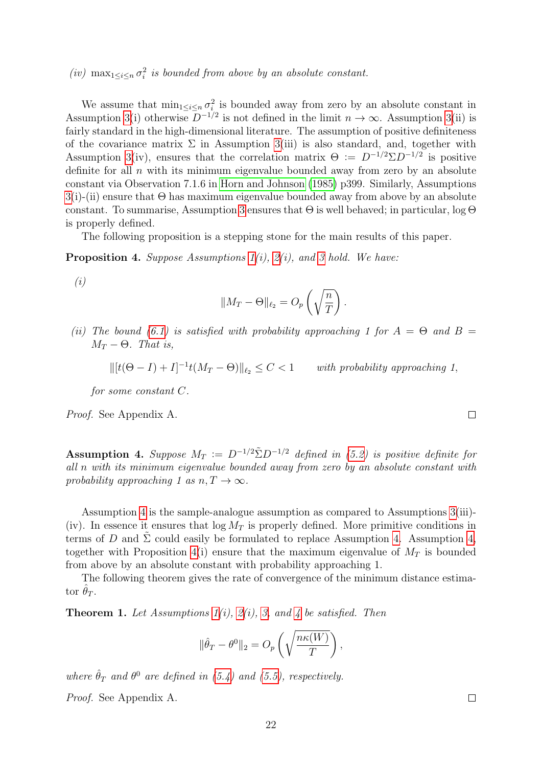*(iv)* $\max_{1\leq i\leq n}\sigma_i^2$ *is bounded from above by an absolute constant.*

We assume that $\min_{1\leq i\leq n}\sigma_i^2$ is bounded away from zero by an absolute constant in Assumption 3(i) otherwise $D^{-1/2}$ is not defined in the limit $n\to\infty$. Assumption 3(ii) is fairly standard in the high-dimensional literature. The assumption of positive definiteness of the covariance matrix $\Sigma$ in Assumption 3(iii) is also standard, and, together with Assumption 3(iv), ensures that the correlation matrix $\Theta := D^{-1/2}\Sigma D^{-1/2}$ is positive definite for all $n$ with its minimum eigenvalue bounded away from zero by an absolute constant via Observation 7.1.6 in Horn and Johnson (1985) p399. Similarly, Assumptions 3(i)-(ii) ensure that $\Theta$ has maximum eigenvalue bounded away from above by an absolute constant. To summarise, Assumption 3 ensures that $\Theta$ is well behaved; in particular, $\log\Theta$ is properly defined.

The following proposition is a stepping stone for the main results of this paper.

**Proposition 4.** *Suppose Assumptions 1(i), 2(i), and 3 hold. We have:*

*(i)*

$$\|M_T-\Theta\|_{\ell_2}=O_p\left(\sqrt{\frac{n}{T}}\right).$$

*(ii) The bound (6.1) is satisfied with probability approaching 1 for $A=\Theta$ and $B=M_T-\Theta$. That is,*

$$\|[t(\Theta-I)+I]^{-1}t(M_T-\Theta)\|_{\ell_2}\leq C<1 \qquad \textit{with probability approaching 1,}$$

*for some constant $C$.*

*Proof.* See Appendix A. ∎

**Assumption 4.** *Suppose $M_T := D^{-1/2}\tilde{\Sigma}D^{-1/2}$ defined in (5.2) is positive definite for all $n$ with its minimum eigenvalue bounded away from zero by an absolute constant with probability approaching 1 as $n,T\to\infty$.*

Assumption 4 is the sample-analogue assumption as compared to Assumptions 3(iii)-(iv). In essence it ensures that $\log M_T$ is properly defined. More primitive conditions in terms of $D$ and $\tilde{\Sigma}$ could easily be formulated to replace Assumption 4. Assumption 4, together with Proposition 4(i) ensure that the maximum eigenvalue of $M_T$ is bounded from above by an absolute constant with probability approaching 1.

The following theorem gives the rate of convergence of the minimum distance estimator $\hat{\theta}_T$.

**Theorem 1.** *Let Assumptions 1(i), 2(i), 3, and 4 be satisfied. Then*

$$\|\hat{\theta}_T-\theta^0\|_2=O_p\left(\sqrt{\frac{n\kappa(W)}{T}}\right),$$

*where $\hat{\theta}_T$ and $\theta^0$ are defined in (5.4) and (5.5), respectively.*

*Proof.* See Appendix A. ∎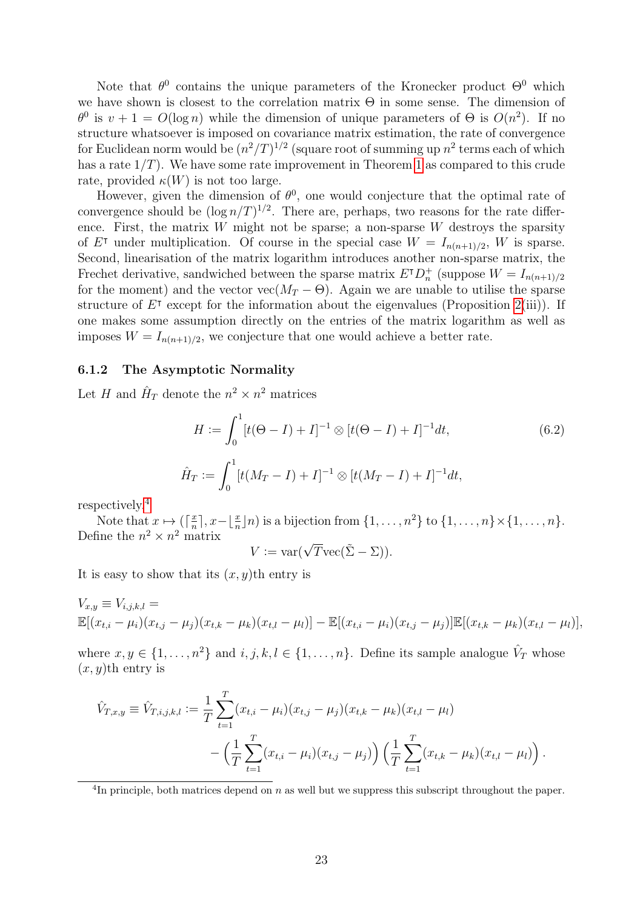Note that $\theta^0$ contains the unique parameters of the Kronecker product $\Theta^0$ which we have shown is closest to the correlation matrix $\Theta$ in some sense. The dimension of $\theta^0$ is $v + 1 = O(\log n)$ while the dimension of unique parameters of $\Theta$ is $O(n^2)$. If no structure whatsoever is imposed on covariance matrix estimation, the rate of convergence for Euclidean norm would be $(n^2/T)^{1/2}$ (square root of summing up $n^2$ terms each of which has a rate $1/T$). We have some rate improvement in Theorem 1 as compared to this crude rate, provided $\kappa(W)$ is not too large.

However, given the dimension of $\theta^0$, one would conjecture that the optimal rate of convergence should be $(\log n/T)^{1/2}$. There are, perhaps, two reasons for the rate difference. First, the matrix $W$ might not be sparse; a non-sparse $W$ destroys the sparsity of $E^\intercal$ under multiplication. Of course in the special case $W = I_{n(n+1)/2}$, $W$ is sparse. Second, linearisation of the matrix logarithm introduces another non-sparse matrix, the Frechet derivative, sandwiched between the sparse matrix $E^\intercal D_n^+$ (suppose $W = I_{n(n+1)/2}$ for the moment) and the vector $\text{vec}(M_T - \Theta)$. Again we are unable to utilise the sparse structure of $E^\intercal$ except for the information about the eigenvalues (Proposition 2(iii)). If one makes some assumption directly on the entries of the matrix logarithm as well as imposes $W = I_{n(n+1)/2}$, we conjecture that one would achieve a better rate.

### 6.1.2 The Asymptotic Normality

Let $H$ and $\hat{H}_T$ denote the $n^2 \times n^2$ matrices

$$H := \int_0^1 [t(\Theta - I) + I]^{-1} \otimes [t(\Theta - I) + I]^{-1} dt, \tag{6.2}$$

$$\hat{H}_T := \int_0^1 [t(M_T - I) + I]^{-1} \otimes [t(M_T - I) + I]^{-1} dt,$$

respectively.[4]

Note that $x \mapsto (\lceil \frac{x}{n} \rceil, x - \lfloor \frac{x}{n} \rfloor n)$ is a bijection from $\{1, \ldots, n^2\}$ to $\{1, \ldots, n\} \times \{1, \ldots, n\}$. Define the $n^2 \times n^2$ matrix

$$V := \text{var}(\sqrt{T}\text{vec}(\tilde{\Sigma} - \Sigma)).$$

It is easy to show that its $(x, y)$th entry is

$$V_{x,y} \equiv V_{i,j,k,l} =$$
$$\mathbb{E}[(x_{t,i} - \mu_i)(x_{t,j} - \mu_j)(x_{t,k} - \mu_k)(x_{t,l} - \mu_l)] - \mathbb{E}[(x_{t,i} - \mu_i)(x_{t,j} - \mu_j)]\mathbb{E}[(x_{t,k} - \mu_k)(x_{t,l} - \mu_l)],$$

where $x, y \in \{1, \ldots, n^2\}$ and $i, j, k, l \in \{1, \ldots, n\}$. Define its sample analogue $\hat{V}_T$ whose $(x, y)$th entry is

$$\hat{V}_{T,x,y} \equiv \hat{V}_{T,i,j,k,l} := \frac{1}{T}\sum_{t=1}^{T}(x_{t,i} - \mu_i)(x_{t,j} - \mu_j)(x_{t,k} - \mu_k)(x_{t,l} - \mu_l)$$
$$- \Big(\frac{1}{T}\sum_{t=1}^{T}(x_{t,i} - \mu_i)(x_{t,j} - \mu_j)\Big)\Big(\frac{1}{T}\sum_{t=1}^{T}(x_{t,k} - \mu_k)(x_{t,l} - \mu_l)\Big).$$

---

[4] In principle, both matrices depend on $n$ as well but we suppress this subscript throughout the paper.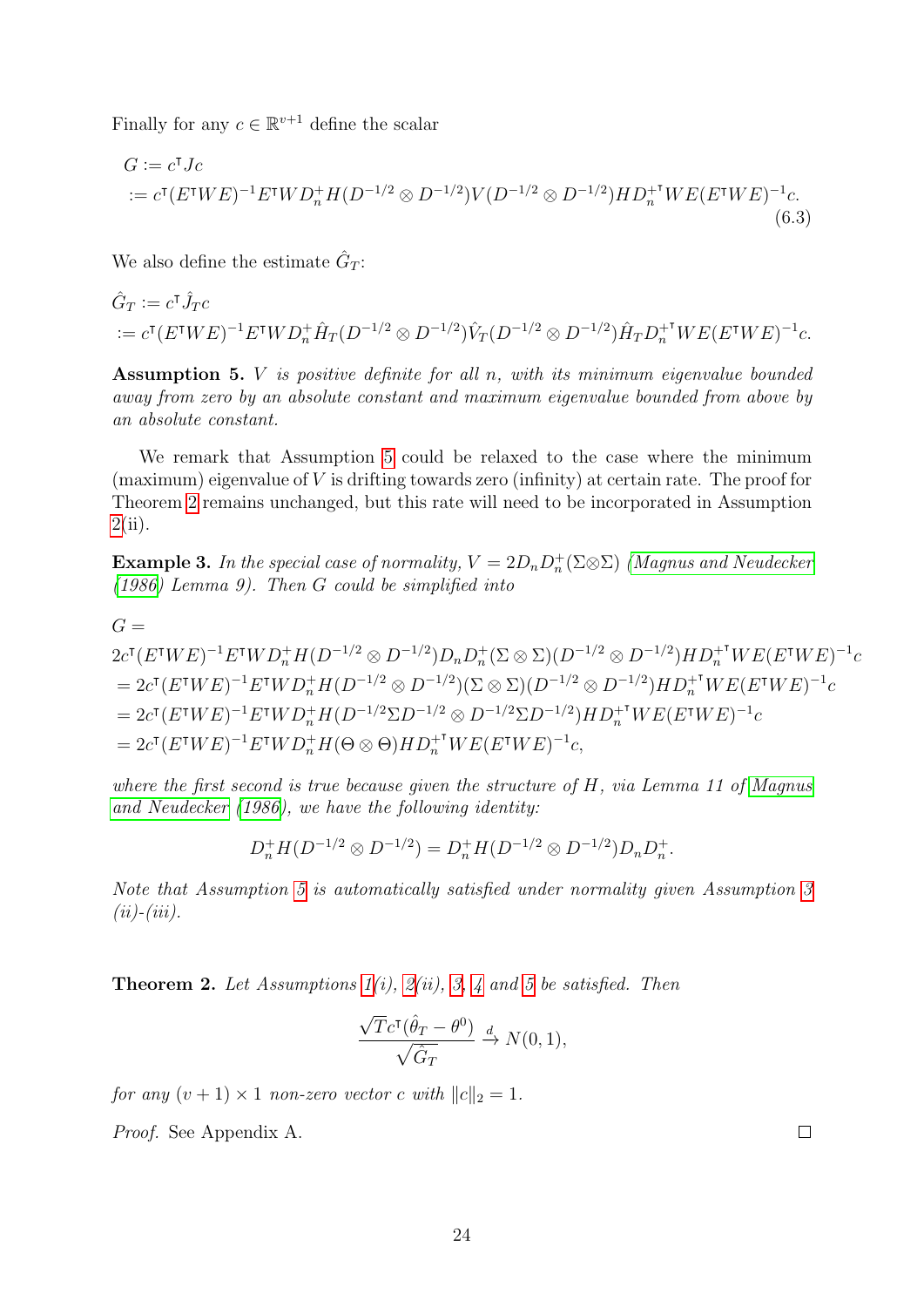Finally for any $c \in \mathbb{R}^{v+1}$ define the scalar

$$
\begin{aligned}
&G := c^\intercal J c \\
&:= c^\intercal (E^\intercal W E)^{-1} E^\intercal W D_n^+ H (D^{-1/2} \otimes D^{-1/2}) V (D^{-1/2} \otimes D^{-1/2}) H D_n^{+\intercal} W E (E^\intercal W E)^{-1} c.
\end{aligned}
\tag{6.3}
$$

We also define the estimate $\hat{G}_T$:

$$
\begin{aligned}
&\hat{G}_T := c^\intercal \hat{J}_T c \\
&:= c^\intercal (E^\intercal W E)^{-1} E^\intercal W D_n^+ \hat{H}_T (D^{-1/2} \otimes D^{-1/2}) \hat{V}_T (D^{-1/2} \otimes D^{-1/2}) \hat{H}_T D_n^{+\intercal} W E (E^\intercal W E)^{-1} c.
\end{aligned}
$$

**Assumption 5.** *$V$ is positive definite for all $n$, with its minimum eigenvalue bounded away from zero by an absolute constant and maximum eigenvalue bounded from above by an absolute constant.*

We remark that Assumption 5 could be relaxed to the case where the minimum (maximum) eigenvalue of $V$ is drifting towards zero (infinity) at certain rate. The proof for Theorem 2 remains unchanged, but this rate will need to be incorporated in Assumption 2(ii).

**Example 3.** *In the special case of normality, $V = 2D_n D_n^+(\Sigma \otimes \Sigma)$ (Magnus and Neudecker (1986) Lemma 9). Then $G$ could be simplified into*

$$
\begin{aligned}
G &= \\
&2c^\intercal (E^\intercal W E)^{-1} E^\intercal W D_n^+ H (D^{-1/2} \otimes D^{-1/2}) D_n D_n^+ (\Sigma \otimes \Sigma)(D^{-1/2} \otimes D^{-1/2}) H D_n^{+\intercal} W E (E^\intercal W E)^{-1} c \\
&= 2c^\intercal (E^\intercal W E)^{-1} E^\intercal W D_n^+ H (D^{-1/2} \otimes D^{-1/2})(\Sigma \otimes \Sigma)(D^{-1/2} \otimes D^{-1/2}) H D_n^{+\intercal} W E (E^\intercal W E)^{-1} c \\
&= 2c^\intercal (E^\intercal W E)^{-1} E^\intercal W D_n^+ H (D^{-1/2} \Sigma D^{-1/2} \otimes D^{-1/2} \Sigma D^{-1/2}) H D_n^{+\intercal} W E (E^\intercal W E)^{-1} c \\
&= 2c^\intercal (E^\intercal W E)^{-1} E^\intercal W D_n^+ H (\Theta \otimes \Theta) H D_n^{+\intercal} W E (E^\intercal W E)^{-1} c,
\end{aligned}
$$

*where the first second is true because given the structure of $H$, via Lemma 11 of Magnus and Neudecker (1986), we have the following identity:*

$$
D_n^+ H (D^{-1/2} \otimes D^{-1/2}) = D_n^+ H (D^{-1/2} \otimes D^{-1/2}) D_n D_n^+.
$$

*Note that Assumption 5 is automatically satisfied under normality given Assumption 3 (ii)-(iii).*

**Theorem 2.** *Let Assumptions 1(i), 2(ii), 3, 4 and 5 be satisfied. Then*

$$
\frac{\sqrt{T} c^\intercal (\hat{\theta}_T - \theta^0)}{\sqrt{\hat{G}_T}} \xrightarrow{d} N(0, 1),
$$

*for any $(v+1) \times 1$ non-zero vector $c$ with $\|c\|_2 = 1$.*

*Proof.* See Appendix A. □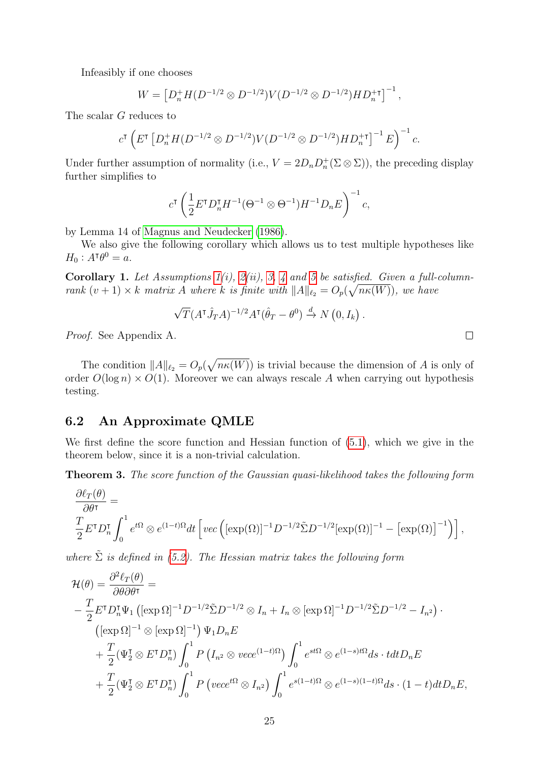Infeasibly if one chooses

$$W = \left[D_n^+ H(D^{-1/2} \otimes D^{-1/2}) V (D^{-1/2} \otimes D^{-1/2}) H D_n^{+\intercal}\right]^{-1},$$

The scalar $G$ reduces to

$$c^\intercal \left( E^\intercal \left[D_n^+ H(D^{-1/2} \otimes D^{-1/2}) V (D^{-1/2} \otimes D^{-1/2}) H D_n^{+\intercal}\right]^{-1} E \right)^{-1} c.$$

Under further assumption of normality (i.e., $V = 2D_n D_n^+(\Sigma \otimes \Sigma)$), the preceding display further simplifies to

$$c^\intercal \left( \frac{1}{2} E^\intercal D_n^\intercal H^{-1} (\Theta^{-1} \otimes \Theta^{-1}) H^{-1} D_n E \right)^{-1} c,$$

by Lemma 14 of Magnus and Neudecker (1986).

We also give the following corollary which allows us to test multiple hypotheses like $H_0 : A^\intercal \theta^0 = a$.

**Corollary 1.** *Let Assumptions 1(i), 2(ii), 3, 4 and 5 be satisfied. Given a full-column-rank $(v+1) \times k$ matrix $A$ where $k$ is finite with $\|A\|_{\ell_2} = O_p(\sqrt{n\kappa(W)})$, we have*

$$\sqrt{T}(A^\intercal \hat{J}_T A)^{-1/2} A^\intercal (\hat{\theta}_T - \theta^0) \xrightarrow{d} N\left(0, I_k\right).$$

*Proof.* See Appendix A. $\square$

The condition $\|A\|_{\ell_2} = O_p(\sqrt{n\kappa(W)})$ is trivial because the dimension of $A$ is only of order $O(\log n) \times O(1)$. Moreover we can always rescale $A$ when carrying out hypothesis testing.

## 6.2 An Approximate QMLE

We first define the score function and Hessian function of (5.1), which we give in the theorem below, since it is a non-trivial calculation.

**Theorem 3.** *The score function of the Gaussian quasi-likelihood takes the following form*

$$\frac{\partial \ell_T(\theta)}{\partial \theta^\intercal} = \frac{T}{2} E^\intercal D_n^\intercal \int_0^1 e^{t\Omega} \otimes e^{(1-t)\Omega} dt \left[ vec\left( [\exp(\Omega)]^{-1} D^{-1/2} \tilde{\Sigma} D^{-1/2} [\exp(\Omega)]^{-1} - \left[\exp(\Omega)\right]^{-1} \right) \right],$$

*where $\tilde{\Sigma}$ is defined in (5.2). The Hessian matrix takes the following form*

$$\begin{aligned}
\mathcal{H}(\theta) = \frac{\partial^2 \ell_T(\theta)}{\partial \theta \partial \theta^\intercal} = \\
& -\frac{T}{2} E^\intercal D_n^\intercal \Psi_1 \left( [\exp \Omega]^{-1} D^{-1/2} \tilde{\Sigma} D^{-1/2} \otimes I_n + I_n \otimes [\exp \Omega]^{-1} D^{-1/2} \tilde{\Sigma} D^{-1/2} - I_{n^2} \right) \cdot \\
& \quad \left( [\exp \Omega]^{-1} \otimes [\exp \Omega]^{-1} \right) \Psi_1 D_n E \\
& \quad + \frac{T}{2} (\Psi_2^\intercal \otimes E^\intercal D_n^\intercal) \int_0^1 P \left( I_{n^2} \otimes vec e^{(1-t)\Omega} \right) \int_0^1 e^{st\Omega} \otimes e^{(1-s)t\Omega} ds \cdot t dt D_n E \\
& \quad + \frac{T}{2} (\Psi_2^\intercal \otimes E^\intercal D_n^\intercal) \int_0^1 P \left( vec e^{t\Omega} \otimes I_{n^2} \right) \int_0^1 e^{s(1-t)\Omega} \otimes e^{(1-s)(1-t)\Omega} ds \cdot (1-t) dt D_n E,
\end{aligned}$$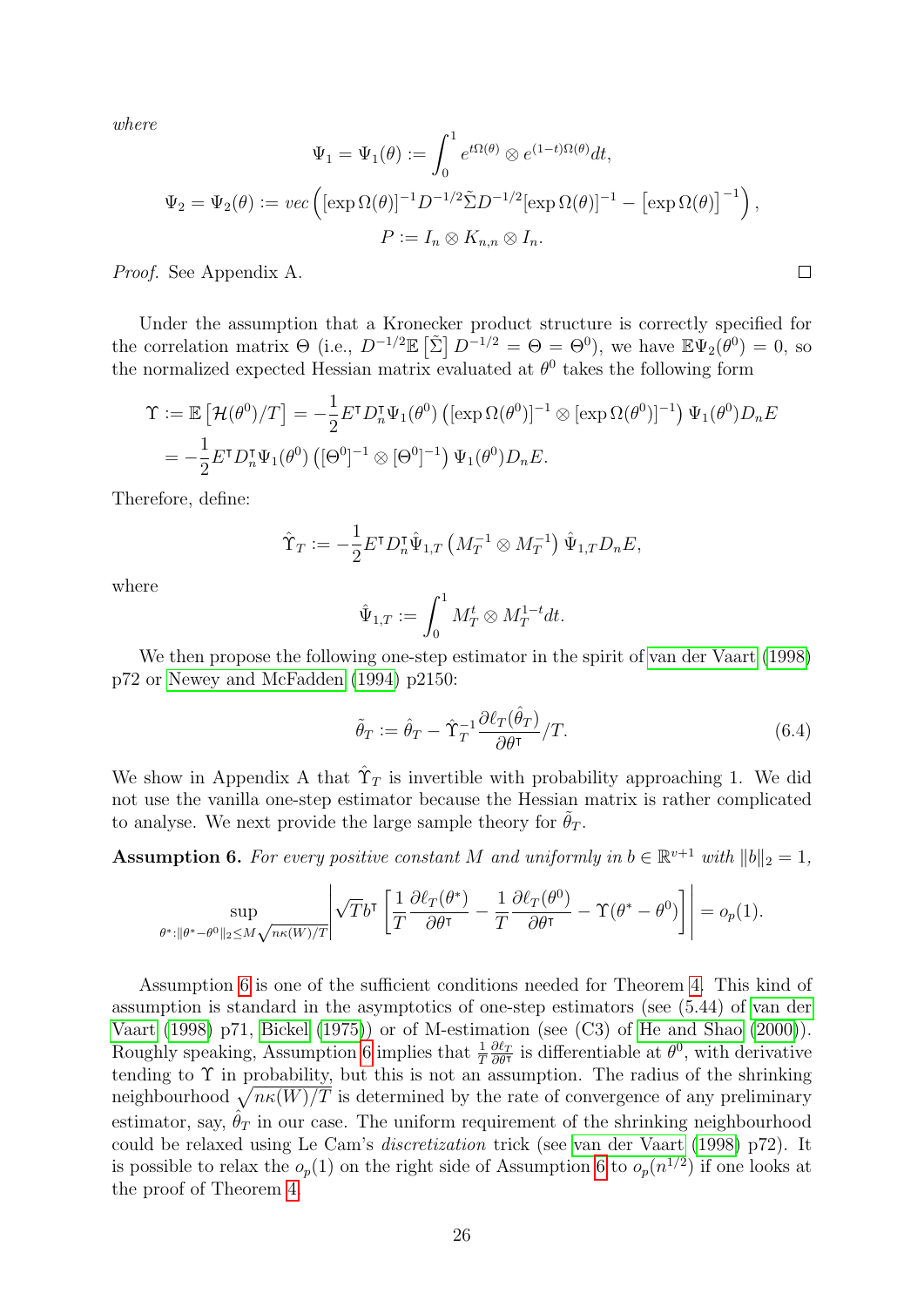*where*

$$\Psi_1 = \Psi_1(\theta) := \int_0^1 e^{t\Omega(\theta)} \otimes e^{(1-t)\Omega(\theta)} dt,$$

$$\Psi_2 = \Psi_2(\theta) := vec\left( [\exp \Omega(\theta)]^{-1} D^{-1/2} \tilde{\Sigma} D^{-1/2} [\exp \Omega(\theta)]^{-1} - \left[\exp \Omega(\theta)\right]^{-1} \right),$$

$$P := I_n \otimes K_{n,n} \otimes I_n.$$

*Proof.* See Appendix A. $\square$

Under the assumption that a Kronecker product structure is correctly specified for the correlation matrix $\Theta$ (i.e., $D^{-1/2}\mathbb{E}\left[\tilde{\Sigma}\right] D^{-1/2} = \Theta = \Theta^0$), we have $\mathbb{E}\Psi_2(\theta^0) = 0$, so the normalized expected Hessian matrix evaluated at $\theta^0$ takes the following form

$$\begin{aligned}
\Upsilon &:= \mathbb{E}\left[\mathcal{H}(\theta^0)/T\right] = -\frac{1}{2} E^\intercal D_n^\intercal \Psi_1(\theta^0) \left( [\exp \Omega(\theta^0)]^{-1} \otimes [\exp \Omega(\theta^0)]^{-1} \right) \Psi_1(\theta^0) D_n E \\
&= -\frac{1}{2} E^\intercal D_n^\intercal \Psi_1(\theta^0) \left( [\Theta^0]^{-1} \otimes [\Theta^0]^{-1} \right) \Psi_1(\theta^0) D_n E.
\end{aligned}$$

Therefore, define:

$$\hat{\Upsilon}_T := -\frac{1}{2} E^\intercal D_n^\intercal \hat{\Psi}_{1,T} \left( M_T^{-1} \otimes M_T^{-1} \right) \hat{\Psi}_{1,T} D_n E,$$

where

$$\hat{\Psi}_{1,T} := \int_0^1 M_T^t \otimes M_T^{1-t} dt.$$

We then propose the following one-step estimator in the spirit of van der Vaart (1998) p72 or Newey and McFadden (1994) p2150:

$$\tilde{\theta}_T := \hat{\theta}_T - \hat{\Upsilon}_T^{-1} \frac{\partial \ell_T(\hat{\theta}_T)}{\partial \theta^\intercal} / T. \tag{6.4}$$

We show in Appendix A that $\hat{\Upsilon}_T$ is invertible with probability approaching 1. We did not use the vanilla one-step estimator because the Hessian matrix is rather complicated to analyse. We next provide the large sample theory for $\tilde{\theta}_T$.

**Assumption 6.** *For every positive constant $M$ and uniformly in $b \in \mathbb{R}^{v+1}$ with $\|b\|_2 = 1$,*

$$\sup_{\theta^*: \|\theta^* - \theta^0\|_2 \leq M\sqrt{n\kappa(W)/T}} \left| \sqrt{T} b^\intercal \left[ \frac{1}{T} \frac{\partial \ell_T(\theta^*)}{\partial \theta^\intercal} - \frac{1}{T} \frac{\partial \ell_T(\theta^0)}{\partial \theta^\intercal} - \Upsilon(\theta^* - \theta^0) \right] \right| = o_p(1).$$

Assumption 6 is one of the sufficient conditions needed for Theorem 4. This kind of assumption is standard in the asymptotics of one-step estimators (see (5.44) of van der Vaart (1998) p71, Bickel (1975)) or of M-estimation (see (C3) of He and Shao (2000)). Roughly speaking, Assumption 6 implies that $\frac{1}{T}\frac{\partial \ell_T}{\partial \theta^\intercal}$ is differentiable at $\theta^0$, with derivative tending to $\Upsilon$ in probability, but this is not an assumption. The radius of the shrinking neighbourhood $\sqrt{n\kappa(W)/T}$ is determined by the rate of convergence of any preliminary estimator, say, $\hat{\theta}_T$ in our case. The uniform requirement of the shrinking neighbourhood could be relaxed using Le Cam's *discretization* trick (see van der Vaart (1998) p72). It is possible to relax the $o_p(1)$ on the right side of Assumption 6 to $o_p(n^{1/2})$ if one looks at the proof of Theorem 4.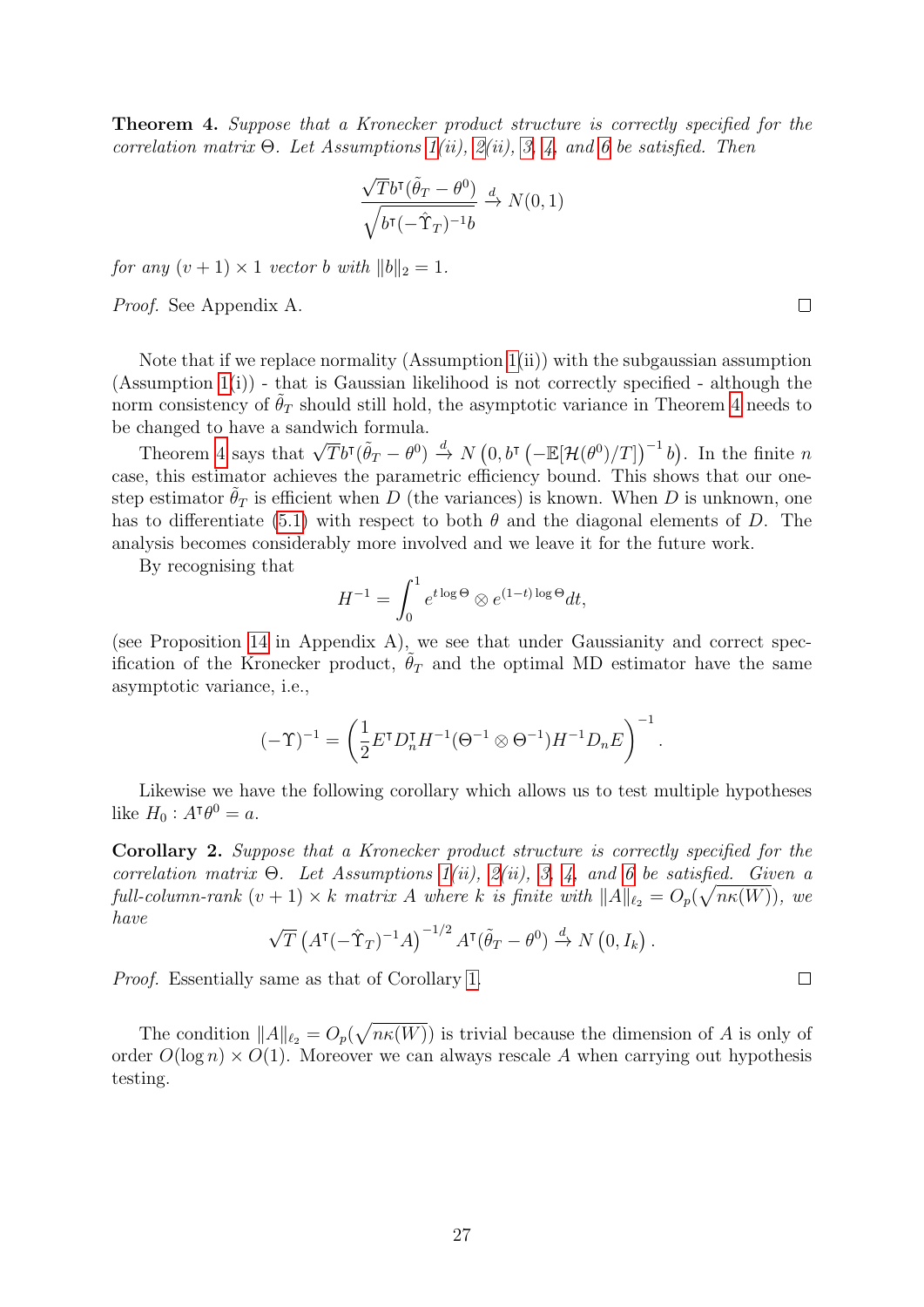**Theorem 4.** *Suppose that a Kronecker product structure is correctly specified for the correlation matrix $\Theta$. Let Assumptions 1(ii), 2(ii), 3, 4, and 6 be satisfied. Then*

$$\frac{\sqrt{T}b^\intercal(\tilde{\theta}_T - \theta^0)}{\sqrt{b^\intercal(-\hat{\Upsilon}_T)^{-1}b}} \xrightarrow{d} N(0,1)$$

*for any $(v+1) \times 1$ vector $b$ with $\|b\|_2 = 1$.*

*Proof.* See Appendix A. □

Note that if we replace normality (Assumption 1(ii)) with the subgaussian assumption (Assumption 1(i)) - that is Gaussian likelihood is not correctly specified - although the norm consistency of $\tilde{\theta}_T$ should still hold, the asymptotic variance in Theorem 4 needs to be changed to have a sandwich formula.

Theorem 4 says that $\sqrt{T}b^\intercal(\tilde{\theta}_T - \theta^0) \xrightarrow{d} N\left(0, b^\intercal\left(-\mathbb{E}[\mathcal{H}(\theta^0)/T]\right)^{-1}b\right)$. In the finite $n$ case, this estimator achieves the parametric efficiency bound. This shows that our one-step estimator $\tilde{\theta}_T$ is efficient when $D$ (the variances) is known. When $D$ is unknown, one has to differentiate (5.1) with respect to both $\theta$ and the diagonal elements of $D$. The analysis becomes considerably more involved and we leave it for the future work.

By recognising that

$$H^{-1} = \int_0^1 e^{t\log\Theta} \otimes e^{(1-t)\log\Theta}dt,$$

(see Proposition 14 in Appendix A), we see that under Gaussianity and correct specification of the Kronecker product, $\tilde{\theta}_T$ and the optimal MD estimator have the same asymptotic variance, i.e.,

$$(-\Upsilon)^{-1} = \left(\frac{1}{2}E^\intercal D_n^\intercal H^{-1}(\Theta^{-1} \otimes \Theta^{-1})H^{-1}D_nE\right)^{-1}.$$

Likewise we have the following corollary which allows us to test multiple hypotheses like $H_0 : A^\intercal\theta^0 = a$.

**Corollary 2.** *Suppose that a Kronecker product structure is correctly specified for the correlation matrix $\Theta$. Let Assumptions 1(ii), 2(ii), 3, 4, and 6 be satisfied. Given a full-column-rank $(v+1) \times k$ matrix $A$ where $k$ is finite with $\|A\|_{\ell_2} = O_p(\sqrt{n\kappa(W)})$, we have*

$$\sqrt{T}\left(A^\intercal(-\hat{\Upsilon}_T)^{-1}A\right)^{-1/2}A^\intercal(\tilde{\theta}_T - \theta^0) \xrightarrow{d} N\left(0, I_k\right).$$

*Proof.* Essentially same as that of Corollary 1. □

The condition $\|A\|_{\ell_2} = O_p(\sqrt{n\kappa(W)})$ is trivial because the dimension of $A$ is only of order $O(\log n) \times O(1)$. Moreover we can always rescale $A$ when carrying out hypothesis testing.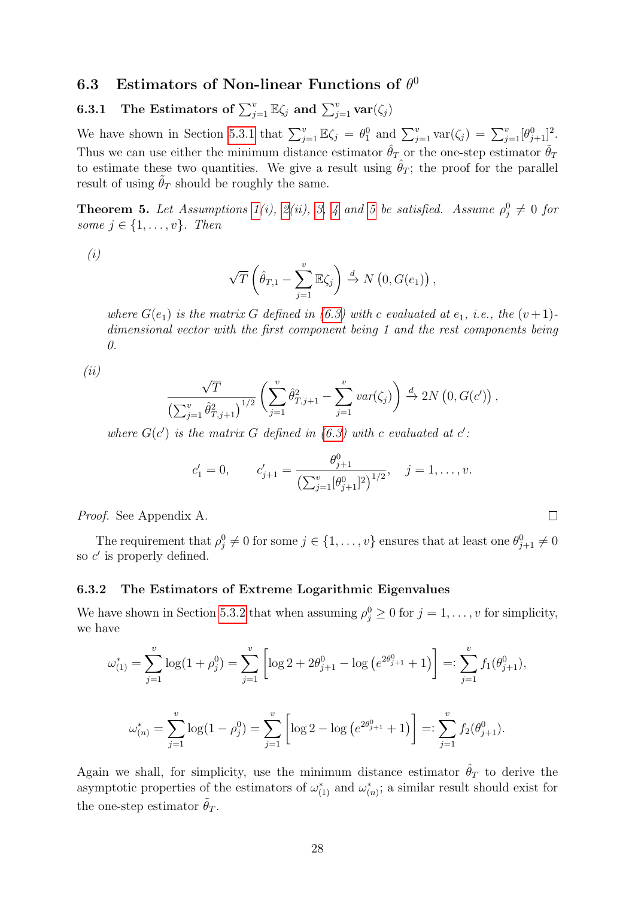## 6.3 Estimators of Non-linear Functions of $\theta^0$

### 6.3.1 The Estimators of $\sum_{j=1}^{v} \mathbb{E}\zeta_j$ and $\sum_{j=1}^{v} \mathbf{var}(\zeta_j)$

We have shown in Section 5.3.1 that $\sum_{j=1}^{v} \mathbb{E}\zeta_j = \theta_1^0$ and $\sum_{j=1}^{v} \mathrm{var}(\zeta_j) = \sum_{j=1}^{v} [\theta_{j+1}^0]^2$. Thus we can use either the minimum distance estimator $\hat{\theta}_T$ or the one-step estimator $\tilde{\theta}_T$ to estimate these two quantities. We give a result using $\hat{\theta}_T$; the proof for the parallel result of using $\tilde{\theta}_T$ should be roughly the same.

**Theorem 5.** *Let Assumptions 1(i), 2(ii), 3, 4 and 5 be satisfied. Assume $\rho_j^0 \neq 0$ for some $j \in \{1, \ldots, v\}$. Then*

*(i)*

$$\sqrt{T} \left( \hat{\theta}_{T,1} - \sum_{j=1}^{v} \mathbb{E}\zeta_j \right) \xrightarrow{d} N\left(0, G(e_1)\right),$$

*where $G(e_1)$ is the matrix $G$ defined in (6.3) with $c$ evaluated at $e_1$, i.e., the $(v+1)$-dimensional vector with the first component being 1 and the rest components being 0.*

*(ii)*

$$\frac{\sqrt{T}}{\left(\sum_{j=1}^{v} \hat{\theta}_{T,j+1}^2\right)^{1/2}} \left( \sum_{j=1}^{v} \hat{\theta}_{T,j+1}^2 - \sum_{j=1}^{v} var(\zeta_j) \right) \xrightarrow{d} 2N\left(0, G(c')\right),$$

*where $G(c')$ is the matrix $G$ defined in (6.3) with $c$ evaluated at $c'$:*

$$c_1' = 0, \qquad c_{j+1}' = \frac{\theta_{j+1}^0}{\left(\sum_{j=1}^{v} [\theta_{j+1}^0]^2\right)^{1/2}}, \quad j = 1, \ldots, v.$$

*Proof.* See Appendix A. ∎

The requirement that $\rho_j^0 \neq 0$ for some $j \in \{1, \ldots, v\}$ ensures that at least one $\theta_{j+1}^0 \neq 0$ so $c'$ is properly defined.

### 6.3.2 The Estimators of Extreme Logarithmic Eigenvalues

We have shown in Section 5.3.2 that when assuming $\rho_j^0 \geq 0$ for $j = 1, \ldots, v$ for simplicity, we have

$$\omega_{(1)}^* = \sum_{j=1}^{v} \log(1 + \rho_j^0) = \sum_{j=1}^{v} \left[ \log 2 + 2\theta_{j+1}^0 - \log\left(e^{2\theta_{j+1}^0} + 1\right) \right] =: \sum_{j=1}^{v} f_1(\theta_{j+1}^0),$$

$$\omega_{(n)}^* = \sum_{j=1}^{v} \log(1 - \rho_j^0) = \sum_{j=1}^{v} \left[ \log 2 - \log\left(e^{2\theta_{j+1}^0} + 1\right) \right] =: \sum_{j=1}^{v} f_2(\theta_{j+1}^0).$$

Again we shall, for simplicity, use the minimum distance estimator $\hat{\theta}_T$ to derive the asymptotic properties of the estimators of $\omega_{(1)}^*$ and $\omega_{(n)}^*$; a similar result should exist for the one-step estimator $\tilde{\theta}_T$.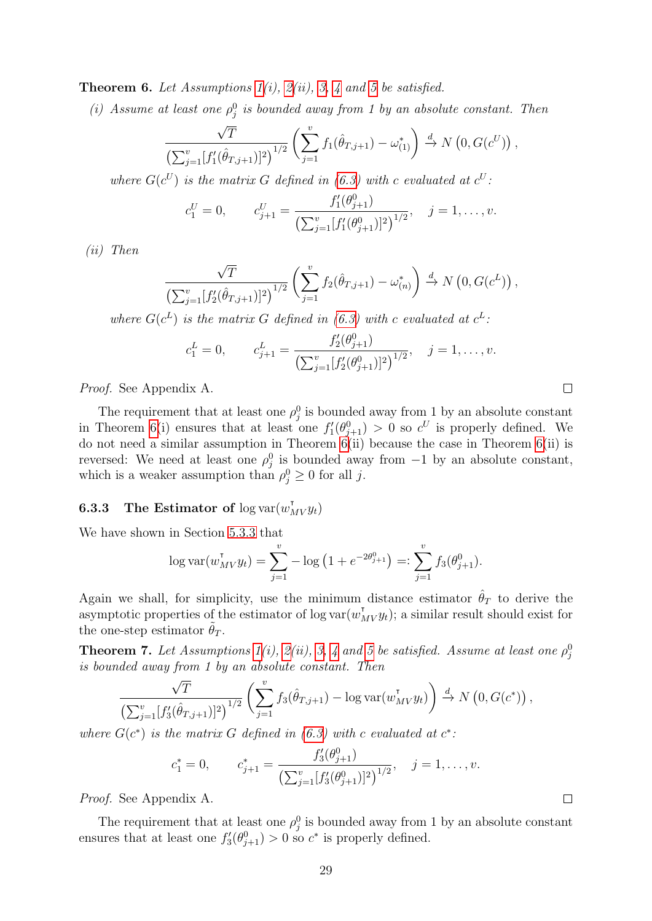**Theorem 6.** *Let Assumptions 1(i), 2(ii), 3, 4 and 5 be satisfied.*

*(i) Assume at least one $\rho_j^0$ is bounded away from 1 by an absolute constant. Then*

$$\frac{\sqrt{T}}{\left(\sum_{j=1}^{v}[f_1'(\hat{\theta}_{T,j+1})]^2\right)^{1/2}}\left(\sum_{j=1}^{v} f_1(\hat{\theta}_{T,j+1}) - \omega^*_{(1)}\right) \xrightarrow{d} N\left(0, G(c^U)\right),$$

*where $G(c^U)$ is the matrix $G$ defined in (6.3) with $c$ evaluated at $c^U$:*

$$c_1^U = 0, \qquad c_{j+1}^U = \frac{f_1'(\theta^0_{j+1})}{\left(\sum_{j=1}^{v}[f_1'(\theta^0_{j+1})]^2\right)^{1/2}}, \quad j = 1, \ldots, v.$$

*(ii) Then*

$$\frac{\sqrt{T}}{\left(\sum_{j=1}^{v}[f_2'(\hat{\theta}_{T,j+1})]^2\right)^{1/2}}\left(\sum_{j=1}^{v} f_2(\hat{\theta}_{T,j+1}) - \omega^*_{(n)}\right) \xrightarrow{d} N\left(0, G(c^L)\right),$$

*where $G(c^L)$ is the matrix $G$ defined in (6.3) with $c$ evaluated at $c^L$:*

$$c_1^L = 0, \qquad c_{j+1}^L = \frac{f_2'(\theta^0_{j+1})}{\left(\sum_{j=1}^{v}[f_2'(\theta^0_{j+1})]^2\right)^{1/2}}, \quad j = 1, \ldots, v.$$

*Proof.* See Appendix A. □

The requirement that at least one $\rho_j^0$ is bounded away from 1 by an absolute constant in Theorem 6(i) ensures that at least one $f_1'(\theta^0_{j+1}) > 0$ so $c^U$ is properly defined. We do not need a similar assumption in Theorem 6(ii) because the case in Theorem 6(ii) is reversed: We need at least one $\rho_j^0$ is bounded away from $-1$ by an absolute constant, which is a weaker assumption than $\rho_j^0 \geq 0$ for all $j$.

### 6.3.3 The Estimator of $\log \operatorname{var}(w_{MV}^\intercal y_t)$

We have shown in Section 5.3.3 that

$$\log \operatorname{var}(w_{MV}^\intercal y_t) = \sum_{j=1}^{v} -\log\left(1 + e^{-2\theta^0_{j+1}}\right) =: \sum_{j=1}^{v} f_3(\theta^0_{j+1}).$$

Again we shall, for simplicity, use the minimum distance estimator $\hat{\theta}_T$ to derive the asymptotic properties of the estimator of $\log \operatorname{var}(w_{MV}^\intercal y_t)$; a similar result should exist for the one-step estimator $\tilde{\theta}_T$.

**Theorem 7.** *Let Assumptions 1(i), 2(ii), 3, 4 and 5 be satisfied. Assume at least one $\rho_j^0$ is bounded away from 1 by an absolute constant. Then*

$$\frac{\sqrt{T}}{\left(\sum_{j=1}^{v}[f_3'(\hat{\theta}_{T,j+1})]^2\right)^{1/2}}\left(\sum_{j=1}^{v} f_3(\hat{\theta}_{T,j+1}) - \log \operatorname{var}(w_{MV}^\intercal y_t)\right) \xrightarrow{d} N\left(0, G(c^*)\right),$$

*where $G(c^*)$ is the matrix $G$ defined in (6.3) with $c$ evaluated at $c^*$:*

$$c_1^* = 0, \qquad c_{j+1}^* = \frac{f_3'(\theta^0_{j+1})}{\left(\sum_{j=1}^{v}[f_3'(\theta^0_{j+1})]^2\right)^{1/2}}, \quad j = 1, \ldots, v.$$

*Proof.* See Appendix A. □

The requirement that at least one $\rho_j^0$ is bounded away from 1 by an absolute constant ensures that at least one $f_3'(\theta^0_{j+1}) > 0$ so $c^*$ is properly defined.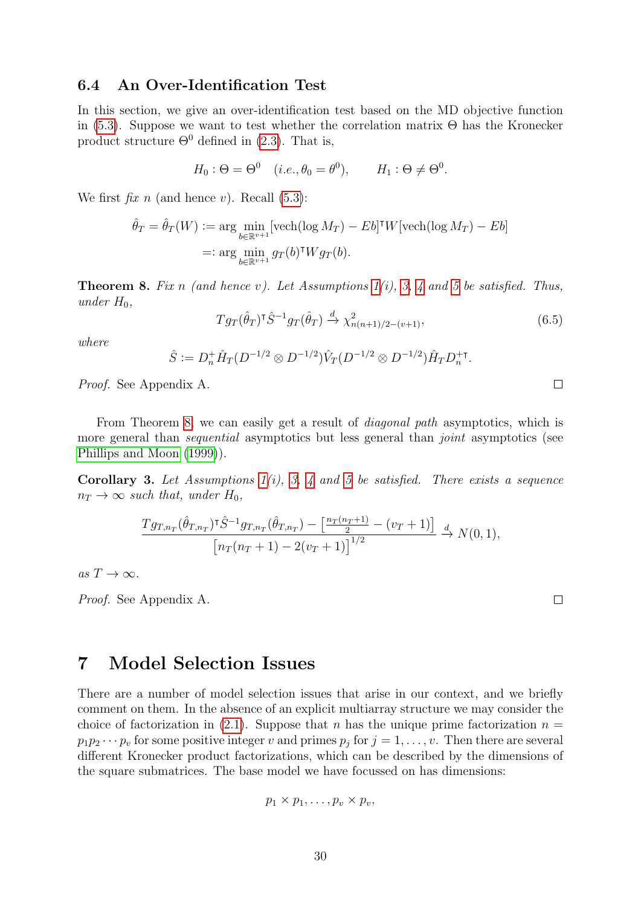### 6.4 An Over-Identification Test

In this section, we give an over-identification test based on the MD objective function in (5.3). Suppose we want to test whether the correlation matrix $\Theta$ has the Kronecker product structure $\Theta^0$ defined in (2.3). That is,

$$H_0 : \Theta = \Theta^0 \quad (i.e., \theta_0 = \theta^0), \qquad H_1 : \Theta \neq \Theta^0.$$

We first *fix* $n$ (and hence $v$). Recall (5.3):

$$\begin{aligned}
\hat{\theta}_T = \hat{\theta}_T(W) &:= \arg\min_{b\in\mathbb{R}^{v+1}} [\text{vech}(\log M_T) - Eb]^{\intercal} W [\text{vech}(\log M_T) - Eb] \\
&=: \arg\min_{b\in\mathbb{R}^{v+1}} g_T(b)^{\intercal} W g_T(b).
\end{aligned}$$

**Theorem 8.** *Fix $n$ (and hence $v$). Let Assumptions 1(i), 3, 4 and 5 be satisfied. Thus, under $H_0$,*

$$T g_T(\hat{\theta}_T)^{\intercal} \hat{S}^{-1} g_T(\hat{\theta}_T) \xrightarrow{d} \chi^2_{n(n+1)/2-(v+1)}, \tag{6.5}$$

*where*

$$\hat{S} := D_n^{+} \hat{H}_T (D^{-1/2} \otimes D^{-1/2}) \hat{V}_T (D^{-1/2} \otimes D^{-1/2}) \hat{H}_T D_n^{+\intercal}.$$

*Proof.* See Appendix A. □

From Theorem 8, we can easily get a result of *diagonal path* asymptotics, which is more general than *sequential* asymptotics but less general than *joint* asymptotics (see Phillips and Moon (1999)).

**Corollary 3.** *Let Assumptions 1(i), 3, 4 and 5 be satisfied. There exists a sequence $n_T \to \infty$ such that, under $H_0$,*

$$\frac{T g_{T,n_T}(\hat{\theta}_{T,n_T})^{\intercal} \hat{S}^{-1} g_{T,n_T}(\hat{\theta}_{T,n_T}) - \left[\frac{n_T(n_T+1)}{2} - (v_T+1)\right]}{\left[n_T(n_T+1) - 2(v_T+1)\right]^{1/2}} \xrightarrow{d} N(0,1),$$

*as $T \to \infty$.*

*Proof.* See Appendix A. □

# 7 Model Selection Issues

There are a number of model selection issues that arise in our context, and we briefly comment on them. In the absence of an explicit multiarray structure we may consider the choice of factorization in (2.1). Suppose that $n$ has the unique prime factorization $n = p_1 p_2 \cdots p_v$ for some positive integer $v$ and primes $p_j$ for $j = 1, \ldots, v$. Then there are several different Kronecker product factorizations, which can be described by the dimensions of the square submatrices. The base model we have focussed on has dimensions:

$$p_1 \times p_1, \ldots, p_v \times p_v,$$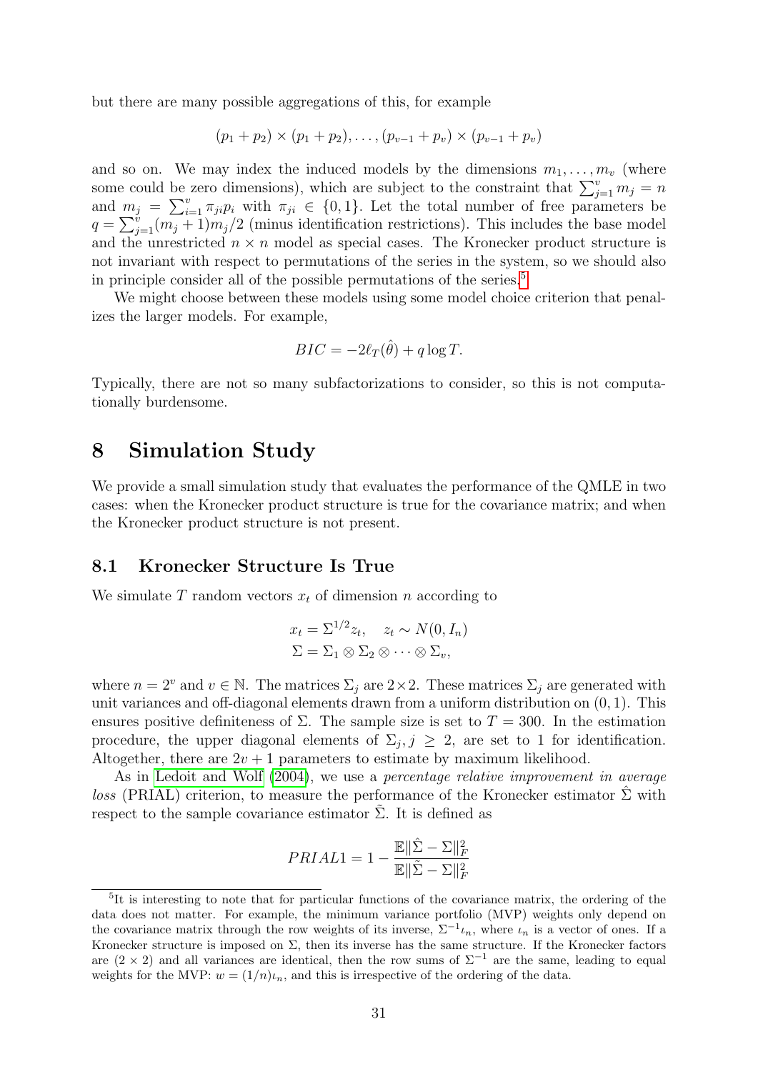but there are many possible aggregations of this, for example

$$(p_1 + p_2) \times (p_1 + p_2), \ldots, (p_{v-1} + p_v) \times (p_{v-1} + p_v)$$

and so on. We may index the induced models by the dimensions $m_1, \ldots, m_v$ (where some could be zero dimensions), which are subject to the constraint that $\sum_{j=1}^{v} m_j = n$ and $m_j = \sum_{i=1}^{v} \pi_{ji} p_i$ with $\pi_{ji} \in \{0, 1\}$. Let the total number of free parameters be $q = \sum_{j=1}^{v} (m_j + 1) m_j / 2$ (minus identification restrictions). This includes the base model and the unrestricted $n \times n$ model as special cases. The Kronecker product structure is not invariant with respect to permutations of the series in the system, so we should also in principle consider all of the possible permutations of the series.[5]

We might choose between these models using some model choice criterion that penalizes the larger models. For example,

$$BIC = -2\ell_T(\hat{\theta}) + q \log T.$$

Typically, there are not so many subfactorizations to consider, so this is not computationally burdensome.

# 8 Simulation Study

We provide a small simulation study that evaluates the performance of the QMLE in two cases: when the Kronecker product structure is true for the covariance matrix; and when the Kronecker product structure is not present.

## 8.1 Kronecker Structure Is True

We simulate $T$ random vectors $x_t$ of dimension $n$ according to

$$x_t = \Sigma^{1/2} z_t, \quad z_t \sim N(0, I_n)$$
$$\Sigma = \Sigma_1 \otimes \Sigma_2 \otimes \cdots \otimes \Sigma_v,$$

where $n = 2^v$ and $v \in \mathbb{N}$. The matrices $\Sigma_j$ are $2 \times 2$. These matrices $\Sigma_j$ are generated with unit variances and off-diagonal elements drawn from a uniform distribution on $(0, 1)$. This ensures positive definiteness of $\Sigma$. The sample size is set to $T = 300$. In the estimation procedure, the upper diagonal elements of $\Sigma_j, j \geq 2$, are set to 1 for identification. Altogether, there are $2v + 1$ parameters to estimate by maximum likelihood.

As in Ledoit and Wolf (2004), we use a *percentage relative improvement in average loss* (PRIAL) criterion, to measure the performance of the Kronecker estimator $\hat{\Sigma}$ with respect to the sample covariance estimator $\tilde{\Sigma}$. It is defined as

$$PRIAL1 = 1 - \frac{\mathbb{E}\|\hat{\Sigma} - \Sigma\|_F^2}{\mathbb{E}\|\tilde{\Sigma} - \Sigma\|_F^2}$$

[5] It is interesting to note that for particular functions of the covariance matrix, the ordering of the data does not matter. For example, the minimum variance portfolio (MVP) weights only depend on the covariance matrix through the row weights of its inverse, $\Sigma^{-1}\iota_n$, where $\iota_n$ is a vector of ones. If a Kronecker structure is imposed on $\Sigma$, then its inverse has the same structure. If the Kronecker factors are $(2 \times 2)$ and all variances are identical, then the row sums of $\Sigma^{-1}$ are the same, leading to equal weights for the MVP: $w = (1/n)\iota_n$, and this is irrespective of the ordering of the data.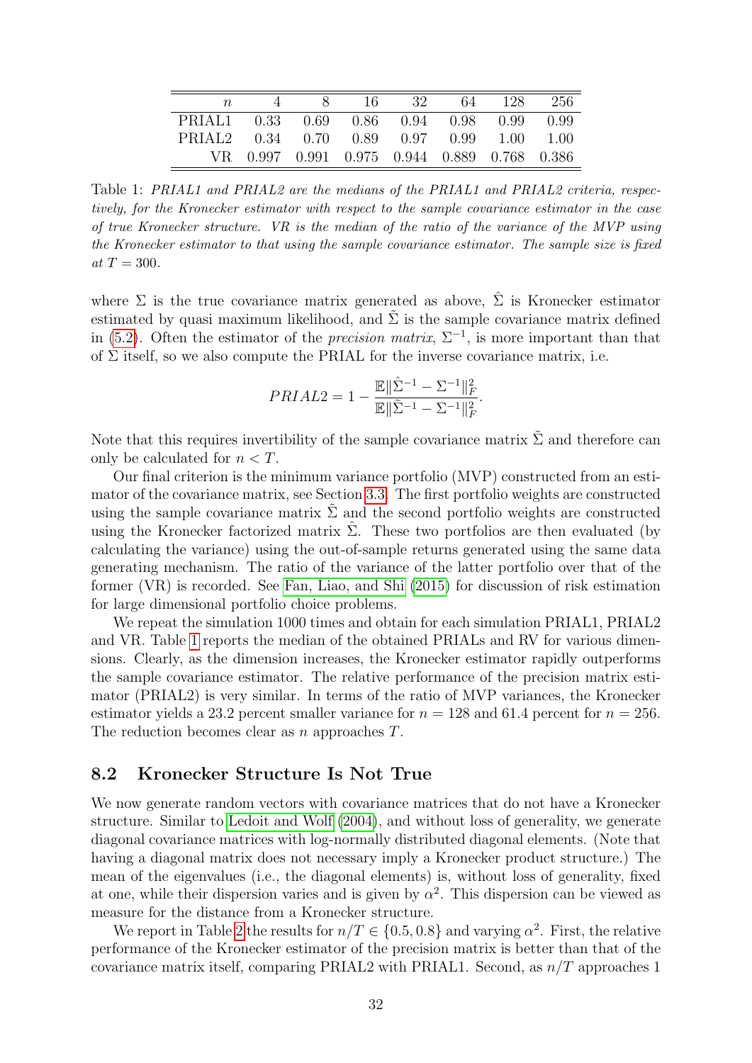| $n$ | 4 | 8 | 16 | 32 | 64 | 128 | 256 |
|---|---|---|---|---|---|---|---|
| PRIAL1 | 0.33 | 0.69 | 0.86 | 0.94 | 0.98 | 0.99 | 0.99 |
| PRIAL2 | 0.34 | 0.70 | 0.89 | 0.97 | 0.99 | 1.00 | 1.00 |
| VR | 0.997 | 0.991 | 0.975 | 0.944 | 0.889 | 0.768 | 0.386 |

Table 1: *PRIAL1 and PRIAL2 are the medians of the PRIAL1 and PRIAL2 criteria, respectively, for the Kronecker estimator with respect to the sample covariance estimator in the case of true Kronecker structure. VR is the median of the ratio of the variance of the MVP using the Kronecker estimator to that using the sample covariance estimator. The sample size is fixed at $T = 300$.*

where $\Sigma$ is the true covariance matrix generated as above, $\hat{\Sigma}$ is Kronecker estimator estimated by quasi maximum likelihood, and $\tilde{\Sigma}$ is the sample covariance matrix defined in (5.2). Often the estimator of the *precision matrix*, $\Sigma^{-1}$, is more important than that of $\Sigma$ itself, so we also compute the PRIAL for the inverse covariance matrix, i.e.

$$PRIAL2 = 1 - \frac{\mathbb{E}\|\hat{\Sigma}^{-1} - \Sigma^{-1}\|_F^2}{\mathbb{E}\|\tilde{\Sigma}^{-1} - \Sigma^{-1}\|_F^2}.$$

Note that this requires invertibility of the sample covariance matrix $\tilde{\Sigma}$ and therefore can only be calculated for $n < T$.

Our final criterion is the minimum variance portfolio (MVP) constructed from an estimator of the covariance matrix, see Section 3.3. The first portfolio weights are constructed using the sample covariance matrix $\tilde{\Sigma}$ and the second portfolio weights are constructed using the Kronecker factorized matrix $\hat{\Sigma}$. These two portfolios are then evaluated (by calculating the variance) using the out-of-sample returns generated using the same data generating mechanism. The ratio of the variance of the latter portfolio over that of the former (VR) is recorded. See Fan, Liao, and Shi (2015) for discussion of risk estimation for large dimensional portfolio choice problems.

We repeat the simulation 1000 times and obtain for each simulation PRIAL1, PRIAL2 and VR. Table 1 reports the median of the obtained PRIALs and RV for various dimensions. Clearly, as the dimension increases, the Kronecker estimator rapidly outperforms the sample covariance estimator. The relative performance of the precision matrix estimator (PRIAL2) is very similar. In terms of the ratio of MVP variances, the Kronecker estimator yields a 23.2 percent smaller variance for $n = 128$ and 61.4 percent for $n = 256$. The reduction becomes clear as $n$ approaches $T$.

## 8.2 Kronecker Structure Is Not True

We now generate random vectors with covariance matrices that do not have a Kronecker structure. Similar to Ledoit and Wolf (2004), and without loss of generality, we generate diagonal covariance matrices with log-normally distributed diagonal elements. (Note that having a diagonal matrix does not necessary imply a Kronecker product structure.) The mean of the eigenvalues (i.e., the diagonal elements) is, without loss of generality, fixed at one, while their dispersion varies and is given by $\alpha^2$. This dispersion can be viewed as measure for the distance from a Kronecker structure.

We report in Table 2 the results for $n/T \in \{0.5, 0.8\}$ and varying $\alpha^2$. First, the relative performance of the Kronecker estimator of the precision matrix is better than that of the covariance matrix itself, comparing PRIAL2 with PRIAL1. Second, as $n/T$ approaches 1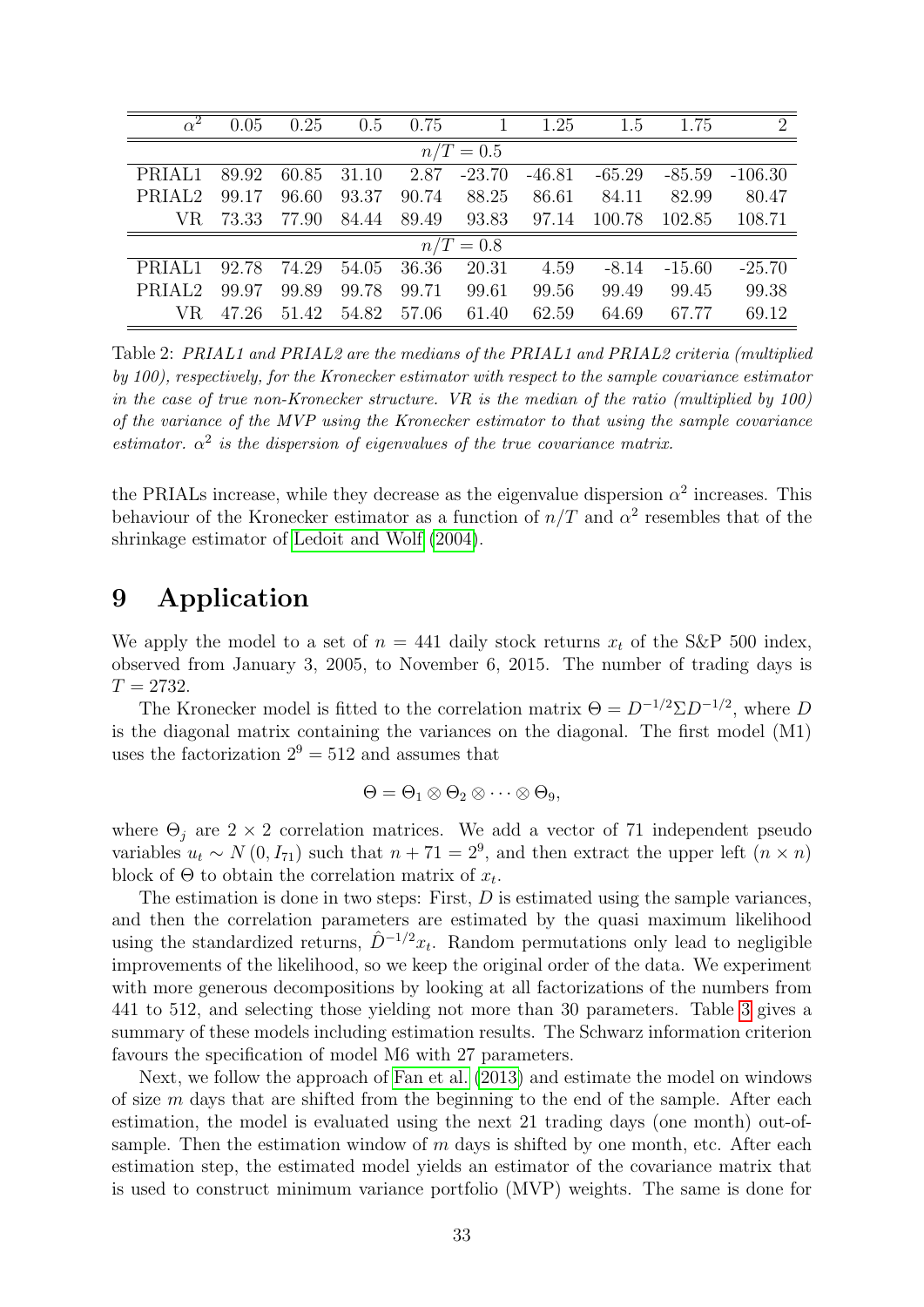| $\alpha^2$ | 0.05 | 0.25 | 0.5 | 0.75 | 1 | 1.25 | 1.5 | 1.75 | 2 |
|---|---|---|---|---|---|---|---|---|---|
| | | | | | $n/T = 0.5$ | | | | |
| PRIAL1 | 89.92 | 60.85 | 31.10 | 2.87 | -23.70 | -46.81 | -65.29 | -85.59 | -106.30 |
| PRIAL2 | 99.17 | 96.60 | 93.37 | 90.74 | 88.25 | 86.61 | 84.11 | 82.99 | 80.47 |
| VR | 73.33 | 77.90 | 84.44 | 89.49 | 93.83 | 97.14 | 100.78 | 102.85 | 108.71 |
| | | | | | $n/T = 0.8$ | | | | |
| PRIAL1 | 92.78 | 74.29 | 54.05 | 36.36 | 20.31 | 4.59 | -8.14 | -15.60 | -25.70 |
| PRIAL2 | 99.97 | 99.89 | 99.78 | 99.71 | 99.61 | 99.56 | 99.49 | 99.45 | 99.38 |
| VR | 47.26 | 51.42 | 54.82 | 57.06 | 61.40 | 62.59 | 64.69 | 67.77 | 69.12 |

Table 2: *PRIAL1 and PRIAL2 are the medians of the PRIAL1 and PRIAL2 criteria (multiplied by 100), respectively, for the Kronecker estimator with respect to the sample covariance estimator in the case of true non-Kronecker structure. VR is the median of the ratio (multiplied by 100) of the variance of the MVP using the Kronecker estimator to that using the sample covariance estimator. $\alpha^2$ is the dispersion of eigenvalues of the true covariance matrix.*

the PRIALs increase, while they decrease as the eigenvalue dispersion $\alpha^2$ increases. This behaviour of the Kronecker estimator as a function of $n/T$ and $\alpha^2$ resembles that of the shrinkage estimator of Ledoit and Wolf (2004).

# 9 Application

We apply the model to a set of $n = 441$ daily stock returns $x_t$ of the S&P 500 index, observed from January 3, 2005, to November 6, 2015. The number of trading days is $T = 2732$.

The Kronecker model is fitted to the correlation matrix $\Theta = D^{-1/2}\Sigma D^{-1/2}$, where $D$ is the diagonal matrix containing the variances on the diagonal. The first model (M1) uses the factorization $2^9 = 512$ and assumes that

$$\Theta = \Theta_1 \otimes \Theta_2 \otimes \cdots \otimes \Theta_9,$$

where $\Theta_j$ are $2 \times 2$ correlation matrices. We add a vector of 71 independent pseudo variables $u_t \sim N(0, I_{71})$ such that $n + 71 = 2^9$, and then extract the upper left $(n \times n)$ block of $\Theta$ to obtain the correlation matrix of $x_t$.

The estimation is done in two steps: First, $D$ is estimated using the sample variances, and then the correlation parameters are estimated by the quasi maximum likelihood using the standardized returns, $\hat{D}^{-1/2}x_t$. Random permutations only lead to negligible improvements of the likelihood, so we keep the original order of the data. We experiment with more generous decompositions by looking at all factorizations of the numbers from 441 to 512, and selecting those yielding not more than 30 parameters. Table 3 gives a summary of these models including estimation results. The Schwarz information criterion favours the specification of model M6 with 27 parameters.

Next, we follow the approach of Fan et al. (2013) and estimate the model on windows of size $m$ days that are shifted from the beginning to the end of the sample. After each estimation, the model is evaluated using the next 21 trading days (one month) out-of-sample. Then the estimation window of $m$ days is shifted by one month, etc. After each estimation step, the estimated model yields an estimator of the covariance matrix that is used to construct minimum variance portfolio (MVP) weights. The same is done for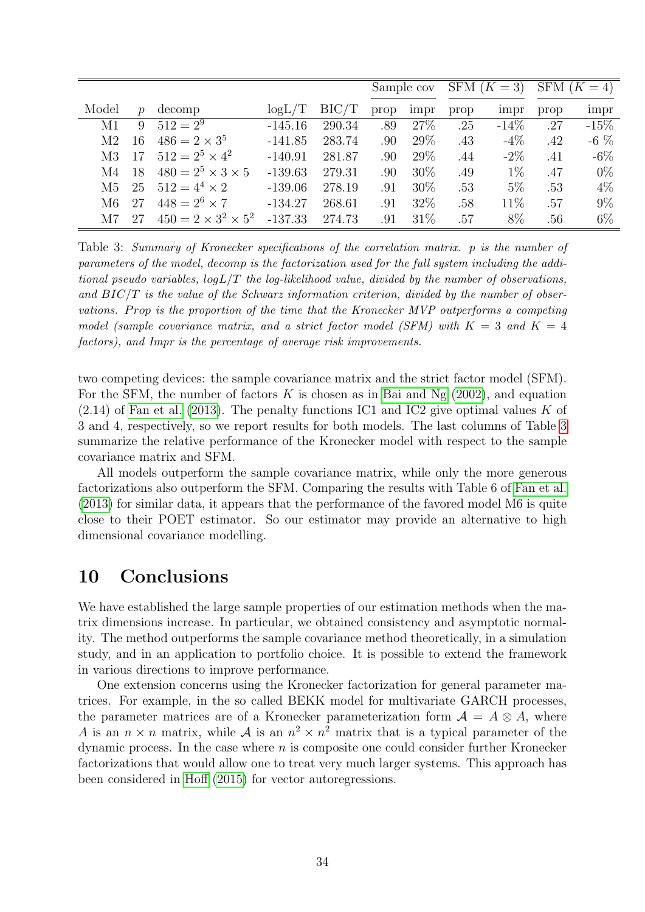| | | | | | Sample cov | | SFM ($K=3$) | | SFM ($K=4$) | |
|---|---|---|---|---|---|---|---|---|---|---|
| Model | $p$ | decomp | logL/T | BIC/T | prop | impr | prop | impr | prop | impr |
| M1 | 9 | $512 = 2^9$ | -145.16 | 290.34 | .89 | 27% | .25 | -14% | .27 | -15% |
| M2 | 16 | $486 = 2 \times 3^5$ | -141.85 | 283.74 | .90 | 29% | .43 | -4% | .42 | -6 % |
| M3 | 17 | $512 = 2^5 \times 4^2$ | -140.91 | 281.87 | .90 | 29% | .44 | -2% | .41 | -6% |
| M4 | 18 | $480 = 2^5 \times 3 \times 5$ | -139.63 | 279.31 | .90 | 30% | .49 | 1% | .47 | 0% |
| M5 | 25 | $512 = 4^4 \times 2$ | -139.06 | 278.19 | .91 | 30% | .53 | 5% | .53 | 4% |
| M6 | 27 | $448 = 2^6 \times 7$ | -134.27 | 268.61 | .91 | 32% | .58 | 11% | .57 | 9% |
| M7 | 27 | $450 = 2 \times 3^2 \times 5^2$ | -137.33 | 274.73 | .91 | 31% | .57 | 8% | .56 | 6% |

Table 3: *Summary of Kronecker specifications of the correlation matrix. $p$ is the number of parameters of the model, decomp is the factorization used for the full system including the additional pseudo variables, logL/T the log-likelihood value, divided by the number of observations, and BIC/T is the value of the Schwarz information criterion, divided by the number of observations. Prop is the proportion of the time that the Kronecker MVP outperforms a competing model (sample covariance matrix, and a strict factor model (SFM) with $K = 3$ and $K = 4$ factors), and Impr is the percentage of average risk improvements.*

two competing devices: the sample covariance matrix and the strict factor model (SFM). For the SFM, the number of factors $K$ is chosen as in Bai and Ng (2002), and equation (2.14) of Fan et al. (2013). The penalty functions IC1 and IC2 give optimal values $K$ of 3 and 4, respectively, so we report results for both models. The last columns of Table 3 summarize the relative performance of the Kronecker model with respect to the sample covariance matrix and SFM.

All models outperform the sample covariance matrix, while only the more generous factorizations also outperform the SFM. Comparing the results with Table 6 of Fan et al. (2013) for similar data, it appears that the performance of the favored model M6 is quite close to their POET estimator. So our estimator may provide an alternative to high dimensional covariance modelling.

# 10 Conclusions

We have established the large sample properties of our estimation methods when the matrix dimensions increase. In particular, we obtained consistency and asymptotic normality. The method outperforms the sample covariance method theoretically, in a simulation study, and in an application to portfolio choice. It is possible to extend the framework in various directions to improve performance.

One extension concerns using the Kronecker factorization for general parameter matrices. For example, in the so called BEKK model for multivariate GARCH processes, the parameter matrices are of a Kronecker parameterization form $\mathcal{A} = A \otimes A$, where $A$ is an $n \times n$ matrix, while $\mathcal{A}$ is an $n^2 \times n^2$ matrix that is a typical parameter of the dynamic process. In the case where $n$ is composite one could consider further Kronecker factorizations that would allow one to treat very much larger systems. This approach has been considered in Hoff (2015) for vector autoregressions.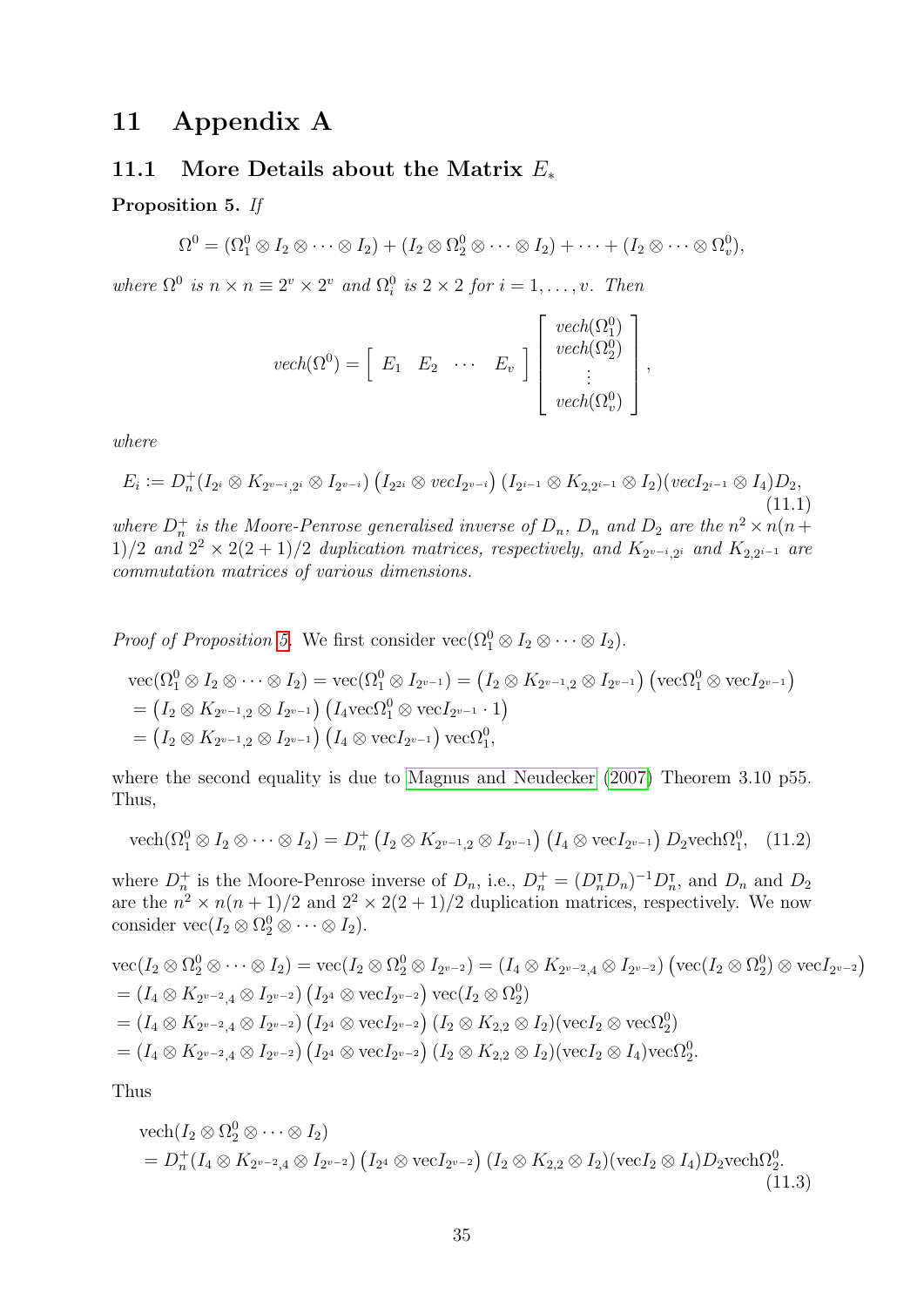# 11 Appendix A

## 11.1 More Details about the Matrix $E_*$

**Proposition 5.** *If*

$$\Omega^0 = (\Omega_1^0 \otimes I_2 \otimes \cdots \otimes I_2) + (I_2 \otimes \Omega_2^0 \otimes \cdots \otimes I_2) + \cdots + (I_2 \otimes \cdots \otimes \Omega_v^0),$$

*where $\Omega^0$ is $n \times n \equiv 2^v \times 2^v$ and $\Omega_i^0$ is $2 \times 2$ for $i = 1, \ldots, v$. Then*

$$vech(\Omega^0) = \begin{bmatrix} E_1 & E_2 & \cdots & E_v \end{bmatrix} \begin{bmatrix} vech(\Omega_1^0) \\ vech(\Omega_2^0) \\ \vdots \\ vech(\Omega_v^0) \end{bmatrix},$$

*where*

$$E_i := D_n^+ (I_{2^i} \otimes K_{2^{v-i}, 2^i} \otimes I_{2^{v-i}}) \left( I_{2^{2i}} \otimes vecI_{2^{v-i}} \right) (I_{2^{i-1}} \otimes K_{2,2^{i-1}} \otimes I_2)(vecI_{2^{i-1}} \otimes I_4) D_2, \tag{11.1}$$

*where $D_n^+$ is the Moore-Penrose generalised inverse of $D_n$, $D_n$ and $D_2$ are the $n^2 \times n(n+1)/2$ and $2^2 \times 2(2+1)/2$ duplication matrices, respectively, and $K_{2^{v-i},2^i}$ and $K_{2,2^{i-1}}$ are commutation matrices of various dimensions.*

*Proof of Proposition 5.* We first consider $\text{vec}(\Omega_1^0 \otimes I_2 \otimes \cdots \otimes I_2)$.

$$\begin{aligned}
&\text{vec}(\Omega_1^0 \otimes I_2 \otimes \cdots \otimes I_2) = \text{vec}(\Omega_1^0 \otimes I_{2^{v-1}}) = \left( I_2 \otimes K_{2^{v-1},2} \otimes I_{2^{v-1}} \right) \left( \text{vec}\Omega_1^0 \otimes \text{vec}I_{2^{v-1}} \right) \\
&= \left( I_2 \otimes K_{2^{v-1},2} \otimes I_{2^{v-1}} \right) \left( I_4 \text{vec}\Omega_1^0 \otimes \text{vec}I_{2^{v-1}} \cdot 1 \right) \\
&= \left( I_2 \otimes K_{2^{v-1},2} \otimes I_{2^{v-1}} \right) \left( I_4 \otimes \text{vec}I_{2^{v-1}} \right) \text{vec}\Omega_1^0,
\end{aligned}$$

where the second equality is due to Magnus and Neudecker (2007) Theorem 3.10 p55. Thus,

$$\text{vech}(\Omega_1^0 \otimes I_2 \otimes \cdots \otimes I_2) = D_n^+ \left( I_2 \otimes K_{2^{v-1},2} \otimes I_{2^{v-1}} \right) \left( I_4 \otimes \text{vec}I_{2^{v-1}} \right) D_2 \text{vech}\Omega_1^0, \tag{11.2}$$

where $D_n^+$ is the Moore-Penrose inverse of $D_n$, i.e., $D_n^+ = (D_n^\intercal D_n)^{-1} D_n^\intercal$, and $D_n$ and $D_2$ are the $n^2 \times n(n+1)/2$ and $2^2 \times 2(2+1)/2$ duplication matrices, respectively. We now consider $\text{vec}(I_2 \otimes \Omega_2^0 \otimes \cdots \otimes I_2)$.

$$\begin{aligned}
&\text{vec}(I_2 \otimes \Omega_2^0 \otimes \cdots \otimes I_2) = \text{vec}(I_2 \otimes \Omega_2^0 \otimes I_{2^{v-2}}) = (I_4 \otimes K_{2^{v-2},4} \otimes I_{2^{v-2}}) \left( \text{vec}(I_2 \otimes \Omega_2^0) \otimes \text{vec}I_{2^{v-2}} \right) \\
&= (I_4 \otimes K_{2^{v-2},4} \otimes I_{2^{v-2}}) \left( I_{2^4} \otimes \text{vec}I_{2^{v-2}} \right) \text{vec}(I_2 \otimes \Omega_2^0) \\
&= (I_4 \otimes K_{2^{v-2},4} \otimes I_{2^{v-2}}) \left( I_{2^4} \otimes \text{vec}I_{2^{v-2}} \right) (I_2 \otimes K_{2,2} \otimes I_2)(\text{vec}I_2 \otimes \text{vec}\Omega_2^0) \\
&= (I_4 \otimes K_{2^{v-2},4} \otimes I_{2^{v-2}}) \left( I_{2^4} \otimes \text{vec}I_{2^{v-2}} \right) (I_2 \otimes K_{2,2} \otimes I_2)(\text{vec}I_2 \otimes I_4)\text{vec}\Omega_2^0.
\end{aligned}$$

Thus

$$\begin{aligned}
&\text{vech}(I_2 \otimes \Omega_2^0 \otimes \cdots \otimes I_2) \\
&= D_n^+ (I_4 \otimes K_{2^{v-2},4} \otimes I_{2^{v-2}}) \left( I_{2^4} \otimes \text{vec}I_{2^{v-2}} \right) (I_2 \otimes K_{2,2} \otimes I_2)(\text{vec}I_2 \otimes I_4) D_2 \text{vech}\Omega_2^0.
\end{aligned} \tag{11.3}$$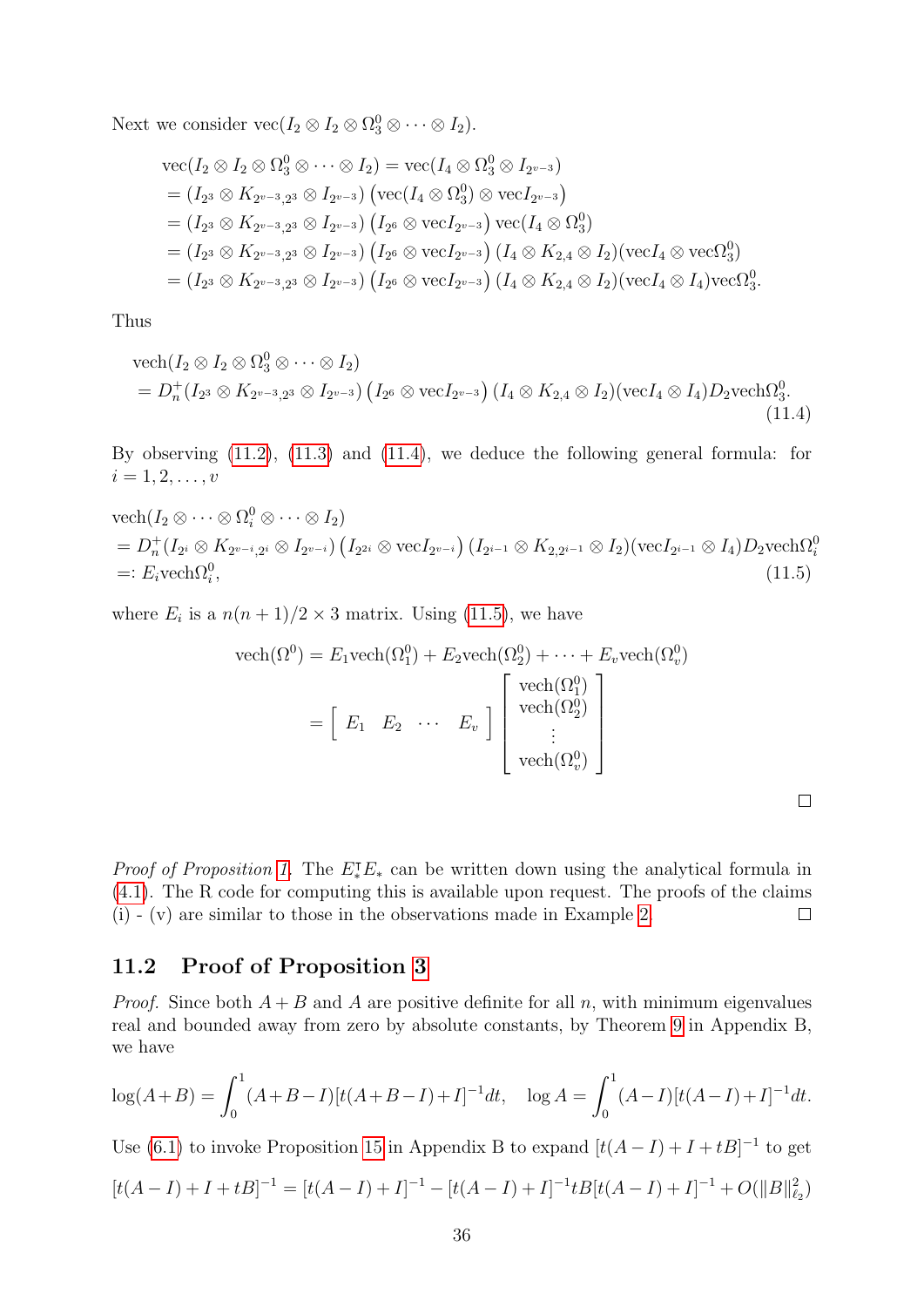Next we consider $\text{vec}(I_2 \otimes I_2 \otimes \Omega_3^0 \otimes \cdots \otimes I_2)$.

$$
\begin{aligned}
&\text{vec}(I_2 \otimes I_2 \otimes \Omega_3^0 \otimes \cdots \otimes I_2) = \text{vec}(I_4 \otimes \Omega_3^0 \otimes I_{2^{v-3}}) \\
&= (I_{2^3} \otimes K_{2^{v-3},2^3} \otimes I_{2^{v-3}}) \left(\text{vec}(I_4 \otimes \Omega_3^0) \otimes \text{vec} I_{2^{v-3}}\right) \\
&= (I_{2^3} \otimes K_{2^{v-3},2^3} \otimes I_{2^{v-3}}) \left(I_{2^6} \otimes \text{vec} I_{2^{v-3}}\right) \text{vec}(I_4 \otimes \Omega_3^0) \\
&= (I_{2^3} \otimes K_{2^{v-3},2^3} \otimes I_{2^{v-3}}) \left(I_{2^6} \otimes \text{vec} I_{2^{v-3}}\right) (I_4 \otimes K_{2,4} \otimes I_2)(\text{vec} I_4 \otimes \text{vec}\Omega_3^0) \\
&= (I_{2^3} \otimes K_{2^{v-3},2^3} \otimes I_{2^{v-3}}) \left(I_{2^6} \otimes \text{vec} I_{2^{v-3}}\right) (I_4 \otimes K_{2,4} \otimes I_2)(\text{vec} I_4 \otimes I_4)\text{vec}\Omega_3^0.
\end{aligned}
$$

Thus

$$
\begin{aligned}
&\text{vech}(I_2 \otimes I_2 \otimes \Omega_3^0 \otimes \cdots \otimes I_2) \\
&= D_n^+(I_{2^3} \otimes K_{2^{v-3},2^3} \otimes I_{2^{v-3}}) \left(I_{2^6} \otimes \text{vec} I_{2^{v-3}}\right) (I_4 \otimes K_{2,4} \otimes I_2)(\text{vec} I_4 \otimes I_4) D_2 \text{vech}\Omega_3^0.
\end{aligned} \tag{11.4}
$$

By observing (11.2), (11.3) and (11.4), we deduce the following general formula: for $i = 1, 2, \ldots, v$

$$
\begin{aligned}
&\text{vech}(I_2 \otimes \cdots \otimes \Omega_i^0 \otimes \cdots \otimes I_2) \\
&= D_n^+(I_{2^i} \otimes K_{2^{v-i},2^i} \otimes I_{2^{v-i}}) \left(I_{2^{2i}} \otimes \text{vec} I_{2^{v-i}}\right) (I_{2^{i-1}} \otimes K_{2,2^{i-1}} \otimes I_2)(\text{vec} I_{2^{i-1}} \otimes I_4) D_2 \text{vech}\Omega_i^0 \\
&=: E_i \text{vech}\Omega_i^0,
\end{aligned} \tag{11.5}
$$

where $E_i$ is a $n(n+1)/2 \times 3$ matrix. Using (11.5), we have

$$
\begin{aligned}
\text{vech}(\Omega^0) &= E_1 \text{vech}(\Omega_1^0) + E_2 \text{vech}(\Omega_2^0) + \cdots + E_v \text{vech}(\Omega_v^0) \\
&= \begin{bmatrix} E_1 & E_2 & \cdots & E_v \end{bmatrix} \begin{bmatrix} \text{vech}(\Omega_1^0) \\ \text{vech}(\Omega_2^0) \\ \vdots \\ \text{vech}(\Omega_v^0) \end{bmatrix}
\end{aligned}
$$

□

*Proof of Proposition 1.* The $E_*^\intercal E_*$ can be written down using the analytical formula in (4.1). The R code for computing this is available upon request. The proofs of the claims (i) - (v) are similar to those in the observations made in Example 2. □

## 11.2 Proof of Proposition 3

*Proof.* Since both $A + B$ and $A$ are positive definite for all $n$, with minimum eigenvalues real and bounded away from zero by absolute constants, by Theorem 9 in Appendix B, we have

$$
\log(A+B) = \int_0^1 (A+B-I)[t(A+B-I)+I]^{-1} dt, \quad \log A = \int_0^1 (A-I)[t(A-I)+I]^{-1} dt.
$$

Use (6.1) to invoke Proposition 15 in Appendix B to expand $[t(A-I)+I+tB]^{-1}$ to get

$$
[t(A-I)+I+tB]^{-1} = [t(A-I)+I]^{-1} - [t(A-I)+I]^{-1} tB [t(A-I)+I]^{-1} + O(\|B\|_{\ell_2}^2)
$$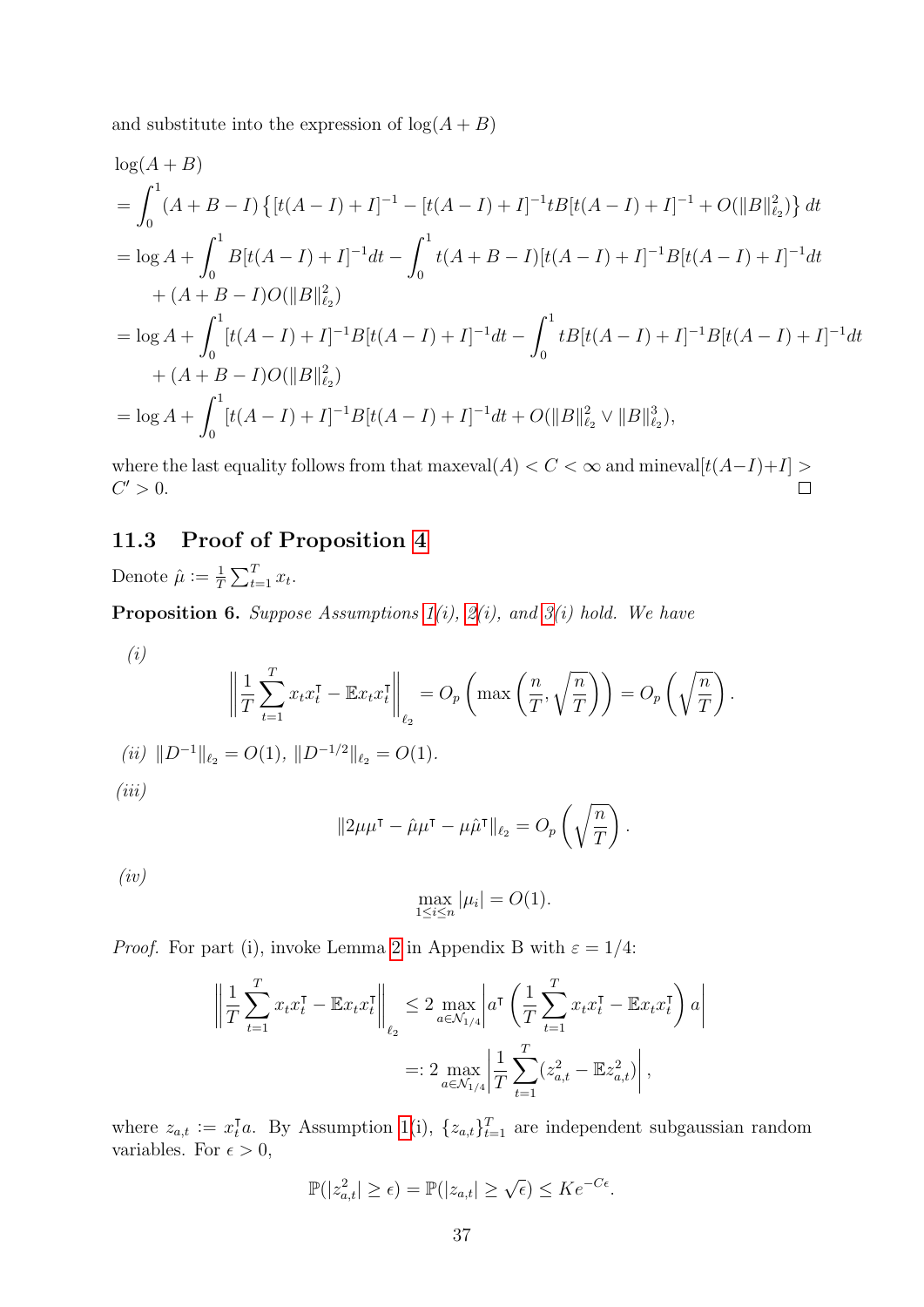and substitute into the expression of $\log(A+B)$

$$
\begin{aligned}
&\log(A+B) \\
&= \int_0^1 (A+B-I)\left\{[t(A-I)+I]^{-1} - [t(A-I)+I]^{-1}tB[t(A-I)+I]^{-1} + O(\|B\|_{\ell_2}^2)\right\} dt \\
&= \log A + \int_0^1 B[t(A-I)+I]^{-1}dt - \int_0^1 t(A+B-I)[t(A-I)+I]^{-1}B[t(A-I)+I]^{-1}dt \\
&\quad + (A+B-I)O(\|B\|_{\ell_2}^2) \\
&= \log A + \int_0^1 [t(A-I)+I]^{-1}B[t(A-I)+I]^{-1}dt - \int_0^1 tB[t(A-I)+I]^{-1}B[t(A-I)+I]^{-1}dt \\
&\quad + (A+B-I)O(\|B\|_{\ell_2}^2) \\
&= \log A + \int_0^1 [t(A-I)+I]^{-1}B[t(A-I)+I]^{-1}dt + O(\|B\|_{\ell_2}^2 \vee \|B\|_{\ell_2}^3),
\end{aligned}
$$

where the last equality follows from that maxeval$(A) < C < \infty$ and mineval$[t(A-I)+I] > C' > 0$. □

## 11.3 Proof of Proposition 4

Denote $\hat{\mu} := \frac{1}{T}\sum_{t=1}^T x_t$.

**Proposition 6.** *Suppose Assumptions 1(i), 2(i), and 3(i) hold. We have*

*(i)*

$$
\left\| \frac{1}{T}\sum_{t=1}^T x_t x_t^\intercal - \mathbb{E}x_t x_t^\intercal \right\|_{\ell_2} = O_p\left(\max\left(\frac{n}{T}, \sqrt{\frac{n}{T}}\right)\right) = O_p\left(\sqrt{\frac{n}{T}}\right).
$$

*(ii)* $\|D^{-1}\|_{\ell_2} = O(1)$, $\|D^{-1/2}\|_{\ell_2} = O(1)$.

*(iii)*

$$
\|2\mu\mu^\intercal - \hat{\mu}\mu^\intercal - \mu\hat{\mu}^\intercal\|_{\ell_2} = O_p\left(\sqrt{\frac{n}{T}}\right).
$$

*(iv)*

$$
\max_{1\leq i\leq n} |\mu_i| = O(1).
$$

*Proof.* For part (i), invoke Lemma 2 in Appendix B with $\varepsilon = 1/4$:

$$
\begin{aligned}
\left\| \frac{1}{T}\sum_{t=1}^T x_t x_t^\intercal - \mathbb{E}x_t x_t^\intercal \right\|_{\ell_2} &\leq 2\max_{a\in\mathcal{N}_{1/4}} \left| a^\intercal \left(\frac{1}{T}\sum_{t=1}^T x_t x_t^\intercal - \mathbb{E}x_t x_t^\intercal\right) a \right| \\
&=: 2\max_{a\in\mathcal{N}_{1/4}} \left| \frac{1}{T}\sum_{t=1}^T (z_{a,t}^2 - \mathbb{E}z_{a,t}^2) \right|,
\end{aligned}
$$

where $z_{a,t} := x_t^\intercal a$. By Assumption 1(i), $\{z_{a,t}\}_{t=1}^T$ are independent subgaussian random variables. For $\epsilon > 0$,

$$
\mathbb{P}(|z_{a,t}^2| \geq \epsilon) = \mathbb{P}(|z_{a,t}| \geq \sqrt{\epsilon}) \leq Ke^{-C\epsilon}.
$$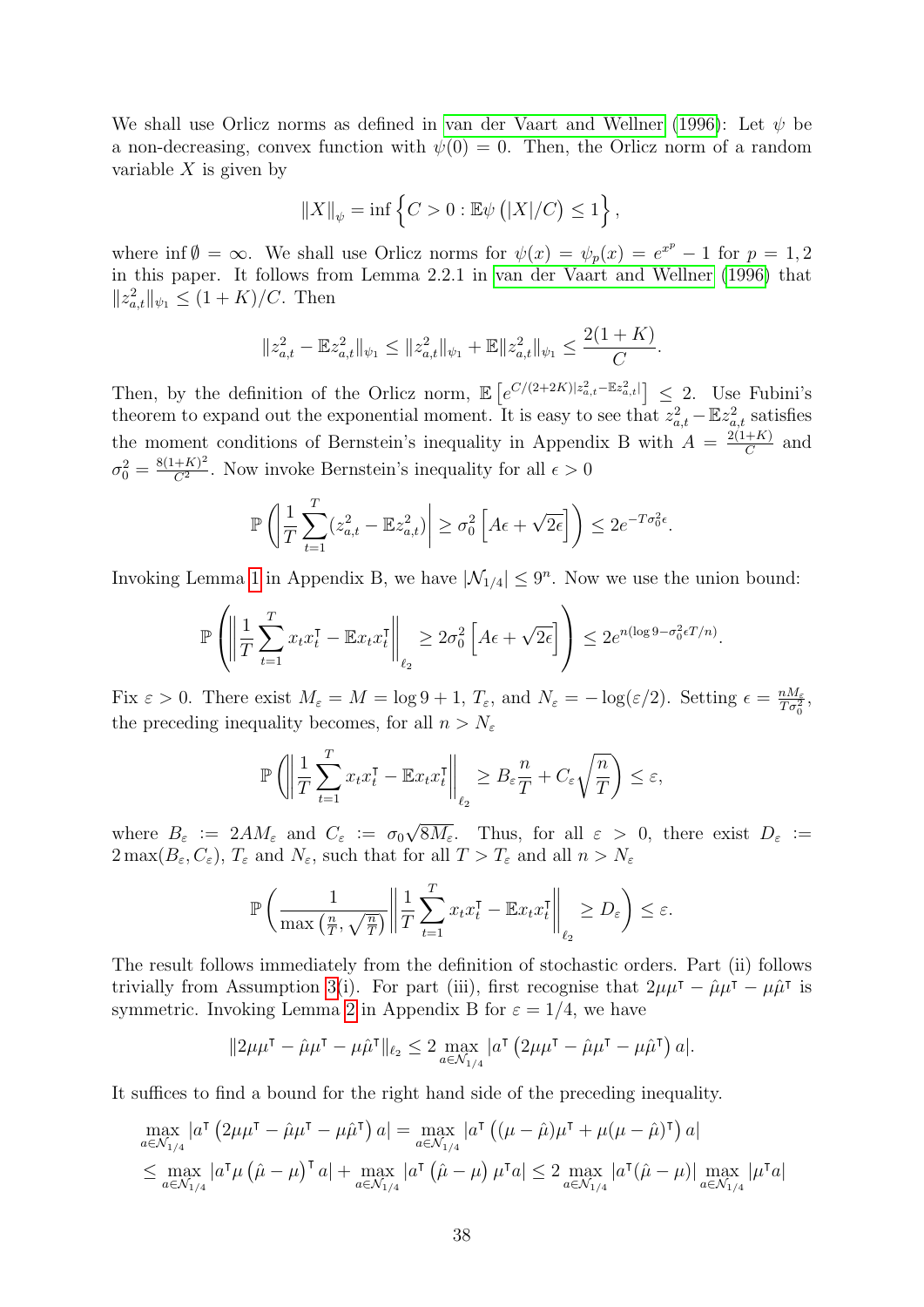We shall use Orlicz norms as defined in van der Vaart and Wellner (1996): Let $\psi$ be a non-decreasing, convex function with $\psi(0) = 0$. Then, the Orlicz norm of a random variable $X$ is given by

$$\|X\|_{\psi} = \inf\left\{C > 0 : \mathbb{E}\psi\left(|X|/C\right) \leq 1\right\},$$

where $\inf \emptyset = \infty$. We shall use Orlicz norms for $\psi(x) = \psi_p(x) = e^{x^p} - 1$ for $p = 1, 2$ in this paper. It follows from Lemma 2.2.1 in van der Vaart and Wellner (1996) that $\|z_{a,t}^2\|_{\psi_1} \leq (1+K)/C$. Then

$$\|z_{a,t}^2 - \mathbb{E}z_{a,t}^2\|_{\psi_1} \leq \|z_{a,t}^2\|_{\psi_1} + \mathbb{E}\|z_{a,t}^2\|_{\psi_1} \leq \frac{2(1+K)}{C}.$$

Then, by the definition of the Orlicz norm, $\mathbb{E}\left[e^{C/(2+2K)|z_{a,t}^2 - \mathbb{E}z_{a,t}^2|}\right] \leq 2$. Use Fubini's theorem to expand out the exponential moment. It is easy to see that $z_{a,t}^2 - \mathbb{E}z_{a,t}^2$ satisfies the moment conditions of Bernstein's inequality in Appendix B with $A = \frac{2(1+K)}{C}$ and $\sigma_0^2 = \frac{8(1+K)^2}{C^2}$. Now invoke Bernstein's inequality for all $\epsilon > 0$

$$\mathbb{P}\left(\left|\frac{1}{T}\sum_{t=1}^{T}(z_{a,t}^2 - \mathbb{E}z_{a,t}^2)\right| \geq \sigma_0^2\left[A\epsilon + \sqrt{2\epsilon}\right]\right) \leq 2e^{-T\sigma_0^2\epsilon}.$$

Invoking Lemma 1 in Appendix B, we have $|\mathcal{N}_{1/4}| \leq 9^n$. Now we use the union bound:

$$\mathbb{P}\left(\left\|\frac{1}{T}\sum_{t=1}^{T}x_t x_t^{\intercal} - \mathbb{E}x_t x_t^{\intercal}\right\|_{\ell_2} \geq 2\sigma_0^2\left[A\epsilon + \sqrt{2\epsilon}\right]\right) \leq 2e^{n(\log 9 - \sigma_0^2\epsilon T/n)}.$$

Fix $\varepsilon > 0$. There exist $M_\varepsilon = M = \log 9 + 1$, $T_\varepsilon$, and $N_\varepsilon = -\log(\varepsilon/2)$. Setting $\epsilon = \frac{nM_\varepsilon}{T\sigma_0^2}$, the preceding inequality becomes, for all $n > N_\varepsilon$

$$\mathbb{P}\left(\left\|\frac{1}{T}\sum_{t=1}^{T}x_t x_t^{\intercal} - \mathbb{E}x_t x_t^{\intercal}\right\|_{\ell_2} \geq B_\varepsilon\frac{n}{T} + C_\varepsilon\sqrt{\frac{n}{T}}\right) \leq \varepsilon,$$

where $B_\varepsilon := 2AM_\varepsilon$ and $C_\varepsilon := \sigma_0\sqrt{8M_\varepsilon}$. Thus, for all $\varepsilon > 0$, there exist $D_\varepsilon := 2\max(B_\varepsilon, C_\varepsilon)$, $T_\varepsilon$ and $N_\varepsilon$, such that for all $T > T_\varepsilon$ and all $n > N_\varepsilon$

$$\mathbb{P}\left(\frac{1}{\max\left(\frac{n}{T}, \sqrt{\frac{n}{T}}\right)}\left\|\frac{1}{T}\sum_{t=1}^{T}x_t x_t^{\intercal} - \mathbb{E}x_t x_t^{\intercal}\right\|_{\ell_2} \geq D_\varepsilon\right) \leq \varepsilon.$$

The result follows immediately from the definition of stochastic orders. Part (ii) follows trivially from Assumption 3(i). For part (iii), first recognise that $2\mu\mu^{\intercal} - \hat{\mu}\mu^{\intercal} - \mu\hat{\mu}^{\intercal}$ is symmetric. Invoking Lemma 2 in Appendix B for $\varepsilon = 1/4$, we have

$$\|2\mu\mu^{\intercal} - \hat{\mu}\mu^{\intercal} - \mu\hat{\mu}^{\intercal}\|_{\ell_2} \leq 2\max_{a\in\mathcal{N}_{1/4}}|a^{\intercal}\left(2\mu\mu^{\intercal} - \hat{\mu}\mu^{\intercal} - \mu\hat{\mu}^{\intercal}\right)a|.$$

It suffices to find a bound for the right hand side of the preceding inequality.

$$\max_{a\in\mathcal{N}_{1/4}}|a^{\intercal}\left(2\mu\mu^{\intercal} - \hat{\mu}\mu^{\intercal} - \mu\hat{\mu}^{\intercal}\right)a| = \max_{a\in\mathcal{N}_{1/4}}|a^{\intercal}\left((\mu - \hat{\mu})\mu^{\intercal} + \mu(\mu - \hat{\mu})^{\intercal}\right)a|$$
$$\leq \max_{a\in\mathcal{N}_{1/4}}|a^{\intercal}\mu\left(\hat{\mu} - \mu\right)^{\intercal}a| + \max_{a\in\mathcal{N}_{1/4}}|a^{\intercal}\left(\hat{\mu} - \mu\right)\mu^{\intercal}a| \leq 2\max_{a\in\mathcal{N}_{1/4}}|a^{\intercal}(\hat{\mu} - \mu)|\max_{a\in\mathcal{N}_{1/4}}|\mu^{\intercal}a|$$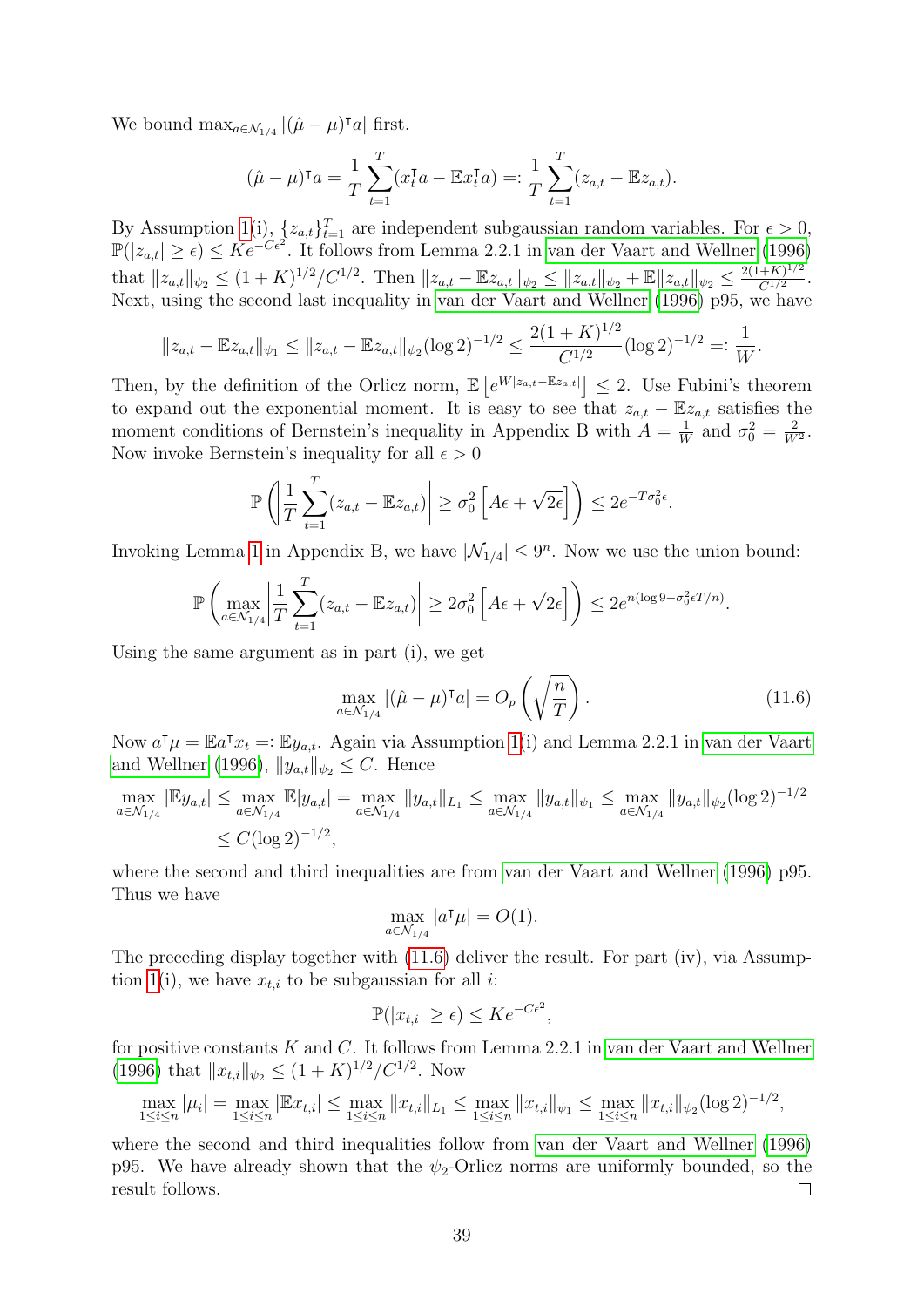We bound $\max_{a\in\mathcal{N}_{1/4}} |(\hat{\mu}-\mu)^\intercal a|$ first.

$$(\hat{\mu}-\mu)^\intercal a = \frac{1}{T}\sum_{t=1}^{T}(x_t^\intercal a - \mathbb{E}x_t^\intercal a) =: \frac{1}{T}\sum_{t=1}^{T}(z_{a,t}-\mathbb{E}z_{a,t}).$$

By Assumption 1(i), $\{z_{a,t}\}_{t=1}^T$ are independent subgaussian random variables. For $\epsilon>0$, $\mathbb{P}(|z_{a,t}|\geq \epsilon)\leq Ke^{-C\epsilon^2}$. It follows from Lemma 2.2.1 in van der Vaart and Wellner (1996) that $\|z_{a,t}\|_{\psi_2}\leq (1+K)^{1/2}/C^{1/2}$. Then $\|z_{a,t}-\mathbb{E}z_{a,t}\|_{\psi_2}\leq \|z_{a,t}\|_{\psi_2}+\mathbb{E}\|z_{a,t}\|_{\psi_2}\leq \frac{2(1+K)^{1/2}}{C^{1/2}}$. Next, using the second last inequality in van der Vaart and Wellner (1996) p95, we have

$$\|z_{a,t}-\mathbb{E}z_{a,t}\|_{\psi_1}\leq \|z_{a,t}-\mathbb{E}z_{a,t}\|_{\psi_2}(\log 2)^{-1/2}\leq \frac{2(1+K)^{1/2}}{C^{1/2}}(\log 2)^{-1/2} =: \frac{1}{W}.$$

Then, by the definition of the Orlicz norm, $\mathbb{E}\left[e^{W|z_{a,t}-\mathbb{E}z_{a,t}|}\right]\leq 2$. Use Fubini's theorem to expand out the exponential moment. It is easy to see that $z_{a,t}-\mathbb{E}z_{a,t}$ satisfies the moment conditions of Bernstein's inequality in Appendix B with $A=\frac{1}{W}$ and $\sigma_0^2=\frac{2}{W^2}$. Now invoke Bernstein's inequality for all $\epsilon>0$

$$\mathbb{P}\left(\left|\frac{1}{T}\sum_{t=1}^{T}(z_{a,t}-\mathbb{E}z_{a,t})\right|\geq \sigma_0^2\left[A\epsilon+\sqrt{2\epsilon}\right]\right)\leq 2e^{-T\sigma_0^2\epsilon}.$$

Invoking Lemma 1 in Appendix B, we have $|\mathcal{N}_{1/4}|\leq 9^n$. Now we use the union bound:

$$\mathbb{P}\left(\max_{a\in\mathcal{N}_{1/4}}\left|\frac{1}{T}\sum_{t=1}^{T}(z_{a,t}-\mathbb{E}z_{a,t})\right|\geq 2\sigma_0^2\left[A\epsilon+\sqrt{2\epsilon}\right]\right)\leq 2e^{n(\log 9-\sigma_0^2\epsilon T/n)}.$$

Using the same argument as in part (i), we get

$$\max_{a\in\mathcal{N}_{1/4}}|(\hat{\mu}-\mu)^\intercal a| = O_p\left(\sqrt{\frac{n}{T}}\right). \tag{11.6}$$

Now $a^\intercal\mu=\mathbb{E}a^\intercal x_t =: \mathbb{E}y_{a,t}$. Again via Assumption 1(i) and Lemma 2.2.1 in van der Vaart and Wellner (1996), $\|y_{a,t}\|_{\psi_2}\leq C$. Hence

$$\begin{aligned}\max_{a\in\mathcal{N}_{1/4}}|\mathbb{E}y_{a,t}| &\leq \max_{a\in\mathcal{N}_{1/4}}\mathbb{E}|y_{a,t}| = \max_{a\in\mathcal{N}_{1/4}}\|y_{a,t}\|_{L_1}\leq \max_{a\in\mathcal{N}_{1/4}}\|y_{a,t}\|_{\psi_1}\leq \max_{a\in\mathcal{N}_{1/4}}\|y_{a,t}\|_{\psi_2}(\log 2)^{-1/2}\\ &\leq C(\log 2)^{-1/2},\end{aligned}$$

where the second and third inequalities are from van der Vaart and Wellner (1996) p95. Thus we have

$$\max_{a\in\mathcal{N}_{1/4}}|a^\intercal\mu| = O(1).$$

The preceding display together with (11.6) deliver the result. For part (iv), via Assumption 1(i), we have $x_{t,i}$ to be subgaussian for all $i$:

$$\mathbb{P}(|x_{t,i}|\geq\epsilon)\leq Ke^{-C\epsilon^2},$$

for positive constants $K$ and $C$. It follows from Lemma 2.2.1 in van der Vaart and Wellner (1996) that $\|x_{t,i}\|_{\psi_2}\leq (1+K)^{1/2}/C^{1/2}$. Now

$$\max_{1\leq i\leq n}|\mu_i| = \max_{1\leq i\leq n}|\mathbb{E}x_{t,i}|\leq \max_{1\leq i\leq n}\|x_{t,i}\|_{L_1}\leq \max_{1\leq i\leq n}\|x_{t,i}\|_{\psi_1}\leq \max_{1\leq i\leq n}\|x_{t,i}\|_{\psi_2}(\log 2)^{-1/2},$$

where the second and third inequalities follow from van der Vaart and Wellner (1996) p95. We have already shown that the $\psi_2$-Orlicz norms are uniformly bounded, so the result follows. □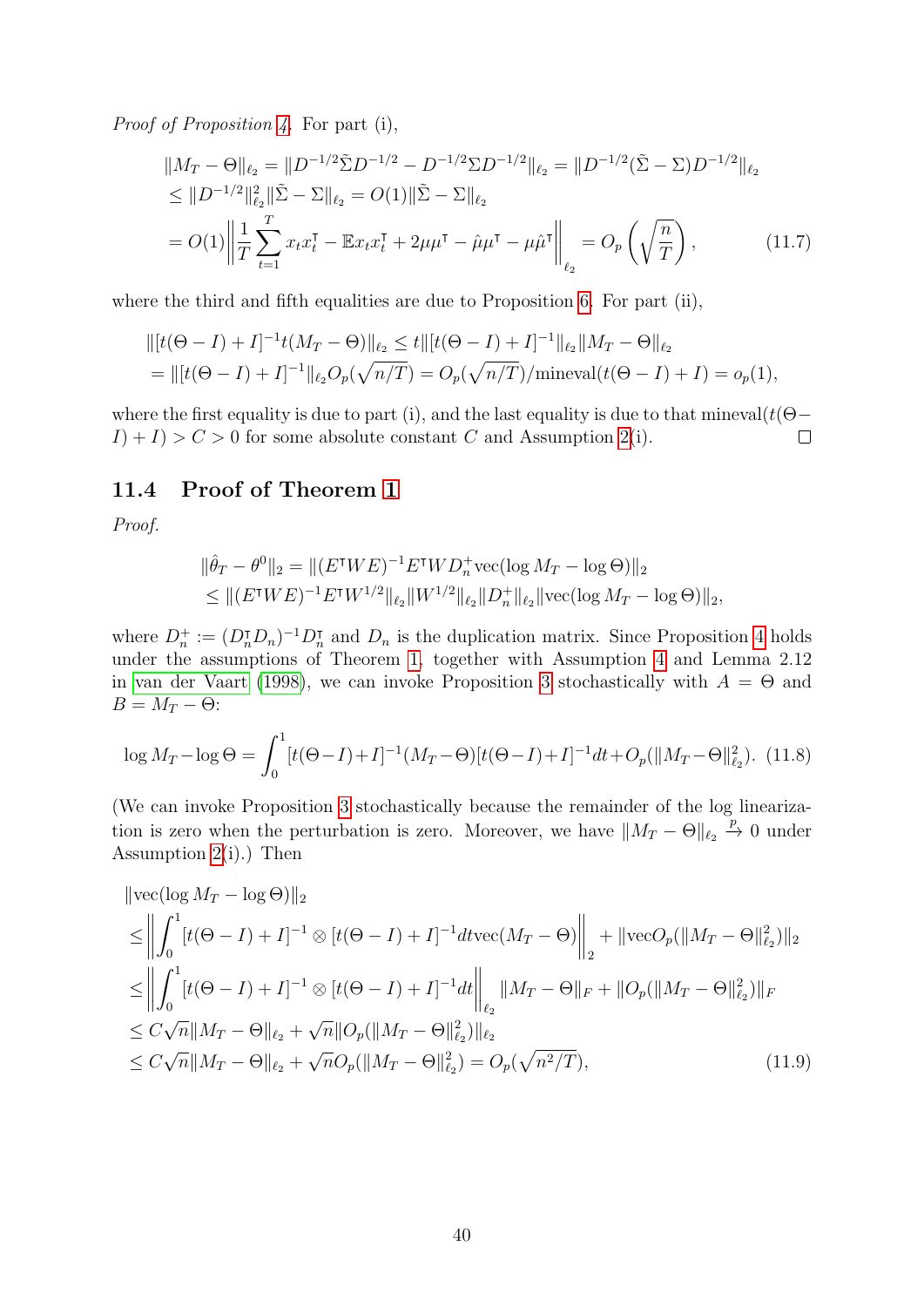*Proof of Proposition 4.* For part (i),

$$
\begin{aligned}
&\|M_T - \Theta\|_{\ell_2} = \|D^{-1/2}\tilde{\Sigma}D^{-1/2} - D^{-1/2}\Sigma D^{-1/2}\|_{\ell_2} = \|D^{-1/2}(\tilde{\Sigma} - \Sigma)D^{-1/2}\|_{\ell_2} \\
&\leq \|D^{-1/2}\|_{\ell_2}^2 \|\tilde{\Sigma} - \Sigma\|_{\ell_2} = O(1)\|\tilde{\Sigma} - \Sigma\|_{\ell_2} \\
&= O(1)\left\| \frac{1}{T}\sum_{t=1}^{T} x_t x_t^\intercal - \mathbb{E}x_t x_t^\intercal + 2\mu\mu^\intercal - \hat{\mu}\mu^\intercal - \mu\hat{\mu}^\intercal \right\|_{\ell_2} = O_p\left(\sqrt{\frac{n}{T}}\right),
\end{aligned}
\tag{11.7}
$$

where the third and fifth equalities are due to Proposition 6. For part (ii),

$$
\begin{aligned}
&\|[t(\Theta - I) + I]^{-1} t(M_T - \Theta)\|_{\ell_2} \leq t\|[t(\Theta - I) + I]^{-1}\|_{\ell_2}\|M_T - \Theta\|_{\ell_2} \\
&= \|[t(\Theta - I) + I]^{-1}\|_{\ell_2} O_p(\sqrt{n/T}) = O_p(\sqrt{n/T})/\text{mineval}(t(\Theta - I) + I) = o_p(1),
\end{aligned}
$$

where the first equality is due to part (i), and the last equality is due to that $\text{mineval}(t(\Theta - I) + I) > C > 0$ for some absolute constant $C$ and Assumption 2(i). $\square$

### 11.4 Proof of Theorem 1

*Proof.*

$$
\begin{aligned}
\|\hat{\theta}_T - \theta^0\|_2 &= \|(E^\intercal W E)^{-1} E^\intercal W D_n^+ \text{vec}(\log M_T - \log \Theta)\|_2 \\
&\leq \|(E^\intercal W E)^{-1} E^\intercal W^{1/2}\|_{\ell_2} \|W^{1/2}\|_{\ell_2} \|D_n^+\|_{\ell_2} \|\text{vec}(\log M_T - \log \Theta)\|_2,
\end{aligned}
$$

where $D_n^+ := (D_n^\intercal D_n)^{-1} D_n^\intercal$ and $D_n$ is the duplication matrix. Since Proposition 4 holds under the assumptions of Theorem 1, together with Assumption 4 and Lemma 2.12 in van der Vaart (1998), we can invoke Proposition 3 stochastically with $A = \Theta$ and $B = M_T - \Theta$:

$$
\log M_T - \log \Theta = \int_0^1 [t(\Theta - I) + I]^{-1}(M_T - \Theta)[t(\Theta - I) + I]^{-1} dt + O_p(\|M_T - \Theta\|_{\ell_2}^2). \tag{11.8}
$$

(We can invoke Proposition 3 stochastically because the remainder of the log linearization is zero when the perturbation is zero. Moreover, we have $\|M_T - \Theta\|_{\ell_2} \xrightarrow{p} 0$ under Assumption 2(i).) Then

$$
\begin{aligned}
&\|\text{vec}(\log M_T - \log \Theta)\|_2 \\
&\leq \left\| \int_0^1 [t(\Theta - I) + I]^{-1} \otimes [t(\Theta - I) + I]^{-1} dt \, \text{vec}(M_T - \Theta) \right\|_2 + \|\text{vec} O_p(\|M_T - \Theta\|_{\ell_2}^2)\|_2 \\
&\leq \left\| \int_0^1 [t(\Theta - I) + I]^{-1} \otimes [t(\Theta - I) + I]^{-1} dt \right\|_{\ell_2} \|M_T - \Theta\|_F + \|O_p(\|M_T - \Theta\|_{\ell_2}^2)\|_F \\
&\leq C\sqrt{n}\|M_T - \Theta\|_{\ell_2} + \sqrt{n}\|O_p(\|M_T - \Theta\|_{\ell_2}^2)\|_{\ell_2} \\
&\leq C\sqrt{n}\|M_T - \Theta\|_{\ell_2} + \sqrt{n} O_p(\|M_T - \Theta\|_{\ell_2}^2) = O_p(\sqrt{n^2/T}),
\end{aligned}
\tag{11.9}
$$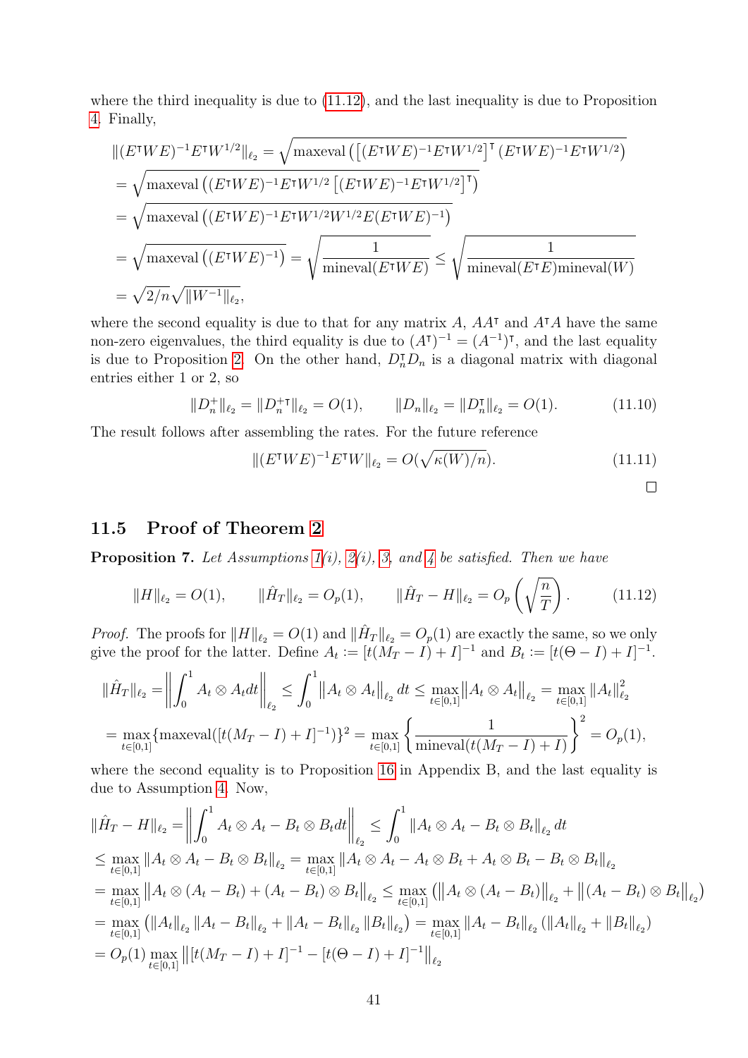where the third inequality is due to (11.12), and the last inequality is due to Proposition 4. Finally,

$$
\begin{aligned}
\|(E^\intercal WE)^{-1}E^\intercal W^{1/2}\|_{\ell_2} &= \sqrt{\text{maxeval}\left(\left[(E^\intercal WE)^{-1}E^\intercal W^{1/2}\right]^\intercal (E^\intercal WE)^{-1}E^\intercal W^{1/2}\right)} \\
&= \sqrt{\text{maxeval}\left((E^\intercal WE)^{-1}E^\intercal W^{1/2}\left[(E^\intercal WE)^{-1}E^\intercal W^{1/2}\right]^\intercal\right)} \\
&= \sqrt{\text{maxeval}\left((E^\intercal WE)^{-1}E^\intercal W^{1/2}W^{1/2}E(E^\intercal WE)^{-1}\right)} \\
&= \sqrt{\text{maxeval}\left((E^\intercal WE)^{-1}\right)} = \sqrt{\frac{1}{\text{mineval}(E^\intercal WE)}} \le \sqrt{\frac{1}{\text{mineval}(E^\intercal E)\text{mineval}(W)}} \\
&= \sqrt{2/n}\sqrt{\|W^{-1}\|_{\ell_2}},
\end{aligned}
$$

where the second equality is due to that for any matrix $A$, $AA^\intercal$ and $A^\intercal A$ have the same non-zero eigenvalues, the third equality is due to $(A^\intercal)^{-1} = (A^{-1})^\intercal$, and the last equality is due to Proposition 2. On the other hand, $D_n^\intercal D_n$ is a diagonal matrix with diagonal entries either 1 or 2, so

$$
\|D_n^+\|_{\ell_2} = \|D_n^{+\intercal}\|_{\ell_2} = O(1), \qquad \|D_n\|_{\ell_2} = \|D_n^\intercal\|_{\ell_2} = O(1). \tag{11.10}
$$

The result follows after assembling the rates. For the future reference

$$
\|(E^\intercal WE)^{-1}E^\intercal W\|_{\ell_2} = O(\sqrt{\kappa(W)/n}). \tag{11.11}
$$

□

## 11.5 Proof of Theorem 2

**Proposition 7.** *Let Assumptions 1(i), 2(i), 3, and 4 be satisfied. Then we have*

$$
\|H\|_{\ell_2} = O(1), \qquad \|\hat{H}_T\|_{\ell_2} = O_p(1), \qquad \|\hat{H}_T - H\|_{\ell_2} = O_p\left(\sqrt{\frac{n}{T}}\right). \tag{11.12}
$$

*Proof.* The proofs for $\|H\|_{\ell_2} = O(1)$ and $\|\hat{H}_T\|_{\ell_2} = O_p(1)$ are exactly the same, so we only give the proof for the latter. Define $A_t := [t(M_T - I) + I]^{-1}$ and $B_t := [t(\Theta - I) + I]^{-1}$.

$$
\begin{aligned}
\|\hat{H}_T\|_{\ell_2} &= \left\|\int_0^1 A_t \otimes A_t dt\right\|_{\ell_2} \le \int_0^1 \left\|A_t \otimes A_t\right\|_{\ell_2} dt \le \max_{t\in[0,1]}\left\|A_t \otimes A_t\right\|_{\ell_2} = \max_{t\in[0,1]}\|A_t\|_{\ell_2}^2 \\
&= \max_{t\in[0,1]}\{\text{maxeval}([t(M_T - I) + I]^{-1})\}^2 = \max_{t\in[0,1]}\left\{\frac{1}{\text{mineval}(t(M_T - I) + I)}\right\}^2 = O_p(1),
\end{aligned}
$$

where the second equality is to Proposition 16 in Appendix B, and the last equality is due to Assumption 4. Now,

$$
\begin{aligned}
\|\hat{H}_T - H\|_{\ell_2} &= \left\|\int_0^1 A_t \otimes A_t - B_t \otimes B_t dt\right\|_{\ell_2} \le \int_0^1 \|A_t \otimes A_t - B_t \otimes B_t\|_{\ell_2} dt \\
&\le \max_{t\in[0,1]}\|A_t \otimes A_t - B_t \otimes B_t\|_{\ell_2} = \max_{t\in[0,1]}\|A_t \otimes A_t - A_t \otimes B_t + A_t \otimes B_t - B_t \otimes B_t\|_{\ell_2} \\
&= \max_{t\in[0,1]}\left\|A_t \otimes (A_t - B_t) + (A_t - B_t) \otimes B_t\right\|_{\ell_2} \le \max_{t\in[0,1]}\left(\left\|A_t \otimes (A_t - B_t)\right\|_{\ell_2} + \left\|(A_t - B_t) \otimes B_t\right\|_{\ell_2}\right) \\
&= \max_{t\in[0,1]}\left(\|A_t\|_{\ell_2}\|A_t - B_t\|_{\ell_2} + \|A_t - B_t\|_{\ell_2}\|B_t\|_{\ell_2}\right) = \max_{t\in[0,1]}\|A_t - B_t\|_{\ell_2}\left(\|A_t\|_{\ell_2} + \|B_t\|_{\ell_2}\right) \\
&= O_p(1)\max_{t\in[0,1]}\left\|[t(M_T - I) + I]^{-1} - [t(\Theta - I) + I]^{-1}\right\|_{\ell_2}
\end{aligned}
$$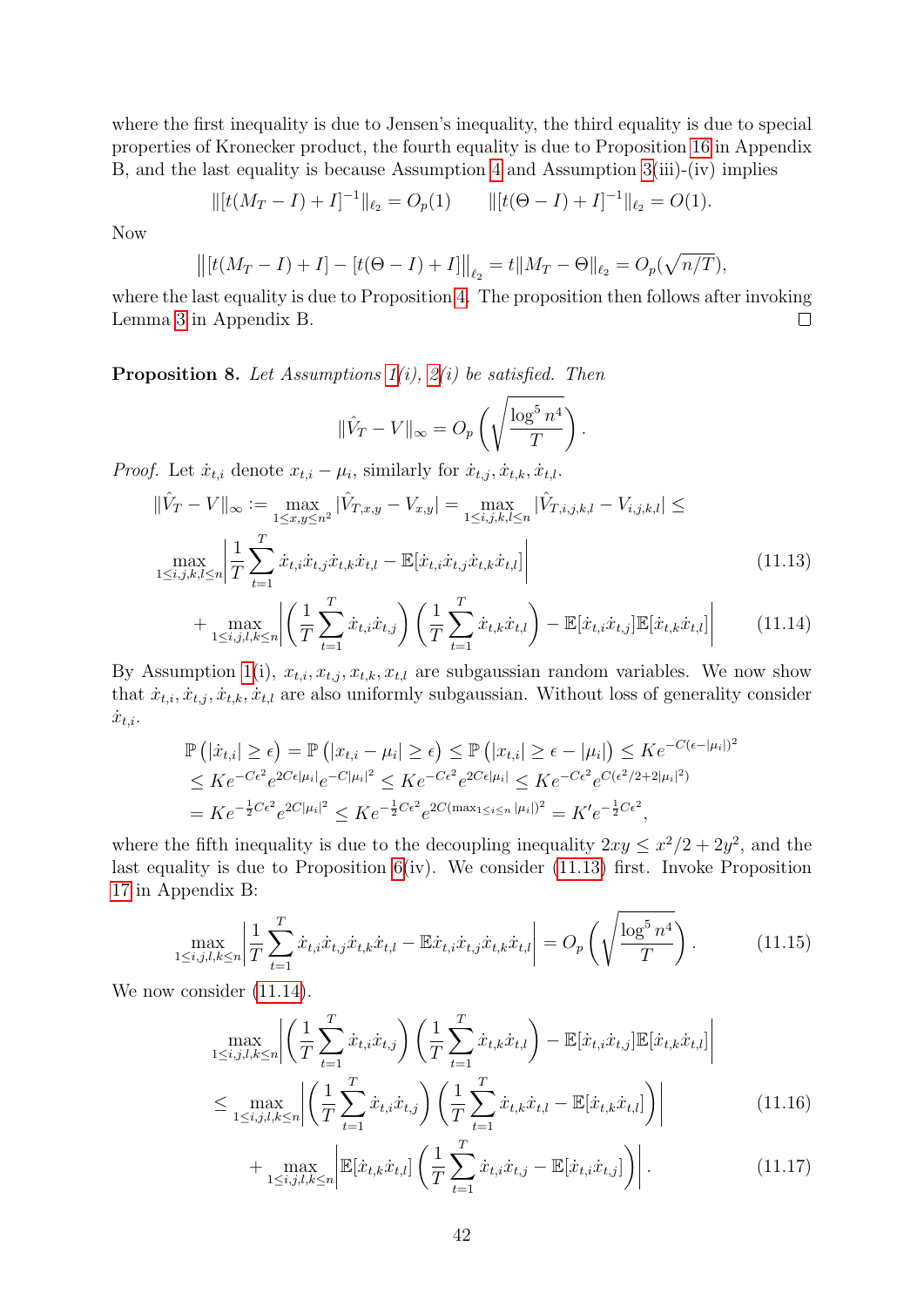where the first inequality is due to Jensen's inequality, the third equality is due to special properties of Kronecker product, the fourth equality is due to Proposition 16 in Appendix B, and the last equality is because Assumption 4 and Assumption 3(iii)-(iv) implies

$$\|[t(M_T - I) + I]^{-1}\|_{\ell_2} = O_p(1) \qquad \|[t(\Theta - I) + I]^{-1}\|_{\ell_2} = O(1).$$

Now

$$\left\|[t(M_T - I) + I] - [t(\Theta - I) + I]\right\|_{\ell_2} = t\|M_T - \Theta\|_{\ell_2} = O_p(\sqrt{n/T}),$$

where the last equality is due to Proposition 4. The proposition then follows after invoking Lemma 3 in Appendix B. □

**Proposition 8.** *Let Assumptions 1(i), 2(i) be satisfied. Then*

$$\|\hat{V}_T - V\|_\infty = O_p\left(\sqrt{\frac{\log^5 n^4}{T}}\right).$$

*Proof.* Let $\dot{x}_{t,i}$ denote $x_{t,i} - \mu_i$, similarly for $\dot{x}_{t,j}, \dot{x}_{t,k}, \dot{x}_{t,l}$.

$$\|\hat{V}_T - V\|_\infty := \max_{1\leq x,y\leq n^2} |\hat{V}_{T,x,y} - V_{x,y}| = \max_{1\leq i,j,k,l\leq n} |\hat{V}_{T,i,j,k,l} - V_{i,j,k,l}| \leq$$

$$\max_{1\leq i,j,k,l\leq n}\left|\frac{1}{T}\sum_{t=1}^T \dot{x}_{t,i}\dot{x}_{t,j}\dot{x}_{t,k}\dot{x}_{t,l} - \mathbb{E}[\dot{x}_{t,i}\dot{x}_{t,j}\dot{x}_{t,k}\dot{x}_{t,l}]\right| \tag{11.13}$$

$$+ \max_{1\leq i,j,l,k\leq n}\left|\left(\frac{1}{T}\sum_{t=1}^T \dot{x}_{t,i}\dot{x}_{t,j}\right)\left(\frac{1}{T}\sum_{t=1}^T \dot{x}_{t,k}\dot{x}_{t,l}\right) - \mathbb{E}[\dot{x}_{t,i}\dot{x}_{t,j}]\mathbb{E}[\dot{x}_{t,k}\dot{x}_{t,l}]\right| \tag{11.14}$$

By Assumption 1(i), $x_{t,i}, x_{t,j}, x_{t,k}, x_{t,l}$ are subgaussian random variables. We now show that $\dot{x}_{t,i}, \dot{x}_{t,j}, \dot{x}_{t,k}, \dot{x}_{t,l}$ are also uniformly subgaussian. Without loss of generality consider $\dot{x}_{t,i}$.

$$\begin{aligned}
&\mathbb{P}\left(|\dot{x}_{t,i}| \geq \epsilon\right) = \mathbb{P}\left(|x_{t,i} - \mu_i| \geq \epsilon\right) \leq \mathbb{P}\left(|x_{t,i}| \geq \epsilon - |\mu_i|\right) \leq Ke^{-C(\epsilon - |\mu_i|)^2} \\
&\leq Ke^{-C\epsilon^2}e^{2C\epsilon|\mu_i|}e^{-C|\mu_i|^2} \leq Ke^{-C\epsilon^2}e^{2C\epsilon|\mu_i|} \leq Ke^{-C\epsilon^2}e^{C(\epsilon^2/2 + 2|\mu_i|^2)} \\
&= Ke^{-\frac{1}{2}C\epsilon^2}e^{2C|\mu_i|^2} \leq Ke^{-\frac{1}{2}C\epsilon^2}e^{2C(\max_{1\leq i\leq n}|\mu_i|)^2} = K'e^{-\frac{1}{2}C\epsilon^2},
\end{aligned}$$

where the fifth inequality is due to the decoupling inequality $2xy \leq x^2/2 + 2y^2$, and the last equality is due to Proposition 6(iv). We consider (11.13) first. Invoke Proposition 17 in Appendix B:

$$\max_{1\leq i,j,l,k\leq n}\left|\frac{1}{T}\sum_{t=1}^T \dot{x}_{t,i}\dot{x}_{t,j}\dot{x}_{t,k}\dot{x}_{t,l} - \mathbb{E}\dot{x}_{t,i}\dot{x}_{t,j}\dot{x}_{t,k}\dot{x}_{t,l}\right| = O_p\left(\sqrt{\frac{\log^5 n^4}{T}}\right). \tag{11.15}$$

We now consider (11.14).

$$\max_{1\leq i,j,l,k\leq n}\left|\left(\frac{1}{T}\sum_{t=1}^T \dot{x}_{t,i}\dot{x}_{t,j}\right)\left(\frac{1}{T}\sum_{t=1}^T \dot{x}_{t,k}\dot{x}_{t,l}\right) - \mathbb{E}[\dot{x}_{t,i}\dot{x}_{t,j}]\mathbb{E}[\dot{x}_{t,k}\dot{x}_{t,l}]\right|$$

$$\leq \max_{1\leq i,j,l,k\leq n}\left|\left(\frac{1}{T}\sum_{t=1}^T \dot{x}_{t,i}\dot{x}_{t,j}\right)\left(\frac{1}{T}\sum_{t=1}^T \dot{x}_{t,k}\dot{x}_{t,l} - \mathbb{E}[\dot{x}_{t,k}\dot{x}_{t,l}]\right)\right| \tag{11.16}$$

$$+ \max_{1\leq i,j,l,k\leq n}\left|\mathbb{E}[\dot{x}_{t,k}\dot{x}_{t,l}]\left(\frac{1}{T}\sum_{t=1}^T \dot{x}_{t,i}\dot{x}_{t,j} - \mathbb{E}[\dot{x}_{t,i}\dot{x}_{t,j}]\right)\right|. \tag{11.17}$$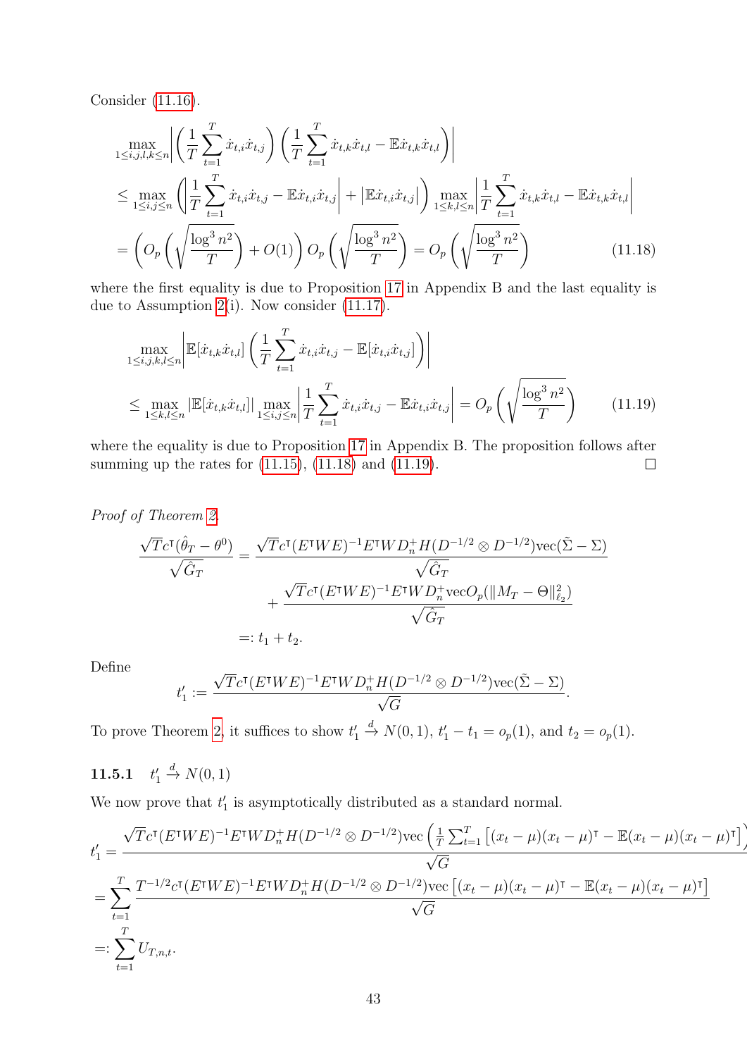Consider (11.16).

$$
\begin{aligned}
&\max_{1\leq i,j,l,k\leq n}\left|\left(\frac{1}{T}\sum_{t=1}^{T}\dot{x}_{t,i}\dot{x}_{t,j}\right)\left(\frac{1}{T}\sum_{t=1}^{T}\dot{x}_{t,k}\dot{x}_{t,l}-\mathbb{E}\dot{x}_{t,k}\dot{x}_{t,l}\right)\right|\\
&\leq \max_{1\leq i,j\leq n}\left(\left|\frac{1}{T}\sum_{t=1}^{T}\dot{x}_{t,i}\dot{x}_{t,j}-\mathbb{E}\dot{x}_{t,i}\dot{x}_{t,j}\right|+\left|\mathbb{E}\dot{x}_{t,i}\dot{x}_{t,j}\right|\right)\max_{1\leq k,l\leq n}\left|\frac{1}{T}\sum_{t=1}^{T}\dot{x}_{t,k}\dot{x}_{t,l}-\mathbb{E}\dot{x}_{t,k}\dot{x}_{t,l}\right|\\
&=\left(O_p\left(\sqrt{\frac{\log^3 n^2}{T}}\right)+O(1)\right)O_p\left(\sqrt{\frac{\log^3 n^2}{T}}\right)=O_p\left(\sqrt{\frac{\log^3 n^2}{T}}\right) \qquad (11.18)
\end{aligned}
$$

where the first equality is due to Proposition 17 in Appendix B and the last equality is due to Assumption 2(i). Now consider (11.17).

$$
\begin{aligned}
&\max_{1\leq i,j,k,l\leq n}\left|\mathbb{E}[\dot{x}_{t,k}\dot{x}_{t,l}]\left(\frac{1}{T}\sum_{t=1}^{T}\dot{x}_{t,i}\dot{x}_{t,j}-\mathbb{E}[\dot{x}_{t,i}\dot{x}_{t,j}]\right)\right|\\
&\leq \max_{1\leq k,l\leq n}\left|\mathbb{E}[\dot{x}_{t,k}\dot{x}_{t,l}]\right|\max_{1\leq i,j\leq n}\left|\frac{1}{T}\sum_{t=1}^{T}\dot{x}_{t,i}\dot{x}_{t,j}-\mathbb{E}\dot{x}_{t,i}\dot{x}_{t,j}\right|=O_p\left(\sqrt{\frac{\log^3 n^2}{T}}\right) \qquad (11.19)
\end{aligned}
$$

where the equality is due to Proposition 17 in Appendix B. The proposition follows after summing up the rates for (11.15), (11.18) and (11.19). □

*Proof of Theorem 2.*

$$
\begin{aligned}
\frac{\sqrt{T}c^{\intercal}(\hat{\theta}_T-\theta^0)}{\sqrt{\hat{G}_T}}&=\frac{\sqrt{T}c^{\intercal}(E^{\intercal}WE)^{-1}E^{\intercal}WD_n^{+}H(D^{-1/2}\otimes D^{-1/2})\text{vec}(\tilde{\Sigma}-\Sigma)}{\sqrt{\hat{G}_T}}\\
&\quad+\frac{\sqrt{T}c^{\intercal}(E^{\intercal}WE)^{-1}E^{\intercal}WD_n^{+}\text{vec}O_p(\|M_T-\Theta\|_{\ell_2}^2)}{\sqrt{\hat{G}_T}}\\
&=: t_1+t_2.
\end{aligned}
$$

Define

$$
t_1' := \frac{\sqrt{T}c^{\intercal}(E^{\intercal}WE)^{-1}E^{\intercal}WD_n^{+}H(D^{-1/2}\otimes D^{-1/2})\text{vec}(\tilde{\Sigma}-\Sigma)}{\sqrt{G}}.
$$

To prove Theorem 2, it suffices to show $t_1'\xrightarrow{d}N(0,1)$, $t_1'-t_1=o_p(1)$, and $t_2=o_p(1)$.

### 11.5.1 $t_1'\xrightarrow{d}N(0,1)$

We now prove that $t_1'$ is asymptotically distributed as a standard normal.

$$
\begin{aligned}
t_1'&=\frac{\sqrt{T}c^{\intercal}(E^{\intercal}WE)^{-1}E^{\intercal}WD_n^{+}H(D^{-1/2}\otimes D^{-1/2})\text{vec}\left(\frac{1}{T}\sum_{t=1}^{T}\left[(x_t-\mu)(x_t-\mu)^{\intercal}-\mathbb{E}(x_t-\mu)(x_t-\mu)^{\intercal}\right]\right)}{\sqrt{G}}\\
&=\sum_{t=1}^{T}\frac{T^{-1/2}c^{\intercal}(E^{\intercal}WE)^{-1}E^{\intercal}WD_n^{+}H(D^{-1/2}\otimes D^{-1/2})\text{vec}\left[(x_t-\mu)(x_t-\mu)^{\intercal}-\mathbb{E}(x_t-\mu)(x_t-\mu)^{\intercal}\right]}{\sqrt{G}}\\
&=:\sum_{t=1}^{T}U_{T,n,t}.
\end{aligned}
$$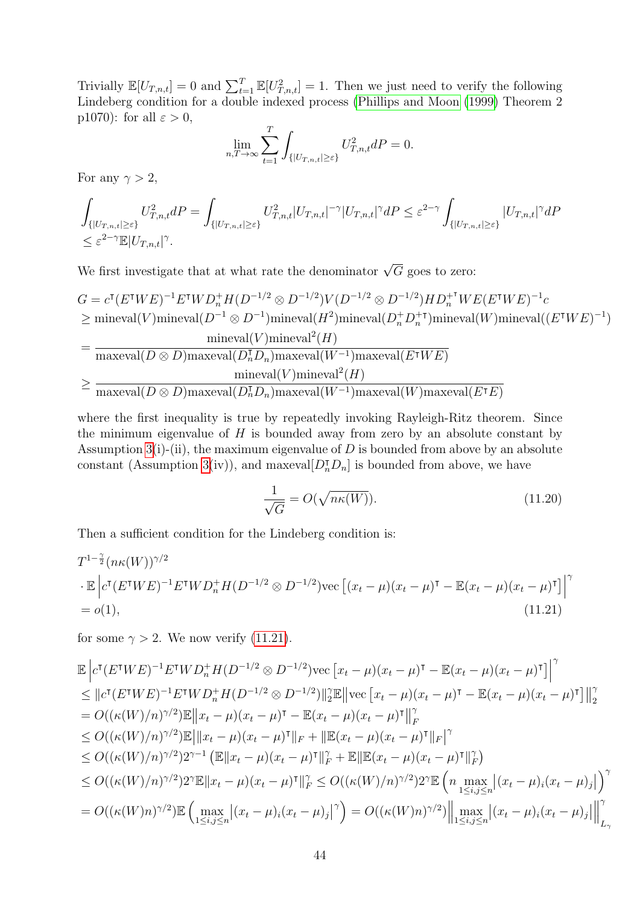Trivially $\mathbb{E}[U_{T,n,t}]=0$ and $\sum_{t=1}^{T}\mathbb{E}[U_{T,n,t}^2]=1$. Then we just need to verify the following Lindeberg condition for a double indexed process (Phillips and Moon (1999) Theorem 2 p1070): for all $\varepsilon>0$,

$$\lim_{n,T\to\infty}\sum_{t=1}^{T}\int_{\{|U_{T,n,t}|\geq\varepsilon\}}U_{T,n,t}^2dP=0.$$

For any $\gamma>2$,

$$\int_{\{|U_{T,n,t}|\geq\varepsilon\}}U_{T,n,t}^2dP=\int_{\{|U_{T,n,t}|\geq\varepsilon\}}U_{T,n,t}^2|U_{T,n,t}|^{-\gamma}|U_{T,n,t}|^{\gamma}dP\leq\varepsilon^{2-\gamma}\int_{\{|U_{T,n,t}|\geq\varepsilon\}}|U_{T,n,t}|^{\gamma}dP$$
$$\leq\varepsilon^{2-\gamma}\mathbb{E}|U_{T,n,t}|^{\gamma}.$$

We first investigate that at what rate the denominator $\sqrt{G}$ goes to zero:

$$\begin{aligned}
G&=c^{\intercal}(E^{\intercal}WE)^{-1}E^{\intercal}WD_n^{+}H(D^{-1/2}\otimes D^{-1/2})V(D^{-1/2}\otimes D^{-1/2})HD_n^{+\intercal}WE(E^{\intercal}WE)^{-1}c\\
&\geq\text{mineval}(V)\text{mineval}(D^{-1}\otimes D^{-1})\text{mineval}(H^2)\text{mineval}(D_n^{+}D_n^{+\intercal})\text{mineval}(W)\text{mineval}((E^{\intercal}WE)^{-1})\\
&=\frac{\text{mineval}(V)\text{mineval}^2(H)}{\text{maxeval}(D\otimes D)\text{maxeval}(D_n^{\intercal}D_n)\text{maxeval}(W^{-1})\text{maxeval}(E^{\intercal}WE)}\\
&\geq\frac{\text{mineval}(V)\text{mineval}^2(H)}{\text{maxeval}(D\otimes D)\text{maxeval}(D_n^{\intercal}D_n)\text{maxeval}(W^{-1})\text{maxeval}(W)\text{maxeval}(E^{\intercal}E)}
\end{aligned}$$

where the first inequality is true by repeatedly invoking Rayleigh-Ritz theorem. Since the minimum eigenvalue of $H$ is bounded away from zero by an absolute constant by Assumption 3(i)-(ii), the maximum eigenvalue of $D$ is bounded from above by an absolute constant (Assumption 3(iv)), and maxeval$[D_n^{\intercal}D_n]$ is bounded from above, we have

$$\frac{1}{\sqrt{G}}=O(\sqrt{n\kappa(W)}).\tag{11.20}$$

Then a sufficient condition for the Lindeberg condition is:

$$\begin{aligned}
&T^{1-\frac{\gamma}{2}}(n\kappa(W))^{\gamma/2}\\
&\cdot\mathbb{E}\left|c^{\intercal}(E^{\intercal}WE)^{-1}E^{\intercal}WD_n^{+}H(D^{-1/2}\otimes D^{-1/2})\text{vec}\left[(x_t-\mu)(x_t-\mu)^{\intercal}-\mathbb{E}(x_t-\mu)(x_t-\mu)^{\intercal}\right]\right|^{\gamma}\\
&=o(1),
\end{aligned}\tag{11.21}$$

for some $\gamma>2$. We now verify (11.21).

$$\begin{aligned}
&\mathbb{E}\left|c^{\intercal}(E^{\intercal}WE)^{-1}E^{\intercal}WD_n^{+}H(D^{-1/2}\otimes D^{-1/2})\text{vec}\left[x_t-\mu)(x_t-\mu)^{\intercal}-\mathbb{E}(x_t-\mu)(x_t-\mu)^{\intercal}\right]\right|^{\gamma}\\
&\leq\|c^{\intercal}(E^{\intercal}WE)^{-1}E^{\intercal}WD_n^{+}H(D^{-1/2}\otimes D^{-1/2})\|_2^{\gamma}\mathbb{E}\left\|\text{vec}\left[(x_t-\mu)(x_t-\mu)^{\intercal}-\mathbb{E}(x_t-\mu)(x_t-\mu)^{\intercal}\right]\right\|_2^{\gamma}\\
&=O((\kappa(W)/n)^{\gamma/2})\mathbb{E}\left\|x_t-\mu)(x_t-\mu)^{\intercal}-\mathbb{E}(x_t-\mu)(x_t-\mu)^{\intercal}\right\|_F^{\gamma}\\
&\leq O((\kappa(W)/n)^{\gamma/2})\mathbb{E}\left|\|x_t-\mu)(x_t-\mu)^{\intercal}\|_F+\|\mathbb{E}(x_t-\mu)(x_t-\mu)^{\intercal}\|_F\right|^{\gamma}\\
&\leq O((\kappa(W)/n)^{\gamma/2})2^{\gamma-1}\left(\mathbb{E}\|x_t-\mu)(x_t-\mu)^{\intercal}\|_F^{\gamma}+\mathbb{E}\|\mathbb{E}(x_t-\mu)(x_t-\mu)^{\intercal}\|_F^{\gamma}\right)\\
&\leq O((\kappa(W)/n)^{\gamma/2})2^{\gamma}\mathbb{E}\|x_t-\mu)(x_t-\mu)^{\intercal}\|_F^{\gamma}\leq O((\kappa(W)/n)^{\gamma/2})2^{\gamma}\mathbb{E}\left(n\max_{1\leq i,j\leq n}\left|(x_t-\mu)_i(x_t-\mu)_j\right|\right)^{\gamma}\\
&=O((\kappa(W)n)^{\gamma/2})\mathbb{E}\left(\max_{1\leq i,j\leq n}\left|(x_t-\mu)_i(x_t-\mu)_j\right|^{\gamma}\right)=O((\kappa(W)n)^{\gamma/2})\left\|\max_{1\leq i,j\leq n}\left|(x_t-\mu)_i(x_t-\mu)_j\right|\right\|_{L_\gamma}^{\gamma}
\end{aligned}$$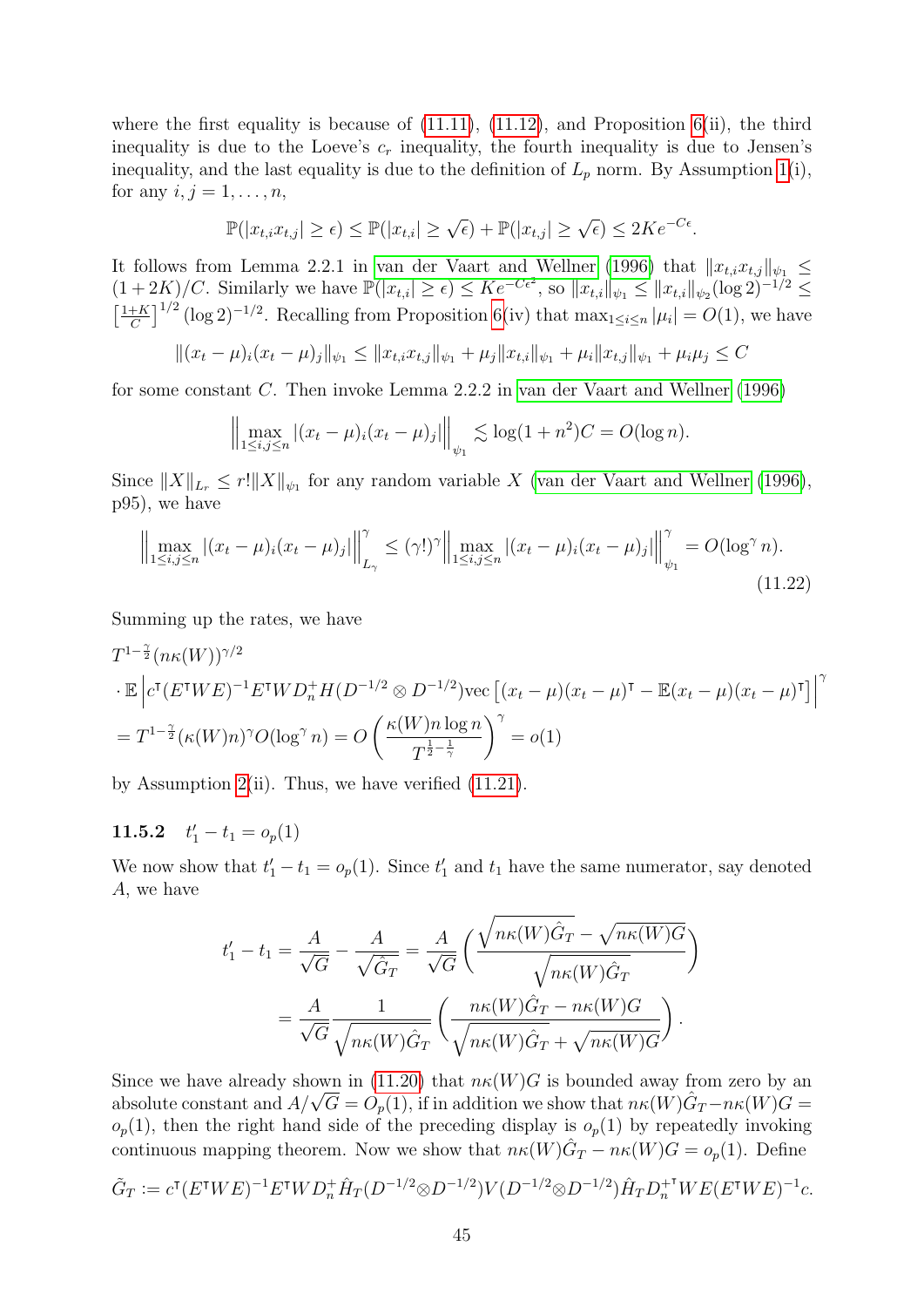where the first equality is because of (11.11), (11.12), and Proposition 6(ii), the third inequality is due to the Loeve's $c_r$ inequality, the fourth inequality is due to Jensen's inequality, and the last equality is due to the definition of $L_p$ norm. By Assumption 1(i), for any $i, j = 1, \ldots, n$,

$$\mathbb{P}(|x_{t,i}x_{t,j}| \geq \epsilon) \leq \mathbb{P}(|x_{t,i}| \geq \sqrt{\epsilon}) + \mathbb{P}(|x_{t,j}| \geq \sqrt{\epsilon}) \leq 2Ke^{-C\epsilon}.$$

It follows from Lemma 2.2.1 in van der Vaart and Wellner (1996) that $\|x_{t,i}x_{t,j}\|_{\psi_1} \leq (1+2K)/C$. Similarly we have $\mathbb{P}(|x_{t,i}| \geq \epsilon) \leq Ke^{-C\epsilon^2}$, so $\|x_{t,i}\|_{\psi_1} \leq \|x_{t,i}\|_{\psi_2}(\log 2)^{-1/2} \leq \left[\frac{1+K}{C}\right]^{1/2}(\log 2)^{-1/2}$. Recalling from Proposition 6(iv) that $\max_{1\leq i\leq n}|\mu_i| = O(1)$, we have

$$\|(x_t-\mu)_i(x_t-\mu)_j\|_{\psi_1} \leq \|x_{t,i}x_{t,j}\|_{\psi_1} + \mu_j\|x_{t,i}\|_{\psi_1} + \mu_i\|x_{t,j}\|_{\psi_1} + \mu_i\mu_j \leq C$$

for some constant $C$. Then invoke Lemma 2.2.2 in van der Vaart and Wellner (1996)

$$\left\|\max_{1\leq i,j\leq n}|(x_t-\mu)_i(x_t-\mu)_j|\right\|_{\psi_1} \lesssim \log(1+n^2)C = O(\log n).$$

Since $\|X\|_{L_r} \leq r!\|X\|_{\psi_1}$ for any random variable $X$ (van der Vaart and Wellner (1996), p95), we have

$$\left\|\max_{1\leq i,j\leq n}|(x_t-\mu)_i(x_t-\mu)_j|\right\|_{L_\gamma}^{\gamma} \leq (\gamma!)^\gamma\left\|\max_{1\leq i,j\leq n}|(x_t-\mu)_i(x_t-\mu)_j|\right\|_{\psi_1}^{\gamma} = O(\log^\gamma n). \tag{11.22}$$

Summing up the rates, we have

$$\begin{aligned}
&T^{1-\frac{\gamma}{2}}(n\kappa(W))^{\gamma/2} \\
&\cdot \mathbb{E}\left|c^\intercal(E^\intercal WE)^{-1}E^\intercal WD_n^+H(D^{-1/2}\otimes D^{-1/2})\text{vec}\left[(x_t-\mu)(x_t-\mu)^\intercal - \mathbb{E}(x_t-\mu)(x_t-\mu)^\intercal\right]\right|^\gamma \\
&= T^{1-\frac{\gamma}{2}}(\kappa(W)n)^\gamma O(\log^\gamma n) = O\left(\frac{\kappa(W)n\log n}{T^{\frac{1}{2}-\frac{1}{\gamma}}}\right)^\gamma = o(1)
\end{aligned}$$

by Assumption 2(ii). Thus, we have verified (11.21).

### 11.5.2 $t_1' - t_1 = o_p(1)$

We now show that $t_1' - t_1 = o_p(1)$. Since $t_1'$ and $t_1$ have the same numerator, say denoted $A$, we have

$$\begin{aligned}
t_1' - t_1 &= \frac{A}{\sqrt{G}} - \frac{A}{\sqrt{\hat{G}_T}} = \frac{A}{\sqrt{G}}\left(\frac{\sqrt{n\kappa(W)\hat{G}_T} - \sqrt{n\kappa(W)G}}{\sqrt{n\kappa(W)\hat{G}_T}}\right) \\
&= \frac{A}{\sqrt{G}}\frac{1}{\sqrt{n\kappa(W)\hat{G}_T}}\left(\frac{n\kappa(W)\hat{G}_T - n\kappa(W)G}{\sqrt{n\kappa(W)\hat{G}_T} + \sqrt{n\kappa(W)G}}\right).
\end{aligned}$$

Since we have already shown in (11.20) that $n\kappa(W)G$ is bounded away from zero by an absolute constant and $A/\sqrt{G} = O_p(1)$, if in addition we show that $n\kappa(W)\hat{G}_T - n\kappa(W)G = o_p(1)$, then the right hand side of the preceding display is $o_p(1)$ by repeatedly invoking continuous mapping theorem. Now we show that $n\kappa(W)\hat{G}_T - n\kappa(W)G = o_p(1)$. Define

$$\tilde{G}_T := c^\intercal(E^\intercal WE)^{-1}E^\intercal WD_n^+\hat{H}_T(D^{-1/2}\otimes D^{-1/2})V(D^{-1/2}\otimes D^{-1/2})\hat{H}_TD_n^{+\intercal}WE(E^\intercal WE)^{-1}c.$$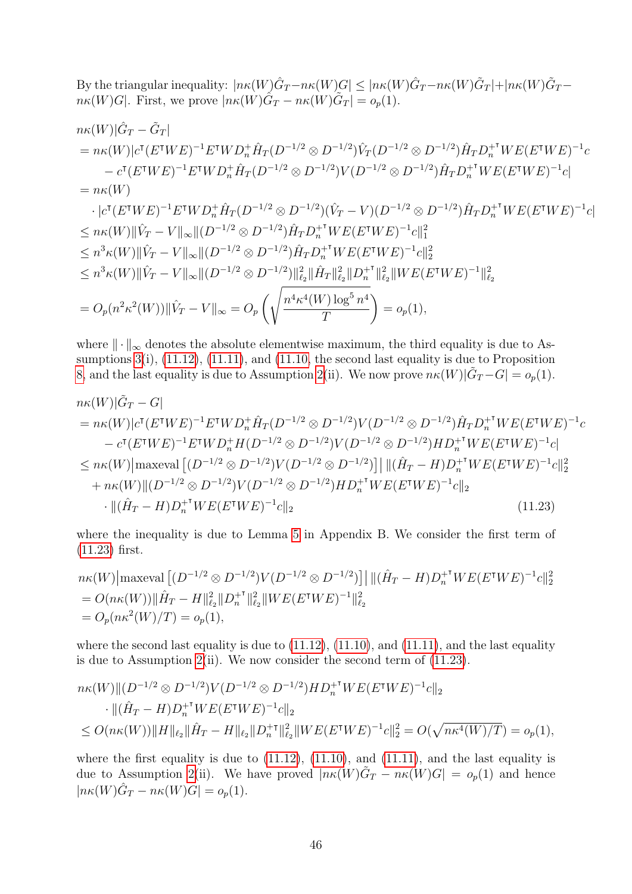By the triangular inequality: $|n\kappa(W)\hat{G}_T - n\kappa(W)G| \leq |n\kappa(W)\hat{G}_T - n\kappa(W)\tilde{G}_T| + |n\kappa(W)\tilde{G}_T - n\kappa(W)G|$. First, we prove $|n\kappa(W)\hat{G}_T - n\kappa(W)\tilde{G}_T| = o_p(1)$.

$$
\begin{aligned}
& n\kappa(W)|\hat{G}_T - \tilde{G}_T| \\
&= n\kappa(W)|c^\intercal(E^\intercal WE)^{-1}E^\intercal WD_n^+\hat{H}_T(D^{-1/2}\otimes D^{-1/2})\hat{V}_T(D^{-1/2}\otimes D^{-1/2})\hat{H}_T D_n^{+\intercal}WE(E^\intercal WE)^{-1}c \\
&\qquad - c^\intercal(E^\intercal WE)^{-1}E^\intercal WD_n^+\hat{H}_T(D^{-1/2}\otimes D^{-1/2})V(D^{-1/2}\otimes D^{-1/2})\hat{H}_T D_n^{+\intercal}WE(E^\intercal WE)^{-1}c| \\
&= n\kappa(W) \\
&\quad \cdot |c^\intercal(E^\intercal WE)^{-1}E^\intercal WD_n^+\hat{H}_T(D^{-1/2}\otimes D^{-1/2})(\hat{V}_T - V)(D^{-1/2}\otimes D^{-1/2})\hat{H}_T D_n^{+\intercal}WE(E^\intercal WE)^{-1}c| \\
&\leq n\kappa(W)\|\hat{V}_T - V\|_\infty \|(D^{-1/2}\otimes D^{-1/2})\hat{H}_T D_n^{+\intercal}WE(E^\intercal WE)^{-1}c\|_1^2 \\
&\leq n^3\kappa(W)\|\hat{V}_T - V\|_\infty \|(D^{-1/2}\otimes D^{-1/2})\hat{H}_T D_n^{+\intercal}WE(E^\intercal WE)^{-1}c\|_2^2 \\
&\leq n^3\kappa(W)\|\hat{V}_T - V\|_\infty \|(D^{-1/2}\otimes D^{-1/2})\|_{\ell_2}^2 \|\hat{H}_T\|_{\ell_2}^2 \|D_n^{+\intercal}\|_{\ell_2}^2 \|WE(E^\intercal WE)^{-1}\|_{\ell_2}^2 \\
&= O_p(n^2\kappa^2(W))\|\hat{V}_T - V\|_\infty = O_p\left(\sqrt{\frac{n^4\kappa^4(W)\log^5 n^4}{T}}\right) = o_p(1),
\end{aligned}
$$

where $\|\cdot\|_\infty$ denotes the absolute elementwise maximum, the third equality is due to Assumptions 3(i), (11.12), (11.11), and (11.10), the second last equality is due to Proposition 8, and the last equality is due to Assumption 2(ii). We now prove $n\kappa(W)|\tilde{G}_T - G| = o_p(1)$.

$$
\begin{aligned}
& n\kappa(W)|\tilde{G}_T - G| \\
&= n\kappa(W)|c^\intercal(E^\intercal WE)^{-1}E^\intercal WD_n^+\hat{H}_T(D^{-1/2}\otimes D^{-1/2})V(D^{-1/2}\otimes D^{-1/2})\hat{H}_T D_n^{+\intercal}WE(E^\intercal WE)^{-1}c \\
&\qquad - c^\intercal(E^\intercal WE)^{-1}E^\intercal WD_n^+H(D^{-1/2}\otimes D^{-1/2})V(D^{-1/2}\otimes D^{-1/2})HD_n^{+\intercal}WE(E^\intercal WE)^{-1}c| \\
&\leq n\kappa(W)\left|\text{maxeval}\left[(D^{-1/2}\otimes D^{-1/2})V(D^{-1/2}\otimes D^{-1/2})\right]\right| \|(\hat{H}_T - H)D_n^{+\intercal}WE(E^\intercal WE)^{-1}c\|_2^2 \\
&\quad + n\kappa(W)\|(D^{-1/2}\otimes D^{-1/2})V(D^{-1/2}\otimes D^{-1/2})HD_n^{+\intercal}WE(E^\intercal WE)^{-1}c\|_2 \\
&\quad \cdot \|(\hat{H}_T - H)D_n^{+\intercal}WE(E^\intercal WE)^{-1}c\|_2 \qquad\qquad (11.23)
\end{aligned}
$$

where the inequality is due to Lemma 5 in Appendix B. We consider the first term of (11.23) first.

$$
\begin{aligned}
& n\kappa(W)\left|\text{maxeval}\left[(D^{-1/2}\otimes D^{-1/2})V(D^{-1/2}\otimes D^{-1/2})\right]\right| \|(\hat{H}_T - H)D_n^{+\intercal}WE(E^\intercal WE)^{-1}c\|_2^2 \\
&= O(n\kappa(W))\|\hat{H}_T - H\|_{\ell_2}^2 \|D_n^{+\intercal}\|_{\ell_2}^2 \|WE(E^\intercal WE)^{-1}\|_{\ell_2}^2 \\
&= O_p(n\kappa^2(W)/T) = o_p(1),
\end{aligned}
$$

where the second last equality is due to (11.12), (11.10), and (11.11), and the last equality is due to Assumption 2(ii). We now consider the second term of (11.23).

$$
\begin{aligned}
& n\kappa(W)\|(D^{-1/2}\otimes D^{-1/2})V(D^{-1/2}\otimes D^{-1/2})HD_n^{+\intercal}WE(E^\intercal WE)^{-1}c\|_2 \\
&\quad \cdot \|(\hat{H}_T - H)D_n^{+\intercal}WE(E^\intercal WE)^{-1}c\|_2 \\
&\leq O(n\kappa(W))\|H\|_{\ell_2}\|\hat{H}_T - H\|_{\ell_2}\|D_n^{+\intercal}\|_{\ell_2}^2 \|WE(E^\intercal WE)^{-1}c\|_2^2 = O(\sqrt{n\kappa^4(W)/T}) = o_p(1),
\end{aligned}
$$

where the first equality is due to (11.12), (11.10), and (11.11), and the last equality is due to Assumption 2(ii). We have proved $|n\kappa(W)\tilde{G}_T - n\kappa(W)G| = o_p(1)$ and hence $|n\kappa(W)\hat{G}_T - n\kappa(W)G| = o_p(1)$.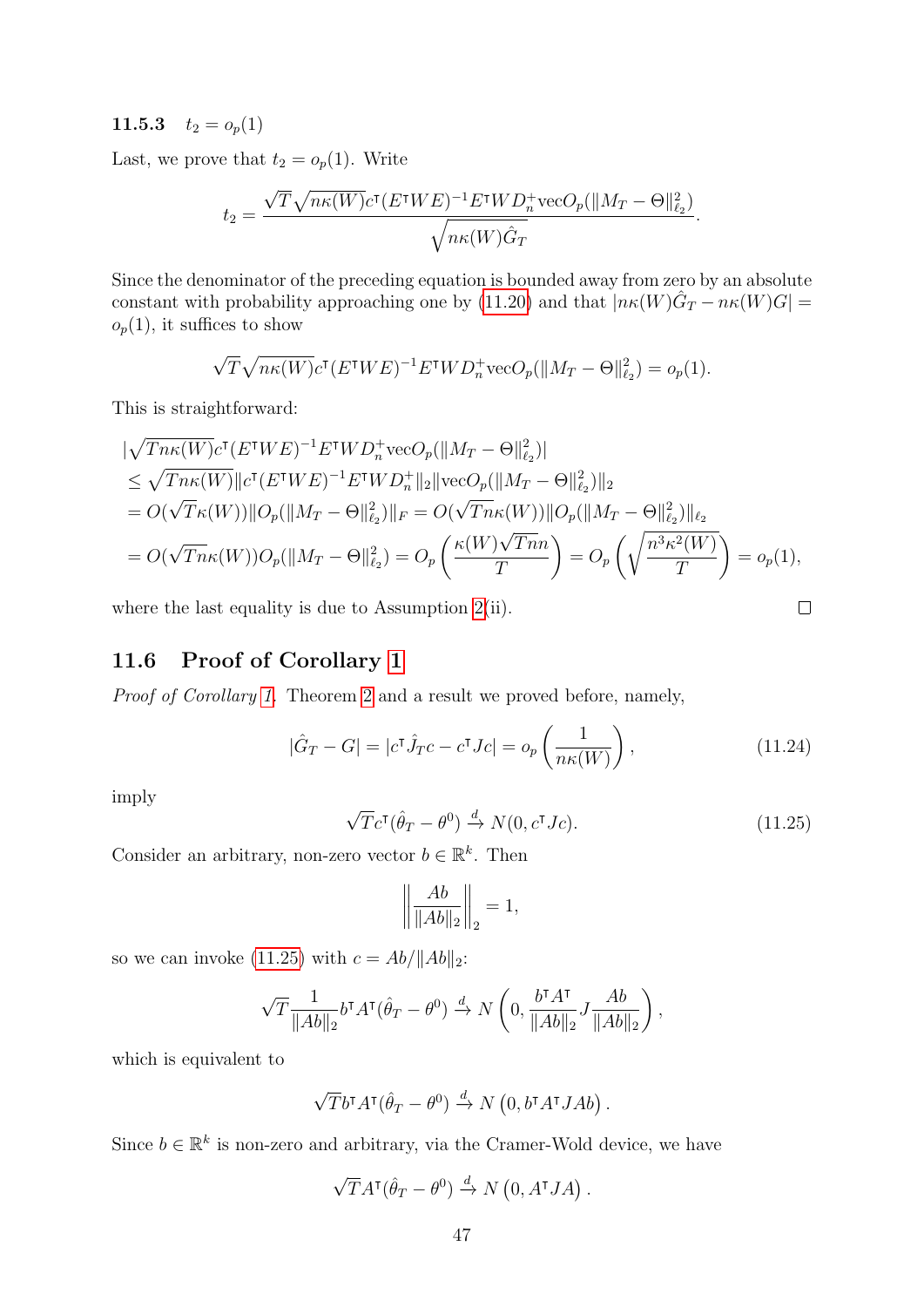### 11.5.3 $t_2 = o_p(1)$

Last, we prove that $t_2 = o_p(1)$. Write

$$
t_2 = \frac{\sqrt{T}\sqrt{n\kappa(W)}c^\intercal(E^\intercal WE)^{-1}E^\intercal WD_n^+ \text{vec}O_p(\|M_T - \Theta\|_{\ell_2}^2)}{\sqrt{n\kappa(W)\hat{G}_T}}.
$$

Since the denominator of the preceding equation is bounded away from zero by an absolute constant with probability approaching one by (11.20) and that $|n\kappa(W)\hat{G}_T - n\kappa(W)G| = o_p(1)$, it suffices to show

$$
\sqrt{T}\sqrt{n\kappa(W)}c^\intercal(E^\intercal WE)^{-1}E^\intercal WD_n^+ \text{vec}O_p(\|M_T - \Theta\|_{\ell_2}^2) = o_p(1).
$$

This is straightforward:

$$
\begin{aligned}
&|\sqrt{Tn\kappa(W)}c^\intercal(E^\intercal WE)^{-1}E^\intercal WD_n^+ \text{vec}O_p(\|M_T - \Theta\|_{\ell_2}^2)| \\
&\leq \sqrt{Tn\kappa(W)}\|c^\intercal(E^\intercal WE)^{-1}E^\intercal WD_n^+\|_2\|\text{vec}O_p(\|M_T - \Theta\|_{\ell_2}^2)\|_2 \\
&= O(\sqrt{T}\kappa(W))\|O_p(\|M_T - \Theta\|_{\ell_2}^2)\|_F = O(\sqrt{Tn}\kappa(W))\|O_p(\|M_T - \Theta\|_{\ell_2}^2)\|_{\ell_2} \\
&= O(\sqrt{Tn}\kappa(W))O_p(\|M_T - \Theta\|_{\ell_2}^2) = O_p\left(\frac{\kappa(W)\sqrt{Tn}n}{T}\right) = O_p\left(\sqrt{\frac{n^3\kappa^2(W)}{T}}\right) = o_p(1),
\end{aligned}
$$

where the last equality is due to Assumption 2(ii). $\square$

## 11.6 Proof of Corollary 1

*Proof of Corollary 1.* Theorem 2 and a result we proved before, namely,

$$
|\hat{G}_T - G| = |c^\intercal \hat{J}_T c - c^\intercal Jc| = o_p\left(\frac{1}{n\kappa(W)}\right), \tag{11.24}
$$

imply

$$
\sqrt{T}c^\intercal(\hat{\theta}_T - \theta^0) \xrightarrow{d} N(0, c^\intercal Jc). \tag{11.25}
$$

Consider an arbitrary, non-zero vector $b \in \mathbb{R}^k$. Then

$$
\left\|\frac{Ab}{\|Ab\|_2}\right\|_2 = 1,
$$

so we can invoke (11.25) with $c = Ab/\|Ab\|_2$:

$$
\sqrt{T}\frac{1}{\|Ab\|_2}b^\intercal A^\intercal(\hat{\theta}_T - \theta^0) \xrightarrow{d} N\left(0, \frac{b^\intercal A^\intercal}{\|Ab\|_2}J\frac{Ab}{\|Ab\|_2}\right),
$$

which is equivalent to

$$
\sqrt{T}b^\intercal A^\intercal(\hat{\theta}_T - \theta^0) \xrightarrow{d} N\left(0, b^\intercal A^\intercal JAb\right).
$$

Since $b \in \mathbb{R}^k$ is non-zero and arbitrary, via the Cramer-Wold device, we have

$$
\sqrt{T}A^\intercal(\hat{\theta}_T - \theta^0) \xrightarrow{d} N\left(0, A^\intercal JA\right).
$$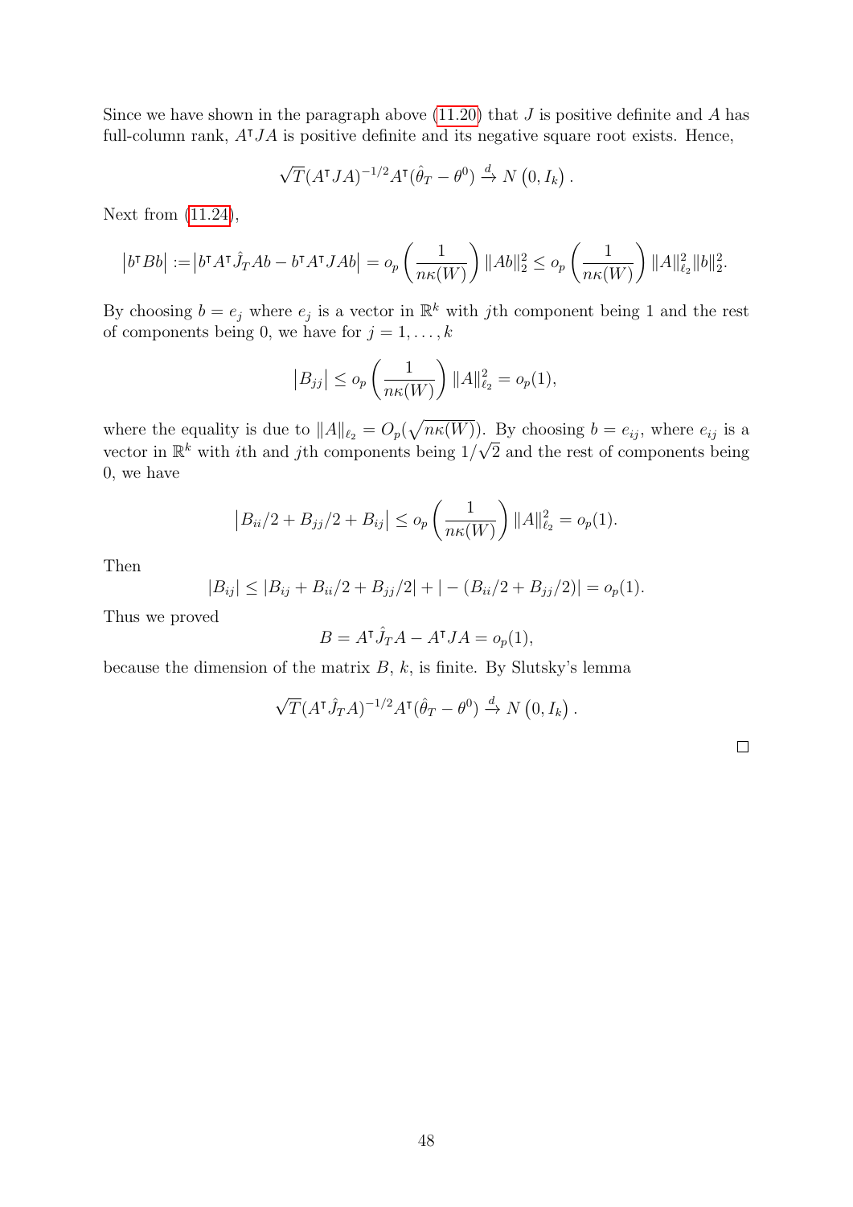Since we have shown in the paragraph above (11.20) that $J$ is positive definite and $A$ has full-column rank, $A^\intercal JA$ is positive definite and its negative square root exists. Hence,

$$\sqrt{T}(A^\intercal JA)^{-1/2}A^\intercal(\hat{\theta}_T - \theta^0) \xrightarrow{d} N\left(0, I_k\right).$$

Next from (11.24),

$$\left|b^\intercal Bb\right| := \left|b^\intercal A^\intercal \hat{J}_T Ab - b^\intercal A^\intercal JAb\right| = o_p\left(\frac{1}{n\kappa(W)}\right)\|Ab\|_2^2 \leq o_p\left(\frac{1}{n\kappa(W)}\right)\|A\|_{\ell_2}^2\|b\|_2^2.$$

By choosing $b = e_j$ where $e_j$ is a vector in $\mathbb{R}^k$ with $j$th component being 1 and the rest of components being 0, we have for $j = 1, \ldots, k$

$$\left|B_{jj}\right| \leq o_p\left(\frac{1}{n\kappa(W)}\right)\|A\|_{\ell_2}^2 = o_p(1),$$

where the equality is due to $\|A\|_{\ell_2} = O_p(\sqrt{n\kappa(W)})$. By choosing $b = e_{ij}$, where $e_{ij}$ is a vector in $\mathbb{R}^k$ with $i$th and $j$th components being $1/\sqrt{2}$ and the rest of components being 0, we have

$$\left|B_{ii}/2 + B_{jj}/2 + B_{ij}\right| \leq o_p\left(\frac{1}{n\kappa(W)}\right)\|A\|_{\ell_2}^2 = o_p(1).$$

Then

$$|B_{ij}| \leq |B_{ij} + B_{ii}/2 + B_{jj}/2| + |-(B_{ii}/2 + B_{jj}/2)| = o_p(1).$$

Thus we proved

$$B = A^\intercal \hat{J}_T A - A^\intercal JA = o_p(1),$$

because the dimension of the matrix $B$, $k$, is finite. By Slutsky's lemma

$$\sqrt{T}(A^\intercal \hat{J}_T A)^{-1/2}A^\intercal(\hat{\theta}_T - \theta^0) \xrightarrow{d} N\left(0, I_k\right).$$

□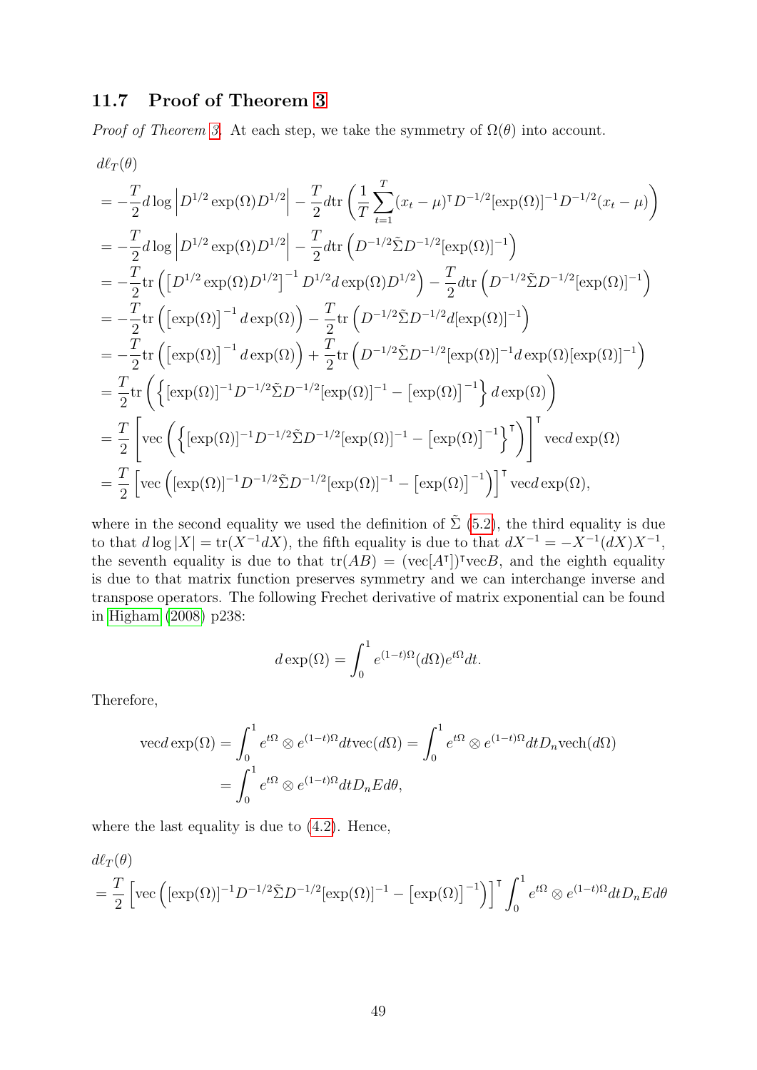### 11.7 Proof of Theorem 3

*Proof of Theorem 3.* At each step, we take the symmetry of $\Omega(\theta)$ into account.

$$
\begin{aligned}
&d\ell_T(\theta)\\
&= -\frac{T}{2} d\log\left|D^{1/2}\exp(\Omega)D^{1/2}\right| - \frac{T}{2} d\mathrm{tr}\left(\frac{1}{T}\sum_{t=1}^{T}(x_t-\mu)^\intercal D^{-1/2}[\exp(\Omega)]^{-1}D^{-1/2}(x_t-\mu)\right)\\
&= -\frac{T}{2} d\log\left|D^{1/2}\exp(\Omega)D^{1/2}\right| - \frac{T}{2} d\mathrm{tr}\left(D^{-1/2}\tilde{\Sigma}D^{-1/2}[\exp(\Omega)]^{-1}\right)\\
&= -\frac{T}{2}\mathrm{tr}\left(\left[D^{1/2}\exp(\Omega)D^{1/2}\right]^{-1}D^{1/2}d\exp(\Omega)D^{1/2}\right) - \frac{T}{2} d\mathrm{tr}\left(D^{-1/2}\tilde{\Sigma}D^{-1/2}[\exp(\Omega)]^{-1}\right)\\
&= -\frac{T}{2}\mathrm{tr}\left(\left[\exp(\Omega)\right]^{-1}d\exp(\Omega)\right) - \frac{T}{2}\mathrm{tr}\left(D^{-1/2}\tilde{\Sigma}D^{-1/2}d[\exp(\Omega)]^{-1}\right)\\
&= -\frac{T}{2}\mathrm{tr}\left(\left[\exp(\Omega)\right]^{-1}d\exp(\Omega)\right) + \frac{T}{2}\mathrm{tr}\left(D^{-1/2}\tilde{\Sigma}D^{-1/2}[\exp(\Omega)]^{-1}d\exp(\Omega)[\exp(\Omega)]^{-1}\right)\\
&= \frac{T}{2}\mathrm{tr}\left(\left\{[\exp(\Omega)]^{-1}D^{-1/2}\tilde{\Sigma}D^{-1/2}[\exp(\Omega)]^{-1} - \left[\exp(\Omega)\right]^{-1}\right\}d\exp(\Omega)\right)\\
&= \frac{T}{2}\left[\mathrm{vec}\left(\left\{[\exp(\Omega)]^{-1}D^{-1/2}\tilde{\Sigma}D^{-1/2}[\exp(\Omega)]^{-1} - \left[\exp(\Omega)\right]^{-1}\right\}^\intercal\right)\right]^\intercal \mathrm{vec}d\exp(\Omega)\\
&= \frac{T}{2}\left[\mathrm{vec}\left([\exp(\Omega)]^{-1}D^{-1/2}\tilde{\Sigma}D^{-1/2}[\exp(\Omega)]^{-1} - \left[\exp(\Omega)\right]^{-1}\right)\right]^\intercal \mathrm{vec}d\exp(\Omega),
\end{aligned}
$$

where in the second equality we used the definition of $\tilde{\Sigma}$ (5.2), the third equality is due to that $d\log|X| = \mathrm{tr}(X^{-1}dX)$, the fifth equality is due to that $dX^{-1} = -X^{-1}(dX)X^{-1}$, the seventh equality is due to that $\mathrm{tr}(AB) = (\mathrm{vec}[A^\intercal])^\intercal\mathrm{vec}B$, and the eighth equality is due to that matrix function preserves symmetry and we can interchange inverse and transpose operators. The following Frechet derivative of matrix exponential can be found in Higham (2008) p238:

$$
d\exp(\Omega) = \int_0^1 e^{(1-t)\Omega}(d\Omega)e^{t\Omega}dt.
$$

Therefore,

$$
\begin{aligned}
\mathrm{vec}d\exp(\Omega) &= \int_0^1 e^{t\Omega}\otimes e^{(1-t)\Omega}dt\mathrm{vec}(d\Omega) = \int_0^1 e^{t\Omega}\otimes e^{(1-t)\Omega}dtD_n\mathrm{vech}(d\Omega)\\
&= \int_0^1 e^{t\Omega}\otimes e^{(1-t)\Omega}dtD_nEd\theta,
\end{aligned}
$$

where the last equality is due to (4.2). Hence,

$$
\begin{aligned}
&d\ell_T(\theta)\\
&= \frac{T}{2}\left[\mathrm{vec}\left([\exp(\Omega)]^{-1}D^{-1/2}\tilde{\Sigma}D^{-1/2}[\exp(\Omega)]^{-1} - \left[\exp(\Omega)\right]^{-1}\right)\right]^\intercal \int_0^1 e^{t\Omega}\otimes e^{(1-t)\Omega}dtD_nEd\theta
\end{aligned}
$$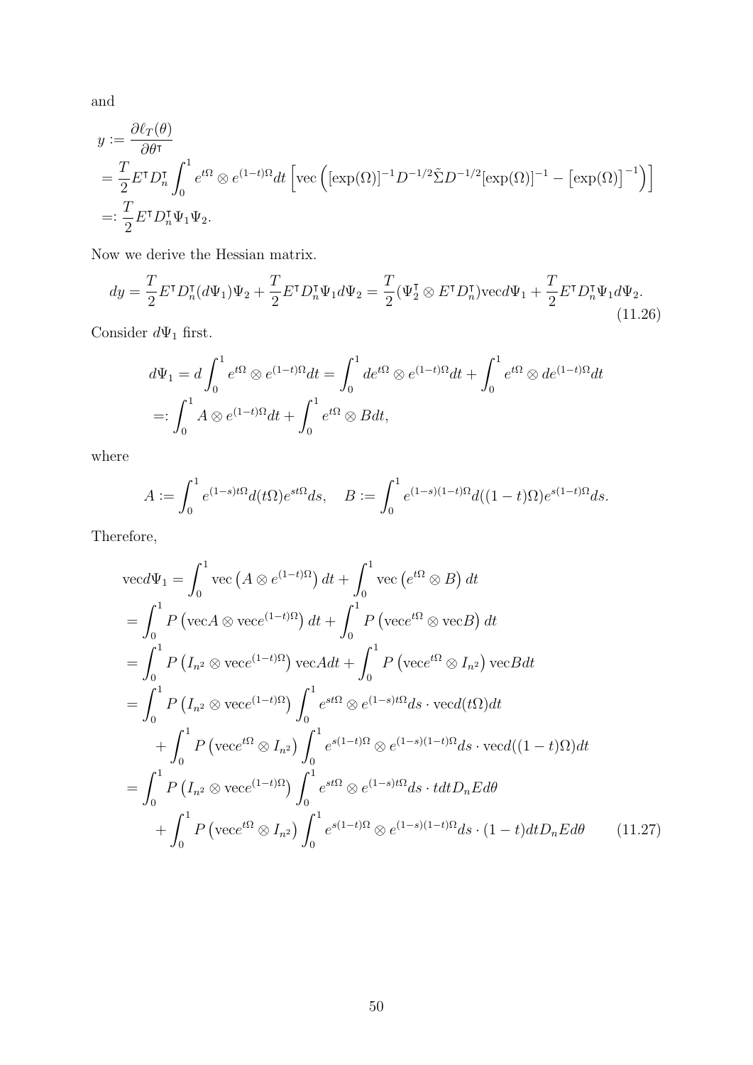and

$$
\begin{aligned}
y &:= \frac{\partial \ell_T(\theta)}{\partial \theta^\intercal} \\
&= \frac{T}{2} E^\intercal D_n^\intercal \int_0^1 e^{t\Omega} \otimes e^{(1-t)\Omega} dt \left[ \operatorname{vec}\left( [\exp(\Omega)]^{-1} D^{-1/2} \tilde{\Sigma} D^{-1/2} [\exp(\Omega)]^{-1} - \left[\exp(\Omega)\right]^{-1} \right) \right] \\
&=: \frac{T}{2} E^\intercal D_n^\intercal \Psi_1 \Psi_2.
\end{aligned}
$$

Now we derive the Hessian matrix.

$$
dy = \frac{T}{2} E^\intercal D_n^\intercal (d\Psi_1)\Psi_2 + \frac{T}{2} E^\intercal D_n^\intercal \Psi_1 d\Psi_2 = \frac{T}{2} (\Psi_2^\intercal \otimes E^\intercal D_n^\intercal) \operatorname{vec} d\Psi_1 + \frac{T}{2} E^\intercal D_n^\intercal \Psi_1 d\Psi_2. \tag{11.26}
$$

Consider $d\Psi_1$ first.

$$
\begin{aligned}
d\Psi_1 &= d\int_0^1 e^{t\Omega} \otimes e^{(1-t)\Omega} dt = \int_0^1 de^{t\Omega} \otimes e^{(1-t)\Omega} dt + \int_0^1 e^{t\Omega} \otimes de^{(1-t)\Omega} dt \\
&=: \int_0^1 A \otimes e^{(1-t)\Omega} dt + \int_0^1 e^{t\Omega} \otimes B dt,
\end{aligned}
$$

where

$$
A := \int_0^1 e^{(1-s)t\Omega} d(t\Omega) e^{st\Omega} ds, \quad B := \int_0^1 e^{(1-s)(1-t)\Omega} d((1-t)\Omega) e^{s(1-t)\Omega} ds.
$$

Therefore,

$$
\begin{aligned}
\operatorname{vec} d\Psi_1 &= \int_0^1 \operatorname{vec}\left( A \otimes e^{(1-t)\Omega} \right) dt + \int_0^1 \operatorname{vec}\left( e^{t\Omega} \otimes B \right) dt \\
&= \int_0^1 P\left( \operatorname{vec} A \otimes \operatorname{vec} e^{(1-t)\Omega} \right) dt + \int_0^1 P\left( \operatorname{vec} e^{t\Omega} \otimes \operatorname{vec} B \right) dt \\
&= \int_0^1 P\left( I_{n^2} \otimes \operatorname{vec} e^{(1-t)\Omega} \right) \operatorname{vec} A dt + \int_0^1 P\left( \operatorname{vec} e^{t\Omega} \otimes I_{n^2} \right) \operatorname{vec} B dt \\
&= \int_0^1 P\left( I_{n^2} \otimes \operatorname{vec} e^{(1-t)\Omega} \right) \int_0^1 e^{st\Omega} \otimes e^{(1-s)t\Omega} ds \cdot \operatorname{vec} d(t\Omega) dt \\
&\quad + \int_0^1 P\left( \operatorname{vec} e^{t\Omega} \otimes I_{n^2} \right) \int_0^1 e^{s(1-t)\Omega} \otimes e^{(1-s)(1-t)\Omega} ds \cdot \operatorname{vec} d((1-t)\Omega) dt \\
&= \int_0^1 P\left( I_{n^2} \otimes \operatorname{vec} e^{(1-t)\Omega} \right) \int_0^1 e^{st\Omega} \otimes e^{(1-s)t\Omega} ds \cdot t dt D_n E d\theta \\
&\quad + \int_0^1 P\left( \operatorname{vec} e^{t\Omega} \otimes I_{n^2} \right) \int_0^1 e^{s(1-t)\Omega} \otimes e^{(1-s)(1-t)\Omega} ds \cdot (1-t) dt D_n E d\theta
\end{aligned} \tag{11.27}
$$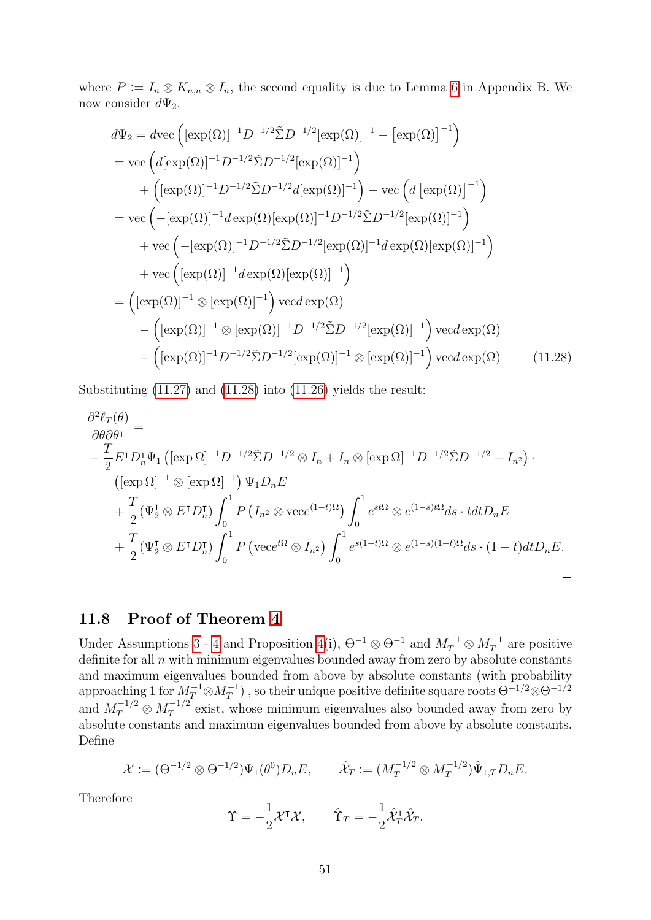where $P := I_n \otimes K_{n,n} \otimes I_n$, the second equality is due to Lemma 6 in Appendix B. We now consider $d\Psi_2$.

$$
\begin{aligned}
d\Psi_2 &= d\text{vec}\left([\exp(\Omega)]^{-1} D^{-1/2}\tilde{\Sigma}D^{-1/2}[\exp(\Omega)]^{-1} - \left[\exp(\Omega)\right]^{-1}\right) \\
&= \text{vec}\left(d[\exp(\Omega)]^{-1} D^{-1/2}\tilde{\Sigma}D^{-1/2}[\exp(\Omega)]^{-1}\right) \\
&\quad + \left([\exp(\Omega)]^{-1} D^{-1/2}\tilde{\Sigma}D^{-1/2} d[\exp(\Omega)]^{-1}\right) - \text{vec}\left(d\left[\exp(\Omega)\right]^{-1}\right) \\
&= \text{vec}\left(-[\exp(\Omega)]^{-1} d\exp(\Omega)[\exp(\Omega)]^{-1} D^{-1/2}\tilde{\Sigma}D^{-1/2}[\exp(\Omega)]^{-1}\right) \\
&\quad + \text{vec}\left(-[\exp(\Omega)]^{-1} D^{-1/2}\tilde{\Sigma}D^{-1/2}[\exp(\Omega)]^{-1} d\exp(\Omega)[\exp(\Omega)]^{-1}\right) \\
&\quad + \text{vec}\left([\exp(\Omega)]^{-1} d\exp(\Omega)[\exp(\Omega)]^{-1}\right) \\
&= \left([\exp(\Omega)]^{-1} \otimes [\exp(\Omega)]^{-1}\right) \text{vec} d\exp(\Omega) \\
&\quad - \left([\exp(\Omega)]^{-1} \otimes [\exp(\Omega)]^{-1} D^{-1/2}\tilde{\Sigma}D^{-1/2}[\exp(\Omega)]^{-1}\right) \text{vec} d\exp(\Omega) \\
&\quad - \left([\exp(\Omega)]^{-1} D^{-1/2}\tilde{\Sigma}D^{-1/2}[\exp(\Omega)]^{-1} \otimes [\exp(\Omega)]^{-1}\right) \text{vec} d\exp(\Omega)
\end{aligned}
\tag{11.28}
$$

Substituting (11.27) and (11.28) into (11.26) yields the result:

$$
\begin{aligned}
&\frac{\partial^2 \ell_T(\theta)}{\partial\theta\partial\theta^\intercal} = \\
&-\frac{T}{2} E^\intercal D_n^\intercal \Psi_1 \left([\exp\Omega]^{-1} D^{-1/2}\tilde{\Sigma}D^{-1/2} \otimes I_n + I_n \otimes [\exp\Omega]^{-1} D^{-1/2}\tilde{\Sigma}D^{-1/2} - I_{n^2}\right) \cdot \\
&\quad \left([\exp\Omega]^{-1} \otimes [\exp\Omega]^{-1}\right) \Psi_1 D_n E \\
&\quad + \frac{T}{2}(\Psi_2^\intercal \otimes E^\intercal D_n^\intercal) \int_0^1 P\left(I_{n^2} \otimes \text{vec} e^{(1-t)\Omega}\right) \int_0^1 e^{st\Omega} \otimes e^{(1-s)t\Omega} ds \cdot t dt D_n E \\
&\quad + \frac{T}{2}(\Psi_2^\intercal \otimes E^\intercal D_n^\intercal) \int_0^1 P\left(\text{vec} e^{t\Omega} \otimes I_{n^2}\right) \int_0^1 e^{s(1-t)\Omega} \otimes e^{(1-s)(1-t)\Omega} ds \cdot (1-t) dt D_n E.
\end{aligned}
$$

□

## 11.8 Proof of Theorem 4

Under Assumptions 3 - 4 and Proposition 4(i), $\Theta^{-1} \otimes \Theta^{-1}$ and $M_T^{-1} \otimes M_T^{-1}$ are positive definite for all $n$ with minimum eigenvalues bounded away from zero by absolute constants and maximum eigenvalues bounded from above by absolute constants (with probability approaching 1 for $M_T^{-1} \otimes M_T^{-1}$) , so their unique positive definite square roots $\Theta^{-1/2} \otimes \Theta^{-1/2}$ and $M_T^{-1/2} \otimes M_T^{-1/2}$ exist, whose minimum eigenvalues also bounded away from zero by absolute constants and maximum eigenvalues bounded from above by absolute constants. Define

$$
\mathcal{X} := (\Theta^{-1/2} \otimes \Theta^{-1/2})\Psi_1(\theta^0) D_n E, \qquad \hat{\mathcal{X}}_T := (M_T^{-1/2} \otimes M_T^{-1/2})\hat{\Psi}_{1,T} D_n E.
$$

Therefore

$$
\Upsilon = -\frac{1}{2}\mathcal{X}^\intercal \mathcal{X}, \qquad \hat{\Upsilon}_T = -\frac{1}{2}\hat{\mathcal{X}}_T^\intercal \hat{\mathcal{X}}_T.
$$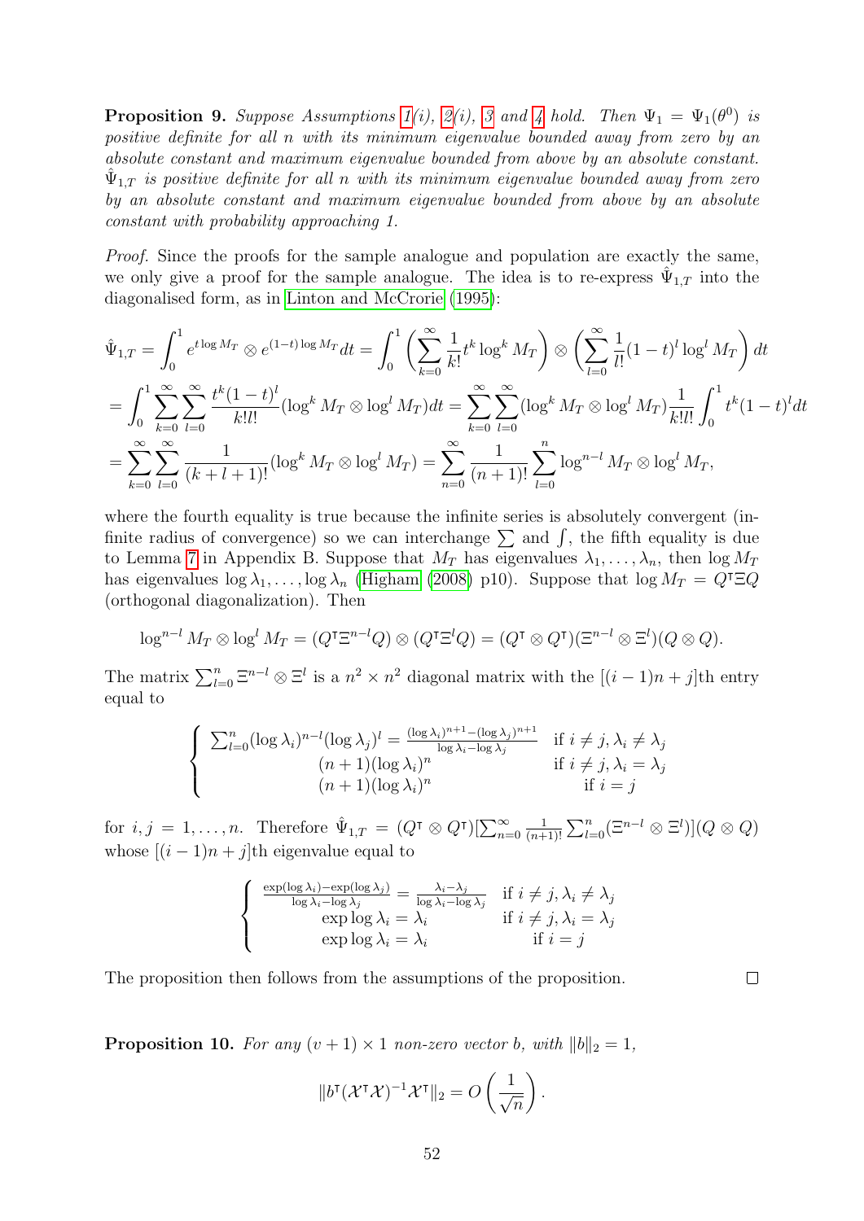**Proposition 9.** *Suppose Assumptions 1(i), 2(i), 3 and 4 hold. Then $\Psi_1 = \Psi_1(\theta^0)$ is positive definite for all $n$ with its minimum eigenvalue bounded away from zero by an absolute constant and maximum eigenvalue bounded from above by an absolute constant. $\hat{\Psi}_{1,T}$ is positive definite for all $n$ with its minimum eigenvalue bounded away from zero by an absolute constant and maximum eigenvalue bounded from above by an absolute constant with probability approaching 1.*

*Proof.* Since the proofs for the sample analogue and population are exactly the same, we only give a proof for the sample analogue. The idea is to re-express $\hat{\Psi}_{1,T}$ into the diagonalised form, as in Linton and McCrorie (1995):

$$
\begin{aligned}
\hat{\Psi}_{1,T} &= \int_0^1 e^{t\log M_T} \otimes e^{(1-t)\log M_T} dt = \int_0^1 \left(\sum_{k=0}^{\infty} \frac{1}{k!} t^k \log^k M_T\right) \otimes \left(\sum_{l=0}^{\infty} \frac{1}{l!}(1-t)^l \log^l M_T\right) dt \\
&= \int_0^1 \sum_{k=0}^{\infty}\sum_{l=0}^{\infty} \frac{t^k(1-t)^l}{k!l!} (\log^k M_T \otimes \log^l M_T) dt = \sum_{k=0}^{\infty}\sum_{l=0}^{\infty} (\log^k M_T \otimes \log^l M_T) \frac{1}{k!l!} \int_0^1 t^k (1-t)^l dt \\
&= \sum_{k=0}^{\infty}\sum_{l=0}^{\infty} \frac{1}{(k+l+1)!} (\log^k M_T \otimes \log^l M_T) = \sum_{n=0}^{\infty} \frac{1}{(n+1)!} \sum_{l=0}^{n} \log^{n-l} M_T \otimes \log^l M_T,
\end{aligned}
$$

where the fourth equality is true because the infinite series is absolutely convergent (infinite radius of convergence) so we can interchange $\sum$ and $\int$, the fifth equality is due to Lemma 7 in Appendix B. Suppose that $M_T$ has eigenvalues $\lambda_1, \ldots, \lambda_n$, then $\log M_T$ has eigenvalues $\log \lambda_1, \ldots, \log \lambda_n$ (Higham (2008) p10). Suppose that $\log M_T = Q^\intercal \Xi Q$ (orthogonal diagonalization). Then

$$
\log^{n-l} M_T \otimes \log^l M_T = (Q^\intercal \Xi^{n-l} Q) \otimes (Q^\intercal \Xi^l Q) = (Q^\intercal \otimes Q^\intercal)(\Xi^{n-l} \otimes \Xi^l)(Q \otimes Q).
$$

The matrix $\sum_{l=0}^{n} \Xi^{n-l} \otimes \Xi^l$ is a $n^2 \times n^2$ diagonal matrix with the $[(i-1)n+j]$th entry equal to

$$
\begin{cases}
\sum_{l=0}^{n} (\log \lambda_i)^{n-l} (\log \lambda_j)^l = \frac{(\log \lambda_i)^{n+1} - (\log \lambda_j)^{n+1}}{\log \lambda_i - \log \lambda_j} & \text{if } i \neq j, \lambda_i \neq \lambda_j \\
(n+1)(\log \lambda_i)^n & \text{if } i \neq j, \lambda_i = \lambda_j \\
(n+1)(\log \lambda_i)^n & \text{if } i = j
\end{cases}
$$

for $i, j = 1, \ldots, n$. Therefore $\hat{\Psi}_{1,T} = (Q^\intercal \otimes Q^\intercal)[\sum_{n=0}^{\infty} \frac{1}{(n+1)!} \sum_{l=0}^{n} (\Xi^{n-l} \otimes \Xi^l)](Q \otimes Q)$ whose $[(i-1)n+j]$th eigenvalue equal to

$$
\begin{cases}
\frac{\exp(\log \lambda_i) - \exp(\log \lambda_j)}{\log \lambda_i - \log \lambda_j} = \frac{\lambda_i - \lambda_j}{\log \lambda_i - \log \lambda_j} & \text{if } i \neq j, \lambda_i \neq \lambda_j \\
\exp \log \lambda_i = \lambda_i & \text{if } i \neq j, \lambda_i = \lambda_j \\
\exp \log \lambda_i = \lambda_i & \text{if } i = j
\end{cases}
$$

The proposition then follows from the assumptions of the proposition. $\square$

**Proposition 10.** *For any $(v+1) \times 1$ non-zero vector $b$, with $\|b\|_2 = 1$,*

$$
\|b^\intercal (\mathcal{X}^\intercal \mathcal{X})^{-1} \mathcal{X}^\intercal\|_2 = O\left(\frac{1}{\sqrt{n}}\right).
$$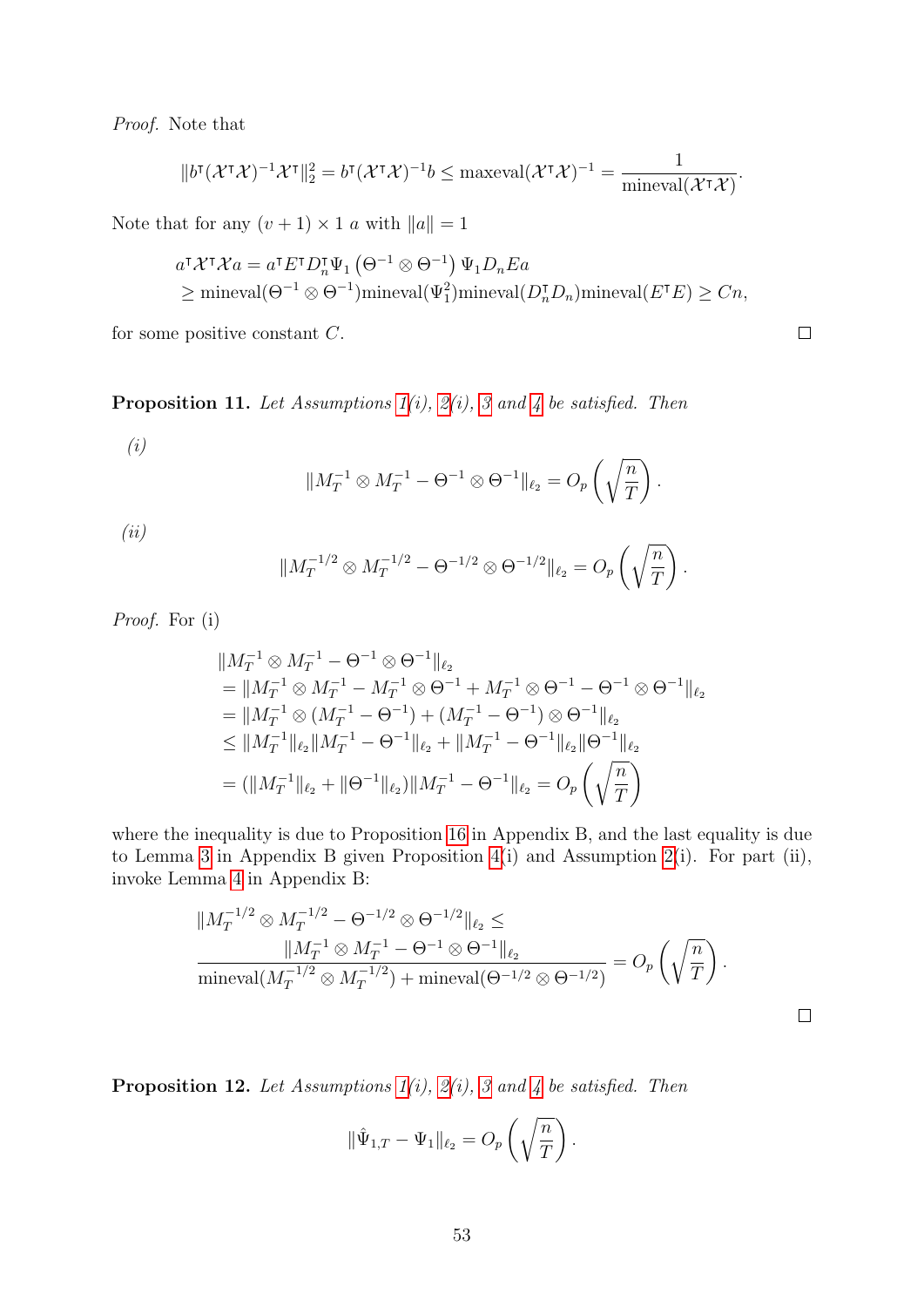*Proof.* Note that

$$\|b^\intercal(\mathcal{X}^\intercal\mathcal{X})^{-1}\mathcal{X}^\intercal\|_2^2 = b^\intercal(\mathcal{X}^\intercal\mathcal{X})^{-1}b \leq \text{maxeval}(\mathcal{X}^\intercal\mathcal{X})^{-1} = \frac{1}{\text{mineval}(\mathcal{X}^\intercal\mathcal{X})}.$$

Note that for any $(v+1)\times 1$ $a$ with $\|a\|=1$

$$\begin{aligned}
&a^\intercal\mathcal{X}^\intercal\mathcal{X}a = a^\intercal E^\intercal D_n^\intercal\Psi_1\left(\Theta^{-1}\otimes\Theta^{-1}\right)\Psi_1 D_n E a\\
&\geq \text{mineval}(\Theta^{-1}\otimes\Theta^{-1})\text{mineval}(\Psi_1^2)\text{mineval}(D_n^\intercal D_n)\text{mineval}(E^\intercal E)\geq Cn,
\end{aligned}$$

for some positive constant $C$. □

**Proposition 11.** *Let Assumptions 1(i), 2(i), 3 and 4 be satisfied. Then*

*(i)*

$$\|M_T^{-1}\otimes M_T^{-1}-\Theta^{-1}\otimes\Theta^{-1}\|_{\ell_2} = O_p\left(\sqrt{\frac{n}{T}}\right).$$

*(ii)*

$$\|M_T^{-1/2}\otimes M_T^{-1/2}-\Theta^{-1/2}\otimes\Theta^{-1/2}\|_{\ell_2} = O_p\left(\sqrt{\frac{n}{T}}\right).$$

*Proof.* For (i)

$$\begin{aligned}
&\|M_T^{-1}\otimes M_T^{-1}-\Theta^{-1}\otimes\Theta^{-1}\|_{\ell_2}\\
&=\|M_T^{-1}\otimes M_T^{-1}-M_T^{-1}\otimes\Theta^{-1}+M_T^{-1}\otimes\Theta^{-1}-\Theta^{-1}\otimes\Theta^{-1}\|_{\ell_2}\\
&=\|M_T^{-1}\otimes(M_T^{-1}-\Theta^{-1})+(M_T^{-1}-\Theta^{-1})\otimes\Theta^{-1}\|_{\ell_2}\\
&\leq\|M_T^{-1}\|_{\ell_2}\|M_T^{-1}-\Theta^{-1}\|_{\ell_2}+\|M_T^{-1}-\Theta^{-1}\|_{\ell_2}\|\Theta^{-1}\|_{\ell_2}\\
&=(\|M_T^{-1}\|_{\ell_2}+\|\Theta^{-1}\|_{\ell_2})\|M_T^{-1}-\Theta^{-1}\|_{\ell_2}=O_p\left(\sqrt{\frac{n}{T}}\right)
\end{aligned}$$

where the inequality is due to Proposition 16 in Appendix B, and the last equality is due to Lemma 3 in Appendix B given Proposition 4(i) and Assumption 2(i). For part (ii), invoke Lemma 4 in Appendix B:

$$\begin{aligned}
&\|M_T^{-1/2}\otimes M_T^{-1/2}-\Theta^{-1/2}\otimes\Theta^{-1/2}\|_{\ell_2}\leq\\
&\frac{\|M_T^{-1}\otimes M_T^{-1}-\Theta^{-1}\otimes\Theta^{-1}\|_{\ell_2}}{\text{mineval}(M_T^{-1/2}\otimes M_T^{-1/2})+\text{mineval}(\Theta^{-1/2}\otimes\Theta^{-1/2})}=O_p\left(\sqrt{\frac{n}{T}}\right).
\end{aligned}$$

□

**Proposition 12.** *Let Assumptions 1(i), 2(i), 3 and 4 be satisfied. Then*

$$\|\hat{\Psi}_{1,T}-\Psi_1\|_{\ell_2}=O_p\left(\sqrt{\frac{n}{T}}\right).$$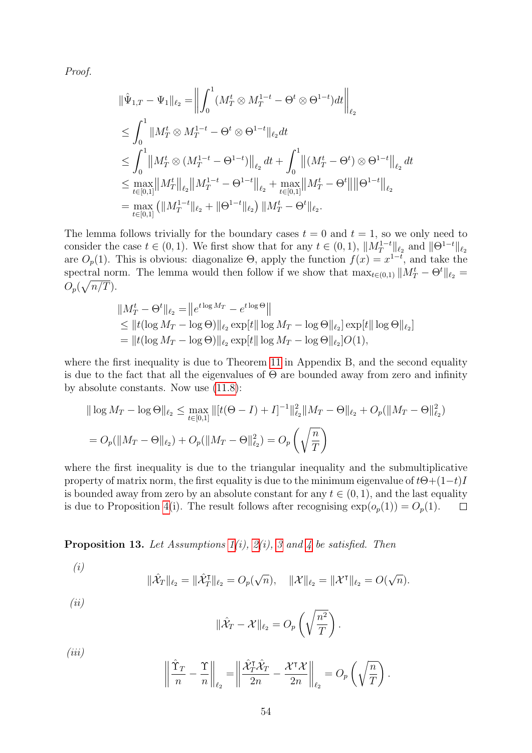*Proof.*

$$
\begin{aligned}
\|\hat{\Psi}_{1,T} - \Psi_1\|_{\ell_2} &= \left\| \int_0^1 (M_T^t \otimes M_T^{1-t} - \Theta^t \otimes \Theta^{1-t}) dt \right\|_{\ell_2} \\
&\leq \int_0^1 \|M_T^t \otimes M_T^{1-t} - \Theta^t \otimes \Theta^{1-t}\|_{\ell_2} dt \\
&\leq \int_0^1 \left\| M_T^t \otimes (M_T^{1-t} - \Theta^{1-t}) \right\|_{\ell_2} dt + \int_0^1 \left\| (M_T^t - \Theta^t) \otimes \Theta^{1-t} \right\|_{\ell_2} dt \\
&\leq \max_{t \in [0,1]} \left\| M_T^t \right\|_{\ell_2} \left\| M_T^{1-t} - \Theta^{1-t} \right\|_{\ell_2} + \max_{t \in [0,1]} \left\| M_T^t - \Theta^t \right\| \left\| \Theta^{1-t} \right\|_{\ell_2} \\
&= \max_{t \in [0,1]} \left( \|M_T^{1-t}\|_{\ell_2} + \|\Theta^{1-t}\|_{\ell_2} \right) \|M_T^t - \Theta^t\|_{\ell_2}.
\end{aligned}
$$

The lemma follows trivially for the boundary cases $t = 0$ and $t = 1$, so we only need to consider the case $t \in (0, 1)$. We first show that for any $t \in (0, 1)$, $\|M_T^{1-t}\|_{\ell_2}$ and $\|\Theta^{1-t}\|_{\ell_2}$ are $O_p(1)$. This is obvious: diagonalize $\Theta$, apply the function $f(x) = x^{1-t}$, and take the spectral norm. The lemma would then follow if we show that $\max_{t \in (0,1)} \|M_T^t - \Theta^t\|_{\ell_2} = O_p(\sqrt{n/T})$.

$$
\begin{aligned}
\|M_T^t - \Theta^t\|_{\ell_2} &= \left\| e^{t \log M_T} - e^{t \log \Theta} \right\| \\
&\leq \|t(\log M_T - \log \Theta)\|_{\ell_2} \exp[t \|\log M_T - \log \Theta\|_{\ell_2}] \exp[t \|\log \Theta\|_{\ell_2}] \\
&= \|t(\log M_T - \log \Theta)\|_{\ell_2} \exp[t \|\log M_T - \log \Theta\|_{\ell_2}] O(1),
\end{aligned}
$$

where the first inequality is due to Theorem 11 in Appendix B, and the second equality is due to the fact that all the eigenvalues of $\Theta$ are bounded away from zero and infinity by absolute constants. Now use (11.8):

$$
\begin{aligned}
\|\log M_T - \log \Theta\|_{\ell_2} &\leq \max_{t \in [0,1]} \|[t(\Theta - I) + I]^{-1}\|_{\ell_2}^2 \|M_T - \Theta\|_{\ell_2} + O_p(\|M_T - \Theta\|_{\ell_2}^2) \\
&= O_p(\|M_T - \Theta\|_{\ell_2}) + O_p(\|M_T - \Theta\|_{\ell_2}^2) = O_p\left(\sqrt{\frac{n}{T}}\right)
\end{aligned}
$$

where the first inequality is due to the triangular inequality and the submultiplicative property of matrix norm, the first equality is due to the minimum eigenvalue of $t\Theta + (1-t)I$ is bounded away from zero by an absolute constant for any $t \in (0, 1)$, and the last equality is due to Proposition 4(i). The result follows after recognising $\exp(o_p(1)) = O_p(1)$. □

**Proposition 13.** *Let Assumptions 1(i), 2(i), 3 and 4 be satisfied. Then*

*(i)*

$$
\|\hat{\mathcal{X}}_T\|_{\ell_2} = \|\hat{\mathcal{X}}_T^\intercal\|_{\ell_2} = O_p(\sqrt{n}), \quad \|\mathcal{X}\|_{\ell_2} = \|\mathcal{X}^\intercal\|_{\ell_2} = O(\sqrt{n}).
$$

*(ii)*

$$
\|\hat{\mathcal{X}}_T - \mathcal{X}\|_{\ell_2} = O_p\left(\sqrt{\frac{n^2}{T}}\right).
$$

*(iii)*

$$
\left\| \frac{\hat{\Upsilon}_T}{n} - \frac{\Upsilon}{n} \right\|_{\ell_2} = \left\| \frac{\hat{\mathcal{X}}_T^\intercal \hat{\mathcal{X}}_T}{2n} - \frac{\mathcal{X}^\intercal \mathcal{X}}{2n} \right\|_{\ell_2} = O_p\left(\sqrt{\frac{n}{T}}\right).
$$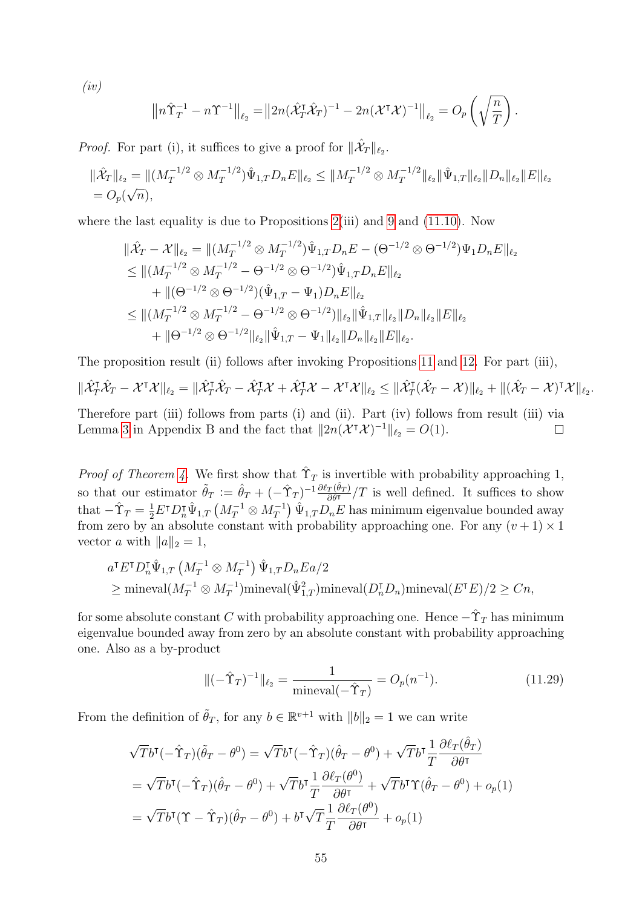*(iv)*

$$
\left\|n\hat{\Upsilon}_T^{-1} - n\Upsilon^{-1}\right\|_{\ell_2} = \left\|2n(\hat{\mathcal{X}}_T^\intercal \hat{\mathcal{X}}_T)^{-1} - 2n(\mathcal{X}^\intercal \mathcal{X})^{-1}\right\|_{\ell_2} = O_p\left(\sqrt{\frac{n}{T}}\right).
$$

*Proof.* For part (i), it suffices to give a proof for $\|\hat{\mathcal{X}}_T\|_{\ell_2}$.

$$
\begin{aligned}
\|\hat{\mathcal{X}}_T\|_{\ell_2} &= \|(M_T^{-1/2} \otimes M_T^{-1/2})\hat{\Psi}_{1,T} D_n E\|_{\ell_2} \leq \|M_T^{-1/2} \otimes M_T^{-1/2}\|_{\ell_2} \|\hat{\Psi}_{1,T}\|_{\ell_2} \|D_n\|_{\ell_2} \|E\|_{\ell_2} \\
&= O_p(\sqrt{n}),
\end{aligned}
$$

where the last equality is due to Propositions 2(iii) and 9 and (11.10). Now

$$
\begin{aligned}
\|\hat{\mathcal{X}}_T - \mathcal{X}\|_{\ell_2} &= \|(M_T^{-1/2} \otimes M_T^{-1/2})\hat{\Psi}_{1,T} D_n E - (\Theta^{-1/2} \otimes \Theta^{-1/2})\Psi_1 D_n E\|_{\ell_2} \\
&\leq \|(M_T^{-1/2} \otimes M_T^{-1/2} - \Theta^{-1/2} \otimes \Theta^{-1/2})\hat{\Psi}_{1,T} D_n E\|_{\ell_2} \\
&\quad + \|(\Theta^{-1/2} \otimes \Theta^{-1/2})(\hat{\Psi}_{1,T} - \Psi_1) D_n E\|_{\ell_2} \\
&\leq \|(M_T^{-1/2} \otimes M_T^{-1/2} - \Theta^{-1/2} \otimes \Theta^{-1/2})\|_{\ell_2} \|\hat{\Psi}_{1,T}\|_{\ell_2} \|D_n\|_{\ell_2} \|E\|_{\ell_2} \\
&\quad + \|\Theta^{-1/2} \otimes \Theta^{-1/2}\|_{\ell_2} \|\hat{\Psi}_{1,T} - \Psi_1\|_{\ell_2} \|D_n\|_{\ell_2} \|E\|_{\ell_2}.
\end{aligned}
$$

The proposition result (ii) follows after invoking Propositions 11 and 12. For part (iii),

$$
\|\hat{\mathcal{X}}_T^\intercal \hat{\mathcal{X}}_T - \mathcal{X}^\intercal \mathcal{X}\|_{\ell_2} = \|\hat{\mathcal{X}}_T^\intercal \hat{\mathcal{X}}_T - \hat{\mathcal{X}}_T^\intercal \mathcal{X} + \hat{\mathcal{X}}_T^\intercal \mathcal{X} - \mathcal{X}^\intercal \mathcal{X}\|_{\ell_2} \leq \|\hat{\mathcal{X}}_T^\intercal (\hat{\mathcal{X}}_T - \mathcal{X})\|_{\ell_2} + \|(\hat{\mathcal{X}}_T - \mathcal{X})^\intercal \mathcal{X}\|_{\ell_2}.
$$

Therefore part (iii) follows from parts (i) and (ii). Part (iv) follows from result (iii) via Lemma 3 in Appendix B and the fact that $\|2n(\mathcal{X}^\intercal \mathcal{X})^{-1}\|_{\ell_2} = O(1)$. $\square$

*Proof of Theorem 4.* We first show that $\hat{\Upsilon}_T$ is invertible with probability approaching 1, so that our estimator $\tilde{\theta}_T := \hat{\theta}_T + (-\hat{\Upsilon}_T)^{-1} \frac{\partial \ell_T(\hat{\theta}_T)}{\partial \theta^\intercal}/T$ is well defined. It suffices to show that $-\hat{\Upsilon}_T = \frac{1}{2} E^\intercal D_n^\intercal \hat{\Psi}_{1,T} \left(M_T^{-1} \otimes M_T^{-1}\right) \hat{\Psi}_{1,T} D_n E$ has minimum eigenvalue bounded away from zero by an absolute constant with probability approaching one. For any $(v+1) \times 1$ vector $a$ with $\|a\|_2 = 1$,

$$
\begin{aligned}
&a^\intercal E^\intercal D_n^\intercal \hat{\Psi}_{1,T} \left(M_T^{-1} \otimes M_T^{-1}\right) \hat{\Psi}_{1,T} D_n E a/2 \\
&\geq \text{mineval}(M_T^{-1} \otimes M_T^{-1}) \text{mineval}(\hat{\Psi}_{1,T}^2) \text{mineval}(D_n^\intercal D_n) \text{mineval}(E^\intercal E)/2 \geq Cn,
\end{aligned}
$$

for some absolute constant $C$ with probability approaching one. Hence $-\hat{\Upsilon}_T$ has minimum eigenvalue bounded away from zero by an absolute constant with probability approaching one. Also as a by-product

$$
\|(-\hat{\Upsilon}_T)^{-1}\|_{\ell_2} = \frac{1}{\text{mineval}(-\hat{\Upsilon}_T)} = O_p(n^{-1}). \tag{11.29}
$$

From the definition of $\tilde{\theta}_T$, for any $b \in \mathbb{R}^{v+1}$ with $\|b\|_2 = 1$ we can write

$$
\begin{aligned}
\sqrt{T} b^\intercal (-\hat{\Upsilon}_T)(\tilde{\theta}_T - \theta^0) &= \sqrt{T} b^\intercal (-\hat{\Upsilon}_T)(\hat{\theta}_T - \theta^0) + \sqrt{T} b^\intercal \frac{1}{T} \frac{\partial \ell_T(\hat{\theta}_T)}{\partial \theta^\intercal} \\
&= \sqrt{T} b^\intercal (-\hat{\Upsilon}_T)(\hat{\theta}_T - \theta^0) + \sqrt{T} b^\intercal \frac{1}{T} \frac{\partial \ell_T(\theta^0)}{\partial \theta^\intercal} + \sqrt{T} b^\intercal \Upsilon (\hat{\theta}_T - \theta^0) + o_p(1) \\
&= \sqrt{T} b^\intercal (\Upsilon - \hat{\Upsilon}_T)(\hat{\theta}_T - \theta^0) + b^\intercal \sqrt{T} \frac{1}{T} \frac{\partial \ell_T(\theta^0)}{\partial \theta^\intercal} + o_p(1)
\end{aligned}
$$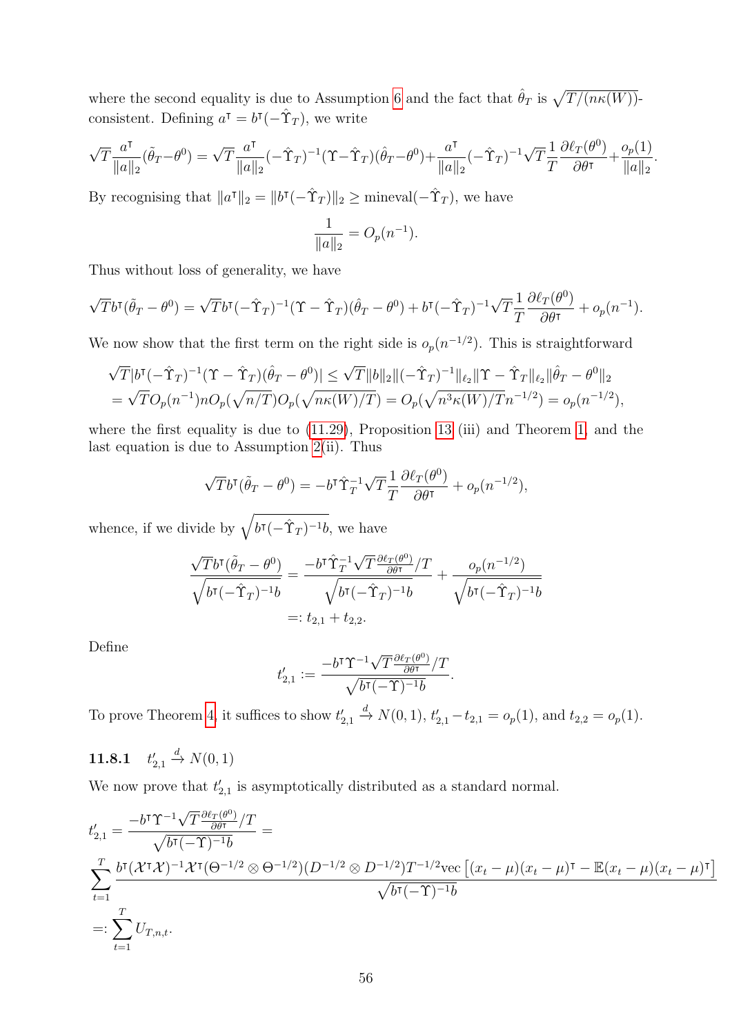where the second equality is due to Assumption 6 and the fact that $\hat{\theta}_T$ is $\sqrt{T/(n\kappa(W))}$-consistent. Defining $a^\intercal = b^\intercal(-\hat{\Upsilon}_T)$, we write

$$\sqrt{T}\frac{a^\intercal}{\|a\|_2}(\tilde{\theta}_T - \theta^0) = \sqrt{T}\frac{a^\intercal}{\|a\|_2}(-\hat{\Upsilon}_T)^{-1}(\Upsilon - \hat{\Upsilon}_T)(\hat{\theta}_T - \theta^0) + \frac{a^\intercal}{\|a\|_2}(-\hat{\Upsilon}_T)^{-1}\sqrt{T}\frac{1}{T}\frac{\partial \ell_T(\theta^0)}{\partial \theta^\intercal} + \frac{o_p(1)}{\|a\|_2}.$$

By recognising that $\|a^\intercal\|_2 = \|b^\intercal(-\hat{\Upsilon}_T)\|_2 \geq \text{mineval}(-\hat{\Upsilon}_T)$, we have

$$\frac{1}{\|a\|_2} = O_p(n^{-1}).$$

Thus without loss of generality, we have

$$\sqrt{T}b^\intercal(\tilde{\theta}_T - \theta^0) = \sqrt{T}b^\intercal(-\hat{\Upsilon}_T)^{-1}(\Upsilon - \hat{\Upsilon}_T)(\hat{\theta}_T - \theta^0) + b^\intercal(-\hat{\Upsilon}_T)^{-1}\sqrt{T}\frac{1}{T}\frac{\partial \ell_T(\theta^0)}{\partial \theta^\intercal} + o_p(n^{-1}).$$

We now show that the first term on the right side is $o_p(n^{-1/2})$. This is straightforward

$$\begin{aligned}
&\sqrt{T}|b^\intercal(-\hat{\Upsilon}_T)^{-1}(\Upsilon - \hat{\Upsilon}_T)(\hat{\theta}_T - \theta^0)| \leq \sqrt{T}\|b\|_2\|(-\hat{\Upsilon}_T)^{-1}\|_{\ell_2}\|\Upsilon - \hat{\Upsilon}_T\|_{\ell_2}\|\hat{\theta}_T - \theta^0\|_2 \\
&= \sqrt{T}O_p(n^{-1})nO_p(\sqrt{n/T})O_p(\sqrt{n\kappa(W)/T}) = O_p(\sqrt{n^3\kappa(W)/T}n^{-1/2}) = o_p(n^{-1/2}),
\end{aligned}$$

where the first equality is due to (11.29), Proposition 13 (iii) and Theorem 1, and the last equation is due to Assumption 2(ii). Thus

$$\sqrt{T}b^\intercal(\tilde{\theta}_T - \theta^0) = -b^\intercal\hat{\Upsilon}_T^{-1}\sqrt{T}\frac{1}{T}\frac{\partial \ell_T(\theta^0)}{\partial \theta^\intercal} + o_p(n^{-1/2}),$$

whence, if we divide by $\sqrt{b^\intercal(-\hat{\Upsilon}_T)^{-1}b}$, we have

$$\begin{aligned}
\frac{\sqrt{T}b^\intercal(\tilde{\theta}_T - \theta^0)}{\sqrt{b^\intercal(-\hat{\Upsilon}_T)^{-1}b}} &= \frac{-b^\intercal\hat{\Upsilon}_T^{-1}\sqrt{T}\frac{\partial \ell_T(\theta^0)}{\partial \theta^\intercal}/T}{\sqrt{b^\intercal(-\hat{\Upsilon}_T)^{-1}b}} + \frac{o_p(n^{-1/2})}{\sqrt{b^\intercal(-\hat{\Upsilon}_T)^{-1}b}} \\
&=: t_{2,1} + t_{2,2}.
\end{aligned}$$

Define

$$t'_{2,1} := \frac{-b^\intercal\Upsilon^{-1}\sqrt{T}\frac{\partial \ell_T(\theta^0)}{\partial \theta^\intercal}/T}{\sqrt{b^\intercal(-\Upsilon)^{-1}b}}.$$

To prove Theorem 4, it suffices to show $t'_{2,1} \xrightarrow{d} N(0,1)$, $t'_{2,1} - t_{2,1} = o_p(1)$, and $t_{2,2} = o_p(1)$.

### 11.8.1 $t'_{2,1} \xrightarrow{d} N(0,1)$

We now prove that $t'_{2,1}$ is asymptotically distributed as a standard normal.

$$\begin{aligned}
t'_{2,1} &= \frac{-b^\intercal\Upsilon^{-1}\sqrt{T}\frac{\partial \ell_T(\theta^0)}{\partial \theta^\intercal}/T}{\sqrt{b^\intercal(-\Upsilon)^{-1}b}} = \\
&\sum_{t=1}^{T}\frac{b^\intercal(\mathcal{X}^\intercal\mathcal{X})^{-1}\mathcal{X}^\intercal(\Theta^{-1/2}\otimes\Theta^{-1/2})(D^{-1/2}\otimes D^{-1/2})T^{-1/2}\text{vec}\left[(x_t-\mu)(x_t-\mu)^\intercal - \mathbb{E}(x_t-\mu)(x_t-\mu)^\intercal\right]}{\sqrt{b^\intercal(-\Upsilon)^{-1}b}} \\
&=: \sum_{t=1}^{T}U_{T,n,t}.
\end{aligned}$$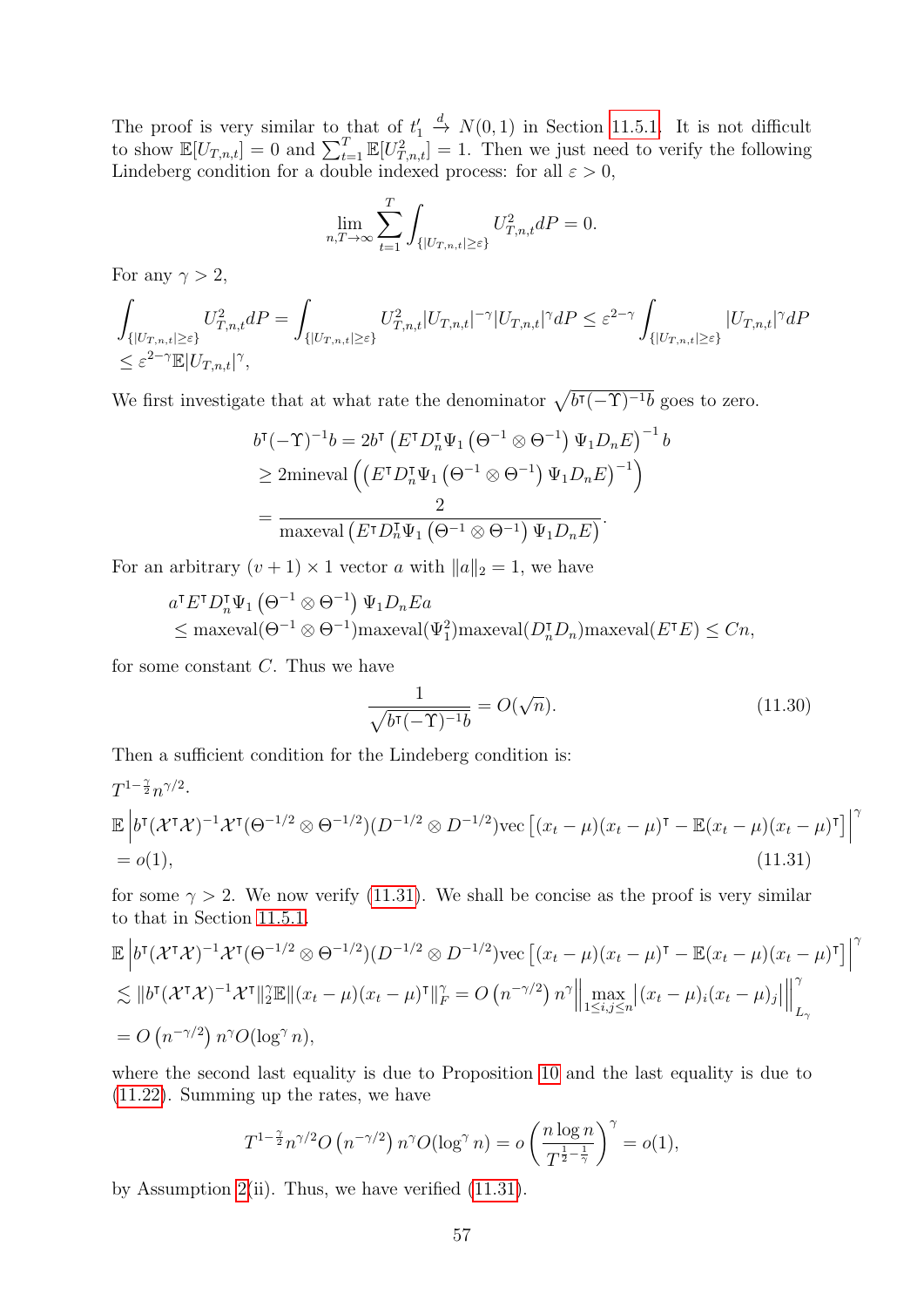The proof is very similar to that of $t_1' \xrightarrow{d} N(0,1)$ in Section 11.5.1. It is not difficult to show $\mathbb{E}[U_{T,n,t}] = 0$ and $\sum_{t=1}^{T} \mathbb{E}[U_{T,n,t}^2] = 1$. Then we just need to verify the following Lindeberg condition for a double indexed process: for all $\varepsilon > 0$,

$$\lim_{n,T\to\infty} \sum_{t=1}^{T} \int_{\{|U_{T,n,t}|\geq\varepsilon\}} U_{T,n,t}^2 dP = 0.$$

For any $\gamma > 2$,

$$\int_{\{|U_{T,n,t}|\geq\varepsilon\}} U_{T,n,t}^2 dP = \int_{\{|U_{T,n,t}|\geq\varepsilon\}} U_{T,n,t}^2 |U_{T,n,t}|^{-\gamma} |U_{T,n,t}|^{\gamma} dP \leq \varepsilon^{2-\gamma} \int_{\{|U_{T,n,t}|\geq\varepsilon\}} |U_{T,n,t}|^{\gamma} dP$$
$$\leq \varepsilon^{2-\gamma} \mathbb{E}|U_{T,n,t}|^{\gamma},$$

We first investigate that at what rate the denominator $\sqrt{b^\intercal(-\Upsilon)^{-1}b}$ goes to zero.

$$\begin{aligned}
b^\intercal(-\Upsilon)^{-1}b &= 2b^\intercal \left(E^\intercal D_n^\intercal \Psi_1 \left(\Theta^{-1}\otimes\Theta^{-1}\right)\Psi_1 D_n E\right)^{-1} b \\
&\geq 2\text{mineval}\left(\left(E^\intercal D_n^\intercal \Psi_1 \left(\Theta^{-1}\otimes\Theta^{-1}\right)\Psi_1 D_n E\right)^{-1}\right) \\
&= \frac{2}{\text{maxeval}\left(E^\intercal D_n^\intercal \Psi_1 \left(\Theta^{-1}\otimes\Theta^{-1}\right)\Psi_1 D_n E\right)}.
\end{aligned}$$

For an arbitrary $(v+1)\times 1$ vector $a$ with $\|a\|_2 = 1$, we have

$$\begin{aligned}
&a^\intercal E^\intercal D_n^\intercal \Psi_1 \left(\Theta^{-1}\otimes\Theta^{-1}\right)\Psi_1 D_n E a \\
&\leq \text{maxeval}(\Theta^{-1}\otimes\Theta^{-1})\text{maxeval}(\Psi_1^2)\text{maxeval}(D_n^\intercal D_n)\text{maxeval}(E^\intercal E) \leq Cn,
\end{aligned}$$

for some constant $C$. Thus we have

$$\frac{1}{\sqrt{b^\intercal(-\Upsilon)^{-1}b}} = O(\sqrt{n}). \tag{11.30}$$

Then a sufficient condition for the Lindeberg condition is:

$$\begin{aligned}
&T^{1-\frac{\gamma}{2}} n^{\gamma/2} \cdot \\
&\mathbb{E}\left|b^\intercal(\mathcal{X}^\intercal\mathcal{X})^{-1}\mathcal{X}^\intercal(\Theta^{-1/2}\otimes\Theta^{-1/2})(D^{-1/2}\otimes D^{-1/2})\text{vec}\left[(x_t-\mu)(x_t-\mu)^\intercal - \mathbb{E}(x_t-\mu)(x_t-\mu)^\intercal\right]\right|^{\gamma} \\
&= o(1),
\end{aligned} \tag{11.31}$$

for some $\gamma > 2$. We now verify (11.31). We shall be concise as the proof is very similar to that in Section 11.5.1.

$$\begin{aligned}
&\mathbb{E}\left|b^\intercal(\mathcal{X}^\intercal\mathcal{X})^{-1}\mathcal{X}^\intercal(\Theta^{-1/2}\otimes\Theta^{-1/2})(D^{-1/2}\otimes D^{-1/2})\text{vec}\left[(x_t-\mu)(x_t-\mu)^\intercal - \mathbb{E}(x_t-\mu)(x_t-\mu)^\intercal\right]\right|^{\gamma} \\
&\lesssim \|b^\intercal(\mathcal{X}^\intercal\mathcal{X})^{-1}\mathcal{X}^\intercal\|_2^{\gamma}\mathbb{E}\|(x_t-\mu)(x_t-\mu)^\intercal\|_F^{\gamma} = O\left(n^{-\gamma/2}\right) n^{\gamma} \left\| \max_{1\leq i,j\leq n} \left|(x_t-\mu)_i(x_t-\mu)_j\right| \right\|_{L_\gamma}^{\gamma} \\
&= O\left(n^{-\gamma/2}\right) n^{\gamma} O(\log^{\gamma} n),
\end{aligned}$$

where the second last equality is due to Proposition 10 and the last equality is due to (11.22). Summing up the rates, we have

$$T^{1-\frac{\gamma}{2}} n^{\gamma/2} O\left(n^{-\gamma/2}\right) n^{\gamma} O(\log^{\gamma} n) = o\left(\frac{n\log n}{T^{\frac{1}{2}-\frac{1}{\gamma}}}\right)^{\gamma} = o(1),$$

by Assumption 2(ii). Thus, we have verified (11.31).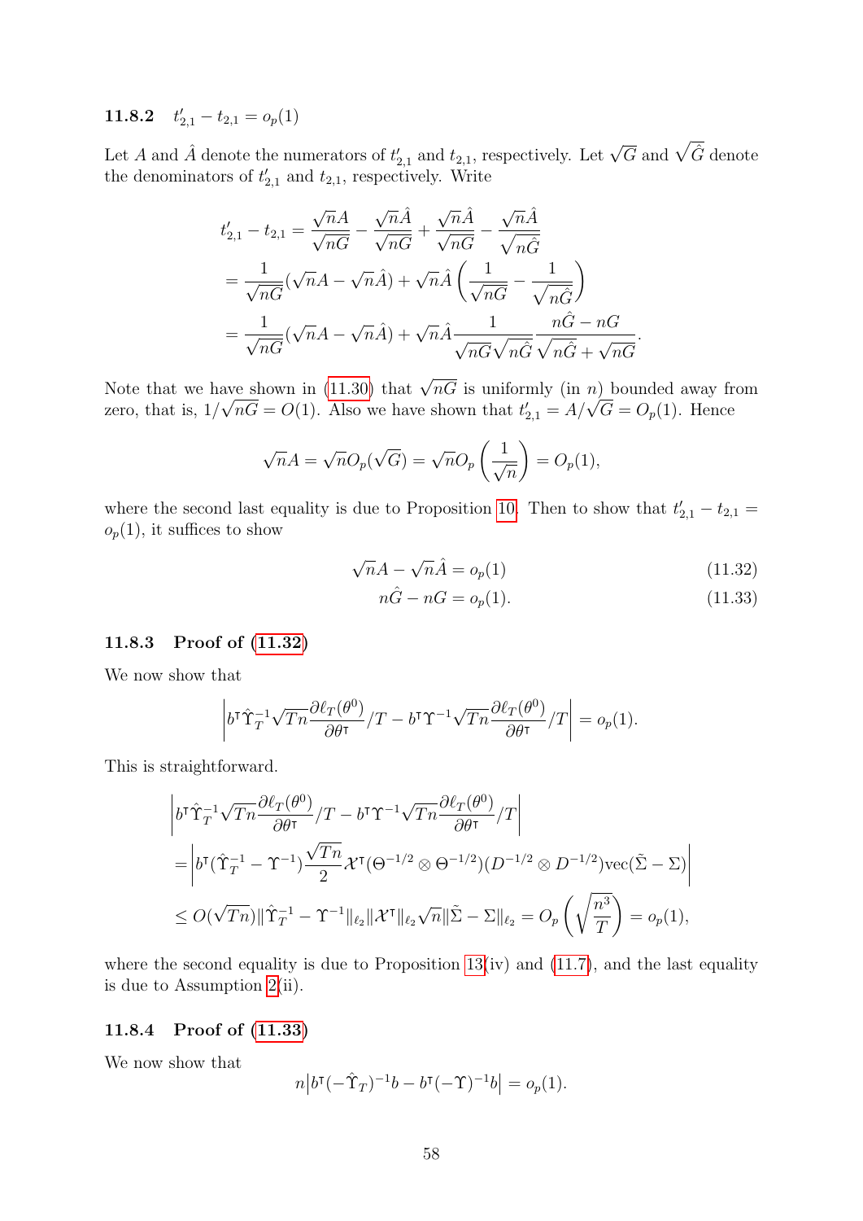### 11.8.2 $t'_{2,1} - t_{2,1} = o_p(1)$

Let $A$ and $\hat{A}$ denote the numerators of $t'_{2,1}$ and $t_{2,1}$, respectively. Let $\sqrt{G}$ and $\sqrt{\hat{G}}$ denote the denominators of $t'_{2,1}$ and $t_{2,1}$, respectively. Write

$$
\begin{aligned}
t'_{2,1} - t_{2,1} &= \frac{\sqrt{n}A}{\sqrt{nG}} - \frac{\sqrt{n}\hat{A}}{\sqrt{nG}} + \frac{\sqrt{n}\hat{A}}{\sqrt{nG}} - \frac{\sqrt{n}\hat{A}}{\sqrt{n\hat{G}}} \\
&= \frac{1}{\sqrt{nG}}(\sqrt{n}A - \sqrt{n}\hat{A}) + \sqrt{n}\hat{A}\left(\frac{1}{\sqrt{nG}} - \frac{1}{\sqrt{n\hat{G}}}\right) \\
&= \frac{1}{\sqrt{nG}}(\sqrt{n}A - \sqrt{n}\hat{A}) + \sqrt{n}\hat{A}\frac{1}{\sqrt{nG}\sqrt{n\hat{G}}}\frac{n\hat{G} - nG}{\sqrt{n\hat{G}} + \sqrt{nG}}.
\end{aligned}
$$

Note that we have shown in (11.30) that $\sqrt{nG}$ is uniformly (in $n$) bounded away from zero, that is, $1/\sqrt{nG} = O(1)$. Also we have shown that $t'_{2,1} = A/\sqrt{G} = O_p(1)$. Hence

$$
\sqrt{n}A = \sqrt{n}O_p(\sqrt{G}) = \sqrt{n}O_p\left(\frac{1}{\sqrt{n}}\right) = O_p(1),
$$

where the second last equality is due to Proposition 10. Then to show that $t'_{2,1} - t_{2,1} = o_p(1)$, it suffices to show

$$
\sqrt{n}A - \sqrt{n}\hat{A} = o_p(1) \tag{11.32}
$$

$$
n\hat{G} - nG = o_p(1). \tag{11.33}
$$

### 11.8.3 Proof of (11.32)

We now show that

$$
\left|b^\intercal \hat{\Upsilon}_T^{-1}\sqrt{Tn}\frac{\partial \ell_T(\theta^0)}{\partial \theta^\intercal}/T - b^\intercal \Upsilon^{-1}\sqrt{Tn}\frac{\partial \ell_T(\theta^0)}{\partial \theta^\intercal}/T\right| = o_p(1).
$$

This is straightforward.

$$
\begin{aligned}
&\left|b^\intercal \hat{\Upsilon}_T^{-1}\sqrt{Tn}\frac{\partial \ell_T(\theta^0)}{\partial \theta^\intercal}/T - b^\intercal \Upsilon^{-1}\sqrt{Tn}\frac{\partial \ell_T(\theta^0)}{\partial \theta^\intercal}/T\right| \\
&= \left|b^\intercal(\hat{\Upsilon}_T^{-1} - \Upsilon^{-1})\frac{\sqrt{Tn}}{2}\mathcal{X}^\intercal(\Theta^{-1/2}\otimes\Theta^{-1/2})(D^{-1/2}\otimes D^{-1/2})\text{vec}(\tilde{\Sigma} - \Sigma)\right| \\
&\leq O(\sqrt{Tn})\|\hat{\Upsilon}_T^{-1} - \Upsilon^{-1}\|_{\ell_2}\|\mathcal{X}^\intercal\|_{\ell_2}\sqrt{n}\|\tilde{\Sigma} - \Sigma\|_{\ell_2} = O_p\left(\sqrt{\frac{n^3}{T}}\right) = o_p(1),
\end{aligned}
$$

where the second equality is due to Proposition 13(iv) and (11.7), and the last equality is due to Assumption 2(ii).

### 11.8.4 Proof of (11.33)

We now show that

$$
n\left|b^\intercal(-\hat{\Upsilon}_T)^{-1}b - b^\intercal(-\Upsilon)^{-1}b\right| = o_p(1).
$$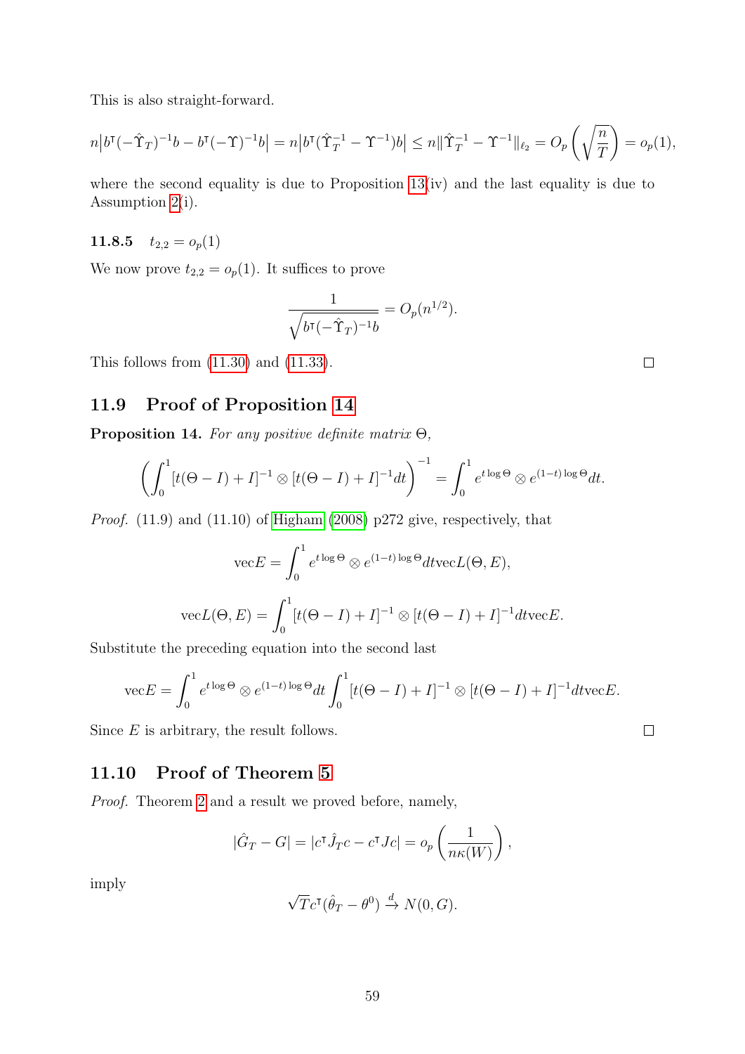This is also straight-forward.

$$n\left|b^\intercal(-\hat{\Upsilon}_T)^{-1}b - b^\intercal(-\Upsilon)^{-1}b\right| = n\left|b^\intercal(\hat{\Upsilon}_T^{-1} - \Upsilon^{-1})b\right| \leq n\|\hat{\Upsilon}_T^{-1} - \Upsilon^{-1}\|_{\ell_2} = O_p\left(\sqrt{\frac{n}{T}}\right) = o_p(1),$$

where the second equality is due to Proposition 13(iv) and the last equality is due to Assumption 2(i).

### 11.8.5 $t_{2,2} = o_p(1)$

We now prove $t_{2,2} = o_p(1)$. It suffices to prove

$$\frac{1}{\sqrt{b^\intercal(-\hat{\Upsilon}_T)^{-1}b}} = O_p(n^{1/2}).$$

This follows from (11.30) and (11.33). $\square$

## 11.9 Proof of Proposition 14

**Proposition 14.** *For any positive definite matrix $\Theta$,*

$$\left(\int_0^1 [t(\Theta - I) + I]^{-1} \otimes [t(\Theta - I) + I]^{-1} dt\right)^{-1} = \int_0^1 e^{t\log\Theta} \otimes e^{(1-t)\log\Theta} dt.$$

*Proof.* (11.9) and (11.10) of Higham (2008) p272 give, respectively, that

$$\text{vec}E = \int_0^1 e^{t\log\Theta} \otimes e^{(1-t)\log\Theta} dt \text{vec}L(\Theta, E),$$

$$\text{vec}L(\Theta, E) = \int_0^1 [t(\Theta - I) + I]^{-1} \otimes [t(\Theta - I) + I]^{-1} dt \text{vec}E.$$

Substitute the preceding equation into the second last

$$\text{vec}E = \int_0^1 e^{t\log\Theta} \otimes e^{(1-t)\log\Theta} dt \int_0^1 [t(\Theta - I) + I]^{-1} \otimes [t(\Theta - I) + I]^{-1} dt \text{vec}E.$$

Since $E$ is arbitrary, the result follows. $\square$

## 11.10 Proof of Theorem 5

*Proof.* Theorem 2 and a result we proved before, namely,

$$|\hat{G}_T - G| = |c^\intercal \hat{J}_T c - c^\intercal J c| = o_p\left(\frac{1}{n\kappa(W)}\right),$$

imply

$$\sqrt{T}c^\intercal(\hat{\theta}_T - \theta^0) \xrightarrow{d} N(0, G).$$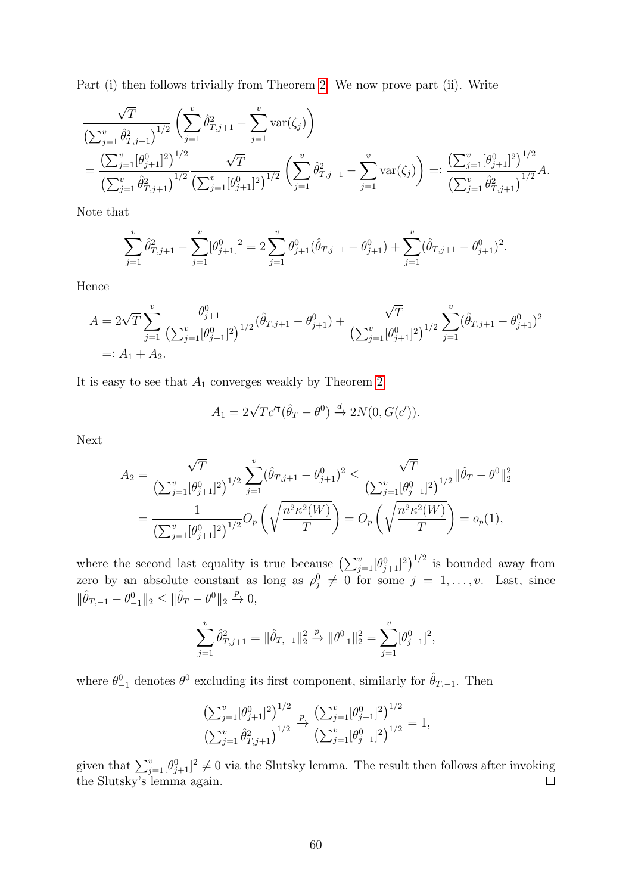Part (i) then follows trivially from Theorem 2. We now prove part (ii). Write

$$
\begin{aligned}
&\frac{\sqrt{T}}{\left(\sum_{j=1}^{v}\hat{\theta}_{T,j+1}^2\right)^{1/2}}\left(\sum_{j=1}^{v}\hat{\theta}_{T,j+1}^2-\sum_{j=1}^{v}\mathrm{var}(\zeta_j)\right)\\
&=\frac{\left(\sum_{j=1}^{v}[\theta_{j+1}^0]^2\right)^{1/2}}{\left(\sum_{j=1}^{v}\hat{\theta}_{T,j+1}^2\right)^{1/2}}\frac{\sqrt{T}}{\left(\sum_{j=1}^{v}[\theta_{j+1}^0]^2\right)^{1/2}}\left(\sum_{j=1}^{v}\hat{\theta}_{T,j+1}^2-\sum_{j=1}^{v}\mathrm{var}(\zeta_j)\right)=:\frac{\left(\sum_{j=1}^{v}[\theta_{j+1}^0]^2\right)^{1/2}}{\left(\sum_{j=1}^{v}\hat{\theta}_{T,j+1}^2\right)^{1/2}}A.
\end{aligned}
$$

Note that

$$
\sum_{j=1}^{v}\hat{\theta}_{T,j+1}^2-\sum_{j=1}^{v}[\theta_{j+1}^0]^2=2\sum_{j=1}^{v}\theta_{j+1}^0(\hat{\theta}_{T,j+1}-\theta_{j+1}^0)+\sum_{j=1}^{v}(\hat{\theta}_{T,j+1}-\theta_{j+1}^0)^2.
$$

Hence

$$
\begin{aligned}
A&=2\sqrt{T}\sum_{j=1}^{v}\frac{\theta_{j+1}^0}{\left(\sum_{j=1}^{v}[\theta_{j+1}^0]^2\right)^{1/2}}(\hat{\theta}_{T,j+1}-\theta_{j+1}^0)+\frac{\sqrt{T}}{\left(\sum_{j=1}^{v}[\theta_{j+1}^0]^2\right)^{1/2}}\sum_{j=1}^{v}(\hat{\theta}_{T,j+1}-\theta_{j+1}^0)^2\\
&=:A_1+A_2.
\end{aligned}
$$

It is easy to see that $A_1$ converges weakly by Theorem 2:

$$
A_1=2\sqrt{T}c'^{\intercal}(\hat{\theta}_T-\theta^0)\xrightarrow{d}2N(0,G(c')).
$$

Next

$$
\begin{aligned}
A_2&=\frac{\sqrt{T}}{\left(\sum_{j=1}^{v}[\theta_{j+1}^0]^2\right)^{1/2}}\sum_{j=1}^{v}(\hat{\theta}_{T,j+1}-\theta_{j+1}^0)^2\le\frac{\sqrt{T}}{\left(\sum_{j=1}^{v}[\theta_{j+1}^0]^2\right)^{1/2}}\|\hat{\theta}_T-\theta^0\|_2^2\\
&=\frac{1}{\left(\sum_{j=1}^{v}[\theta_{j+1}^0]^2\right)^{1/2}}O_p\left(\sqrt{\frac{n^2\kappa^2(W)}{T}}\right)=O_p\left(\sqrt{\frac{n^2\kappa^2(W)}{T}}\right)=o_p(1),
\end{aligned}
$$

where the second last equality is true because $\left(\sum_{j=1}^{v}[\theta_{j+1}^0]^2\right)^{1/2}$ is bounded away from zero by an absolute constant as long as $\rho_j^0\neq 0$ for some $j=1,\ldots,v$. Last, since $\|\hat{\theta}_{T,-1}-\theta_{-1}^0\|_2\le\|\hat{\theta}_T-\theta^0\|_2\xrightarrow{p}0$,

$$
\sum_{j=1}^{v}\hat{\theta}_{T,j+1}^2=\|\hat{\theta}_{T,-1}\|_2^2\xrightarrow{p}\|\theta_{-1}^0\|_2^2=\sum_{j=1}^{v}[\theta_{j+1}^0]^2,
$$

where $\theta_{-1}^0$ denotes $\theta^0$ excluding its first component, similarly for $\hat{\theta}_{T,-1}$. Then

$$
\frac{\left(\sum_{j=1}^{v}[\theta_{j+1}^0]^2\right)^{1/2}}{\left(\sum_{j=1}^{v}\hat{\theta}_{T,j+1}^2\right)^{1/2}}\xrightarrow{p}\frac{\left(\sum_{j=1}^{v}[\theta_{j+1}^0]^2\right)^{1/2}}{\left(\sum_{j=1}^{v}[\theta_{j+1}^0]^2\right)^{1/2}}=1,
$$

given that $\sum_{j=1}^{v}[\theta_{j+1}^0]^2\neq 0$ via the Slutsky lemma. The result then follows after invoking the Slutsky's lemma again. □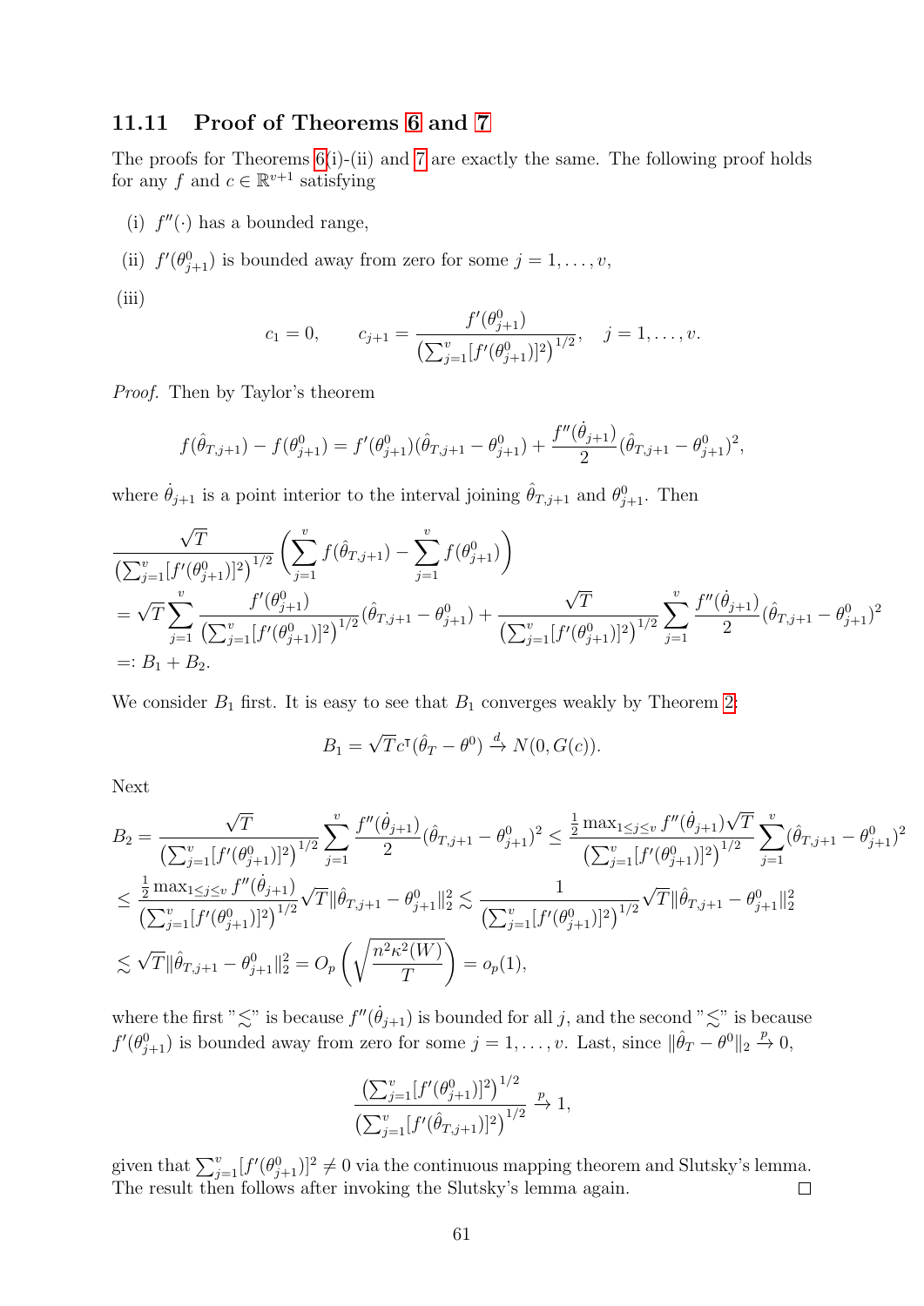### 11.11 Proof of Theorems 6 and 7

The proofs for Theorems 6(i)-(ii) and 7 are exactly the same. The following proof holds for any $f$ and $c \in \mathbb{R}^{v+1}$ satisfying

(i) $f''(\cdot)$ has a bounded range,

(ii) $f'(\theta^0_{j+1})$ is bounded away from zero for some $j = 1, \ldots, v$,

(iii)

$$c_1 = 0, \qquad c_{j+1} = \frac{f'(\theta^0_{j+1})}{\left(\sum_{j=1}^{v} [f'(\theta^0_{j+1})]^2\right)^{1/2}}, \quad j = 1, \ldots, v.$$

*Proof.* Then by Taylor's theorem

$$f(\hat{\theta}_{T,j+1}) - f(\theta^0_{j+1}) = f'(\theta^0_{j+1})(\hat{\theta}_{T,j+1} - \theta^0_{j+1}) + \frac{f''(\dot{\theta}_{j+1})}{2}(\hat{\theta}_{T,j+1} - \theta^0_{j+1})^2,$$

where $\dot{\theta}_{j+1}$ is a point interior to the interval joining $\hat{\theta}_{T,j+1}$ and $\theta^0_{j+1}$. Then

$$\begin{aligned}
&\frac{\sqrt{T}}{\left(\sum_{j=1}^{v} [f'(\theta^0_{j+1})]^2\right)^{1/2}} \left( \sum_{j=1}^{v} f(\hat{\theta}_{T,j+1}) - \sum_{j=1}^{v} f(\theta^0_{j+1}) \right) \\
&= \sqrt{T} \sum_{j=1}^{v} \frac{f'(\theta^0_{j+1})}{\left(\sum_{j=1}^{v} [f'(\theta^0_{j+1})]^2\right)^{1/2}} (\hat{\theta}_{T,j+1} - \theta^0_{j+1}) + \frac{\sqrt{T}}{\left(\sum_{j=1}^{v} [f'(\theta^0_{j+1})]^2\right)^{1/2}} \sum_{j=1}^{v} \frac{f''(\dot{\theta}_{j+1})}{2} (\hat{\theta}_{T,j+1} - \theta^0_{j+1})^2 \\
&=: B_1 + B_2.
\end{aligned}$$

We consider $B_1$ first. It is easy to see that $B_1$ converges weakly by Theorem 2:

$$B_1 = \sqrt{T} c^\intercal (\hat{\theta}_T - \theta^0) \xrightarrow{d} N(0, G(c)).$$

Next

$$\begin{aligned}
B_2 &= \frac{\sqrt{T}}{\left(\sum_{j=1}^{v} [f'(\theta^0_{j+1})]^2\right)^{1/2}} \sum_{j=1}^{v} \frac{f''(\dot{\theta}_{j+1})}{2} (\hat{\theta}_{T,j+1} - \theta^0_{j+1})^2 \leq \frac{\frac{1}{2} \max_{1 \leq j \leq v} f''(\dot{\theta}_{j+1}) \sqrt{T}}{\left(\sum_{j=1}^{v} [f'(\theta^0_{j+1})]^2\right)^{1/2}} \sum_{j=1}^{v} (\hat{\theta}_{T,j+1} - \theta^0_{j+1})^2 \\
&\leq \frac{\frac{1}{2} \max_{1 \leq j \leq v} f''(\dot{\theta}_{j+1})}{\left(\sum_{j=1}^{v} [f'(\theta^0_{j+1})]^2\right)^{1/2}} \sqrt{T} \|\hat{\theta}_{T,j+1} - \theta^0_{j+1}\|_2^2 \lesssim \frac{1}{\left(\sum_{j=1}^{v} [f'(\theta^0_{j+1})]^2\right)^{1/2}} \sqrt{T} \|\hat{\theta}_{T,j+1} - \theta^0_{j+1}\|_2^2 \\
&\lesssim \sqrt{T} \|\hat{\theta}_{T,j+1} - \theta^0_{j+1}\|_2^2 = O_p\left( \sqrt{\frac{n^2 \kappa^2(W)}{T}} \right) = o_p(1),
\end{aligned}$$

where the first "$\lesssim$" is because $f''(\dot{\theta}_{j+1})$ is bounded for all $j$, and the second "$\lesssim$" is because $f'(\theta^0_{j+1})$ is bounded away from zero for some $j = 1, \ldots, v$. Last, since $\|\hat{\theta}_T - \theta^0\|_2 \xrightarrow{p} 0$,

$$\frac{\left(\sum_{j=1}^{v} [f'(\theta^0_{j+1})]^2\right)^{1/2}}{\left(\sum_{j=1}^{v} [f'(\hat{\theta}_{T,j+1})]^2\right)^{1/2}} \xrightarrow{p} 1,$$

given that $\sum_{j=1}^{v} [f'(\theta^0_{j+1})]^2 \neq 0$ via the continuous mapping theorem and Slutsky's lemma. The result then follows after invoking the Slutsky's lemma again. $\square$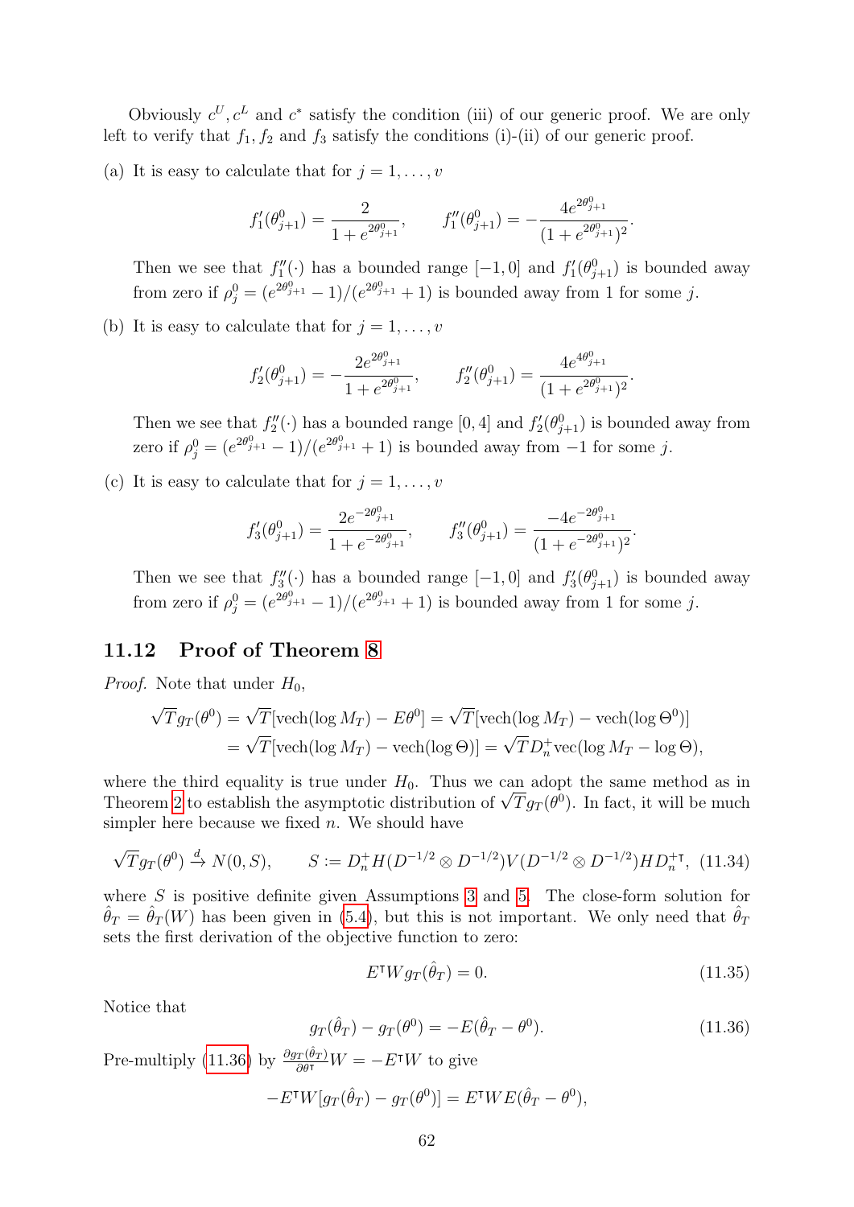Obviously $c^U, c^L$ and $c^*$ satisfy the condition (iii) of our generic proof. We are only left to verify that $f_1, f_2$ and $f_3$ satisfy the conditions (i)-(ii) of our generic proof.

(a) It is easy to calculate that for $j = 1, \ldots, v$

$$f_1'(\theta^0_{j+1}) = \frac{2}{1 + e^{2\theta^0_{j+1}}}, \qquad f_1''(\theta^0_{j+1}) = -\frac{4e^{2\theta^0_{j+1}}}{(1 + e^{2\theta^0_{j+1}})^2}.$$

Then we see that $f_1''(\cdot)$ has a bounded range $[-1, 0]$ and $f_1'(\theta^0_{j+1})$ is bounded away from zero if $\rho^0_j = (e^{2\theta^0_{j+1}} - 1)/(e^{2\theta^0_{j+1}} + 1)$ is bounded away from 1 for some $j$.

(b) It is easy to calculate that for $j = 1, \ldots, v$

$$f_2'(\theta^0_{j+1}) = -\frac{2e^{2\theta^0_{j+1}}}{1 + e^{2\theta^0_{j+1}}}, \qquad f_2''(\theta^0_{j+1}) = \frac{4e^{4\theta^0_{j+1}}}{(1 + e^{2\theta^0_{j+1}})^2}.$$

Then we see that $f_2''(\cdot)$ has a bounded range $[0, 4]$ and $f_2'(\theta^0_{j+1})$ is bounded away from zero if $\rho^0_j = (e^{2\theta^0_{j+1}} - 1)/(e^{2\theta^0_{j+1}} + 1)$ is bounded away from $-1$ for some $j$.

(c) It is easy to calculate that for $j = 1, \ldots, v$

$$f_3'(\theta^0_{j+1}) = \frac{2e^{-2\theta^0_{j+1}}}{1 + e^{-2\theta^0_{j+1}}}, \qquad f_3''(\theta^0_{j+1}) = \frac{-4e^{-2\theta^0_{j+1}}}{(1 + e^{-2\theta^0_{j+1}})^2}.$$

Then we see that $f_3''(\cdot)$ has a bounded range $[-1, 0]$ and $f_3'(\theta^0_{j+1})$ is bounded away from zero if $\rho^0_j = (e^{2\theta^0_{j+1}} - 1)/(e^{2\theta^0_{j+1}} + 1)$ is bounded away from 1 for some $j$.

### 11.12 Proof of Theorem 8

*Proof.* Note that under $H_0$,

$$\begin{aligned}
\sqrt{T} g_T(\theta^0) &= \sqrt{T}[\text{vech}(\log M_T) - E\theta^0] = \sqrt{T}[\text{vech}(\log M_T) - \text{vech}(\log \Theta^0)] \\
&= \sqrt{T}[\text{vech}(\log M_T) - \text{vech}(\log \Theta)] = \sqrt{T} D_n^+ \text{vec}(\log M_T - \log \Theta),
\end{aligned}$$

where the third equality is true under $H_0$. Thus we can adopt the same method as in Theorem 2 to establish the asymptotic distribution of $\sqrt{T} g_T(\theta^0)$. In fact, it will be much simpler here because we fixed $n$. We should have

$$\sqrt{T} g_T(\theta^0) \xrightarrow{d} N(0, S), \qquad S := D_n^+ H(D^{-1/2} \otimes D^{-1/2}) V (D^{-1/2} \otimes D^{-1/2}) H D_n^{+\intercal}, \tag{11.34}$$

where $S$ is positive definite given Assumptions 3 and 5. The close-form solution for $\hat{\theta}_T = \hat{\theta}_T(W)$ has been given in (5.4), but this is not important. We only need that $\hat{\theta}_T$ sets the first derivation of the objective function to zero:

$$E^\intercal W g_T(\hat{\theta}_T) = 0. \tag{11.35}$$

Notice that

$$g_T(\hat{\theta}_T) - g_T(\theta^0) = -E(\hat{\theta}_T - \theta^0). \tag{11.36}$$

Pre-multiply (11.36) by $\frac{\partial g_T(\hat{\theta}_T)}{\partial \theta^\intercal} W = -E^\intercal W$ to give

$$-E^\intercal W[g_T(\hat{\theta}_T) - g_T(\theta^0)] = E^\intercal W E(\hat{\theta}_T - \theta^0),$$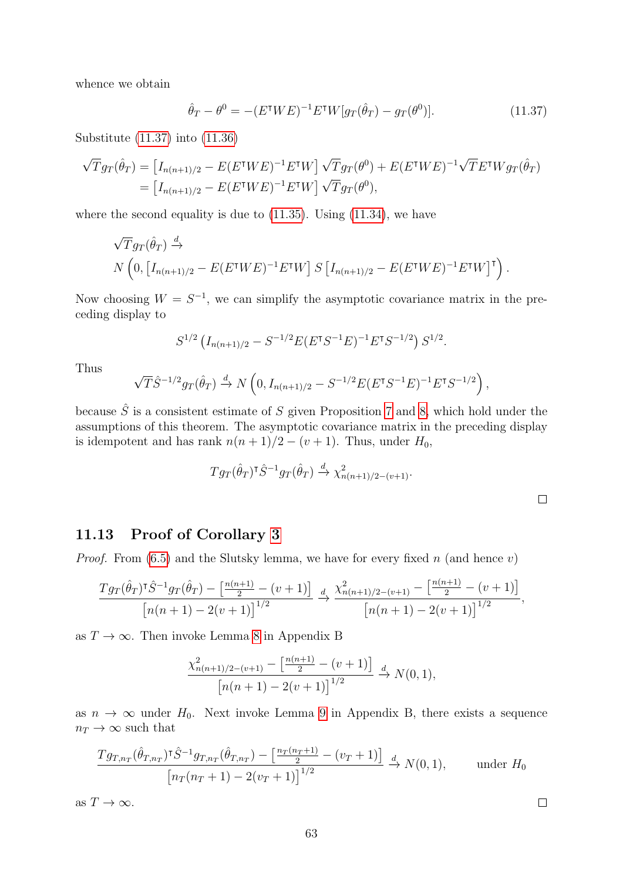whence we obtain

$$\hat{\theta}_T - \theta^0 = -(E^\intercal W E)^{-1} E^\intercal W [g_T(\hat{\theta}_T) - g_T(\theta^0)]. \tag{11.37}$$

Substitute (11.37) into (11.36)

$$\begin{aligned}
\sqrt{T} g_T(\hat{\theta}_T) &= \left[ I_{n(n+1)/2} - E(E^\intercal W E)^{-1} E^\intercal W \right] \sqrt{T} g_T(\theta^0) + E(E^\intercal W E)^{-1} \sqrt{T} E^\intercal W g_T(\hat{\theta}_T) \\
&= \left[ I_{n(n+1)/2} - E(E^\intercal W E)^{-1} E^\intercal W \right] \sqrt{T} g_T(\theta^0),
\end{aligned}$$

where the second equality is due to (11.35). Using (11.34), we have

$$\sqrt{T} g_T(\hat{\theta}_T) \xrightarrow{d} \\
N \left( 0, \left[ I_{n(n+1)/2} - E(E^\intercal W E)^{-1} E^\intercal W \right] S \left[ I_{n(n+1)/2} - E(E^\intercal W E)^{-1} E^\intercal W \right]^\intercal \right).$$

Now choosing $W = S^{-1}$, we can simplify the asymptotic covariance matrix in the preceding display to

$$S^{1/2} \left( I_{n(n+1)/2} - S^{-1/2} E(E^\intercal S^{-1} E)^{-1} E^\intercal S^{-1/2} \right) S^{1/2}.$$

Thus

$$\sqrt{T} \hat{S}^{-1/2} g_T(\hat{\theta}_T) \xrightarrow{d} N \left( 0, I_{n(n+1)/2} - S^{-1/2} E(E^\intercal S^{-1} E)^{-1} E^\intercal S^{-1/2} \right),$$

because $\hat{S}$ is a consistent estimate of $S$ given Proposition 7 and 8, which hold under the assumptions of this theorem. The asymptotic covariance matrix in the preceding display is idempotent and has rank $n(n+1)/2 - (v+1)$. Thus, under $H_0$,

$$T g_T(\hat{\theta}_T)^\intercal \hat{S}^{-1} g_T(\hat{\theta}_T) \xrightarrow{d} \chi^2_{n(n+1)/2-(v+1)}.$$

□

## 11.13 Proof of Corollary 3

*Proof.* From (6.5) and the Slutsky lemma, we have for every fixed $n$ (and hence $v$)

$$\frac{T g_T(\hat{\theta}_T)^\intercal \hat{S}^{-1} g_T(\hat{\theta}_T) - \left[ \frac{n(n+1)}{2} - (v+1) \right]}{\left[ n(n+1) - 2(v+1) \right]^{1/2}} \xrightarrow{d} \frac{\chi^2_{n(n+1)/2-(v+1)} - \left[ \frac{n(n+1)}{2} - (v+1) \right]}{\left[ n(n+1) - 2(v+1) \right]^{1/2}},$$

as $T \to \infty$. Then invoke Lemma 8 in Appendix B

$$\frac{\chi^2_{n(n+1)/2-(v+1)} - \left[ \frac{n(n+1)}{2} - (v+1) \right]}{\left[ n(n+1) - 2(v+1) \right]^{1/2}} \xrightarrow{d} N(0,1),$$

as $n \to \infty$ under $H_0$. Next invoke Lemma 9 in Appendix B, there exists a sequence $n_T \to \infty$ such that

$$\frac{T g_{T,n_T}(\hat{\theta}_{T,n_T})^\intercal \hat{S}^{-1} g_{T,n_T}(\hat{\theta}_{T,n_T}) - \left[ \frac{n_T(n_T+1)}{2} - (v_T+1) \right]}{\left[ n_T(n_T+1) - 2(v_T+1) \right]^{1/2}} \xrightarrow{d} N(0,1), \qquad \text{under } H_0$$

as $T \to \infty$.

□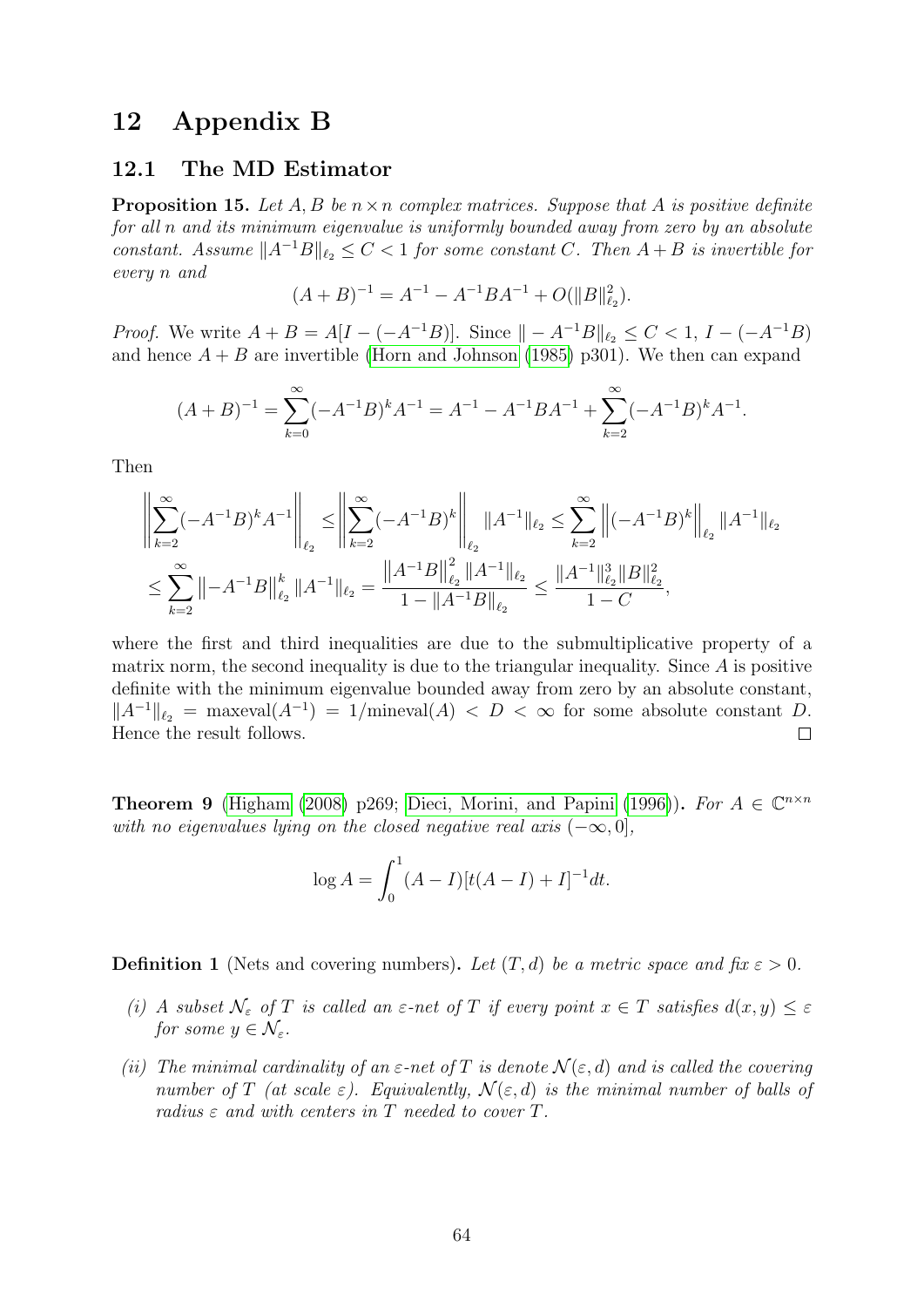# 12 Appendix B

## 12.1 The MD Estimator

**Proposition 15.** *Let $A, B$ be $n \times n$ complex matrices. Suppose that $A$ is positive definite for all $n$ and its minimum eigenvalue is uniformly bounded away from zero by an absolute constant. Assume $\|A^{-1}B\|_{\ell_2} \leq C < 1$ for some constant $C$. Then $A+B$ is invertible for every $n$ and*

$$
(A+B)^{-1} = A^{-1} - A^{-1}BA^{-1} + O(\|B\|_{\ell_2}^2).
$$

*Proof.* We write $A + B = A[I - (-A^{-1}B)]$. Since $\| - A^{-1}B\|_{\ell_2} \leq C < 1$, $I - (-A^{-1}B)$ and hence $A + B$ are invertible (Horn and Johnson (1985) p301). We then can expand

$$
(A+B)^{-1} = \sum_{k=0}^{\infty} (-A^{-1}B)^k A^{-1} = A^{-1} - A^{-1}BA^{-1} + \sum_{k=2}^{\infty} (-A^{-1}B)^k A^{-1}.
$$

Then

$$
\begin{aligned}
\left\| \sum_{k=2}^{\infty} (-A^{-1}B)^k A^{-1} \right\|_{\ell_2} &\leq \left\| \sum_{k=2}^{\infty} (-A^{-1}B)^k \right\|_{\ell_2} \|A^{-1}\|_{\ell_2} \leq \sum_{k=2}^{\infty} \left\| (-A^{-1}B)^k \right\|_{\ell_2} \|A^{-1}\|_{\ell_2} \\
&\leq \sum_{k=2}^{\infty} \left\| -A^{-1}B \right\|_{\ell_2}^k \|A^{-1}\|_{\ell_2} = \frac{\left\|A^{-1}B\right\|_{\ell_2}^2 \|A^{-1}\|_{\ell_2}}{1 - \|A^{-1}B\|_{\ell_2}} \leq \frac{\|A^{-1}\|_{\ell_2}^3 \|B\|_{\ell_2}^2}{1 - C},
\end{aligned}
$$

where the first and third inequalities are due to the submultiplicative property of a matrix norm, the second inequality is due to the triangular inequality. Since $A$ is positive definite with the minimum eigenvalue bounded away from zero by an absolute constant, $\|A^{-1}\|_{\ell_2} = \text{maxeval}(A^{-1}) = 1/\text{mineval}(A) < D < \infty$ for some absolute constant $D$. Hence the result follows. $\square$

**Theorem 9** (Higham (2008) p269; Dieci, Morini, and Papini (1996)). *For $A \in \mathbb{C}^{n \times n}$ with no eigenvalues lying on the closed negative real axis $(-\infty, 0]$,*

$$
\log A = \int_0^1 (A - I)[t(A - I) + I]^{-1} dt.
$$

**Definition 1** (Nets and covering numbers). *Let $(T, d)$ be a metric space and fix $\varepsilon > 0$.*

*(i) A subset $\mathcal{N}_\varepsilon$ of $T$ is called an $\varepsilon$-net of $T$ if every point $x \in T$ satisfies $d(x, y) \leq \varepsilon$ for some $y \in \mathcal{N}_\varepsilon$.*

*(ii) The minimal cardinality of an $\varepsilon$-net of $T$ is denote $\mathcal{N}(\varepsilon, d)$ and is called the covering number of $T$ (at scale $\varepsilon$). Equivalently, $\mathcal{N}(\varepsilon, d)$ is the minimal number of balls of radius $\varepsilon$ and with centers in $T$ needed to cover $T$.*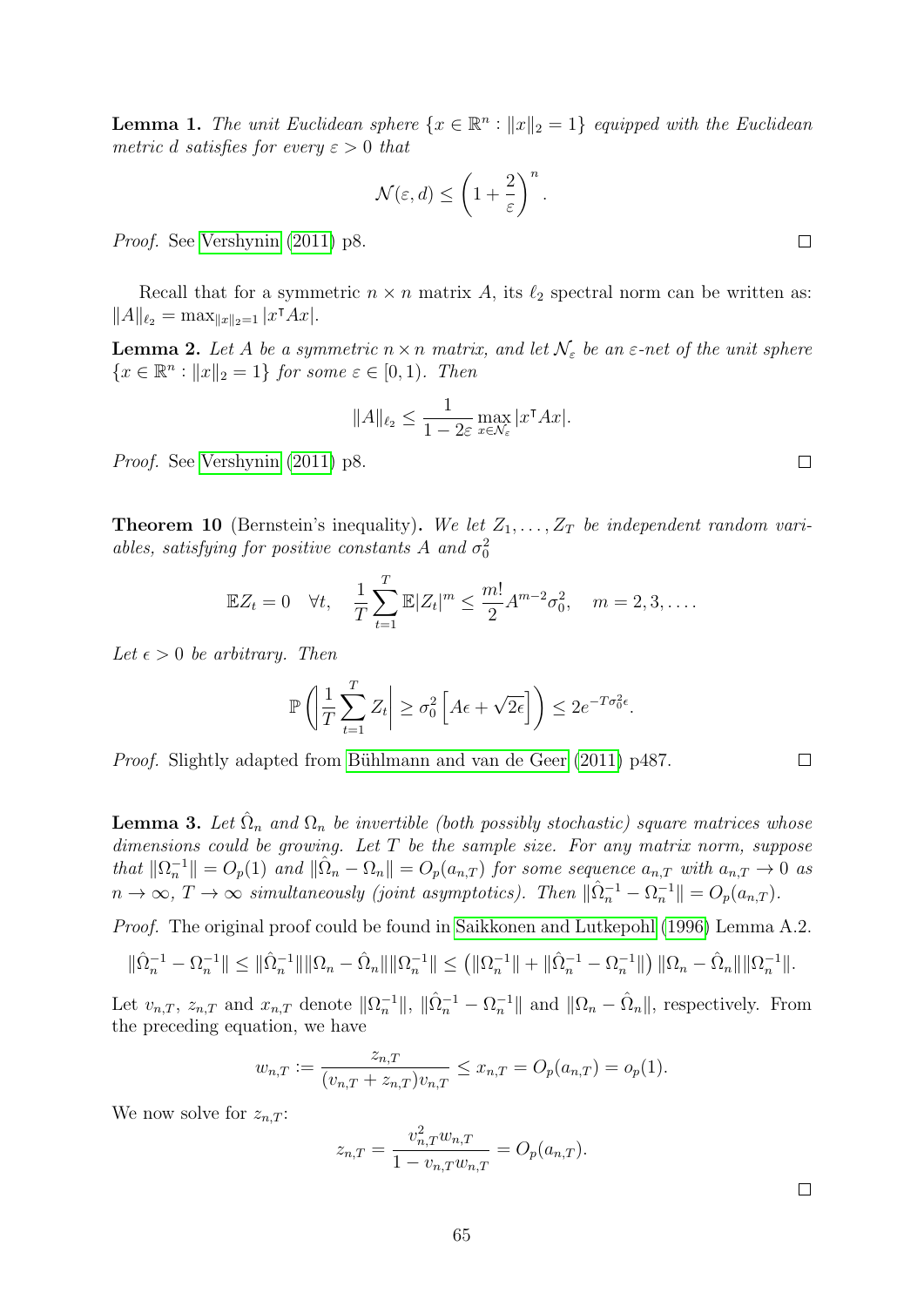**Lemma 1.** *The unit Euclidean sphere $\{x \in \mathbb{R}^n : \|x\|_2 = 1\}$ equipped with the Euclidean metric $d$ satisfies for every $\varepsilon > 0$ that*

$$\mathcal{N}(\varepsilon, d) \leq \left(1 + \frac{2}{\varepsilon}\right)^n.$$

*Proof.* See Vershynin (2011) p8. $\square$

Recall that for a symmetric $n \times n$ matrix $A$, its $\ell_2$ spectral norm can be written as: $\|A\|_{\ell_2} = \max_{\|x\|_2=1} |x^\intercal Ax|$.

**Lemma 2.** *Let $A$ be a symmetric $n \times n$ matrix, and let $\mathcal{N}_\varepsilon$ be an $\varepsilon$-net of the unit sphere $\{x \in \mathbb{R}^n : \|x\|_2 = 1\}$ for some $\varepsilon \in [0, 1)$. Then*

$$\|A\|_{\ell_2} \leq \frac{1}{1 - 2\varepsilon} \max_{x \in \mathcal{N}_\varepsilon} |x^\intercal Ax|.$$

*Proof.* See Vershynin (2011) p8. $\square$

**Theorem 10** (Bernstein's inequality)**.** *We let $Z_1, \ldots, Z_T$ be independent random variables, satisfying for positive constants $A$ and $\sigma_0^2$*

$$\mathbb{E}Z_t = 0 \quad \forall t, \quad \frac{1}{T}\sum_{t=1}^{T} \mathbb{E}|Z_t|^m \leq \frac{m!}{2} A^{m-2}\sigma_0^2, \quad m = 2, 3, \ldots.$$

*Let $\epsilon > 0$ be arbitrary. Then*

$$\mathbb{P}\left(\left|\frac{1}{T}\sum_{t=1}^{T} Z_t\right| \geq \sigma_0^2 \left[A\epsilon + \sqrt{2\epsilon}\right]\right) \leq 2e^{-T\sigma_0^2\epsilon}.$$

*Proof.* Slightly adapted from Bühlmann and van de Geer (2011) p487. $\square$

**Lemma 3.** *Let $\hat{\Omega}_n$ and $\Omega_n$ be invertible (both possibly stochastic) square matrices whose dimensions could be growing. Let $T$ be the sample size. For any matrix norm, suppose that $\|\Omega_n^{-1}\| = O_p(1)$ and $\|\hat{\Omega}_n - \Omega_n\| = O_p(a_{n,T})$ for some sequence $a_{n,T}$ with $a_{n,T} \to 0$ as $n \to \infty$, $T \to \infty$ simultaneously (joint asymptotics). Then $\|\hat{\Omega}_n^{-1} - \Omega_n^{-1}\| = O_p(a_{n,T})$.*

*Proof.* The original proof could be found in Saikkonen and Lutkepohl (1996) Lemma A.2.

$$\|\hat{\Omega}_n^{-1} - \Omega_n^{-1}\| \leq \|\hat{\Omega}_n^{-1}\|\|\Omega_n - \hat{\Omega}_n\|\|\Omega_n^{-1}\| \leq \left(\|\Omega_n^{-1}\| + \|\hat{\Omega}_n^{-1} - \Omega_n^{-1}\|\right)\|\Omega_n - \hat{\Omega}_n\|\|\Omega_n^{-1}\|.$$

Let $v_{n,T}$, $z_{n,T}$ and $x_{n,T}$ denote $\|\Omega_n^{-1}\|$, $\|\hat{\Omega}_n^{-1} - \Omega_n^{-1}\|$ and $\|\Omega_n - \hat{\Omega}_n\|$, respectively. From the preceding equation, we have

$$w_{n,T} := \frac{z_{n,T}}{(v_{n,T} + z_{n,T})v_{n,T}} \leq x_{n,T} = O_p(a_{n,T}) = o_p(1).$$

We now solve for $z_{n,T}$:

$$z_{n,T} = \frac{v_{n,T}^2 w_{n,T}}{1 - v_{n,T}w_{n,T}} = O_p(a_{n,T}).$$

$\square$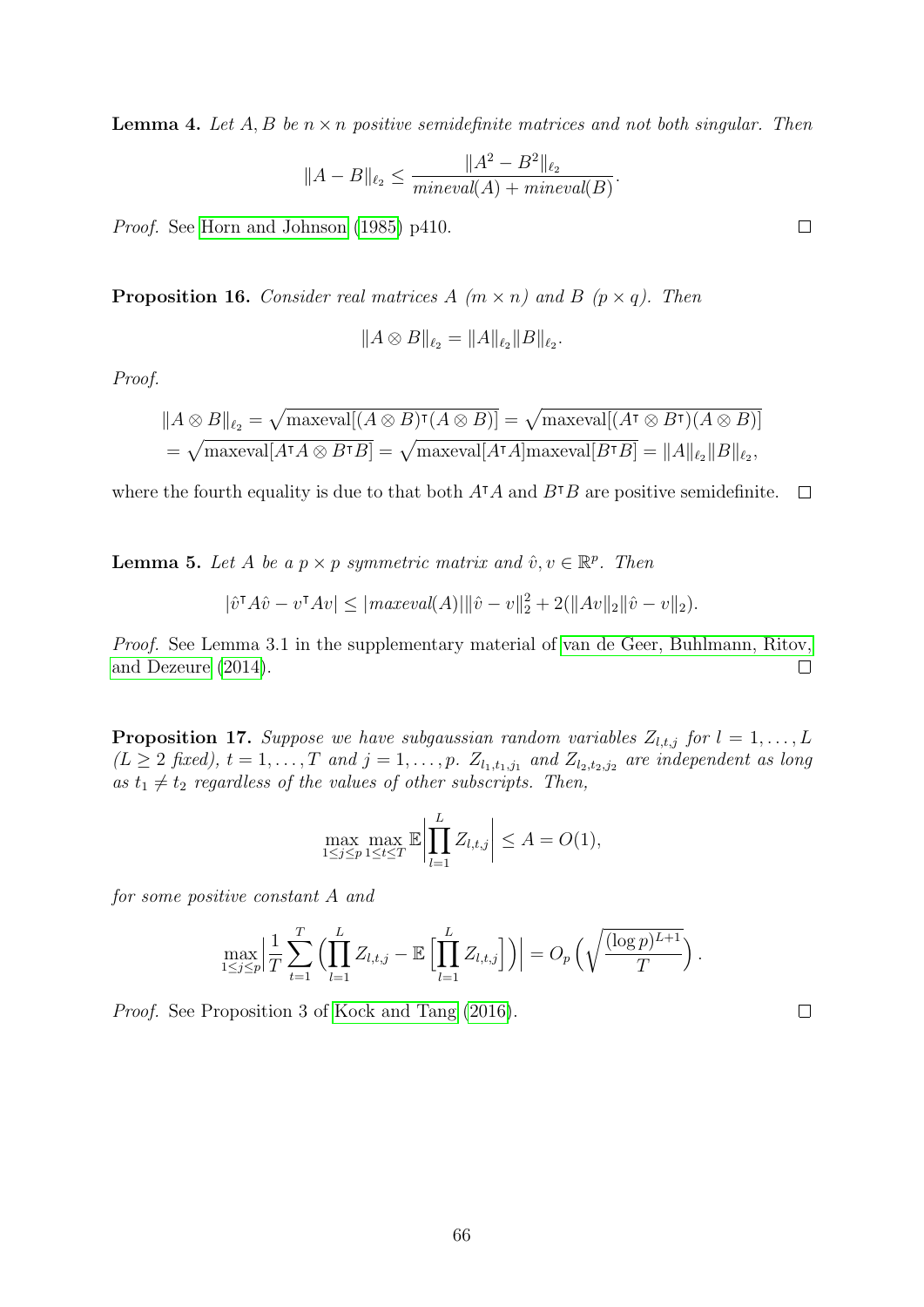**Lemma 4.** *Let $A, B$ be $n \times n$ positive semidefinite matrices and not both singular. Then*

$$\|A - B\|_{\ell_2} \leq \frac{\|A^2 - B^2\|_{\ell_2}}{\text{mineval}(A) + \text{mineval}(B)}.$$

*Proof.* See Horn and Johnson (1985) p410. ∎

**Proposition 16.** *Consider real matrices $A$ ($m \times n$) and $B$ ($p \times q$). Then*

$$\|A \otimes B\|_{\ell_2} = \|A\|_{\ell_2} \|B\|_{\ell_2}.$$

*Proof.*

$$\begin{aligned}
\|A \otimes B\|_{\ell_2} &= \sqrt{\text{maxeval}[(A \otimes B)^\intercal (A \otimes B)]} = \sqrt{\text{maxeval}[(A^\intercal \otimes B^\intercal)(A \otimes B)]} \\
&= \sqrt{\text{maxeval}[A^\intercal A \otimes B^\intercal B]} = \sqrt{\text{maxeval}[A^\intercal A] \text{maxeval}[B^\intercal B]} = \|A\|_{\ell_2} \|B\|_{\ell_2},
\end{aligned}$$

where the fourth equality is due to that both $A^\intercal A$ and $B^\intercal B$ are positive semidefinite. ∎

**Lemma 5.** *Let $A$ be a $p \times p$ symmetric matrix and $\hat{v}, v \in \mathbb{R}^p$. Then*

$$|\hat{v}^\intercal A \hat{v} - v^\intercal A v| \leq |\text{maxeval}(A)| \|\hat{v} - v\|_2^2 + 2(\|Av\|_2 \|\hat{v} - v\|_2).$$

*Proof.* See Lemma 3.1 in the supplementary material of van de Geer, Buhlmann, Ritov, and Dezeure (2014). ∎

**Proposition 17.** *Suppose we have subgaussian random variables $Z_{l,t,j}$ for $l = 1, \ldots, L$ ($L \geq 2$ fixed), $t = 1, \ldots, T$ and $j = 1, \ldots, p$. $Z_{l_1,t_1,j_1}$ and $Z_{l_2,t_2,j_2}$ are independent as long as $t_1 \neq t_2$ regardless of the values of other subscripts. Then,*

$$\max_{1 \leq j \leq p} \max_{1 \leq t \leq T} \mathbb{E} \left| \prod_{l=1}^{L} Z_{l,t,j} \right| \leq A = O(1),$$

*for some positive constant $A$ and*

$$\max_{1 \leq j \leq p} \left| \frac{1}{T} \sum_{t=1}^{T} \Big( \prod_{l=1}^{L} Z_{l,t,j} - \mathbb{E}\Big[ \prod_{l=1}^{L} Z_{l,t,j} \Big] \Big) \right| = O_p\left( \sqrt{\frac{(\log p)^{L+1}}{T}} \right).$$

*Proof.* See Proposition 3 of Kock and Tang (2016). ∎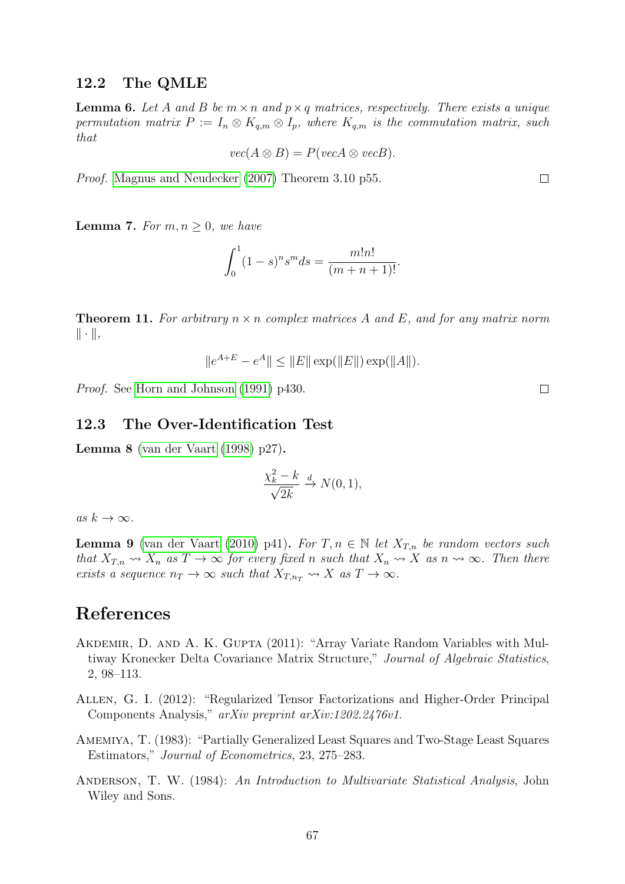### 12.2 The QMLE

**Lemma 6.** *Let $A$ and $B$ be $m \times n$ and $p \times q$ matrices, respectively. There exists a unique permutation matrix $P := I_n \otimes K_{q,m} \otimes I_p$, where $K_{q,m}$ is the commutation matrix, such that*

$$vec(A \otimes B) = P(vecA \otimes vecB).$$

*Proof.* Magnus and Neudecker (2007) Theorem 3.10 p55. □

**Lemma 7.** *For $m, n \geq 0$, we have*

$$\int_0^1 (1-s)^n s^m ds = \frac{m!n!}{(m+n+1)!}.$$

**Theorem 11.** *For arbitrary $n \times n$ complex matrices $A$ and $E$, and for any matrix norm $\|\cdot\|$,*

$$\|e^{A+E} - e^A\| \leq \|E\| \exp(\|E\|) \exp(\|A\|).$$

*Proof.* See Horn and Johnson (1991) p430. □

### 12.3 The Over-Identification Test

**Lemma 8** (van der Vaart (1998) p27)**.**

$$\frac{\chi_k^2 - k}{\sqrt{2k}} \xrightarrow{d} N(0,1),$$

*as $k \to \infty$.*

**Lemma 9** (van der Vaart (2010) p41)**.** *For $T, n \in \mathbb{N}$ let $X_{T,n}$ be random vectors such that $X_{T,n} \rightsquigarrow X_n$ as $T \to \infty$ for every fixed $n$ such that $X_n \rightsquigarrow X$ as $n \rightsquigarrow \infty$. Then there exists a sequence $n_T \to \infty$ such that $X_{T,n_T} \rightsquigarrow X$ as $T \to \infty$.*

## References

Akdemir, D. and A. K. Gupta (2011): "Array Variate Random Variables with Multiway Kronecker Delta Covariance Matrix Structure," *Journal of Algebraic Statistics*, 2, 98–113.

Allen, G. I. (2012): "Regularized Tensor Factorizations and Higher-Order Principal Components Analysis," *arXiv preprint arXiv:1202.2476v1.*

Amemiya, T. (1983): "Partially Generalized Least Squares and Two-Stage Least Squares Estimators," *Journal of Econometrics*, 23, 275–283.

Anderson, T. W. (1984): *An Introduction to Multivariate Statistical Analysis*, John Wiley and Sons.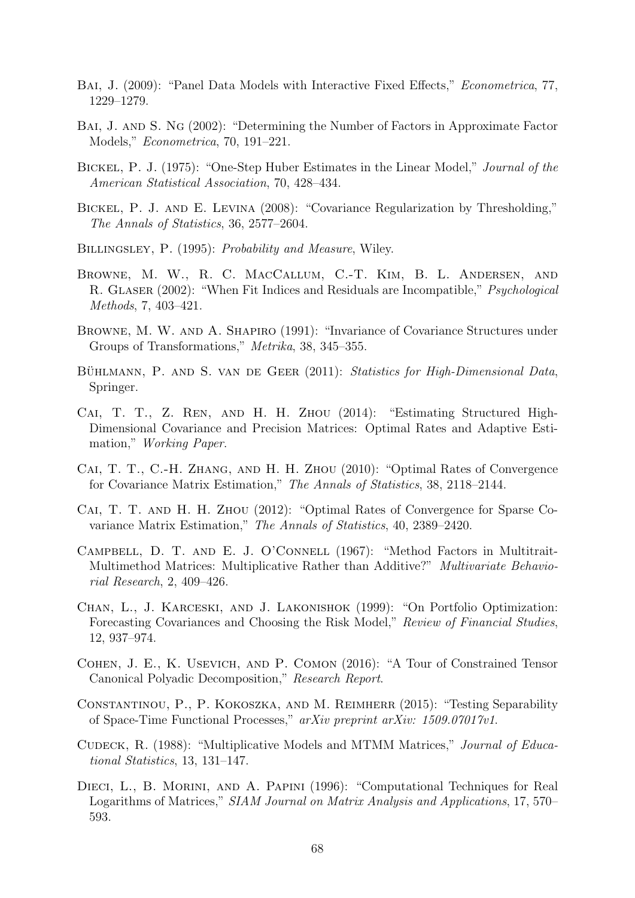Bai, J. (2009): "Panel Data Models with Interactive Fixed Effects," *Econometrica*, 77, 1229–1279.

Bai, J. and S. Ng (2002): "Determining the Number of Factors in Approximate Factor Models," *Econometrica*, 70, 191–221.

Bickel, P. J. (1975): "One-Step Huber Estimates in the Linear Model," *Journal of the American Statistical Association*, 70, 428–434.

Bickel, P. J. and E. Levina (2008): "Covariance Regularization by Thresholding," *The Annals of Statistics*, 36, 2577–2604.

Billingsley, P. (1995): *Probability and Measure*, Wiley.

Browne, M. W., R. C. MacCallum, C.-T. Kim, B. L. Andersen, and R. Glaser (2002): "When Fit Indices and Residuals are Incompatible," *Psychological Methods*, 7, 403–421.

Browne, M. W. and A. Shapiro (1991): "Invariance of Covariance Structures under Groups of Transformations," *Metrika*, 38, 345–355.

Bühlmann, P. and S. van de Geer (2011): *Statistics for High-Dimensional Data*, Springer.

Cai, T. T., Z. Ren, and H. H. Zhou (2014): "Estimating Structured High-Dimensional Covariance and Precision Matrices: Optimal Rates and Adaptive Estimation," *Working Paper*.

Cai, T. T., C.-H. Zhang, and H. H. Zhou (2010): "Optimal Rates of Convergence for Covariance Matrix Estimation," *The Annals of Statistics*, 38, 2118–2144.

Cai, T. T. and H. H. Zhou (2012): "Optimal Rates of Convergence for Sparse Covariance Matrix Estimation," *The Annals of Statistics*, 40, 2389–2420.

Campbell, D. T. and E. J. O'Connell (1967): "Method Factors in Multitrait-Multimethod Matrices: Multiplicative Rather than Additive?" *Multivariate Behaviorial Research*, 2, 409–426.

Chan, L., J. Karceski, and J. Lakonishok (1999): "On Portfolio Optimization: Forecasting Covariances and Choosing the Risk Model," *Review of Financial Studies*, 12, 937–974.

Cohen, J. E., K. Usevich, and P. Comon (2016): "A Tour of Constrained Tensor Canonical Polyadic Decomposition," *Research Report*.

Constantinou, P., P. Kokoszka, and M. Reimherr (2015): "Testing Separability of Space-Time Functional Processes," *arXiv preprint arXiv: 1509.07017v1*.

Cudeck, R. (1988): "Multiplicative Models and MTMM Matrices," *Journal of Educational Statistics*, 13, 131–147.

Dieci, L., B. Morini, and A. Papini (1996): "Computational Techniques for Real Logarithms of Matrices," *SIAM Journal on Matrix Analysis and Applications*, 17, 570–593.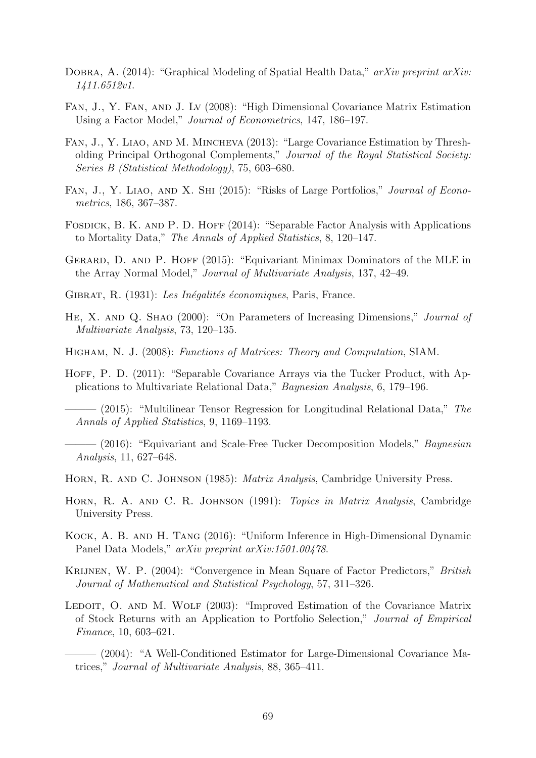Dobra, A. (2014): "Graphical Modeling of Spatial Health Data," *arXiv preprint arXiv: 1411.6512v1.*

Fan, J., Y. Fan, and J. Lv (2008): "High Dimensional Covariance Matrix Estimation Using a Factor Model," *Journal of Econometrics*, 147, 186–197.

Fan, J., Y. Liao, and M. Mincheva (2013): "Large Covariance Estimation by Thresholding Principal Orthogonal Complements," *Journal of the Royal Statistical Society: Series B (Statistical Methodology)*, 75, 603–680.

Fan, J., Y. Liao, and X. Shi (2015): "Risks of Large Portfolios," *Journal of Econometrics*, 186, 367–387.

Fosdick, B. K. and P. D. Hoff (2014): "Separable Factor Analysis with Applications to Mortality Data," *The Annals of Applied Statistics*, 8, 120–147.

Gerard, D. and P. Hoff (2015): "Equivariant Minimax Dominators of the MLE in the Array Normal Model," *Journal of Multivariate Analysis*, 137, 42–49.

Gibrat, R. (1931): *Les Inégalités économiques*, Paris, France.

He, X. and Q. Shao (2000): "On Parameters of Increasing Dimensions," *Journal of Multivariate Analysis*, 73, 120–135.

Higham, N. J. (2008): *Functions of Matrices: Theory and Computation*, SIAM.

Hoff, P. D. (2011): "Separable Covariance Arrays via the Tucker Product, with Applications to Multivariate Relational Data," *Baynesian Analysis*, 6, 179–196.

——— (2015): "Multilinear Tensor Regression for Longitudinal Relational Data," *The Annals of Applied Statistics*, 9, 1169–1193.

——— (2016): "Equivariant and Scale-Free Tucker Decomposition Models," *Baynesian Analysis*, 11, 627–648.

Horn, R. and C. Johnson (1985): *Matrix Analysis*, Cambridge University Press.

Horn, R. A. and C. R. Johnson (1991): *Topics in Matrix Analysis*, Cambridge University Press.

Kock, A. B. and H. Tang (2016): "Uniform Inference in High-Dimensional Dynamic Panel Data Models," *arXiv preprint arXiv:1501.00478.*

Krijnen, W. P. (2004): "Convergence in Mean Square of Factor Predictors," *British Journal of Mathematical and Statistical Psychology*, 57, 311–326.

Ledoit, O. and M. Wolf (2003): "Improved Estimation of the Covariance Matrix of Stock Returns with an Application to Portfolio Selection," *Journal of Empirical Finance*, 10, 603–621.

——— (2004): "A Well-Conditioned Estimator for Large-Dimensional Covariance Matrices," *Journal of Multivariate Analysis*, 88, 365–411.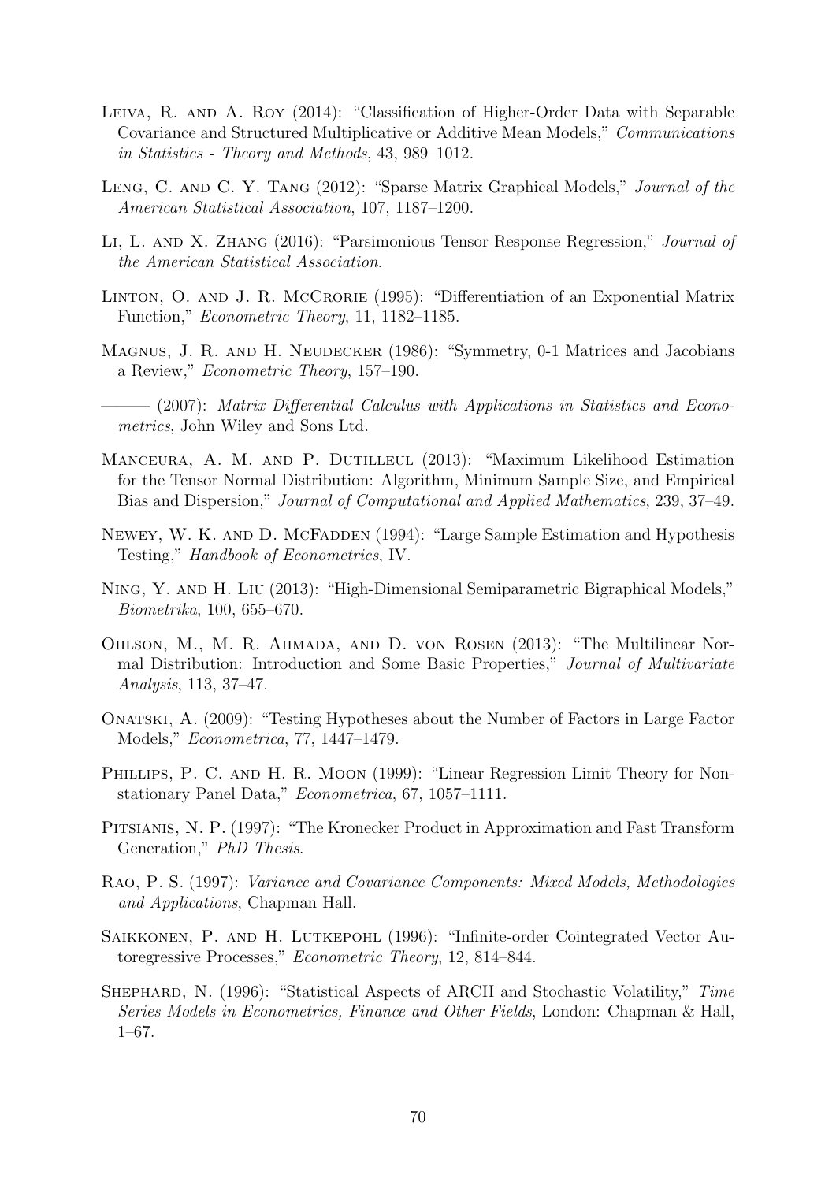Leiva, R. and A. Roy (2014): "Classification of Higher-Order Data with Separable Covariance and Structured Multiplicative or Additive Mean Models," *Communications in Statistics - Theory and Methods*, 43, 989–1012.

Leng, C. and C. Y. Tang (2012): "Sparse Matrix Graphical Models," *Journal of the American Statistical Association*, 107, 1187–1200.

Li, L. and X. Zhang (2016): "Parsimonious Tensor Response Regression," *Journal of the American Statistical Association*.

Linton, O. and J. R. McCrorie (1995): "Differentiation of an Exponential Matrix Function," *Econometric Theory*, 11, 1182–1185.

Magnus, J. R. and H. Neudecker (1986): "Symmetry, 0-1 Matrices and Jacobians a Review," *Econometric Theory*, 157–190.

——— (2007): *Matrix Differential Calculus with Applications in Statistics and Econometrics*, John Wiley and Sons Ltd.

Manceura, A. M. and P. Dutilleul (2013): "Maximum Likelihood Estimation for the Tensor Normal Distribution: Algorithm, Minimum Sample Size, and Empirical Bias and Dispersion," *Journal of Computational and Applied Mathematics*, 239, 37–49.

Newey, W. K. and D. McFadden (1994): "Large Sample Estimation and Hypothesis Testing," *Handbook of Econometrics*, IV.

Ning, Y. and H. Liu (2013): "High-Dimensional Semiparametric Bigraphical Models," *Biometrika*, 100, 655–670.

Ohlson, M., M. R. Ahmada, and D. von Rosen (2013): "The Multilinear Normal Distribution: Introduction and Some Basic Properties," *Journal of Multivariate Analysis*, 113, 37–47.

Onatski, A. (2009): "Testing Hypotheses about the Number of Factors in Large Factor Models," *Econometrica*, 77, 1447–1479.

Phillips, P. C. and H. R. Moon (1999): "Linear Regression Limit Theory for Nonstationary Panel Data," *Econometrica*, 67, 1057–1111.

Pitsianis, N. P. (1997): "The Kronecker Product in Approximation and Fast Transform Generation," *PhD Thesis*.

Rao, P. S. (1997): *Variance and Covariance Components: Mixed Models, Methodologies and Applications*, Chapman Hall.

Saikkonen, P. and H. Lutkepohl (1996): "Infinite-order Cointegrated Vector Autoregressive Processes," *Econometric Theory*, 12, 814–844.

Shephard, N. (1996): "Statistical Aspects of ARCH and Stochastic Volatility," *Time Series Models in Econometrics, Finance and Other Fields*, London: Chapman & Hall, 1–67.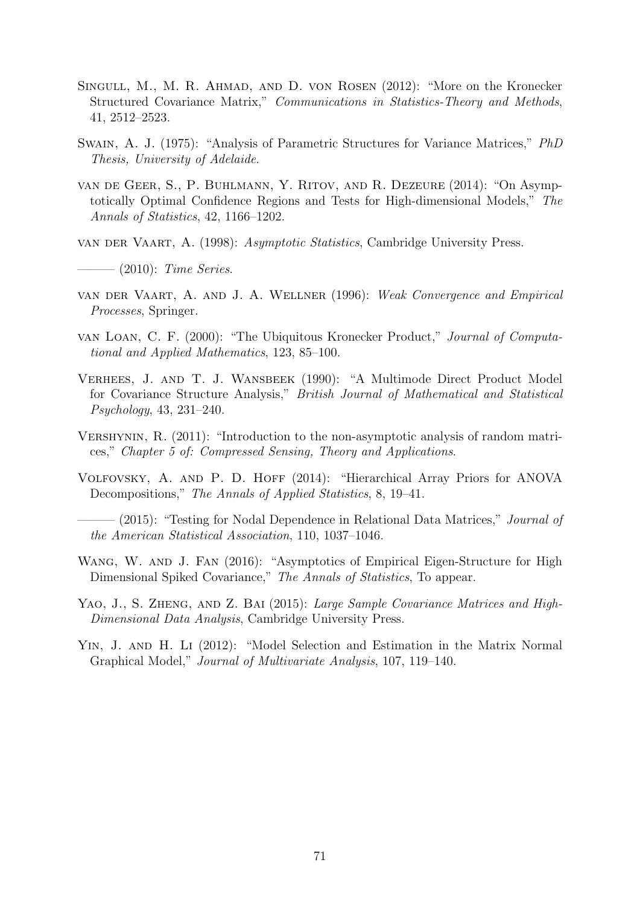Singull, M., M. R. Ahmad, and D. von Rosen (2012): "More on the Kronecker Structured Covariance Matrix," *Communications in Statistics-Theory and Methods*, 41, 2512–2523.

Swain, A. J. (1975): "Analysis of Parametric Structures for Variance Matrices," *PhD Thesis, University of Adelaide*.

van de Geer, S., P. Buhlmann, Y. Ritov, and R. Dezeure (2014): "On Asymptotically Optimal Confidence Regions and Tests for High-dimensional Models," *The Annals of Statistics*, 42, 1166–1202.

van der Vaart, A. (1998): *Asymptotic Statistics*, Cambridge University Press.

——— (2010): *Time Series*.

van der Vaart, A. and J. A. Wellner (1996): *Weak Convergence and Empirical Processes*, Springer.

van Loan, C. F. (2000): "The Ubiquitous Kronecker Product," *Journal of Computational and Applied Mathematics*, 123, 85–100.

Verhees, J. and T. J. Wansbeek (1990): "A Multimode Direct Product Model for Covariance Structure Analysis," *British Journal of Mathematical and Statistical Psychology*, 43, 231–240.

Vershynin, R. (2011): "Introduction to the non-asymptotic analysis of random matrices," *Chapter 5 of: Compressed Sensing, Theory and Applications*.

Volfovsky, A. and P. D. Hoff (2014): "Hierarchical Array Priors for ANOVA Decompositions," *The Annals of Applied Statistics*, 8, 19–41.

——— (2015): "Testing for Nodal Dependence in Relational Data Matrices," *Journal of the American Statistical Association*, 110, 1037–1046.

Wang, W. and J. Fan (2016): "Asymptotics of Empirical Eigen-Structure for High Dimensional Spiked Covariance," *The Annals of Statistics*, To appear.

Yao, J., S. Zheng, and Z. Bai (2015): *Large Sample Covariance Matrices and High-Dimensional Data Analysis*, Cambridge University Press.

Yin, J. and H. Li (2012): "Model Selection and Estimation in the Matrix Normal Graphical Model," *Journal of Multivariate Analysis*, 107, 119–140.